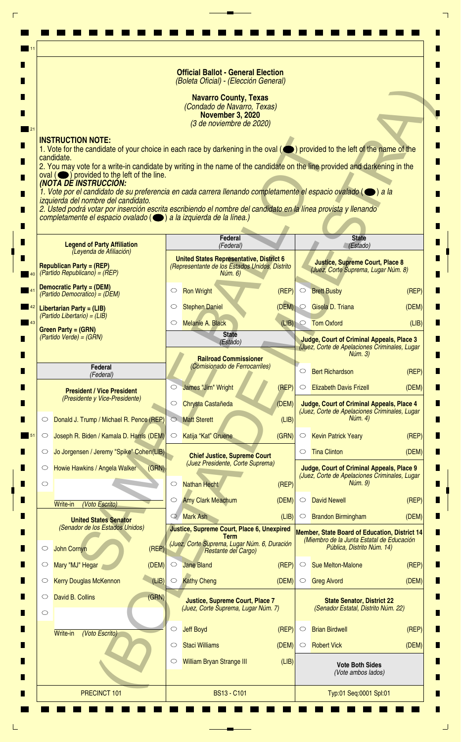# Official Ballot - General Election
*(Boleta Oficial) - (Elección General)*

**Navarro County, Texas**
*(Condado de Navarro, Texas)*
**November 3, 2020**
*(3 de noviembre de 2020)*

**INSTRUCTION NOTE:**

1. Vote for the candidate of your choice in each race by darkening in the oval (⬬) provided to the left of the name of the candidate.
2. You may vote for a write-in candidate by writing in the name of the candidate on the line provided and darkening in the oval (⬬) provided to the left of the line.

***(NOTA DE INSTRUCCIÓN:***

*1. Vote por el candidato de su preferencia en cada carrera llenando completamente el espacio ovalado (⬬) a la izquierda del nombre del candidato.*
*2. Usted podrá votar por inserción escrita escribiendo el nombre del candidato en la línea provista y llenando completamente el espacio ovalado (⬬) a la izquierda de la línea.)*

SAMPLE BALLOT (BOLETA DE MUESTRA)

**Legend of Party Affiliation**
*(Leyenda de Afiliación)*

**Republican Party = (REP)**
*(Partido Republicano) = (REP)*

**Democratic Party = (DEM)**
*(Partido Democrático) = (DEM)*

**Libertarian Party = (LIB)**
*(Partido Libertario) = (LIB)*

**Green Party = (GRN)**
*(Partido Verde) = (GRN)*

## Federal
*(Federal)*

**President / Vice President**
*(Presidente y Vice-Presidente)*

- ○ Donald J. Trump / Michael R. Pence (REP)
- ○ Joseph R. Biden / Kamala D. Harris (DEM)
- ○ Jo Jorgensen / Jeremy "Spike" Cohen (LIB)
- ○ Howie Hawkins / Angela Walker (GRN)
- ○ ______ Write-in *(Voto Escrito)*

**United States Senator**
*(Senador de los Estados Unidos)*

- ○ John Cornyn (REP)
- ○ Mary "MJ" Hegar (DEM)
- ○ Kerry Douglas McKennon (LIB)
- ○ David B. Collins (GRN)
- ○ ______ Write-in *(Voto Escrito)*

## Federal
*(Federal)*

**United States Representative, District 6**
*(Representante de los Estados Unidos, Distrito Núm. 6)*

- ○ Ron Wright (REP)
- ○ Stephen Daniel (DEM)
- ○ Melanie A. Black (LIB)

## State
*(Estado)*

**Railroad Commissioner**
*(Comisionado de Ferrocarriles)*

- ○ James "Jim" Wright (REP)
- ○ Chrysta Castañeda (DEM)
- ○ Matt Sterett (LIB)
- ○ Katija "Kat" Gruene (GRN)

**Chief Justice, Supreme Court**
*(Juez Presidente, Corte Suprema)*

- ○ Nathan Hecht (REP)
- ○ Amy Clark Meachum (DEM)
- ○ Mark Ash (LIB)

**Justice, Supreme Court, Place 6, Unexpired Term**
*(Juez, Corte Suprema, Lugar Núm. 6, Duración Restante del Cargo)*

- ○ Jane Bland (REP)
- ○ Kathy Cheng (DEM)

**Justice, Supreme Court, Place 7**
*(Juez, Corte Suprema, Lugar Núm. 7)*

- ○ Jeff Boyd (REP)
- ○ Staci Williams (DEM)
- ○ William Bryan Strange III (LIB)

## State
*(Estado)*

**Justice, Supreme Court, Place 8**
*(Juez, Corte Suprema, Lugar Núm. 8)*

- ○ Brett Busby (REP)
- ○ Gisela D. Triana (DEM)
- ○ Tom Oxford (LIB)

**Judge, Court of Criminal Appeals, Place 3**
*(Juez, Corte de Apelaciones Criminales, Lugar Núm. 3)*

- ○ Bert Richardson (REP)
- ○ Elizabeth Davis Frizell (DEM)

**Judge, Court of Criminal Appeals, Place 4**
*(Juez, Corte de Apelaciones Criminales, Lugar Núm. 4)*

- ○ Kevin Patrick Yeary (REP)
- ○ Tina Clinton (DEM)

**Judge, Court of Criminal Appeals, Place 9**
*(Juez, Corte de Apelaciones Criminales, Lugar Núm. 9)*

- ○ David Newell (REP)
- ○ Brandon Birmingham (DEM)

**Member, State Board of Education, District 14**
*(Miembro de la Junta Estatal de Educación Pública, Distrito Núm. 14)*

- ○ Sue Melton-Malone (REP)
- ○ Greg Alvord (DEM)

**State Senator, District 22**
*(Senador Estatal, Distrito Núm. 22)*

- ○ Brian Birdwell (REP)
- ○ Robert Vick (DEM)

**Vote Both Sides**
*(Vote ambos lados)*

PRECINCT 101 | BS13 - C101 | Typ:01 Seq:0001 Spl:01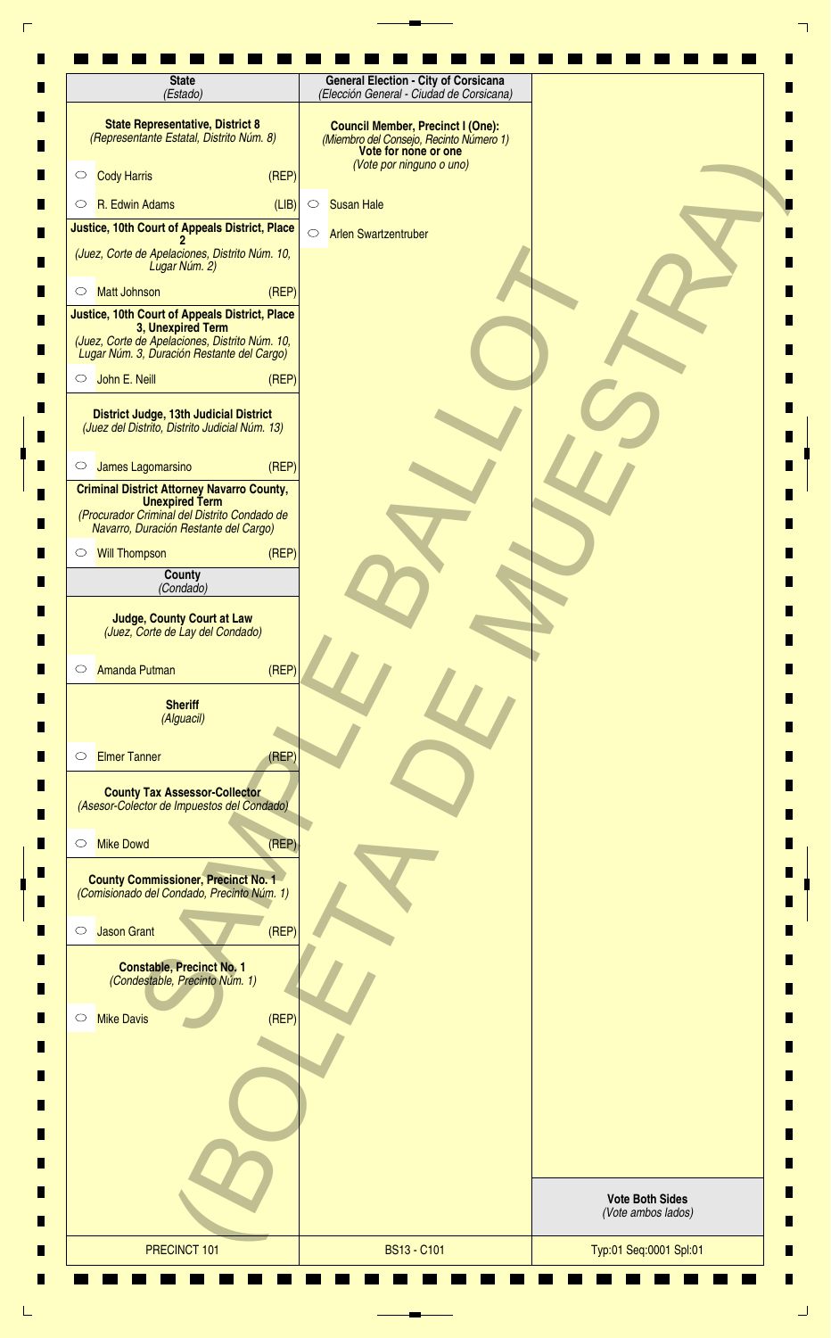## State
*(Estado)*

**State Representative, District 8**
*(Representante Estatal, Distrito Núm. 8)*

- ○ Cody Harris (REP)
- ○ R. Edwin Adams (LIB)

**Justice, 10th Court of Appeals District, Place 2**
*(Juez, Corte de Apelaciones, Distrito Núm. 10, Lugar Núm. 2)*

- ○ Matt Johnson (REP)

**Justice, 10th Court of Appeals District, Place 3, Unexpired Term**
*(Juez, Corte de Apelaciones, Distrito Núm. 10, Lugar Núm. 3, Duración Restante del Cargo)*

- ○ John E. Neill (REP)

**District Judge, 13th Judicial District**
*(Juez del Distrito, Distrito Judicial Núm. 13)*

- ○ James Lagomarsino (REP)

**Criminal District Attorney Navarro County, Unexpired Term**
*(Procurador Criminal del Distrito Condado de Navarro, Duración Restante del Cargo)*

- ○ Will Thompson (REP)

## County
*(Condado)*

**Judge, County Court at Law**
*(Juez, Corte de Lay del Condado)*

- ○ Amanda Putman (REP)

**Sheriff**
*(Alguacil)*

- ○ Elmer Tanner (REP)

**County Tax Assessor-Collector**
*(Asesor-Colector de Impuestos del Condado)*

- ○ Mike Dowd (REP)

**County Commissioner, Precinct No. 1**
*(Comisionado del Condado, Precinto Núm. 1)*

- ○ Jason Grant (REP)

**Constable, Precinct No. 1**
*(Condestable, Precinto Núm. 1)*

- ○ Mike Davis (REP)

## General Election - City of Corsicana
*(Elección General - Ciudad de Corsicana)*

**Council Member, Precinct I (One):**
*(Miembro del Consejo, Recinto Número 1)*
**Vote for none or one**
*(Vote por ninguno o uno)*

- ○ Susan Hale
- ○ Arlen Swartzentruber

SAMPLE BALLOT (BOLETA DE MUESTRA)

**Vote Both Sides**
*(Vote ambos lados)*

PRECINCT 101 | BS13 - C101 | Typ:01 Seq:0001 Spl:01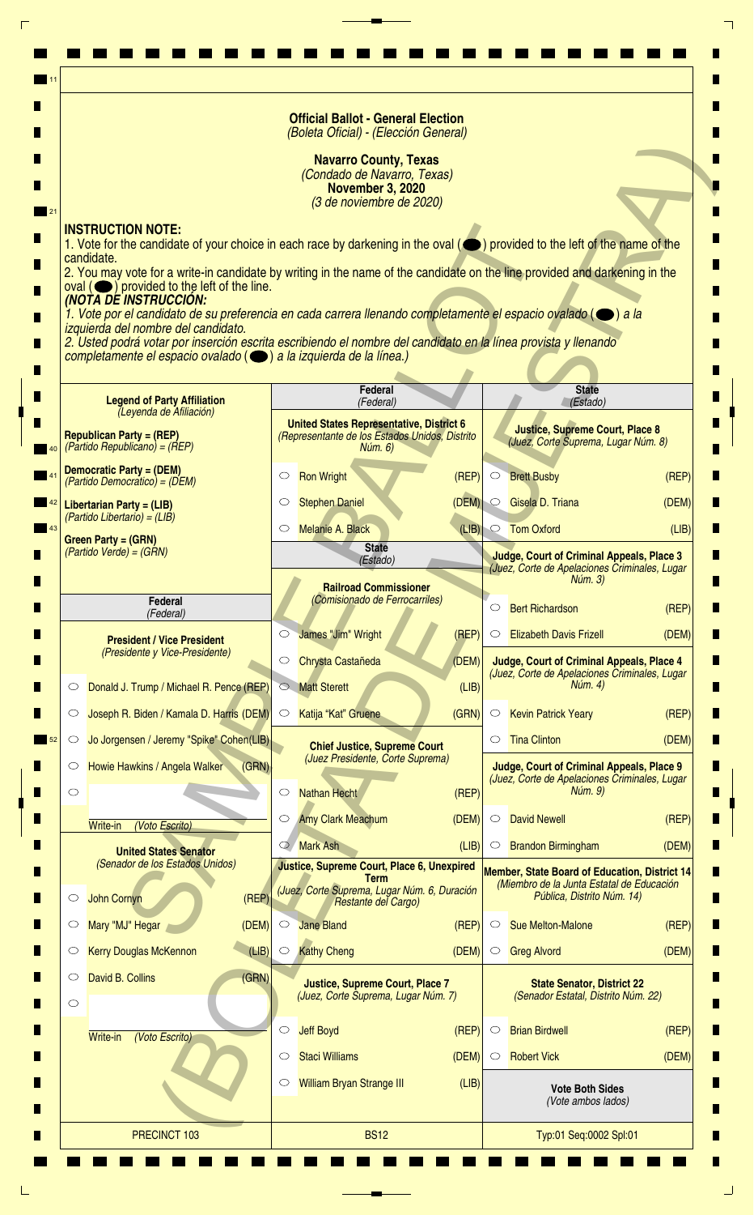**Official Ballot - General Election**
*(Boleta Oficial) - (Elección General)*

**Navarro County, Texas**
*(Condado de Navarro, Texas)*
**November 3, 2020**
*(3 de noviembre de 2020)*

SAMPLE BALLOT (BOLETA DE MUESTRA)

**INSTRUCTION NOTE:**

1. Vote for the candidate of your choice in each race by darkening in the oval (⬬) provided to the left of the name of the candidate.
2. You may vote for a write-in candidate by writing in the name of the candidate on the line provided and darkening in the oval (⬬) provided to the left of the line.

***(NOTA DE INSTRUCCIÓN:***

*1. Vote por el candidato de su preferencia en cada carrera llenando completamente el espacio ovalado (⬬) a la izquierda del nombre del candidato.*
*2. Usted podrá votar por inserción escrita escribiendo el nombre del candidato en la línea provista y llenando completamente el espacio ovalado (⬬) a la izquierda de la línea.)*

**Legend of Party Affiliation**
*(Leyenda de Afiliación)*

**Republican Party = (REP)**
*(Partido Republicano) = (REP)*

**Democratic Party = (DEM)**
*(Partido Democrático) = (DEM)*

**Libertarian Party = (LIB)**
*(Partido Libertario) = (LIB)*

**Green Party = (GRN)**
*(Partido Verde) = (GRN)*

## Federal *(Federal)*

**President / Vice President**
*(Presidente y Vice-Presidente)*

- ○ Donald J. Trump / Michael R. Pence (REP)
- ○ Joseph R. Biden / Kamala D. Harris (DEM)
- ○ Jo Jorgensen / Jeremy "Spike" Cohen (LIB)
- ○ Howie Hawkins / Angela Walker (GRN)
- ○ ______ Write-in *(Voto Escrito)*

**United States Senator**
*(Senador de los Estados Unidos)*

- ○ John Cornyn (REP)
- ○ Mary "MJ" Hegar (DEM)
- ○ Kerry Douglas McKennon (LIB)
- ○ David B. Collins (GRN)
- ○ ______ Write-in *(Voto Escrito)*

## Federal *(Federal)*

**United States Representative, District 6**
*(Representante de los Estados Unidos, Distrito Núm. 6)*

- ○ Ron Wright (REP)
- ○ Stephen Daniel (DEM)
- ○ Melanie A. Black (LIB)

## State *(Estado)*

**Railroad Commissioner**
*(Comisionado de Ferrocarriles)*

- ○ James "Jim" Wright (REP)
- ○ Chrysta Castañeda (DEM)
- ○ Matt Sterett (LIB)
- ○ Katija "Kat" Gruene (GRN)

**Chief Justice, Supreme Court**
*(Juez Presidente, Corte Suprema)*

- ○ Nathan Hecht (REP)
- ○ Amy Clark Meachum (DEM)
- ○ Mark Ash (LIB)

**Justice, Supreme Court, Place 6, Unexpired Term**
*(Juez, Corte Suprema, Lugar Núm. 6, Duración Restante del Cargo)*

- ○ Jane Bland (REP)
- ○ Kathy Cheng (DEM)

**Justice, Supreme Court, Place 7**
*(Juez, Corte Suprema, Lugar Núm. 7)*

- ○ Jeff Boyd (REP)
- ○ Staci Williams (DEM)
- ○ William Bryan Strange III (LIB)

## State *(Estado)*

**Justice, Supreme Court, Place 8**
*(Juez, Corte Suprema, Lugar Núm. 8)*

- ○ Brett Busby (REP)
- ○ Gisela D. Triana (DEM)
- ○ Tom Oxford (LIB)

**Judge, Court of Criminal Appeals, Place 3**
*(Juez, Corte de Apelaciones Criminales, Lugar Núm. 3)*

- ○ Bert Richardson (REP)
- ○ Elizabeth Davis Frizell (DEM)

**Judge, Court of Criminal Appeals, Place 4**
*(Juez, Corte de Apelaciones Criminales, Lugar Núm. 4)*

- ○ Kevin Patrick Yeary (REP)
- ○ Tina Clinton (DEM)

**Judge, Court of Criminal Appeals, Place 9**
*(Juez, Corte de Apelaciones Criminales, Lugar Núm. 9)*

- ○ David Newell (REP)
- ○ Brandon Birmingham (DEM)

**Member, State Board of Education, District 14**
*(Miembro de la Junta Estatal de Educación Pública, Distrito Núm. 14)*

- ○ Sue Melton-Malone (REP)
- ○ Greg Alvord (DEM)

**State Senator, District 22**
*(Senador Estatal, Distrito Núm. 22)*

- ○ Brian Birdwell (REP)
- ○ Robert Vick (DEM)

**Vote Both Sides**
*(Vote ambos lados)*

PRECINCT 103 | BS12 | Typ:01 Seq:0002 Spl:01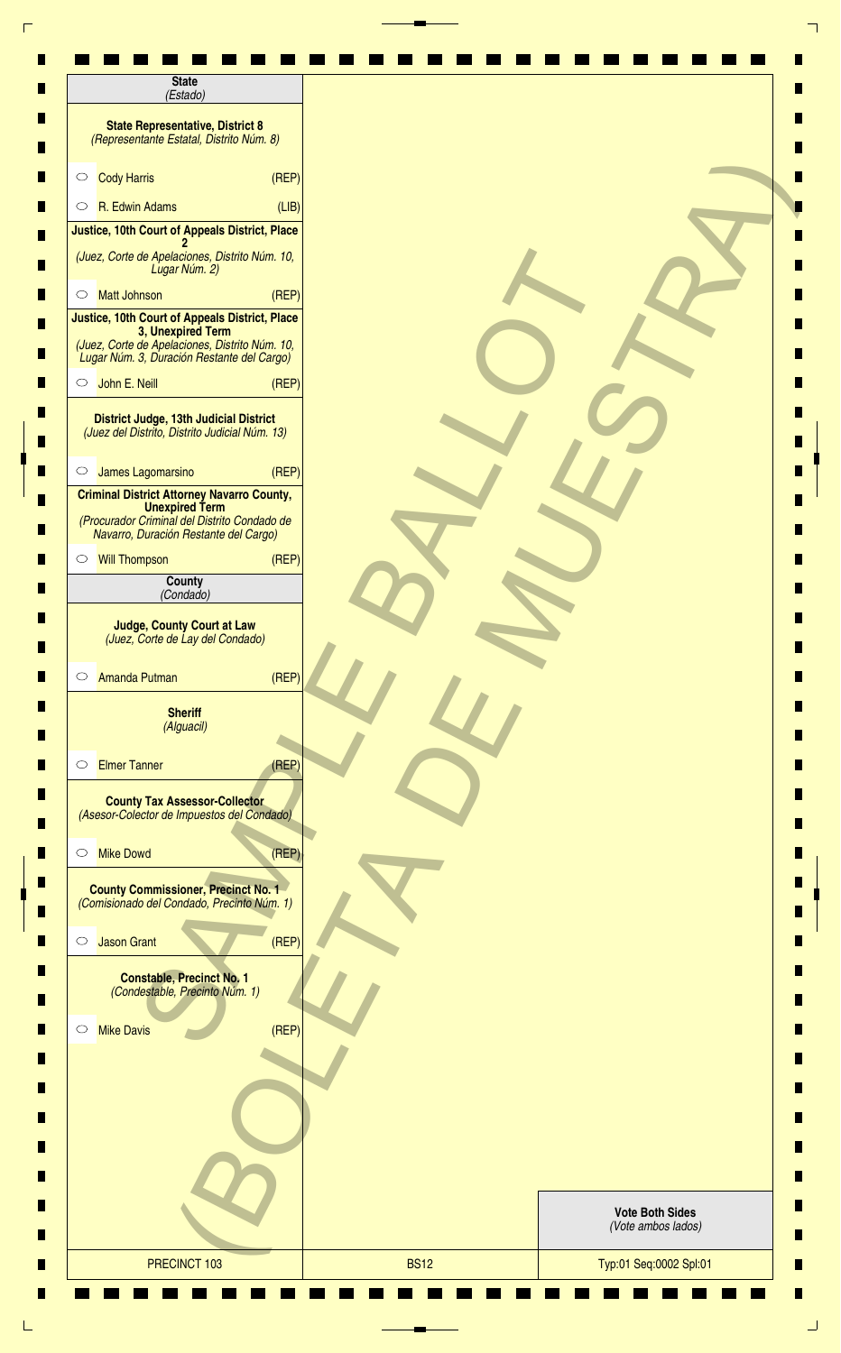## State
*(Estado)*

### State Representative, District 8
*(Representante Estatal, Distrito Núm. 8)*

- ○ Cody Harris (REP)
- ○ R. Edwin Adams (LIB)

### Justice, 10th Court of Appeals District, Place 2
*(Juez, Corte de Apelaciones, Distrito Núm. 10, Lugar Núm. 2)*

- ○ Matt Johnson (REP)

### Justice, 10th Court of Appeals District, Place 3, Unexpired Term
*(Juez, Corte de Apelaciones, Distrito Núm. 10, Lugar Núm. 3, Duración Restante del Cargo)*

- ○ John E. Neill (REP)

### District Judge, 13th Judicial District
*(Juez del Distrito, Distrito Judicial Núm. 13)*

- ○ James Lagomarsino (REP)

### Criminal District Attorney Navarro County, Unexpired Term
*(Procurador Criminal del Distrito Condado de Navarro, Duración Restante del Cargo)*

- ○ Will Thompson (REP)

## County
*(Condado)*

### Judge, County Court at Law
*(Juez, Corte de Lay del Condado)*

- ○ Amanda Putman (REP)

### Sheriff
*(Alguacil)*

- ○ Elmer Tanner (REP)

### County Tax Assessor-Collector
*(Asesor-Colector de Impuestos del Condado)*

- ○ Mike Dowd (REP)

### County Commissioner, Precinct No. 1
*(Comisionado del Condado, Precinto Núm. 1)*

- ○ Jason Grant (REP)

### Constable, Precinct No. 1
*(Condestable, Precinto Núm. 1)*

- ○ Mike Davis (REP)

SAMPLE BALLOT (BOLETA DE MUESTRA)

**Vote Both Sides**
*(Vote ambos lados)*

| PRECINCT 103 | BS12 | Typ:01 Seq:0002 Spl:01 |
|---|---|---|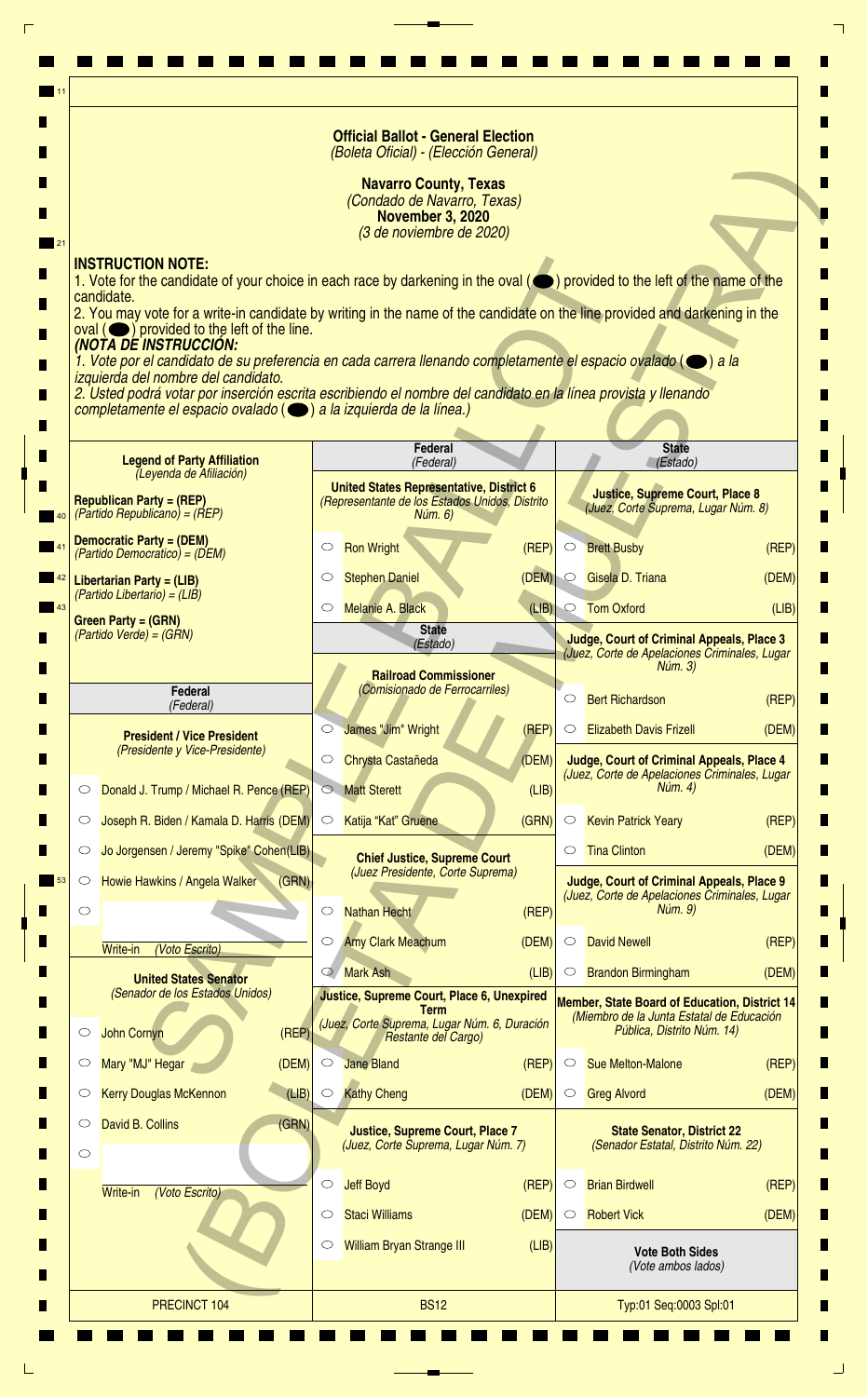# Official Ballot - General Election
*(Boleta Oficial) - (Elección General)*

**Navarro County, Texas**
*(Condado de Navarro, Texas)*
**November 3, 2020**
*(3 de noviembre de 2020)*

SAMPLE BALLOT (BOLETA DE MUESTRA)

**INSTRUCTION NOTE:**

1. Vote for the candidate of your choice in each race by darkening in the oval (⬬) provided to the left of the name of the candidate.
2. You may vote for a write-in candidate by writing in the name of the candidate on the line provided and darkening in the oval (⬬) provided to the left of the line.

***(NOTA DE INSTRUCCIÓN:***

*1. Vote por el candidato de su preferencia en cada carrera llenando completamente el espacio ovalado (⬬) a la izquierda del nombre del candidato.*
*2. Usted podrá votar por inserción escrita escribiendo el nombre del candidato en la línea provista y llenando completamente el espacio ovalado (⬬) a la izquierda de la línea.)*

**Legend of Party Affiliation**
*(Leyenda de Afiliación)*

- **Republican Party = (REP)** *(Partido Republicano) = (REP)*
- **Democratic Party = (DEM)** *(Partido Democrático) = (DEM)*
- **Libertarian Party = (LIB)** *(Partido Libertario) = (LIB)*
- **Green Party = (GRN)** *(Partido Verde) = (GRN)*

## Federal *(Federal)*

### President / Vice President
*(Presidente y Vice-Presidente)*

- ◯ Donald J. Trump / Michael R. Pence (REP)
- ◯ Joseph R. Biden / Kamala D. Harris (DEM)
- ◯ Jo Jorgensen / Jeremy "Spike" Cohen (LIB)
- ◯ Howie Hawkins / Angela Walker (GRN)
- ◯ ________ Write-in *(Voto Escrito)*

### United States Senator
*(Senador de los Estados Unidos)*

- ◯ John Cornyn (REP)
- ◯ Mary "MJ" Hegar (DEM)
- ◯ Kerry Douglas McKennon (LIB)
- ◯ David B. Collins (GRN)
- ◯ ________ Write-in *(Voto Escrito)*

### United States Representative, District 6
*(Representante de los Estados Unidos, Distrito Núm. 6)*

- ◯ Ron Wright (REP)
- ◯ Stephen Daniel (DEM)
- ◯ Melanie A. Black (LIB)

## State *(Estado)*

### Railroad Commissioner
*(Comisionado de Ferrocarriles)*

- ◯ James "Jim" Wright (REP)
- ◯ Chrysta Castañeda (DEM)
- ◯ Matt Sterett (LIB)
- ◯ Katija "Kat" Gruene (GRN)

### Chief Justice, Supreme Court
*(Juez Presidente, Corte Suprema)*

- ◯ Nathan Hecht (REP)
- ◯ Amy Clark Meachum (DEM)
- ◯ Mark Ash (LIB)

### Justice, Supreme Court, Place 6, Unexpired Term
*(Juez, Corte Suprema, Lugar Núm. 6, Duración Restante del Cargo)*

- ◯ Jane Bland (REP)
- ◯ Kathy Cheng (DEM)

### Justice, Supreme Court, Place 7
*(Juez, Corte Suprema, Lugar Núm. 7)*

- ◯ Jeff Boyd (REP)
- ◯ Staci Williams (DEM)
- ◯ William Bryan Strange III (LIB)

### Justice, Supreme Court, Place 8
*(Juez, Corte Suprema, Lugar Núm. 8)*

- ◯ Brett Busby (REP)
- ◯ Gisela D. Triana (DEM)
- ◯ Tom Oxford (LIB)

### Judge, Court of Criminal Appeals, Place 3
*(Juez, Corte de Apelaciones Criminales, Lugar Núm. 3)*

- ◯ Bert Richardson (REP)
- ◯ Elizabeth Davis Frizell (DEM)

### Judge, Court of Criminal Appeals, Place 4
*(Juez, Corte de Apelaciones Criminales, Lugar Núm. 4)*

- ◯ Kevin Patrick Yeary (REP)
- ◯ Tina Clinton (DEM)

### Judge, Court of Criminal Appeals, Place 9
*(Juez, Corte de Apelaciones Criminales, Lugar Núm. 9)*

- ◯ David Newell (REP)
- ◯ Brandon Birmingham (DEM)

### Member, State Board of Education, District 14
*(Miembro de la Junta Estatal de Educación Pública, Distrito Núm. 14)*

- ◯ Sue Melton-Malone (REP)
- ◯ Greg Alvord (DEM)

### State Senator, District 22
*(Senador Estatal, Distrito Núm. 22)*

- ◯ Brian Birdwell (REP)
- ◯ Robert Vick (DEM)

**Vote Both Sides**
*(Vote ambos lados)*

PRECINCT 104 | BS12 | Typ:01 Seq:0003 Spl:01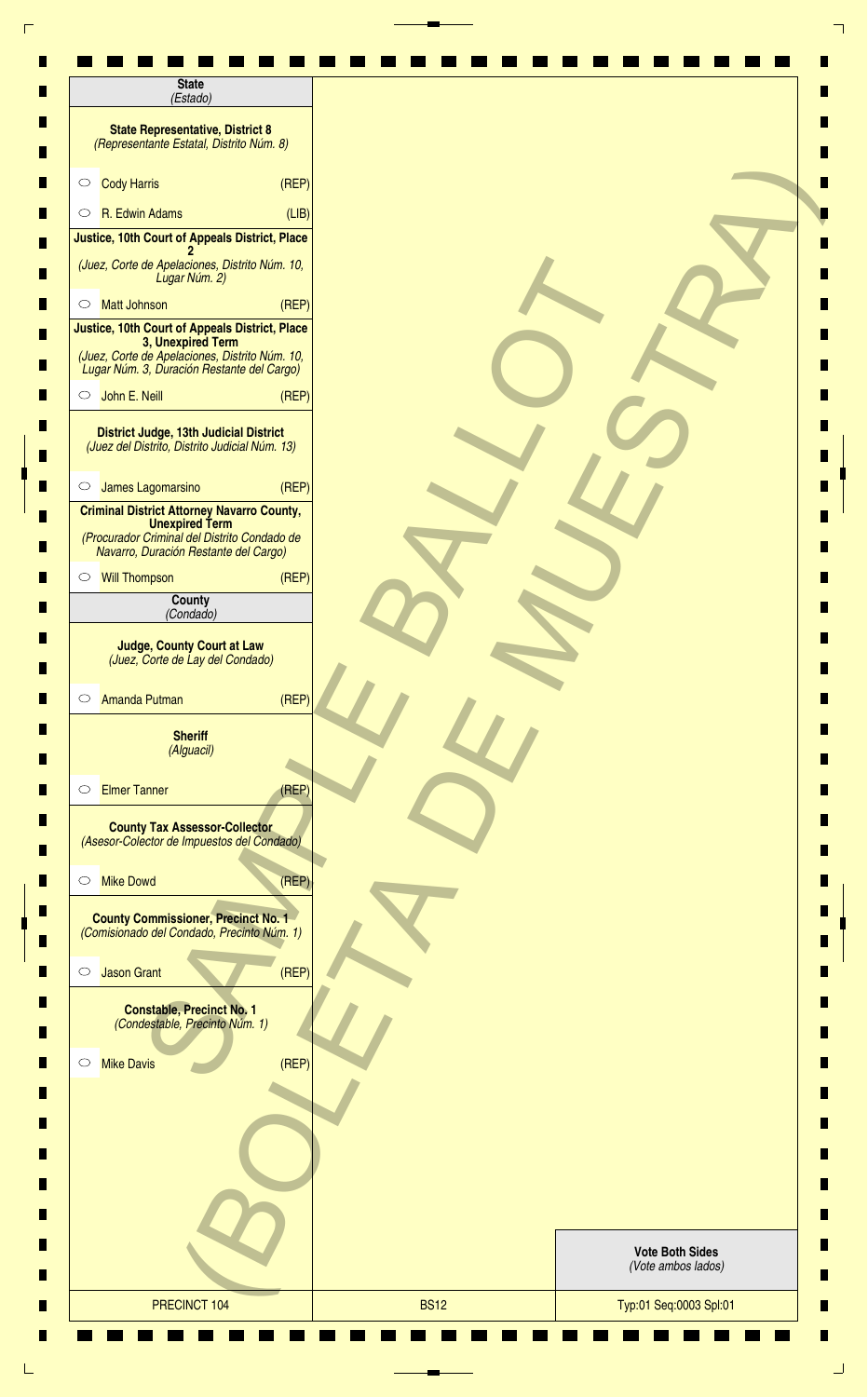## State
*(Estado)*

**State Representative, District 8**
*(Representante Estatal, Distrito Núm. 8)*

- ○ Cody Harris (REP)
- ○ R. Edwin Adams (LIB)

**Justice, 10th Court of Appeals District, Place 2**
*(Juez, Corte de Apelaciones, Distrito Núm. 10, Lugar Núm. 2)*

- ○ Matt Johnson (REP)

**Justice, 10th Court of Appeals District, Place 3, Unexpired Term**
*(Juez, Corte de Apelaciones, Distrito Núm. 10, Lugar Núm. 3, Duración Restante del Cargo)*

- ○ John E. Neill (REP)

**District Judge, 13th Judicial District**
*(Juez del Distrito, Distrito Judicial Núm. 13)*

- ○ James Lagomarsino (REP)

**Criminal District Attorney Navarro County, Unexpired Term**
*(Procurador Criminal del Distrito Condado de Navarro, Duración Restante del Cargo)*

- ○ Will Thompson (REP)

## County
*(Condado)*

**Judge, County Court at Law**
*(Juez, Corte de Lay del Condado)*

- ○ Amanda Putman (REP)

**Sheriff**
*(Alguacil)*

- ○ Elmer Tanner (REP)

**County Tax Assessor-Collector**
*(Asesor-Colector de Impuestos del Condado)*

- ○ Mike Dowd (REP)

**County Commissioner, Precinct No. 1**
*(Comisionado del Condado, Precinto Núm. 1)*

- ○ Jason Grant (REP)

**Constable, Precinct No. 1**
*(Condestable, Precinto Núm. 1)*

- ○ Mike Davis (REP)

SAMPLE BALLOT (BOLETA DE MUESTRA)

**Vote Both Sides**
*(Vote ambos lados)*

| PRECINCT 104 | BS12 | Typ:01 Seq:0003 Spl:01 |
|---|---|---|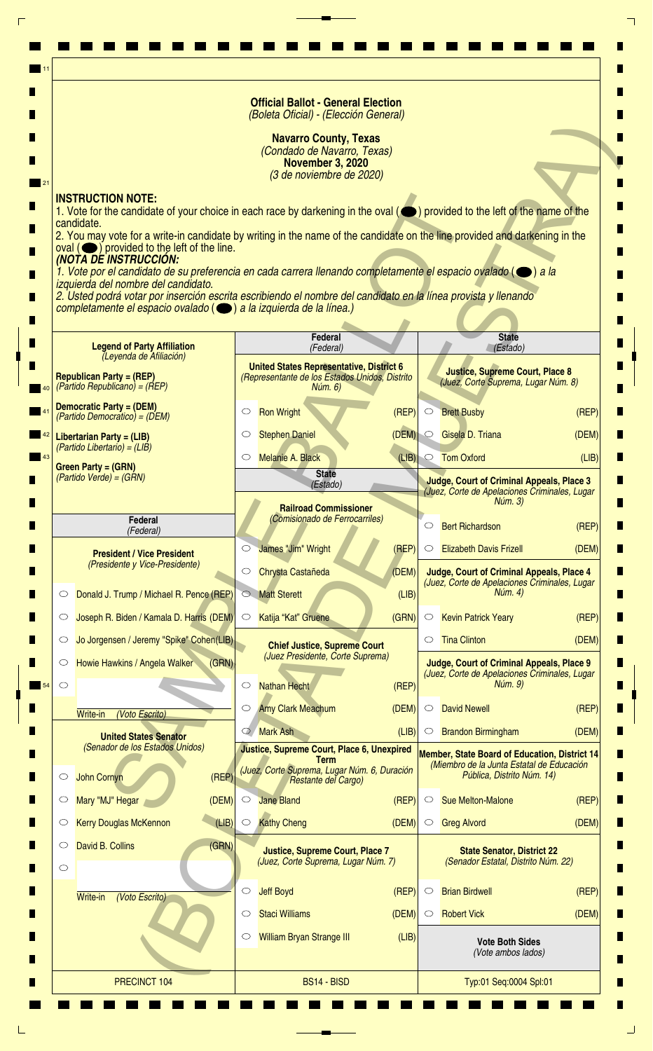**Official Ballot - General Election**
*(Boleta Oficial) - (Elección General)*

**Navarro County, Texas**
*(Condado de Navarro, Texas)*
**November 3, 2020**
*(3 de noviembre de 2020)*

**INSTRUCTION NOTE:**
1. Vote for the candidate of your choice in each race by darkening in the oval (⬬) provided to the left of the name of the candidate.
2. You may vote for a write-in candidate by writing in the name of the candidate on the line provided and darkening in the oval (⬬) provided to the left of the line.

***(NOTA DE INSTRUCCIÓN:***
*1. Vote por el candidato de su preferencia en cada carrera llenando completamente el espacio ovalado (⬬) a la izquierda del nombre del candidato.*
*2. Usted podrá votar por inserción escrita escribiendo el nombre del candidato en la línea provista y llenando completamente el espacio ovalado (⬬) a la izquierda de la línea.)*

SAMPLE BALLOT (BOLETA DE MUESTRA)

**Legend of Party Affiliation**
*(Leyenda de Afiliación)*

**Republican Party = (REP)**
*(Partido Republicano) = (REP)*

**Democratic Party = (DEM)**
*(Partido Democrático) = (DEM)*

**Libertarian Party = (LIB)**
*(Partido Libertario) = (LIB)*

**Green Party = (GRN)**
*(Partido Verde) = (GRN)*

## Federal
*(Federal)*

**President / Vice President**
*(Presidente y Vice-Presidente)*

- ○ Donald J. Trump / Michael R. Pence (REP)
- ○ Joseph R. Biden / Kamala D. Harris (DEM)
- ○ Jo Jorgensen / Jeremy "Spike" Cohen (LIB)
- ○ Howie Hawkins / Angela Walker (GRN)
- ○ ________ Write-in *(Voto Escrito)*

**United States Senator**
*(Senador de los Estados Unidos)*

- ○ John Cornyn (REP)
- ○ Mary "MJ" Hegar (DEM)
- ○ Kerry Douglas McKennon (LIB)
- ○ David B. Collins (GRN)
- ○ ________ Write-in *(Voto Escrito)*

## Federal
*(Federal)*

**United States Representative, District 6**
*(Representante de los Estados Unidos, Distrito Núm. 6)*

- ○ Ron Wright (REP)
- ○ Stephen Daniel (DEM)
- ○ Melanie A. Black (LIB)

## State
*(Estado)*

**Railroad Commissioner**
*(Comisionado de Ferrocarriles)*

- ○ James "Jim" Wright (REP)
- ○ Chrysta Castañeda (DEM)
- ○ Matt Sterett (LIB)
- ○ Katija "Kat" Gruene (GRN)

**Chief Justice, Supreme Court**
*(Juez Presidente, Corte Suprema)*

- ○ Nathan Hecht (REP)
- ○ Amy Clark Meachum (DEM)
- ○ Mark Ash (LIB)

**Justice, Supreme Court, Place 6, Unexpired Term**
*(Juez, Corte Suprema, Lugar Núm. 6, Duración Restante del Cargo)*

- ○ Jane Bland (REP)
- ○ Kathy Cheng (DEM)

**Justice, Supreme Court, Place 7**
*(Juez, Corte Suprema, Lugar Núm. 7)*

- ○ Jeff Boyd (REP)
- ○ Staci Williams (DEM)
- ○ William Bryan Strange III (LIB)

## State
*(Estado)*

**Justice, Supreme Court, Place 8**
*(Juez, Corte Suprema, Lugar Núm. 8)*

- ○ Brett Busby (REP)
- ○ Gisela D. Triana (DEM)
- ○ Tom Oxford (LIB)

**Judge, Court of Criminal Appeals, Place 3**
*(Juez, Corte de Apelaciones Criminales, Lugar Núm. 3)*

- ○ Bert Richardson (REP)
- ○ Elizabeth Davis Frizell (DEM)

**Judge, Court of Criminal Appeals, Place 4**
*(Juez, Corte de Apelaciones Criminales, Lugar Núm. 4)*

- ○ Kevin Patrick Yeary (REP)
- ○ Tina Clinton (DEM)

**Judge, Court of Criminal Appeals, Place 9**
*(Juez, Corte de Apelaciones Criminales, Lugar Núm. 9)*

- ○ David Newell (REP)
- ○ Brandon Birmingham (DEM)

**Member, State Board of Education, District 14**
*(Miembro de la Junta Estatal de Educación Pública, Distrito Núm. 14)*

- ○ Sue Melton-Malone (REP)
- ○ Greg Alvord (DEM)

**State Senator, District 22**
*(Senador Estatal, Distrito Núm. 22)*

- ○ Brian Birdwell (REP)
- ○ Robert Vick (DEM)

**Vote Both Sides**
*(Vote ambos lados)*

PRECINCT 104 | BS14 - BISD | Typ:01 Seq:0004 Spl:01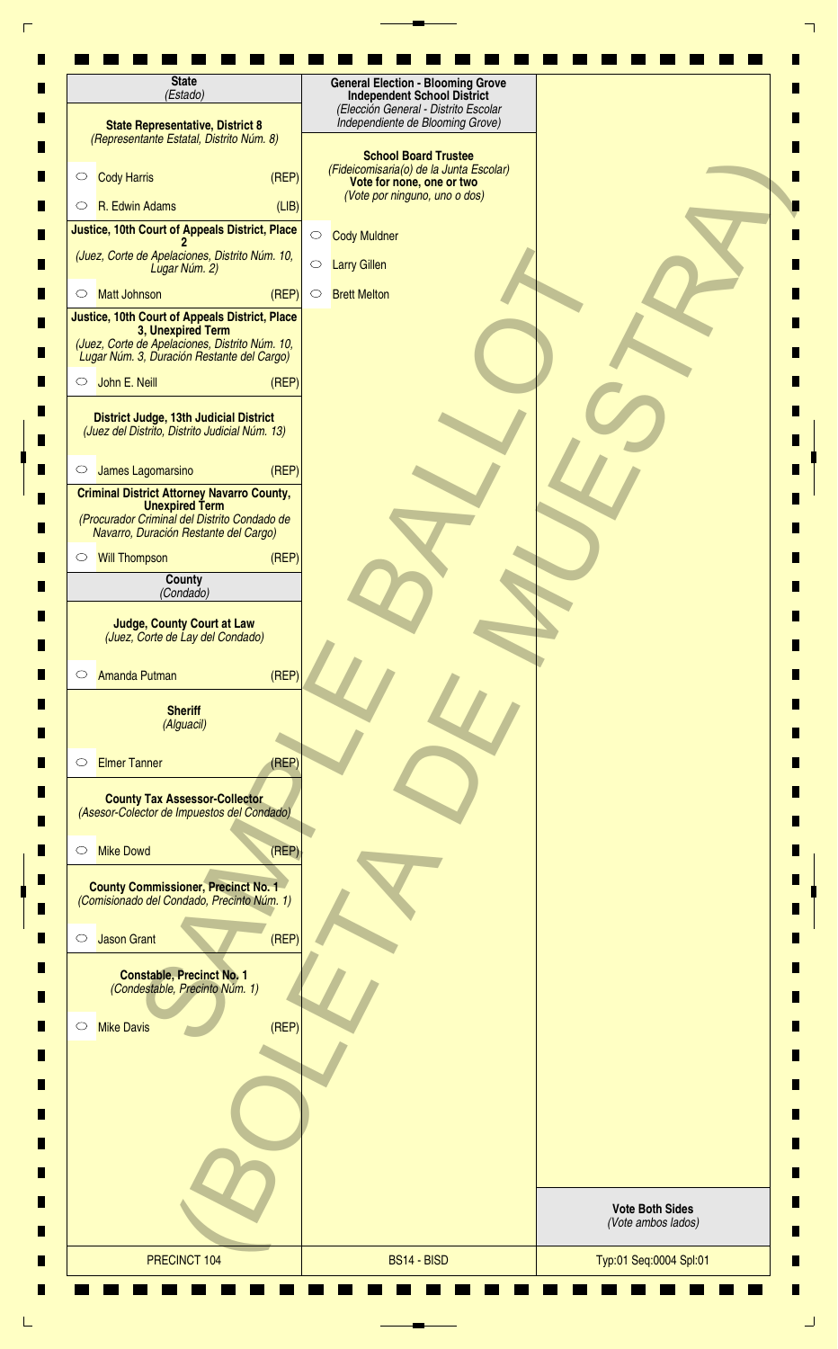## State
*(Estado)*

### State Representative, District 8
*(Representante Estatal, Distrito Núm. 8)*

- ○ Cody Harris (REP)
- ○ R. Edwin Adams (LIB)

### Justice, 10th Court of Appeals District, Place 2
*(Juez, Corte de Apelaciones, Distrito Núm. 10, Lugar Núm. 2)*

- ○ Matt Johnson (REP)

### Justice, 10th Court of Appeals District, Place 3, Unexpired Term
*(Juez, Corte de Apelaciones, Distrito Núm. 10, Lugar Núm. 3, Duración Restante del Cargo)*

- ○ John E. Neill (REP)

### District Judge, 13th Judicial District
*(Juez del Distrito, Distrito Judicial Núm. 13)*

- ○ James Lagomarsino (REP)

### Criminal District Attorney Navarro County, Unexpired Term
*(Procurador Criminal del Distrito Condado de Navarro, Duración Restante del Cargo)*

- ○ Will Thompson (REP)

## County
*(Condado)*

### Judge, County Court at Law
*(Juez, Corte de Lay del Condado)*

- ○ Amanda Putman (REP)

### Sheriff
*(Alguacil)*

- ○ Elmer Tanner (REP)

### County Tax Assessor-Collector
*(Asesor-Colector de Impuestos del Condado)*

- ○ Mike Dowd (REP)

### County Commissioner, Precinct No. 1
*(Comisionado del Condado, Precinto Núm. 1)*

- ○ Jason Grant (REP)

### Constable, Precinct No. 1
*(Condestable, Precinto Núm. 1)*

- ○ Mike Davis (REP)

## General Election - Blooming Grove Independent School District
*(Elección General - Distrito Escolar Independiente de Blooming Grove)*

### School Board Trustee
*(Fideicomisaria(o) de la Junta Escolar)*

**Vote for none, one or two**
*(Vote por ninguno, uno o dos)*

- ○ Cody Muldner
- ○ Larry Gillen
- ○ Brett Melton

SAMPLE BALLOT (BOLETA DE MUESTRA)

**Vote Both Sides**
*(Vote ambos lados)*

PRECINCT 104 | BS14 - BISD | Typ:01 Seq:0004 Spl:01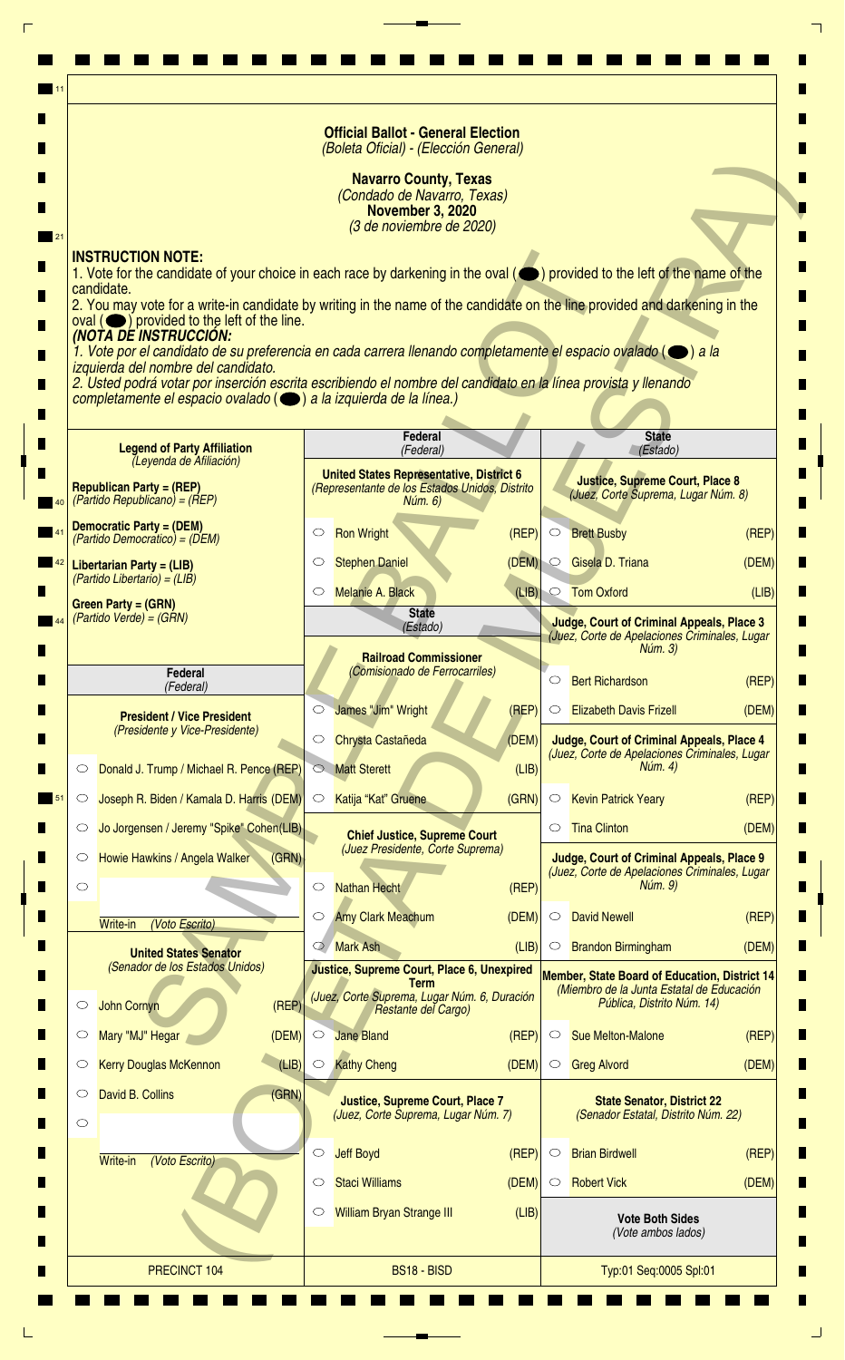**Official Ballot - General Election**
*(Boleta Oficial) - (Elección General)*

**Navarro County, Texas**
*(Condado de Navarro, Texas)*
**November 3, 2020**
*(3 de noviembre de 2020)*

SAMPLE BALLOT (BOLETA DE MUESTRA)

**INSTRUCTION NOTE:**
1. Vote for the candidate of your choice in each race by darkening in the oval (⬬) provided to the left of the name of the candidate.
2. You may vote for a write-in candidate by writing in the name of the candidate on the line provided and darkening in the oval (⬬) provided to the left of the line.

***(NOTA DE INSTRUCCIÓN:***
*1. Vote por el candidato de su preferencia en cada carrera llenando completamente el espacio ovalado (⬬) a la izquierda del nombre del candidato.*
*2. Usted podrá votar por inserción escrita escribiendo el nombre del candidato en la línea provista y llenando completamente el espacio ovalado (⬬) a la izquierda de la línea.)*

**Legend of Party Affiliation**
*(Leyenda de Afiliación)*

**Republican Party = (REP)**
*(Partido Republicano) = (REP)*

**Democratic Party = (DEM)**
*(Partido Democrático) = (DEM)*

**Libertarian Party = (LIB)**
*(Partido Libertario) = (LIB)*

**Green Party = (GRN)**
*(Partido Verde) = (GRN)*

## Federal
*(Federal)*

**President / Vice President**
*(Presidente y Vice-Presidente)*

- ○ Donald J. Trump / Michael R. Pence (REP)
- ○ Joseph R. Biden / Kamala D. Harris (DEM)
- ○ Jo Jorgensen / Jeremy "Spike" Cohen (LIB)
- ○ Howie Hawkins / Angela Walker (GRN)
- ○ ____________ Write-in *(Voto Escrito)*

**United States Senator**
*(Senador de los Estados Unidos)*

- ○ John Cornyn (REP)
- ○ Mary "MJ" Hegar (DEM)
- ○ Kerry Douglas McKennon (LIB)
- ○ David B. Collins (GRN)
- ○ ____________ Write-in *(Voto Escrito)*

**United States Representative, District 6**
*(Representante de los Estados Unidos, Distrito Núm. 6)*

- ○ Ron Wright (REP)
- ○ Stephen Daniel (DEM)
- ○ Melanie A. Black (LIB)

## State
*(Estado)*

**Railroad Commissioner**
*(Comisionado de Ferrocarriles)*

- ○ James "Jim" Wright (REP)
- ○ Chrysta Castañeda (DEM)
- ○ Matt Sterett (LIB)
- ○ Katija "Kat" Gruene (GRN)

**Chief Justice, Supreme Court**
*(Juez Presidente, Corte Suprema)*

- ○ Nathan Hecht (REP)
- ○ Amy Clark Meachum (DEM)
- ○ Mark Ash (LIB)

**Justice, Supreme Court, Place 6, Unexpired Term**
*(Juez, Corte Suprema, Lugar Núm. 6, Duración Restante del Cargo)*

- ○ Jane Bland (REP)
- ○ Kathy Cheng (DEM)

**Justice, Supreme Court, Place 7**
*(Juez, Corte Suprema, Lugar Núm. 7)*

- ○ Jeff Boyd (REP)
- ○ Staci Williams (DEM)
- ○ William Bryan Strange III (LIB)

**Justice, Supreme Court, Place 8**
*(Juez, Corte Suprema, Lugar Núm. 8)*

- ○ Brett Busby (REP)
- ○ Gisela D. Triana (DEM)
- ○ Tom Oxford (LIB)

**Judge, Court of Criminal Appeals, Place 3**
*(Juez, Corte de Apelaciones Criminales, Lugar Núm. 3)*

- ○ Bert Richardson (REP)
- ○ Elizabeth Davis Frizell (DEM)

**Judge, Court of Criminal Appeals, Place 4**
*(Juez, Corte de Apelaciones Criminales, Lugar Núm. 4)*

- ○ Kevin Patrick Yeary (REP)
- ○ Tina Clinton (DEM)

**Judge, Court of Criminal Appeals, Place 9**
*(Juez, Corte de Apelaciones Criminales, Lugar Núm. 9)*

- ○ David Newell (REP)
- ○ Brandon Birmingham (DEM)

**Member, State Board of Education, District 14**
*(Miembro de la Junta Estatal de Educación Pública, Distrito Núm. 14)*

- ○ Sue Melton-Malone (REP)
- ○ Greg Alvord (DEM)

**State Senator, District 22**
*(Senador Estatal, Distrito Núm. 22)*

- ○ Brian Birdwell (REP)
- ○ Robert Vick (DEM)

**Vote Both Sides**
*(Vote ambos lados)*

PRECINCT 104 | BS18 - BISD | Typ:01 Seq:0005 Spl:01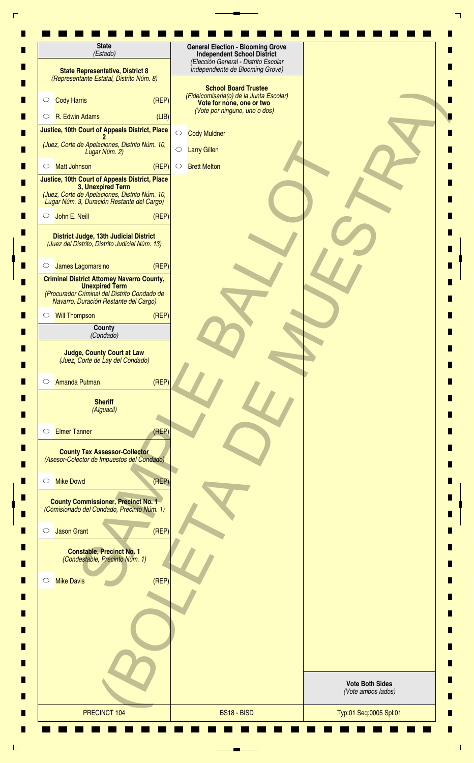## State
*(Estado)*

### State Representative, District 8
*(Representante Estatal, Distrito Núm. 8)*

- ○ Cody Harris (REP)
- ○ R. Edwin Adams (LIB)

### Justice, 10th Court of Appeals District, Place 2
*(Juez, Corte de Apelaciones, Distrito Núm. 10, Lugar Núm. 2)*

- ○ Matt Johnson (REP)

### Justice, 10th Court of Appeals District, Place 3, Unexpired Term
*(Juez, Corte de Apelaciones, Distrito Núm. 10, Lugar Núm. 3, Duración Restante del Cargo)*

- ○ John E. Neill (REP)

### District Judge, 13th Judicial District
*(Juez del Distrito, Distrito Judicial Núm. 13)*

- ○ James Lagomarsino (REP)

### Criminal District Attorney Navarro County, Unexpired Term
*(Procurador Criminal del Distrito Condado de Navarro, Duración Restante del Cargo)*

- ○ Will Thompson (REP)

## County
*(Condado)*

### Judge, County Court at Law
*(Juez, Corte de Lay del Condado)*

- ○ Amanda Putman (REP)

### Sheriff
*(Alguacil)*

- ○ Elmer Tanner (REP)

### County Tax Assessor-Collector
*(Asesor-Colector de Impuestos del Condado)*

- ○ Mike Dowd (REP)

### County Commissioner, Precinct No. 1
*(Comisionado del Condado, Precinto Núm. 1)*

- ○ Jason Grant (REP)

### Constable, Precinct No. 1
*(Condestable, Precinto Núm. 1)*

- ○ Mike Davis (REP)

## General Election - Blooming Grove Independent School District
*(Elección General - Distrito Escolar Independiente de Blooming Grove)*

### School Board Trustee
*(Fideicomisaria(o) de la Junta Escolar)*

**Vote for none, one or two**
*(Vote por ninguno, uno o dos)*

- ○ Cody Muldner
- ○ Larry Gillen
- ○ Brett Melton

SAMPLE BALLOT (BOLETA DE MUESTRA)

**Vote Both Sides**
*(Vote ambos lados)*

| PRECINCT 104 | BS18 - BISD | Typ:01 Seq:0005 Spl:01 |
|---|---|---|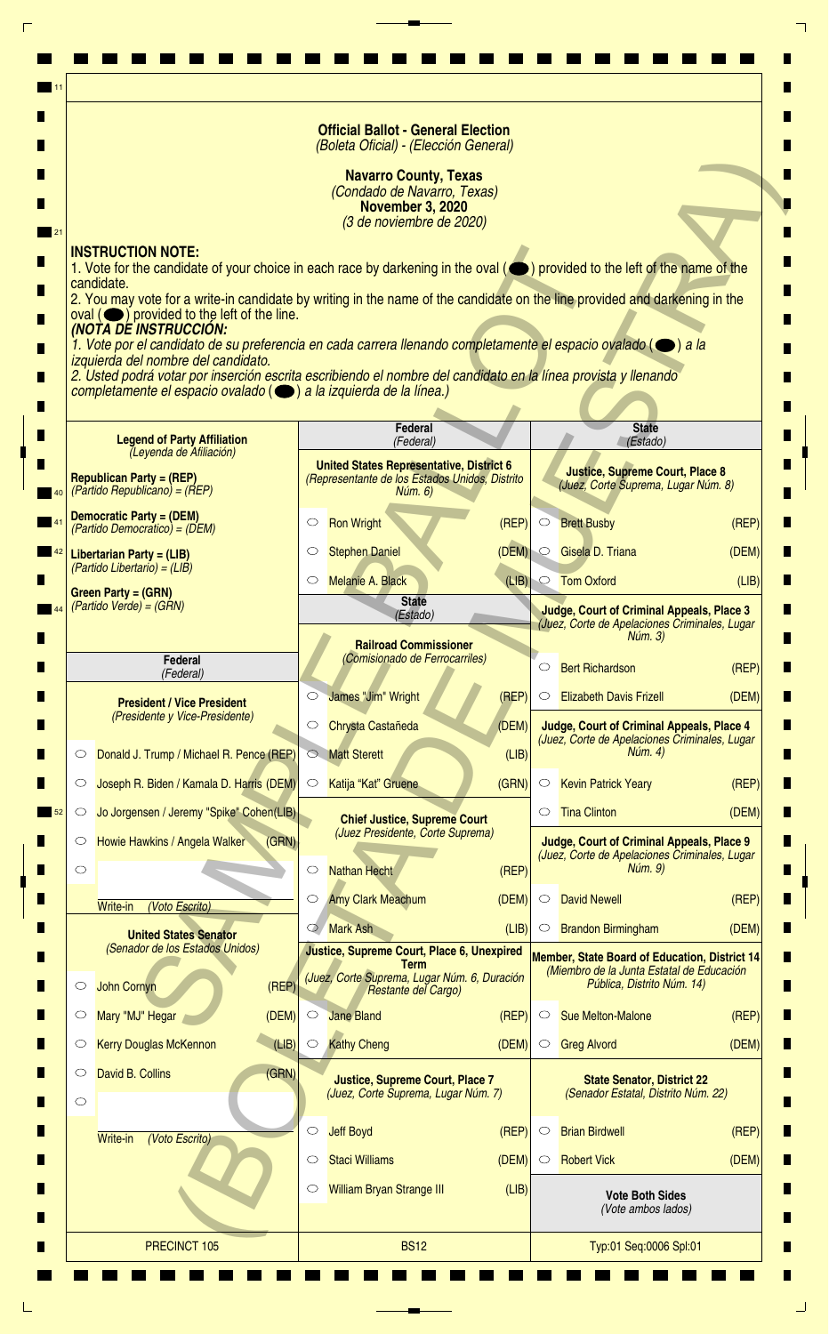# Official Ballot - General Election
*(Boleta Oficial) - (Elección General)*

## Navarro County, Texas
*(Condado de Navarro, Texas)*

**November 3, 2020**
*(3 de noviembre de 2020)*

SAMPLE BALLOT (BOLETA DE MUESTRA)

**INSTRUCTION NOTE:**

1. Vote for the candidate of your choice in each race by darkening in the oval (⬬) provided to the left of the name of the candidate.
2. You may vote for a write-in candidate by writing in the name of the candidate on the line provided and darkening in the oval (⬬) provided to the left of the line.

***(NOTA DE INSTRUCCIÓN:***

*1. Vote por el candidato de su preferencia en cada carrera llenando completamente el espacio ovalado (⬬) a la izquierda del nombre del candidato.*
*2. Usted podrá votar por inserción escrita escribiendo el nombre del candidato en la línea provista y llenando completamente el espacio ovalado (⬬) a la izquierda de la línea.)*

**Legend of Party Affiliation**
*(Leyenda de Afiliación)*

- **Republican Party = (REP)** *(Partido Republicano) = (REP)*
- **Democratic Party = (DEM)** *(Partido Democrático) = (DEM)*
- **Libertarian Party = (LIB)** *(Partido Libertario) = (LIB)*
- **Green Party = (GRN)** *(Partido Verde) = (GRN)*

## Federal *(Federal)*

**President / Vice President**
*(Presidente y Vice-Presidente)*

- ○ Donald J. Trump / Michael R. Pence (REP)
- ○ Joseph R. Biden / Kamala D. Harris (DEM)
- ○ Jo Jorgensen / Jeremy "Spike" Cohen (LIB)
- ○ Howie Hawkins / Angela Walker (GRN)
- ○ ______ Write-in *(Voto Escrito)*

**United States Senator**
*(Senador de los Estados Unidos)*

- ○ John Cornyn (REP)
- ○ Mary "MJ" Hegar (DEM)
- ○ Kerry Douglas McKennon (LIB)
- ○ David B. Collins (GRN)
- ○ ______ Write-in *(Voto Escrito)*

**United States Representative, District 6**
*(Representante de los Estados Unidos, Distrito Núm. 6)*

- ○ Ron Wright (REP)
- ○ Stephen Daniel (DEM)
- ○ Melanie A. Black (LIB)

## State *(Estado)*

**Railroad Commissioner**
*(Comisionado de Ferrocarriles)*

- ○ James "Jim" Wright (REP)
- ○ Chrysta Castañeda (DEM)
- ○ Matt Sterett (LIB)
- ○ Katija "Kat" Gruene (GRN)

**Chief Justice, Supreme Court**
*(Juez Presidente, Corte Suprema)*

- ○ Nathan Hecht (REP)
- ○ Amy Clark Meachum (DEM)
- ○ Mark Ash (LIB)

**Justice, Supreme Court, Place 6, Unexpired Term**
*(Juez, Corte Suprema, Lugar Núm. 6, Duración Restante del Cargo)*

- ○ Jane Bland (REP)
- ○ Kathy Cheng (DEM)

**Justice, Supreme Court, Place 7**
*(Juez, Corte Suprema, Lugar Núm. 7)*

- ○ Jeff Boyd (REP)
- ○ Staci Williams (DEM)
- ○ William Bryan Strange III (LIB)

**Justice, Supreme Court, Place 8**
*(Juez, Corte Suprema, Lugar Núm. 8)*

- ○ Brett Busby (REP)
- ○ Gisela D. Triana (DEM)
- ○ Tom Oxford (LIB)

**Judge, Court of Criminal Appeals, Place 3**
*(Juez, Corte de Apelaciones Criminales, Lugar Núm. 3)*

- ○ Bert Richardson (REP)
- ○ Elizabeth Davis Frizell (DEM)

**Judge, Court of Criminal Appeals, Place 4**
*(Juez, Corte de Apelaciones Criminales, Lugar Núm. 4)*

- ○ Kevin Patrick Yeary (REP)
- ○ Tina Clinton (DEM)

**Judge, Court of Criminal Appeals, Place 9**
*(Juez, Corte de Apelaciones Criminales, Lugar Núm. 9)*

- ○ David Newell (REP)
- ○ Brandon Birmingham (DEM)

**Member, State Board of Education, District 14**
*(Miembro de la Junta Estatal de Educación Pública, Distrito Núm. 14)*

- ○ Sue Melton-Malone (REP)
- ○ Greg Alvord (DEM)

**State Senator, District 22**
*(Senador Estatal, Distrito Núm. 22)*

- ○ Brian Birdwell (REP)
- ○ Robert Vick (DEM)

**Vote Both Sides**
*(Vote ambos lados)*

PRECINCT 105 | BS12 | Typ:01 Seq:0006 Spl:01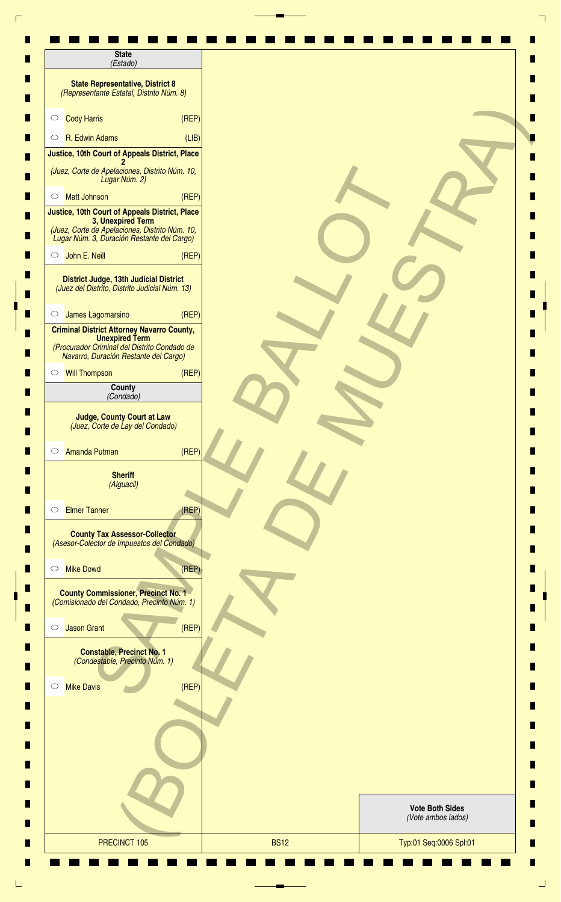**State**
*(Estado)*

**State Representative, District 8**
*(Representante Estatal, Distrito Núm. 8)*

- ○ Cody Harris (REP)
- ○ R. Edwin Adams (LIB)

**Justice, 10th Court of Appeals District, Place 2**
*(Juez, Corte de Apelaciones, Distrito Núm. 10, Lugar Núm. 2)*

- ○ Matt Johnson (REP)

**Justice, 10th Court of Appeals District, Place 3, Unexpired Term**
*(Juez, Corte de Apelaciones, Distrito Núm. 10, Lugar Núm. 3, Duración Restante del Cargo)*

- ○ John E. Neill (REP)

**District Judge, 13th Judicial District**
*(Juez del Distrito, Distrito Judicial Núm. 13)*

- ○ James Lagomarsino (REP)

**Criminal District Attorney Navarro County, Unexpired Term**
*(Procurador Criminal del Distrito Condado de Navarro, Duración Restante del Cargo)*

- ○ Will Thompson (REP)

**County**
*(Condado)*

**Judge, County Court at Law**
*(Juez, Corte de Lay del Condado)*

- ○ Amanda Putman (REP)

**Sheriff**
*(Alguacil)*

- ○ Elmer Tanner (REP)

**County Tax Assessor-Collector**
*(Asesor-Colector de Impuestos del Condado)*

- ○ Mike Dowd (REP)

**County Commissioner, Precinct No. 1**
*(Comisionado del Condado, Precinto Núm. 1)*

- ○ Jason Grant (REP)

**Constable, Precinct No. 1**
*(Condestable, Precinto Núm. 1)*

- ○ Mike Davis (REP)

SAMPLE BALLOT
(BOLETA DE MUESTRA)

**Vote Both Sides**
*(Vote ambos lados)*

| PRECINCT 105 | BS12 | Typ:01 Seq:0006 Spl:01 |
|---|---|---|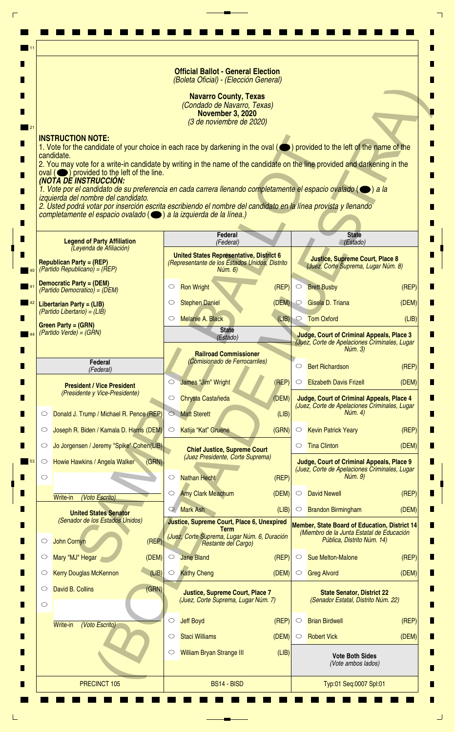**Official Ballot - General Election**
*(Boleta Oficial) - (Elección General)*

**Navarro County, Texas**
*(Condado de Navarro, Texas)*
**November 3, 2020**
*(3 de noviembre de 2020)*

SAMPLE BALLOT (BOLETA DE MUESTRA)

**INSTRUCTION NOTE:**
1. Vote for the candidate of your choice in each race by darkening in the oval (⬬) provided to the left of the name of the candidate.
2. You may vote for a write-in candidate by writing in the name of the candidate on the line provided and darkening in the oval (⬬) provided to the left of the line.

***(NOTA DE INSTRUCCIÓN:***
*1. Vote por el candidato de su preferencia en cada carrera llenando completamente el espacio ovalado (⬬) a la izquierda del nombre del candidato.*
*2. Usted podrá votar por inserción escrita escribiendo el nombre del candidato en la línea provista y llenando completamente el espacio ovalado (⬬) a la izquierda de la línea.)*

**Legend of Party Affiliation**
*(Leyenda de Afiliación)*

**Republican Party = (REP)**
*(Partido Republicano) = (REP)*

**Democratic Party = (DEM)**
*(Partido Democrático) = (DEM)*

**Libertarian Party = (LIB)**
*(Partido Libertario) = (LIB)*

**Green Party = (GRN)**
*(Partido Verde) = (GRN)*

## Federal *(Federal)*

**President / Vice President**
*(Presidente y Vice-Presidente)*

- ○ Donald J. Trump / Michael R. Pence (REP)
- ○ Joseph R. Biden / Kamala D. Harris (DEM)
- ○ Jo Jorgensen / Jeremy "Spike" Cohen (LIB)
- ○ Howie Hawkins / Angela Walker (GRN)
- ○ ______ Write-in *(Voto Escrito)*

**United States Senator**
*(Senador de los Estados Unidos)*

- ○ John Cornyn (REP)
- ○ Mary "MJ" Hegar (DEM)
- ○ Kerry Douglas McKennon (LIB)
- ○ David B. Collins (GRN)
- ○ ______ Write-in *(Voto Escrito)*

**United States Representative, District 6**
*(Representante de los Estados Unidos, Distrito Núm. 6)*

- ○ Ron Wright (REP)
- ○ Stephen Daniel (DEM)
- ○ Melanie A. Black (LIB)

## State *(Estado)*

**Railroad Commissioner**
*(Comisionado de Ferrocarriles)*

- ○ James "Jim" Wright (REP)
- ○ Chrysta Castañeda (DEM)
- ○ Matt Sterett (LIB)
- ○ Katija "Kat" Gruene (GRN)

**Chief Justice, Supreme Court**
*(Juez Presidente, Corte Suprema)*

- ○ Nathan Hecht (REP)
- ○ Amy Clark Meachum (DEM)
- ○ Mark Ash (LIB)

**Justice, Supreme Court, Place 6, Unexpired Term**
*(Juez, Corte Suprema, Lugar Núm. 6, Duración Restante del Cargo)*

- ○ Jane Bland (REP)
- ○ Kathy Cheng (DEM)

**Justice, Supreme Court, Place 7**
*(Juez, Corte Suprema, Lugar Núm. 7)*

- ○ Jeff Boyd (REP)
- ○ Staci Williams (DEM)
- ○ William Bryan Strange III (LIB)

**Justice, Supreme Court, Place 8**
*(Juez, Corte Suprema, Lugar Núm. 8)*

- ○ Brett Busby (REP)
- ○ Gisela D. Triana (DEM)
- ○ Tom Oxford (LIB)

**Judge, Court of Criminal Appeals, Place 3**
*(Juez, Corte de Apelaciones Criminales, Lugar Núm. 3)*

- ○ Bert Richardson (REP)
- ○ Elizabeth Davis Frizell (DEM)

**Judge, Court of Criminal Appeals, Place 4**
*(Juez, Corte de Apelaciones Criminales, Lugar Núm. 4)*

- ○ Kevin Patrick Yeary (REP)
- ○ Tina Clinton (DEM)

**Judge, Court of Criminal Appeals, Place 9**
*(Juez, Corte de Apelaciones Criminales, Lugar Núm. 9)*

- ○ David Newell (REP)
- ○ Brandon Birmingham (DEM)

**Member, State Board of Education, District 14**
*(Miembro de la Junta Estatal de Educación Pública, Distrito Núm. 14)*

- ○ Sue Melton-Malone (REP)
- ○ Greg Alvord (DEM)

**State Senator, District 22**
*(Senador Estatal, Distrito Núm. 22)*

- ○ Brian Birdwell (REP)
- ○ Robert Vick (DEM)

**Vote Both Sides**
*(Vote ambos lados)*

PRECINCT 105 | BS14 - BISD | Typ:01 Seq:0007 Spl:01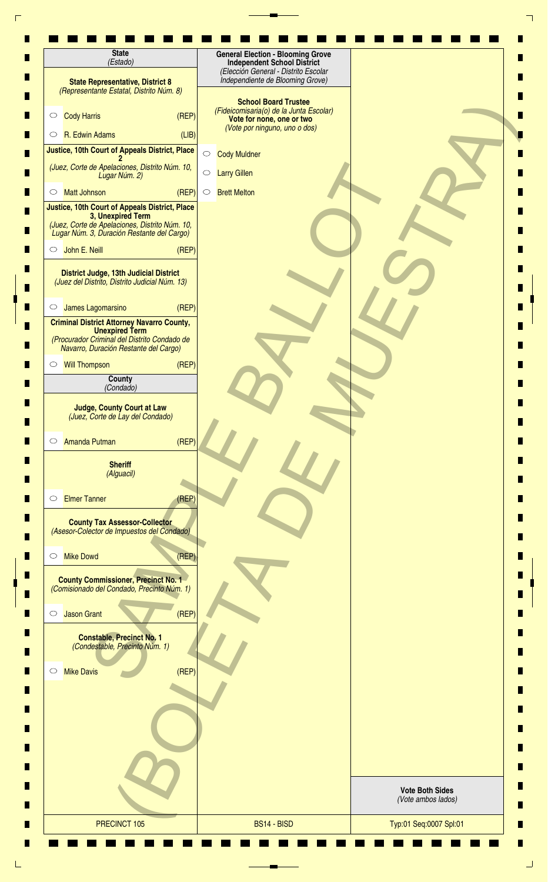## State
*(Estado)*

**State Representative, District 8**
*(Representante Estatal, Distrito Núm. 8)*

- ○ Cody Harris (REP)
- ○ R. Edwin Adams (LIB)

**Justice, 10th Court of Appeals District, Place 2**
*(Juez, Corte de Apelaciones, Distrito Núm. 10, Lugar Núm. 2)*

- ○ Matt Johnson (REP)

**Justice, 10th Court of Appeals District, Place 3, Unexpired Term**
*(Juez, Corte de Apelaciones, Distrito Núm. 10, Lugar Núm. 3, Duración Restante del Cargo)*

- ○ John E. Neill (REP)

**District Judge, 13th Judicial District**
*(Juez del Distrito, Distrito Judicial Núm. 13)*

- ○ James Lagomarsino (REP)

**Criminal District Attorney Navarro County, Unexpired Term**
*(Procurador Criminal del Distrito Condado de Navarro, Duración Restante del Cargo)*

- ○ Will Thompson (REP)

## County
*(Condado)*

**Judge, County Court at Law**
*(Juez, Corte de Lay del Condado)*

- ○ Amanda Putman (REP)

**Sheriff**
*(Alguacil)*

- ○ Elmer Tanner (REP)

**County Tax Assessor-Collector**
*(Asesor-Colector de Impuestos del Condado)*

- ○ Mike Dowd (REP)

**County Commissioner, Precinct No. 1**
*(Comisionado del Condado, Precinto Núm. 1)*

- ○ Jason Grant (REP)

**Constable, Precinct No. 1**
*(Condestable, Precinto Núm. 1)*

- ○ Mike Davis (REP)

## General Election - Blooming Grove Independent School District
*(Elección General - Distrito Escolar Independiente de Blooming Grove)*

**School Board Trustee**
*(Fideicomisaria(o) de la Junta Escolar)*
**Vote for none, one or two**
*(Vote por ninguno, uno o dos)*

- ○ Cody Muldner
- ○ Larry Gillen
- ○ Brett Melton

SAMPLE BALLOT (BOLETA DE MUESTRA)

**Vote Both Sides**
*(Vote ambos lados)*

PRECINCT 105 | BS14 - BISD | Typ:01 Seq:0007 Spl:01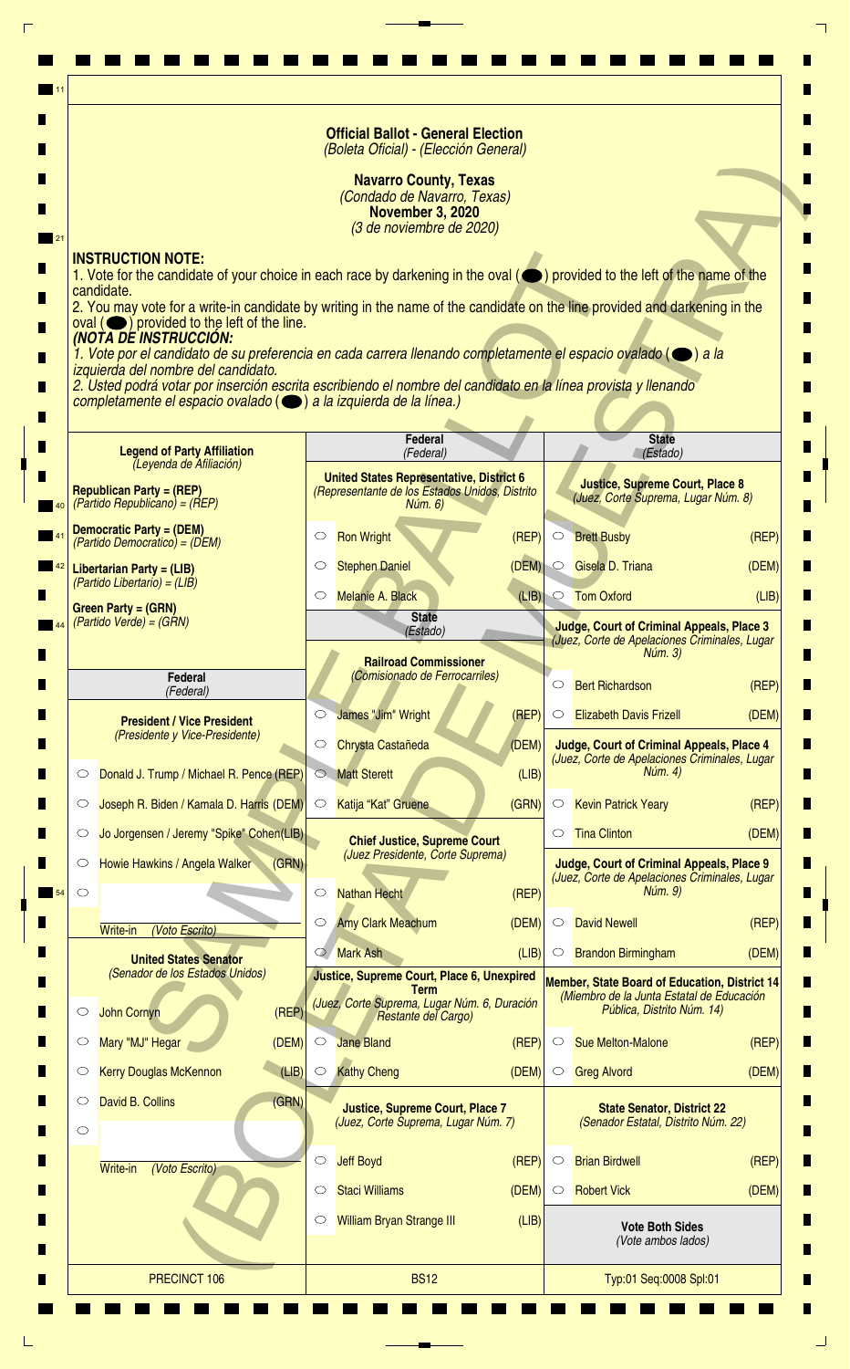# Official Ballot - General Election
*(Boleta Oficial) - (Elección General)*

**Navarro County, Texas**
*(Condado de Navarro, Texas)*
**November 3, 2020**
*(3 de noviembre de 2020)*

**INSTRUCTION NOTE:**
1. Vote for the candidate of your choice in each race by darkening in the oval (⬬) provided to the left of the name of the candidate.
2. You may vote for a write-in candidate by writing in the name of the candidate on the line provided and darkening in the oval (⬬) provided to the left of the line.

***(NOTA DE INSTRUCCIÓN:***
*1. Vote por el candidato de su preferencia en cada carrera llenando completamente el espacio ovalado (⬬) a la izquierda del nombre del candidato.*
*2. Usted podrá votar por inserción escrita escribiendo el nombre del candidato en la línea provista y llenando completamente el espacio ovalado (⬬) a la izquierda de la línea.)*

SAMPLE BALLOT (BOLETA DE MUESTRA)

**Legend of Party Affiliation** *(Leyenda de Afiliación)*

- **Republican Party = (REP)** *(Partido Republicano) = (REP)*
- **Democratic Party = (DEM)** *(Partido Democrático) = (DEM)*
- **Libertarian Party = (LIB)** *(Partido Libertario) = (LIB)*
- **Green Party = (GRN)** *(Partido Verde) = (GRN)*

## Federal *(Federal)*

**President / Vice President** *(Presidente y Vice-Presidente)*

- ⬭ Donald J. Trump / Michael R. Pence (REP)
- ⬭ Joseph R. Biden / Kamala D. Harris (DEM)
- ⬭ Jo Jorgensen / Jeremy "Spike" Cohen (LIB)
- ⬭ Howie Hawkins / Angela Walker (GRN)
- ⬭ ____________ Write-in *(Voto Escrito)*

**United States Senator** *(Senador de los Estados Unidos)*

- ⬭ John Cornyn (REP)
- ⬭ Mary "MJ" Hegar (DEM)
- ⬭ Kerry Douglas McKennon (LIB)
- ⬭ David B. Collins (GRN)
- ⬭ ____________ Write-in *(Voto Escrito)*

**United States Representative, District 6** *(Representante de los Estados Unidos, Distrito Núm. 6)*

- ⬭ Ron Wright (REP)
- ⬭ Stephen Daniel (DEM)
- ⬭ Melanie A. Black (LIB)

## State *(Estado)*

**Railroad Commissioner** *(Comisionado de Ferrocarriles)*

- ⬭ James "Jim" Wright (REP)
- ⬭ Chrysta Castañeda (DEM)
- ⬭ Matt Sterett (LIB)
- ⬭ Katija "Kat" Gruene (GRN)

**Chief Justice, Supreme Court** *(Juez Presidente, Corte Suprema)*

- ⬭ Nathan Hecht (REP)
- ⬭ Amy Clark Meachum (DEM)
- ⬭ Mark Ash (LIB)

**Justice, Supreme Court, Place 6, Unexpired Term** *(Juez, Corte Suprema, Lugar Núm. 6, Duración Restante del Cargo)*

- ⬭ Jane Bland (REP)
- ⬭ Kathy Cheng (DEM)

**Justice, Supreme Court, Place 7** *(Juez, Corte Suprema, Lugar Núm. 7)*

- ⬭ Jeff Boyd (REP)
- ⬭ Staci Williams (DEM)
- ⬭ William Bryan Strange III (LIB)

**Justice, Supreme Court, Place 8** *(Juez, Corte Suprema, Lugar Núm. 8)*

- ⬭ Brett Busby (REP)
- ⬭ Gisela D. Triana (DEM)
- ⬭ Tom Oxford (LIB)

**Judge, Court of Criminal Appeals, Place 3** *(Juez, Corte de Apelaciones Criminales, Lugar Núm. 3)*

- ⬭ Bert Richardson (REP)
- ⬭ Elizabeth Davis Frizell (DEM)

**Judge, Court of Criminal Appeals, Place 4** *(Juez, Corte de Apelaciones Criminales, Lugar Núm. 4)*

- ⬭ Kevin Patrick Yeary (REP)
- ⬭ Tina Clinton (DEM)

**Judge, Court of Criminal Appeals, Place 9** *(Juez, Corte de Apelaciones Criminales, Lugar Núm. 9)*

- ⬭ David Newell (REP)
- ⬭ Brandon Birmingham (DEM)

**Member, State Board of Education, District 14** *(Miembro de la Junta Estatal de Educación Pública, Distrito Núm. 14)*

- ⬭ Sue Melton-Malone (REP)
- ⬭ Greg Alvord (DEM)

**State Senator, District 22** *(Senador Estatal, Distrito Núm. 22)*

- ⬭ Brian Birdwell (REP)
- ⬭ Robert Vick (DEM)

**Vote Both Sides** *(Vote ambos lados)*

PRECINCT 106 | BS12 | Typ:01 Seq:0008 Spl:01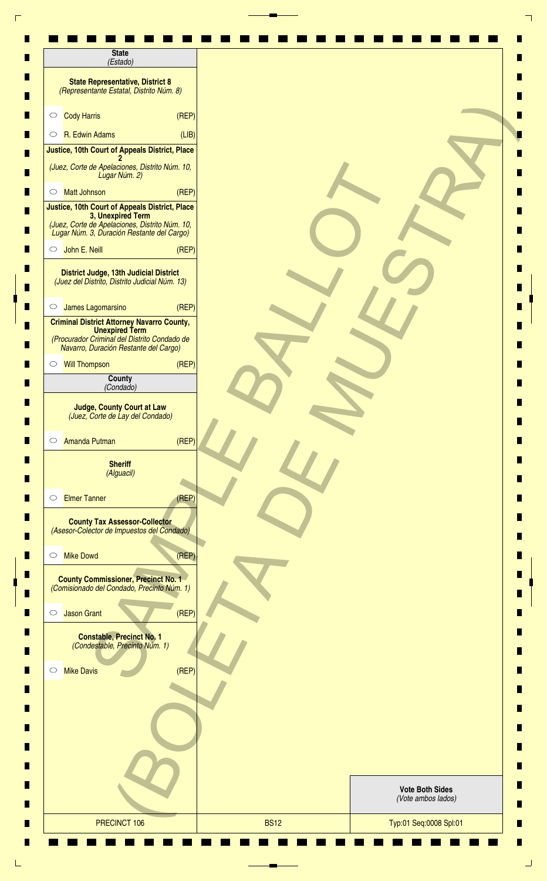## State
*(Estado)*

### State Representative, District 8
*(Representante Estatal, Distrito Núm. 8)*

- ○ Cody Harris (REP)
- ○ R. Edwin Adams (LIB)

### Justice, 10th Court of Appeals District, Place 2
*(Juez, Corte de Apelaciones, Distrito Núm. 10, Lugar Núm. 2)*

- ○ Matt Johnson (REP)

### Justice, 10th Court of Appeals District, Place 3, Unexpired Term
*(Juez, Corte de Apelaciones, Distrito Núm. 10, Lugar Núm. 3, Duración Restante del Cargo)*

- ○ John E. Neill (REP)

### District Judge, 13th Judicial District
*(Juez del Distrito, Distrito Judicial Núm. 13)*

- ○ James Lagomarsino (REP)

### Criminal District Attorney Navarro County, Unexpired Term
*(Procurador Criminal del Distrito Condado de Navarro, Duración Restante del Cargo)*

- ○ Will Thompson (REP)

## County
*(Condado)*

### Judge, County Court at Law
*(Juez, Corte de Lay del Condado)*

- ○ Amanda Putman (REP)

### Sheriff
*(Alguacil)*

- ○ Elmer Tanner (REP)

### County Tax Assessor-Collector
*(Asesor-Colector de Impuestos del Condado)*

- ○ Mike Dowd (REP)

### County Commissioner, Precinct No. 1
*(Comisionado del Condado, Precinto Núm. 1)*

- ○ Jason Grant (REP)

### Constable, Precinct No. 1
*(Condestable, Precinto Núm. 1)*

- ○ Mike Davis (REP)

SAMPLE BALLOT (BOLETA DE MUESTRA)

**Vote Both Sides**
*(Vote ambos lados)*

| PRECINCT 106 | BS12 | Typ:01 Seq:0008 Spl:01 |
|---|---|---|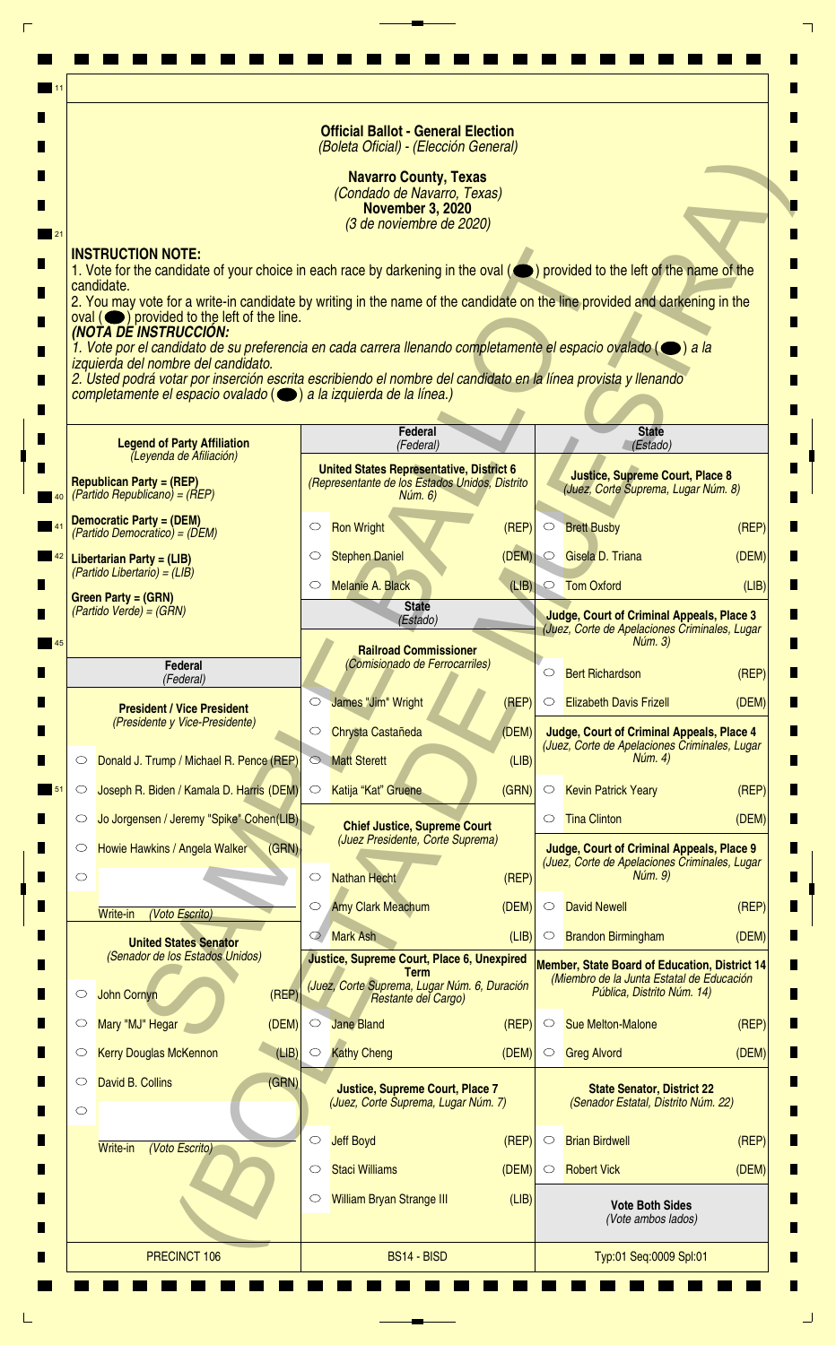**Official Ballot - General Election**
*(Boleta Oficial) - (Elección General)*

**Navarro County, Texas**
*(Condado de Navarro, Texas)*
**November 3, 2020**
*(3 de noviembre de 2020)*

**INSTRUCTION NOTE:**
1. Vote for the candidate of your choice in each race by darkening in the oval (⬬) provided to the left of the name of the candidate.
2. You may vote for a write-in candidate by writing in the name of the candidate on the line provided and darkening in the oval (⬬) provided to the left of the line.

***(NOTA DE INSTRUCCIÓN:***
*1. Vote por el candidato de su preferencia en cada carrera llenando completamente el espacio ovalado (⬬) a la izquierda del nombre del candidato.*
*2. Usted podrá votar por inserción escrita escribiendo el nombre del candidato en la línea provista y llenando completamente el espacio ovalado (⬬) a la izquierda de la línea.)*

**Legend of Party Affiliation**
*(Leyenda de Afiliación)*

**Republican Party = (REP)**
*(Partido Republicano) = (REP)*

**Democratic Party = (DEM)**
*(Partido Democrático) = (DEM)*

**Libertarian Party = (LIB)**
*(Partido Libertario) = (LIB)*

**Green Party = (GRN)**
*(Partido Verde) = (GRN)*

## Federal
*(Federal)*

**President / Vice President**
*(Presidente y Vice-Presidente)*

- ○ Donald J. Trump / Michael R. Pence (REP)
- ○ Joseph R. Biden / Kamala D. Harris (DEM)
- ○ Jo Jorgensen / Jeremy "Spike" Cohen (LIB)
- ○ Howie Hawkins / Angela Walker (GRN)
- ○ ______ Write-in *(Voto Escrito)*

**United States Senator**
*(Senador de los Estados Unidos)*

- ○ John Cornyn (REP)
- ○ Mary "MJ" Hegar (DEM)
- ○ Kerry Douglas McKennon (LIB)
- ○ David B. Collins (GRN)
- ○ ______ Write-in *(Voto Escrito)*

**United States Representative, District 6**
*(Representante de los Estados Unidos, Distrito Núm. 6)*

- ○ Ron Wright (REP)
- ○ Stephen Daniel (DEM)
- ○ Melanie A. Black (LIB)

## State
*(Estado)*

**Railroad Commissioner**
*(Comisionado de Ferrocarriles)*

- ○ James "Jim" Wright (REP)
- ○ Chrysta Castañeda (DEM)
- ○ Matt Sterett (LIB)
- ○ Katija "Kat" Gruene (GRN)

**Chief Justice, Supreme Court**
*(Juez Presidente, Corte Suprema)*

- ○ Nathan Hecht (REP)
- ○ Amy Clark Meachum (DEM)
- ○ Mark Ash (LIB)

**Justice, Supreme Court, Place 6, Unexpired Term**
*(Juez, Corte Suprema, Lugar Núm. 6, Duración Restante del Cargo)*

- ○ Jane Bland (REP)
- ○ Kathy Cheng (DEM)

**Justice, Supreme Court, Place 7**
*(Juez, Corte Suprema, Lugar Núm. 7)*

- ○ Jeff Boyd (REP)
- ○ Staci Williams (DEM)
- ○ William Bryan Strange III (LIB)

**Justice, Supreme Court, Place 8**
*(Juez, Corte Suprema, Lugar Núm. 8)*

- ○ Brett Busby (REP)
- ○ Gisela D. Triana (DEM)
- ○ Tom Oxford (LIB)

**Judge, Court of Criminal Appeals, Place 3**
*(Juez, Corte de Apelaciones Criminales, Lugar Núm. 3)*

- ○ Bert Richardson (REP)
- ○ Elizabeth Davis Frizell (DEM)

**Judge, Court of Criminal Appeals, Place 4**
*(Juez, Corte de Apelaciones Criminales, Lugar Núm. 4)*

- ○ Kevin Patrick Yeary (REP)
- ○ Tina Clinton (DEM)

**Judge, Court of Criminal Appeals, Place 9**
*(Juez, Corte de Apelaciones Criminales, Lugar Núm. 9)*

- ○ David Newell (REP)
- ○ Brandon Birmingham (DEM)

**Member, State Board of Education, District 14**
*(Miembro de la Junta Estatal de Educación Pública, Distrito Núm. 14)*

- ○ Sue Melton-Malone (REP)
- ○ Greg Alvord (DEM)

**State Senator, District 22**
*(Senador Estatal, Distrito Núm. 22)*

- ○ Brian Birdwell (REP)
- ○ Robert Vick (DEM)

**Vote Both Sides**
*(Vote ambos lados)*

PRECINCT 106 | BS14 - BISD | Typ:01 Seq:0009 Spl:01

SAMPLE BALLOT (BOLETA DE MUESTRA)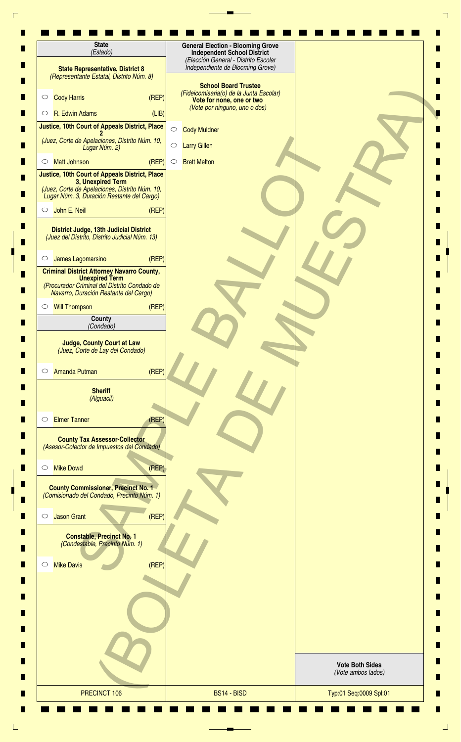## State
*(Estado)*

**State Representative, District 8**
*(Representante Estatal, Distrito Núm. 8)*

- ○ Cody Harris (REP)
- ○ R. Edwin Adams (LIB)

**Justice, 10th Court of Appeals District, Place 2**
*(Juez, Corte de Apelaciones, Distrito Núm. 10, Lugar Núm. 2)*

- ○ Matt Johnson (REP)

**Justice, 10th Court of Appeals District, Place 3, Unexpired Term**
*(Juez, Corte de Apelaciones, Distrito Núm. 10, Lugar Núm. 3, Duración Restante del Cargo)*

- ○ John E. Neill (REP)

**District Judge, 13th Judicial District**
*(Juez del Distrito, Distrito Judicial Núm. 13)*

- ○ James Lagomarsino (REP)

**Criminal District Attorney Navarro County, Unexpired Term**
*(Procurador Criminal del Distrito Condado de Navarro, Duración Restante del Cargo)*

- ○ Will Thompson (REP)

## County
*(Condado)*

**Judge, County Court at Law**
*(Juez, Corte de Lay del Condado)*

- ○ Amanda Putman (REP)

**Sheriff**
*(Alguacil)*

- ○ Elmer Tanner (REP)

**County Tax Assessor-Collector**
*(Asesor-Colector de Impuestos del Condado)*

- ○ Mike Dowd (REP)

**County Commissioner, Precinct No. 1**
*(Comisionado del Condado, Precinto Núm. 1)*

- ○ Jason Grant (REP)

**Constable, Precinct No. 1**
*(Condestable, Precinto Núm. 1)*

- ○ Mike Davis (REP)

## General Election - Blooming Grove Independent School District
*(Elección General - Distrito Escolar Independiente de Blooming Grove)*

**School Board Trustee**
*(Fideicomisaria(o) de la Junta Escolar)*
**Vote for none, one or two**
*(Vote por ninguno, uno o dos)*

- ○ Cody Muldner
- ○ Larry Gillen
- ○ Brett Melton

SAMPLE BALLOT (BOLETA DE MUESTRA)

**Vote Both Sides**
*(Vote ambos lados)*

PRECINCT 106 | BS14 - BISD | Typ:01 Seq:0009 Spl:01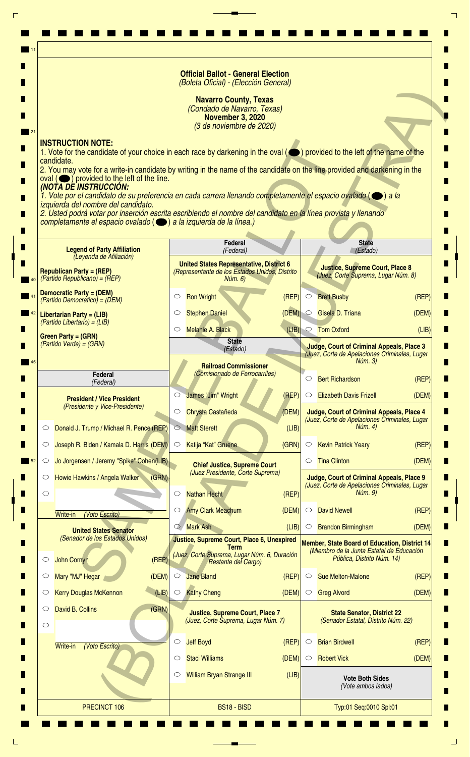**Official Ballot - General Election**
*(Boleta Oficial) - (Elección General)*

**Navarro County, Texas**
*(Condado de Navarro, Texas)*
**November 3, 2020**
*(3 de noviembre de 2020)*

**INSTRUCTION NOTE:**
1. Vote for the candidate of your choice in each race by darkening in the oval (⬬) provided to the left of the name of the candidate.
2. You may vote for a write-in candidate by writing in the name of the candidate on the line provided and darkening in the oval (⬬) provided to the left of the line.

***(NOTA DE INSTRUCCIÓN:***
*1. Vote por el candidato de su preferencia en cada carrera llenando completamente el espacio ovalado (⬬) a la izquierda del nombre del candidato.*
*2. Usted podrá votar por inserción escrita escribiendo el nombre del candidato en la línea provista y llenando completamente el espacio ovalado (⬬) a la izquierda de la línea.)*

**Legend of Party Affiliation**
*(Leyenda de Afiliación)*

**Republican Party = (REP)**
*(Partido Republicano) = (REP)*

**Democratic Party = (DEM)**
*(Partido Democrático) = (DEM)*

**Libertarian Party = (LIB)**
*(Partido Libertario) = (LIB)*

**Green Party = (GRN)**
*(Partido Verde) = (GRN)*

## Federal *(Federal)*

**President / Vice President**
*(Presidente y Vice-Presidente)*

- ○ Donald J. Trump / Michael R. Pence (REP)
- ○ Joseph R. Biden / Kamala D. Harris (DEM)
- ○ Jo Jorgensen / Jeremy "Spike" Cohen (LIB)
- ○ Howie Hawkins / Angela Walker (GRN)
- ○ ________ Write-in *(Voto Escrito)*

**United States Senator**
*(Senador de los Estados Unidos)*

- ○ John Cornyn (REP)
- ○ Mary "MJ" Hegar (DEM)
- ○ Kerry Douglas McKennon (LIB)
- ○ David B. Collins (GRN)
- ○ ________ Write-in *(Voto Escrito)*

**United States Representative, District 6**
*(Representante de los Estados Unidos, Distrito Núm. 6)*

- ○ Ron Wright (REP)
- ○ Stephen Daniel (DEM)
- ○ Melanie A. Black (LIB)

## State *(Estado)*

**Railroad Commissioner**
*(Comisionado de Ferrocarriles)*

- ○ James "Jim" Wright (REP)
- ○ Chrysta Castañeda (DEM)
- ○ Matt Sterett (LIB)
- ○ Katija "Kat" Gruene (GRN)

**Chief Justice, Supreme Court**
*(Juez Presidente, Corte Suprema)*

- ○ Nathan Hecht (REP)
- ○ Amy Clark Meachum (DEM)
- ○ Mark Ash (LIB)

**Justice, Supreme Court, Place 6, Unexpired Term**
*(Juez, Corte Suprema, Lugar Núm. 6, Duración Restante del Cargo)*

- ○ Jane Bland (REP)
- ○ Kathy Cheng (DEM)

**Justice, Supreme Court, Place 7**
*(Juez, Corte Suprema, Lugar Núm. 7)*

- ○ Jeff Boyd (REP)
- ○ Staci Williams (DEM)
- ○ William Bryan Strange III (LIB)

**Justice, Supreme Court, Place 8**
*(Juez, Corte Suprema, Lugar Núm. 8)*

- ○ Brett Busby (REP)
- ○ Gisela D. Triana (DEM)
- ○ Tom Oxford (LIB)

**Judge, Court of Criminal Appeals, Place 3**
*(Juez, Corte de Apelaciones Criminales, Lugar Núm. 3)*

- ○ Bert Richardson (REP)
- ○ Elizabeth Davis Frizell (DEM)

**Judge, Court of Criminal Appeals, Place 4**
*(Juez, Corte de Apelaciones Criminales, Lugar Núm. 4)*

- ○ Kevin Patrick Yeary (REP)
- ○ Tina Clinton (DEM)

**Judge, Court of Criminal Appeals, Place 9**
*(Juez, Corte de Apelaciones Criminales, Lugar Núm. 9)*

- ○ David Newell (REP)
- ○ Brandon Birmingham (DEM)

**Member, State Board of Education, District 14**
*(Miembro de la Junta Estatal de Educación Pública, Distrito Núm. 14)*

- ○ Sue Melton-Malone (REP)
- ○ Greg Alvord (DEM)

**State Senator, District 22**
*(Senador Estatal, Distrito Núm. 22)*

- ○ Brian Birdwell (REP)
- ○ Robert Vick (DEM)

**Vote Both Sides**
*(Vote ambos lados)*

| PRECINCT 106 | BS18 - BISD | Typ:01 Seq:0010 Spl:01 |
|---|---|---|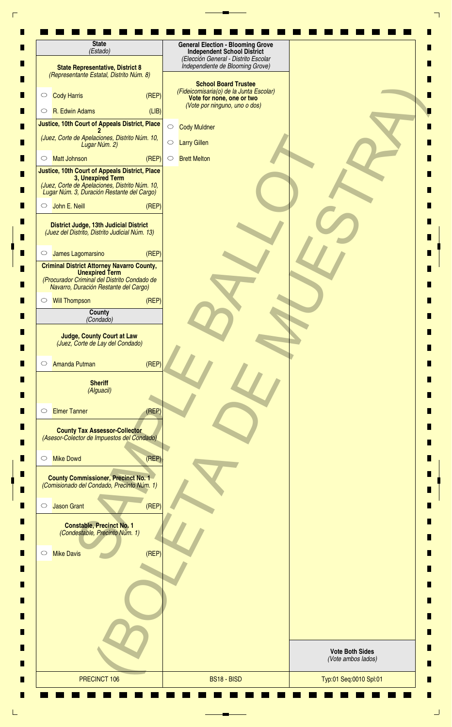## State
*(Estado)*

### State Representative, District 8
*(Representante Estatal, Distrito Núm. 8)*

- ○ Cody Harris (REP)
- ○ R. Edwin Adams (LIB)

### Justice, 10th Court of Appeals District, Place 2
*(Juez, Corte de Apelaciones, Distrito Núm. 10, Lugar Núm. 2)*

- ○ Matt Johnson (REP)

### Justice, 10th Court of Appeals District, Place 3, Unexpired Term
*(Juez, Corte de Apelaciones, Distrito Núm. 10, Lugar Núm. 3, Duración Restante del Cargo)*

- ○ John E. Neill (REP)

### District Judge, 13th Judicial District
*(Juez del Distrito, Distrito Judicial Núm. 13)*

- ○ James Lagomarsino (REP)

### Criminal District Attorney Navarro County, Unexpired Term
*(Procurador Criminal del Distrito Condado de Navarro, Duración Restante del Cargo)*

- ○ Will Thompson (REP)

## County
*(Condado)*

### Judge, County Court at Law
*(Juez, Corte de Lay del Condado)*

- ○ Amanda Putman (REP)

### Sheriff
*(Alguacil)*

- ○ Elmer Tanner (REP)

### County Tax Assessor-Collector
*(Asesor-Colector de Impuestos del Condado)*

- ○ Mike Dowd (REP)

### County Commissioner, Precinct No. 1
*(Comisionado del Condado, Precinto Núm. 1)*

- ○ Jason Grant (REP)

### Constable, Precinct No. 1
*(Condestable, Precinto Núm. 1)*

- ○ Mike Davis (REP)

## General Election - Blooming Grove Independent School District
*(Elección General - Distrito Escolar Independiente de Blooming Grove)*

### School Board Trustee
*(Fideicomisaria(o) de la Junta Escolar)*

**Vote for none, one or two**
*(Vote por ninguno, uno o dos)*

- ○ Cody Muldner
- ○ Larry Gillen
- ○ Brett Melton

SAMPLE BALLOT (BOLETA DE MUESTRA)

**Vote Both Sides**
*(Vote ambos lados)*

| PRECINCT 106 | BS18 - BISD | Typ:01 Seq:0010 Spl:01 |
| --- | --- | --- |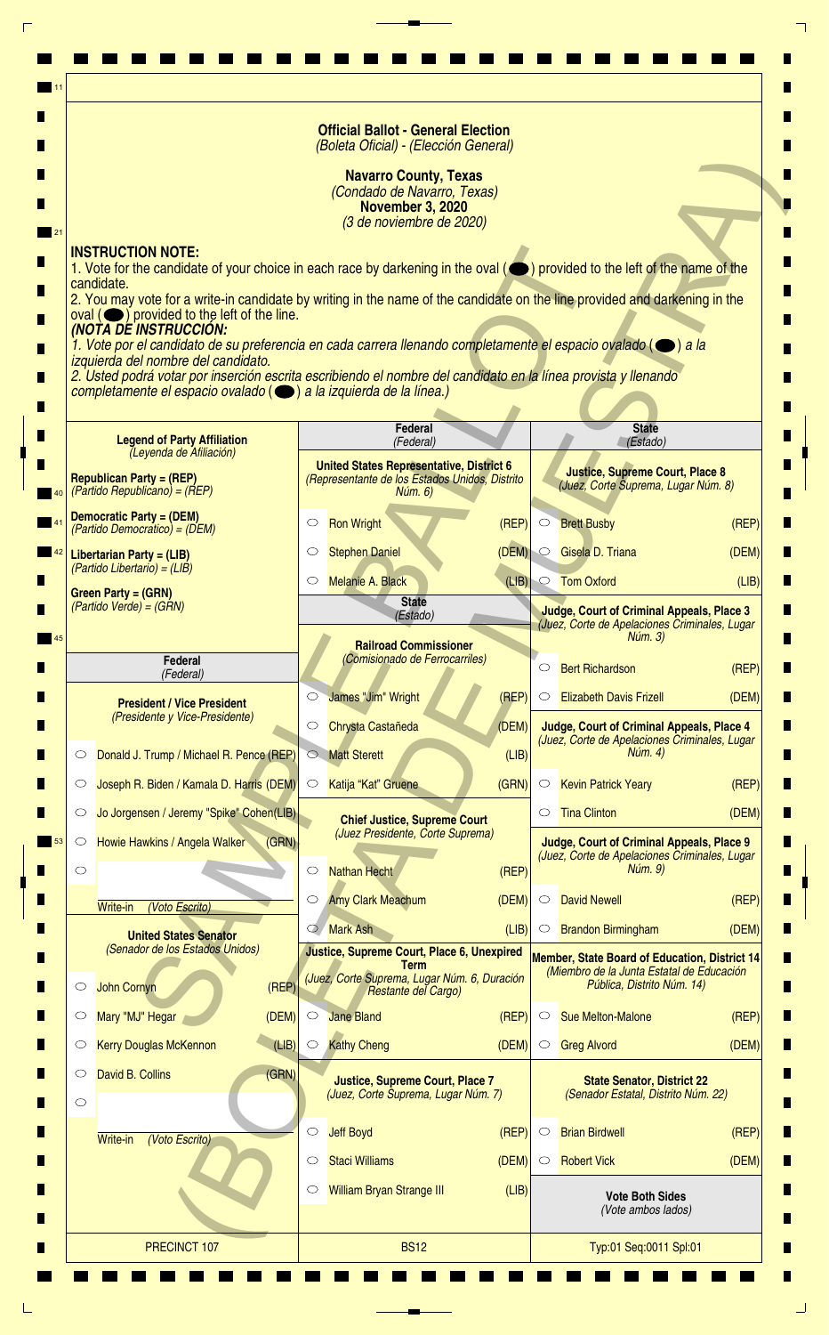**Official Ballot - General Election**
*(Boleta Oficial) - (Elección General)*

**Navarro County, Texas**
*(Condado de Navarro, Texas)*
**November 3, 2020**
*(3 de noviembre de 2020)*

**INSTRUCTION NOTE:**
1. Vote for the candidate of your choice in each race by darkening in the oval (⬬) provided to the left of the name of the candidate.
2. You may vote for a write-in candidate by writing in the name of the candidate on the line provided and darkening in the oval (⬬) provided to the left of the line.

***(NOTA DE INSTRUCCIÓN:***
*1. Vote por el candidato de su preferencia en cada carrera llenando completamente el espacio ovalado (⬬) a la izquierda del nombre del candidato.*
*2. Usted podrá votar por inserción escrita escribiendo el nombre del candidato en la línea provista y llenando completamente el espacio ovalado (⬬) a la izquierda de la línea.)*

**Legend of Party Affiliation**
*(Leyenda de Afiliación)*

- **Republican Party = (REP)** *(Partido Republicano) = (REP)*
- **Democratic Party = (DEM)** *(Partido Democrático) = (DEM)*
- **Libertarian Party = (LIB)** *(Partido Libertario) = (LIB)*
- **Green Party = (GRN)** *(Partido Verde) = (GRN)*

## Federal *(Federal)*

### President / Vice President *(Presidente y Vice-Presidente)*

- ○ Donald J. Trump / Michael R. Pence (REP)
- ○ Joseph R. Biden / Kamala D. Harris (DEM)
- ○ Jo Jorgensen / Jeremy "Spike" Cohen (LIB)
- ○ Howie Hawkins / Angela Walker (GRN)
- ○ ______ Write-in *(Voto Escrito)*

### United States Senator *(Senador de los Estados Unidos)*

- ○ John Cornyn (REP)
- ○ Mary "MJ" Hegar (DEM)
- ○ Kerry Douglas McKennon (LIB)
- ○ David B. Collins (GRN)
- ○ ______ Write-in *(Voto Escrito)*

### United States Representative, District 6 *(Representante de los Estados Unidos, Distrito Núm. 6)*

- ○ Ron Wright (REP)
- ○ Stephen Daniel (DEM)
- ○ Melanie A. Black (LIB)

## State *(Estado)*

### Railroad Commissioner *(Comisionado de Ferrocarriles)*

- ○ James "Jim" Wright (REP)
- ○ Chrysta Castañeda (DEM)
- ○ Matt Sterett (LIB)
- ○ Katija "Kat" Gruene (GRN)

### Chief Justice, Supreme Court *(Juez Presidente, Corte Suprema)*

- ○ Nathan Hecht (REP)
- ○ Amy Clark Meachum (DEM)
- ○ Mark Ash (LIB)

### Justice, Supreme Court, Place 6, Unexpired Term *(Juez, Corte Suprema, Lugar Núm. 6, Duración Restante del Cargo)*

- ○ Jane Bland (REP)
- ○ Kathy Cheng (DEM)

### Justice, Supreme Court, Place 7 *(Juez, Corte Suprema, Lugar Núm. 7)*

- ○ Jeff Boyd (REP)
- ○ Staci Williams (DEM)
- ○ William Bryan Strange III (LIB)

### Justice, Supreme Court, Place 8 *(Juez, Corte Suprema, Lugar Núm. 8)*

- ○ Brett Busby (REP)
- ○ Gisela D. Triana (DEM)
- ○ Tom Oxford (LIB)

### Judge, Court of Criminal Appeals, Place 3 *(Juez, Corte de Apelaciones Criminales, Lugar Núm. 3)*

- ○ Bert Richardson (REP)
- ○ Elizabeth Davis Frizell (DEM)

### Judge, Court of Criminal Appeals, Place 4 *(Juez, Corte de Apelaciones Criminales, Lugar Núm. 4)*

- ○ Kevin Patrick Yeary (REP)
- ○ Tina Clinton (DEM)

### Judge, Court of Criminal Appeals, Place 9 *(Juez, Corte de Apelaciones Criminales, Lugar Núm. 9)*

- ○ David Newell (REP)
- ○ Brandon Birmingham (DEM)

### Member, State Board of Education, District 14 *(Miembro de la Junta Estatal de Educación Pública, Distrito Núm. 14)*

- ○ Sue Melton-Malone (REP)
- ○ Greg Alvord (DEM)

### State Senator, District 22 *(Senador Estatal, Distrito Núm. 22)*

- ○ Brian Birdwell (REP)
- ○ Robert Vick (DEM)

**Vote Both Sides**
*(Vote ambos lados)*

PRECINCT 107 | BS12 | Typ:01 Seq:0011 Spl:01

SAMPLE BALLOT (BOLETA DE MUESTRA)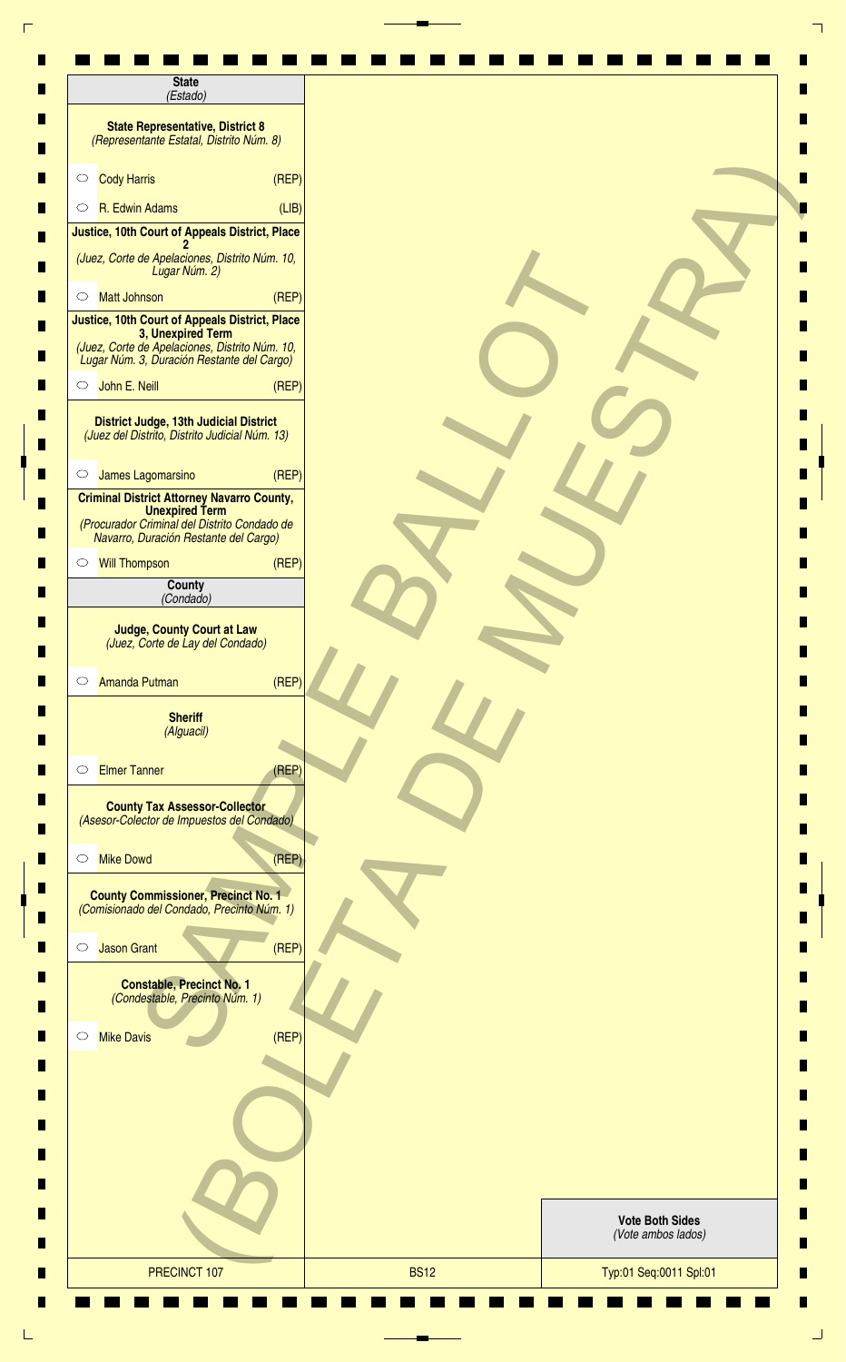**SAMPLE BALLOT (BOLETA DE MUESTRA)**

## State
*(Estado)*

### State Representative, District 8
*(Representante Estatal, Distrito Núm. 8)*

- ○ Cody Harris (REP)
- ○ R. Edwin Adams (LIB)

### Justice, 10th Court of Appeals District, Place 2
*(Juez, Corte de Apelaciones, Distrito Núm. 10, Lugar Núm. 2)*

- ○ Matt Johnson (REP)

### Justice, 10th Court of Appeals District, Place 3, Unexpired Term
*(Juez, Corte de Apelaciones, Distrito Núm. 10, Lugar Núm. 3, Duración Restante del Cargo)*

- ○ John E. Neill (REP)

### District Judge, 13th Judicial District
*(Juez del Distrito, Distrito Judicial Núm. 13)*

- ○ James Lagomarsino (REP)

### Criminal District Attorney Navarro County, Unexpired Term
*(Procurador Criminal del Distrito Condado de Navarro, Duración Restante del Cargo)*

- ○ Will Thompson (REP)

## County
*(Condado)*

### Judge, County Court at Law
*(Juez, Corte de Lay del Condado)*

- ○ Amanda Putman (REP)

### Sheriff
*(Alguacil)*

- ○ Elmer Tanner (REP)

### County Tax Assessor-Collector
*(Asesor-Colector de Impuestos del Condado)*

- ○ Mike Dowd (REP)

### County Commissioner, Precinct No. 1
*(Comisionado del Condado, Precinto Núm. 1)*

- ○ Jason Grant (REP)

### Constable, Precinct No. 1
*(Condestable, Precinto Núm. 1)*

- ○ Mike Davis (REP)

**Vote Both Sides**
*(Vote ambos lados)*

| PRECINCT 107 | BS12 | Typ:01 Seq:0011 Spl:01 |
|---|---|---|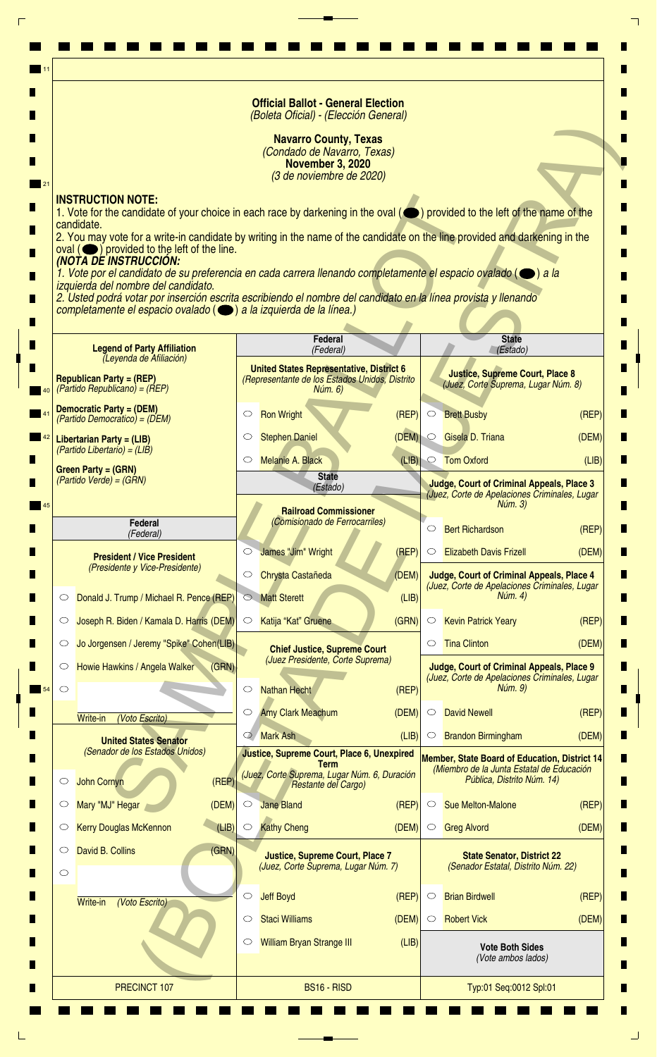SAMPLE BALLOT (BOLETA DE MUESTRA)

# Official Ballot - General Election
*(Boleta Oficial) - (Elección General)*

## Navarro County, Texas
*(Condado de Navarro, Texas)*

**November 3, 2020**
*(3 de noviembre de 2020)*

**INSTRUCTION NOTE:**

1. Vote for the candidate of your choice in each race by darkening in the oval (⬬) provided to the left of the name of the candidate.
2. You may vote for a write-in candidate by writing in the name of the candidate on the line provided and darkening in the oval (⬬) provided to the left of the line.

***(NOTA DE INSTRUCCIÓN:***

*1. Vote por el candidato de su preferencia en cada carrera llenando completamente el espacio ovalado (⬬) a la izquierda del nombre del candidato.*
*2. Usted podrá votar por inserción escrita escribiendo el nombre del candidato en la línea provista y llenando completamente el espacio ovalado (⬬) a la izquierda de la línea.)*

**Legend of Party Affiliation**
*(Leyenda de Afiliación)*

**Republican Party = (REP)**
*(Partido Republicano) = (REP)*

**Democratic Party = (DEM)**
*(Partido Democrático) = (DEM)*

**Libertarian Party = (LIB)**
*(Partido Libertario) = (LIB)*

**Green Party = (GRN)**
*(Partido Verde) = (GRN)*

### Federal
*(Federal)*

**President / Vice President**
*(Presidente y Vice-Presidente)*

- ○ Donald J. Trump / Michael R. Pence (REP)
- ○ Joseph R. Biden / Kamala D. Harris (DEM)
- ○ Jo Jorgensen / Jeremy "Spike" Cohen (LIB)
- ○ Howie Hawkins / Angela Walker (GRN)
- ○ ____________ Write-in *(Voto Escrito)*

**United States Senator**
*(Senador de los Estados Unidos)*

- ○ John Cornyn (REP)
- ○ Mary "MJ" Hegar (DEM)
- ○ Kerry Douglas McKennon (LIB)
- ○ David B. Collins (GRN)
- ○ ____________ Write-in *(Voto Escrito)*

**United States Representative, District 6**
*(Representante de los Estados Unidos, Distrito Núm. 6)*

- ○ Ron Wright (REP)
- ○ Stephen Daniel (DEM)
- ○ Melanie A. Black (LIB)

### State
*(Estado)*

**Railroad Commissioner**
*(Comisionado de Ferrocarriles)*

- ○ James "Jim" Wright (REP)
- ○ Chrysta Castañeda (DEM)
- ○ Matt Sterett (LIB)
- ○ Katija "Kat" Gruene (GRN)

**Chief Justice, Supreme Court**
*(Juez Presidente, Corte Suprema)*

- ○ Nathan Hecht (REP)
- ○ Amy Clark Meachum (DEM)
- ○ Mark Ash (LIB)

**Justice, Supreme Court, Place 6, Unexpired Term**
*(Juez, Corte Suprema, Lugar Núm. 6, Duración Restante del Cargo)*

- ○ Jane Bland (REP)
- ○ Kathy Cheng (DEM)

**Justice, Supreme Court, Place 7**
*(Juez, Corte Suprema, Lugar Núm. 7)*

- ○ Jeff Boyd (REP)
- ○ Staci Williams (DEM)
- ○ William Bryan Strange III (LIB)

**Justice, Supreme Court, Place 8**
*(Juez, Corte Suprema, Lugar Núm. 8)*

- ○ Brett Busby (REP)
- ○ Gisela D. Triana (DEM)
- ○ Tom Oxford (LIB)

**Judge, Court of Criminal Appeals, Place 3**
*(Juez, Corte de Apelaciones Criminales, Lugar Núm. 3)*

- ○ Bert Richardson (REP)
- ○ Elizabeth Davis Frizell (DEM)

**Judge, Court of Criminal Appeals, Place 4**
*(Juez, Corte de Apelaciones Criminales, Lugar Núm. 4)*

- ○ Kevin Patrick Yeary (REP)
- ○ Tina Clinton (DEM)

**Judge, Court of Criminal Appeals, Place 9**
*(Juez, Corte de Apelaciones Criminales, Lugar Núm. 9)*

- ○ David Newell (REP)
- ○ Brandon Birmingham (DEM)

**Member, State Board of Education, District 14**
*(Miembro de la Junta Estatal de Educación Pública, Distrito Núm. 14)*

- ○ Sue Melton-Malone (REP)
- ○ Greg Alvord (DEM)

**State Senator, District 22**
*(Senador Estatal, Distrito Núm. 22)*

- ○ Brian Birdwell (REP)
- ○ Robert Vick (DEM)

**Vote Both Sides**
*(Vote ambos lados)*

| PRECINCT 107 | BS16 - RISD | Typ:01 Seq:0012 Spl:01 |
| --- | --- | --- |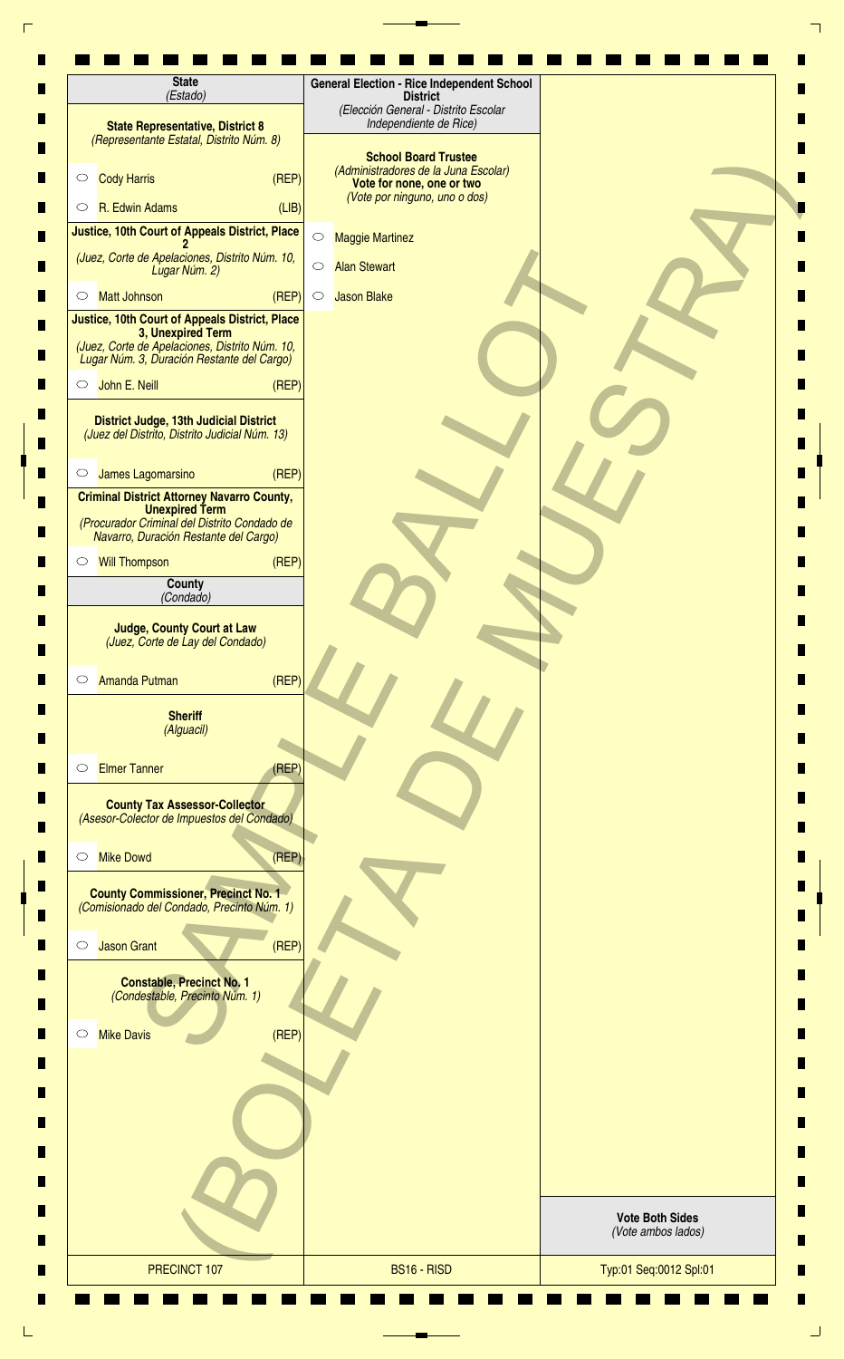## State
*(Estado)*

### State Representative, District 8
*(Representante Estatal, Distrito Núm. 8)*

- ○ Cody Harris (REP)
- ○ R. Edwin Adams (LIB)

### Justice, 10th Court of Appeals District, Place 2
*(Juez, Corte de Apelaciones, Distrito Núm. 10, Lugar Núm. 2)*

- ○ Matt Johnson (REP)

### Justice, 10th Court of Appeals District, Place 3, Unexpired Term
*(Juez, Corte de Apelaciones, Distrito Núm. 10, Lugar Núm. 3, Duración Restante del Cargo)*

- ○ John E. Neill (REP)

### District Judge, 13th Judicial District
*(Juez del Distrito, Distrito Judicial Núm. 13)*

- ○ James Lagomarsino (REP)

### Criminal District Attorney Navarro County, Unexpired Term
*(Procurador Criminal del Distrito Condado de Navarro, Duración Restante del Cargo)*

- ○ Will Thompson (REP)

## County
*(Condado)*

### Judge, County Court at Law
*(Juez, Corte de Lay del Condado)*

- ○ Amanda Putman (REP)

### Sheriff
*(Alguacil)*

- ○ Elmer Tanner (REP)

### County Tax Assessor-Collector
*(Asesor-Colector de Impuestos del Condado)*

- ○ Mike Dowd (REP)

### County Commissioner, Precinct No. 1
*(Comisionado del Condado, Precinto Núm. 1)*

- ○ Jason Grant (REP)

### Constable, Precinct No. 1
*(Condestable, Precinto Núm. 1)*

- ○ Mike Davis (REP)

## General Election - Rice Independent School District
*(Elección General - Distrito Escolar Independiente de Rice)*

### School Board Trustee
*(Administradores de la Juna Escolar)*

**Vote for none, one or two**
*(Vote por ninguno, uno o dos)*

- ○ Maggie Martinez
- ○ Alan Stewart
- ○ Jason Blake

SAMPLE BALLOT (BOLETA DE MUESTRA)

**Vote Both Sides**
*(Vote ambos lados)*

PRECINCT 107 | BS16 - RISD | Typ:01 Seq:0012 Spl:01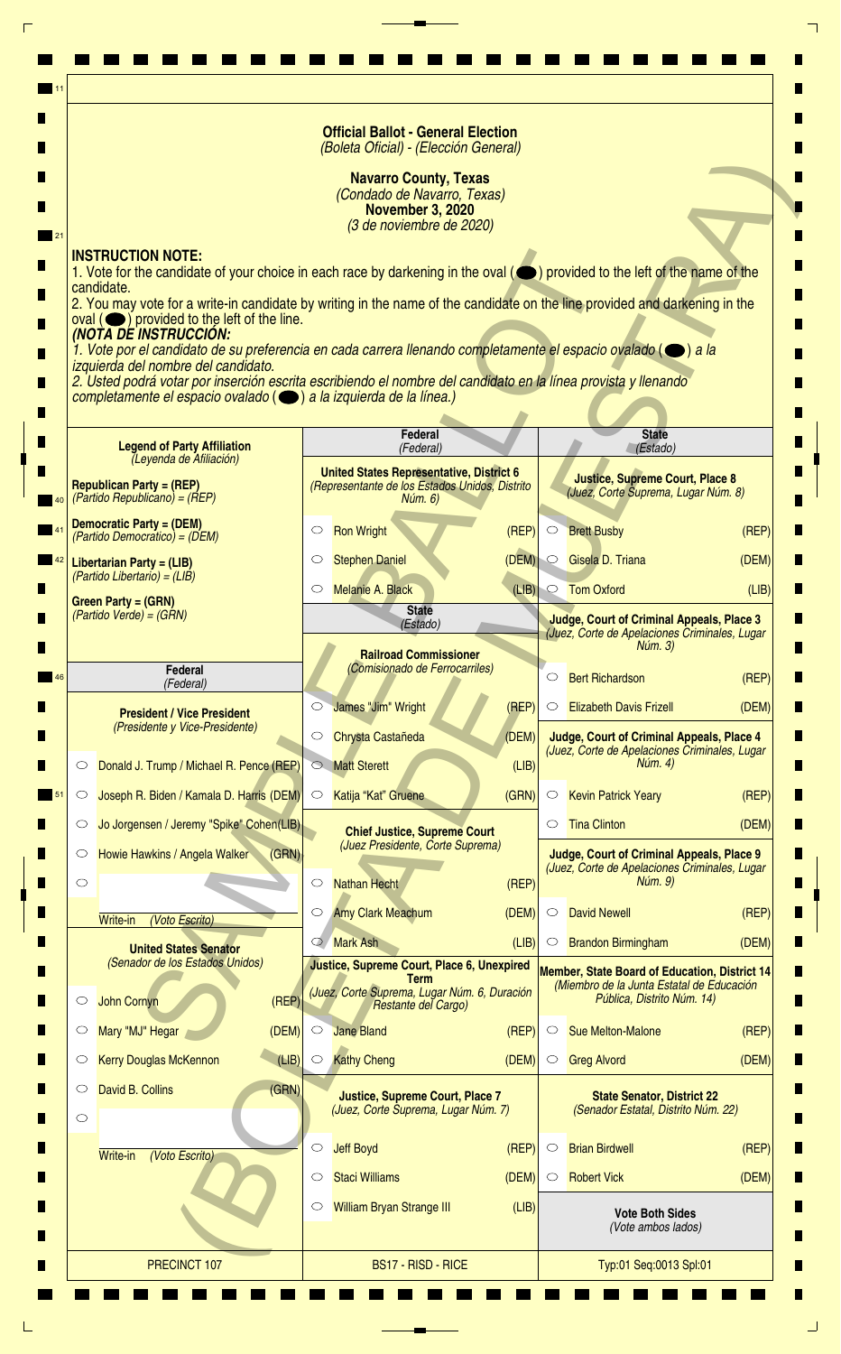**Official Ballot - General Election**
*(Boleta Oficial) - (Elección General)*

**Navarro County, Texas**
*(Condado de Navarro, Texas)*
**November 3, 2020**
*(3 de noviembre de 2020)*

**INSTRUCTION NOTE:**
1. Vote for the candidate of your choice in each race by darkening in the oval (⬬) provided to the left of the name of the candidate.
2. You may vote for a write-in candidate by writing in the name of the candidate on the line provided and darkening in the oval (⬬) provided to the left of the line.

***(NOTA DE INSTRUCCIÓN:***
*1. Vote por el candidato de su preferencia en cada carrera llenando completamente el espacio ovalado (⬬) a la izquierda del nombre del candidato.*
*2. Usted podrá votar por inserción escrita escribiendo el nombre del candidato en la línea provista y llenando completamente el espacio ovalado (⬬) a la izquierda de la línea.)*

**Legend of Party Affiliation**
*(Leyenda de Afiliación)*

**Republican Party = (REP)**
*(Partido Republicano) = (REP)*

**Democratic Party = (DEM)**
*(Partido Democrático) = (DEM)*

**Libertarian Party = (LIB)**
*(Partido Libertario) = (LIB)*

**Green Party = (GRN)**
*(Partido Verde) = (GRN)*

## Federal
*(Federal)*

**President / Vice President**
*(Presidente y Vice-Presidente)*

- ○ Donald J. Trump / Michael R. Pence (REP)
- ○ Joseph R. Biden / Kamala D. Harris (DEM)
- ○ Jo Jorgensen / Jeremy "Spike" Cohen (LIB)
- ○ Howie Hawkins / Angela Walker (GRN)
- ○ ____________ Write-in *(Voto Escrito)*

**United States Senator**
*(Senador de los Estados Unidos)*

- ○ John Cornyn (REP)
- ○ Mary "MJ" Hegar (DEM)
- ○ Kerry Douglas McKennon (LIB)
- ○ David B. Collins (GRN)
- ○ ____________ Write-in *(Voto Escrito)*

## Federal
*(Federal)*

**United States Representative, District 6**
*(Representante de los Estados Unidos, Distrito Núm. 6)*

- ○ Ron Wright (REP)
- ○ Stephen Daniel (DEM)
- ○ Melanie A. Black (LIB)

## State
*(Estado)*

**Railroad Commissioner**
*(Comisionado de Ferrocarriles)*

- ○ James "Jim" Wright (REP)
- ○ Chrysta Castañeda (DEM)
- ○ Matt Sterett (LIB)
- ○ Katija "Kat" Gruene (GRN)

**Chief Justice, Supreme Court**
*(Juez Presidente, Corte Suprema)*

- ○ Nathan Hecht (REP)
- ○ Amy Clark Meachum (DEM)
- ○ Mark Ash (LIB)

**Justice, Supreme Court, Place 6, Unexpired Term**
*(Juez, Corte Suprema, Lugar Núm. 6, Duración Restante del Cargo)*

- ○ Jane Bland (REP)
- ○ Kathy Cheng (DEM)

**Justice, Supreme Court, Place 7**
*(Juez, Corte Suprema, Lugar Núm. 7)*

- ○ Jeff Boyd (REP)
- ○ Staci Williams (DEM)
- ○ William Bryan Strange III (LIB)

## State
*(Estado)*

**Justice, Supreme Court, Place 8**
*(Juez, Corte Suprema, Lugar Núm. 8)*

- ○ Brett Busby (REP)
- ○ Gisela D. Triana (DEM)
- ○ Tom Oxford (LIB)

**Judge, Court of Criminal Appeals, Place 3**
*(Juez, Corte de Apelaciones Criminales, Lugar Núm. 3)*

- ○ Bert Richardson (REP)
- ○ Elizabeth Davis Frizell (DEM)

**Judge, Court of Criminal Appeals, Place 4**
*(Juez, Corte de Apelaciones Criminales, Lugar Núm. 4)*

- ○ Kevin Patrick Yeary (REP)
- ○ Tina Clinton (DEM)

**Judge, Court of Criminal Appeals, Place 9**
*(Juez, Corte de Apelaciones Criminales, Lugar Núm. 9)*

- ○ David Newell (REP)
- ○ Brandon Birmingham (DEM)

**Member, State Board of Education, District 14**
*(Miembro de la Junta Estatal de Educación Pública, Distrito Núm. 14)*

- ○ Sue Melton-Malone (REP)
- ○ Greg Alvord (DEM)

**State Senator, District 22**
*(Senador Estatal, Distrito Núm. 22)*

- ○ Brian Birdwell (REP)
- ○ Robert Vick (DEM)

**Vote Both Sides**
*(Vote ambos lados)*

PRECINCT 107 | BS17 - RISD - RICE | Typ:01 Seq:0013 Spl:01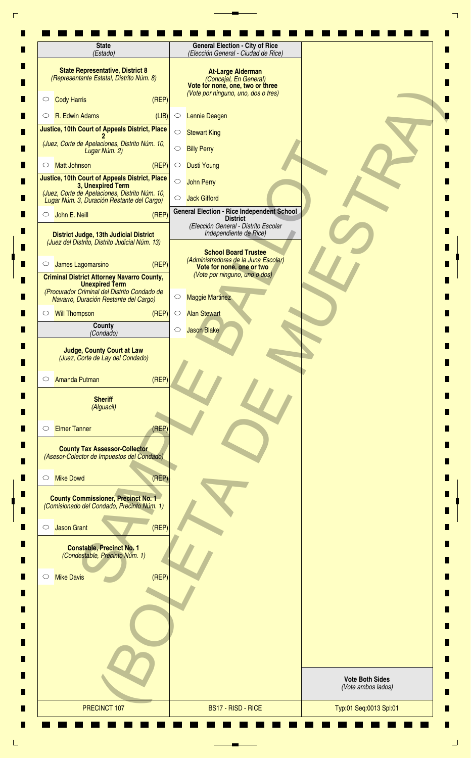## State
*(Estado)*

### State Representative, District 8
*(Representante Estatal, Distrito Núm. 8)*

- ○ Cody Harris (REP)
- ○ R. Edwin Adams (LIB)

### Justice, 10th Court of Appeals District, Place 2
*(Juez, Corte de Apelaciones, Distrito Núm. 10, Lugar Núm. 2)*

- ○ Matt Johnson (REP)

### Justice, 10th Court of Appeals District, Place 3, Unexpired Term
*(Juez, Corte de Apelaciones, Distrito Núm. 10, Lugar Núm. 3, Duración Restante del Cargo)*

- ○ John E. Neill (REP)

### District Judge, 13th Judicial District
*(Juez del Distrito, Distrito Judicial Núm. 13)*

- ○ James Lagomarsino (REP)

### Criminal District Attorney Navarro County, Unexpired Term
*(Procurador Criminal del Distrito Condado de Navarro, Duración Restante del Cargo)*

- ○ Will Thompson (REP)

## County
*(Condado)*

### Judge, County Court at Law
*(Juez, Corte de Lay del Condado)*

- ○ Amanda Putman (REP)

### Sheriff
*(Alguacil)*

- ○ Elmer Tanner (REP)

### County Tax Assessor-Collector
*(Asesor-Colector de Impuestos del Condado)*

- ○ Mike Dowd (REP)

### County Commissioner, Precinct No. 1
*(Comisionado del Condado, Precinto Núm. 1)*

- ○ Jason Grant (REP)

### Constable, Precinct No. 1
*(Condestable, Precinto Núm. 1)*

- ○ Mike Davis (REP)

## General Election - City of Rice
*(Elección General - Ciudad de Rice)*

### At-Large Alderman
*(Concejal, En General)*

**Vote for none, one, two or three**
*(Vote por ninguno, uno, dos o tres)*

- ○ Lennie Deagen
- ○ Stewart King
- ○ Billy Perry
- ○ Dusti Young
- ○ John Perry
- ○ Jack Gifford

## General Election - Rice Independent School District
*(Elección General - Distrito Escolar Independiente de Rice)*

### School Board Trustee
*(Administradores de la Juna Escolar)*

**Vote for none, one or two**
*(Vote por ninguno, uno o dos)*

- ○ Maggie Martinez
- ○ Alan Stewart
- ○ Jason Blake

SAMPLE BALLOT (BOLETA DE MUESTRA)

**Vote Both Sides**
*(Vote ambos lados)*

PRECINCT 107 | BS17 - RISD - RICE | Typ:01 Seq:0013 Spl:01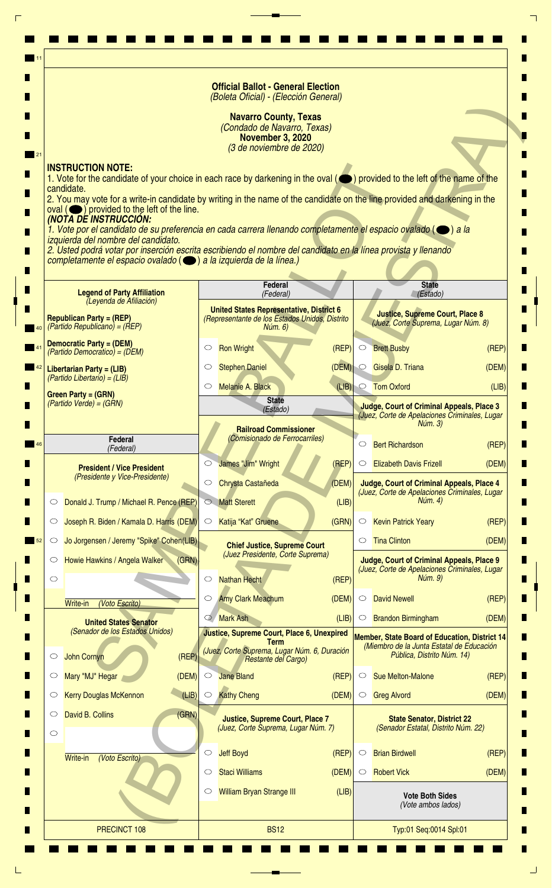**Official Ballot - General Election**
*(Boleta Oficial) - (Elección General)*

**Navarro County, Texas**
*(Condado de Navarro, Texas)*
**November 3, 2020**
*(3 de noviembre de 2020)*

**INSTRUCTION NOTE:**
1. Vote for the candidate of your choice in each race by darkening in the oval (⬬) provided to the left of the name of the candidate.
2. You may vote for a write-in candidate by writing in the name of the candidate on the line provided and darkening in the oval (⬬) provided to the left of the line.

***(NOTA DE INSTRUCCIÓN:***
*1. Vote por el candidato de su preferencia en cada carrera llenando completamente el espacio ovalado (⬬) a la izquierda del nombre del candidato.*
*2. Usted podrá votar por inserción escrita escribiendo el nombre del candidato en la línea provista y llenando completamente el espacio ovalado (⬬) a la izquierda de la línea.)*

**Legend of Party Affiliation**
*(Leyenda de Afiliación)*

**Republican Party = (REP)**
*(Partido Republicano) = (REP)*

**Democratic Party = (DEM)**
*(Partido Democrático) = (DEM)*

**Libertarian Party = (LIB)**
*(Partido Libertario) = (LIB)*

**Green Party = (GRN)**
*(Partido Verde) = (GRN)*

## Federal
*(Federal)*

**President / Vice President**
*(Presidente y Vice-Presidente)*

- ◯ Donald J. Trump / Michael R. Pence (REP)
- ◯ Joseph R. Biden / Kamala D. Harris (DEM)
- ◯ Jo Jorgensen / Jeremy "Spike" Cohen (LIB)
- ◯ Howie Hawkins / Angela Walker (GRN)
- ◯ ________ Write-in *(Voto Escrito)*

**United States Senator**
*(Senador de los Estados Unidos)*

- ◯ John Cornyn (REP)
- ◯ Mary "MJ" Hegar (DEM)
- ◯ Kerry Douglas McKennon (LIB)
- ◯ David B. Collins (GRN)
- ◯ ________ Write-in *(Voto Escrito)*

## Federal
*(Federal)*

**United States Representative, District 6**
*(Representante de los Estados Unidos, Distrito Núm. 6)*

- ◯ Ron Wright (REP)
- ◯ Stephen Daniel (DEM)
- ◯ Melanie A. Black (LIB)

## State
*(Estado)*

**Railroad Commissioner**
*(Comisionado de Ferrocarriles)*

- ◯ James "Jim" Wright (REP)
- ◯ Chrysta Castañeda (DEM)
- ◯ Matt Sterett (LIB)
- ◯ Katija "Kat" Gruene (GRN)

**Chief Justice, Supreme Court**
*(Juez Presidente, Corte Suprema)*

- ◯ Nathan Hecht (REP)
- ◯ Amy Clark Meachum (DEM)
- ◯ Mark Ash (LIB)

**Justice, Supreme Court, Place 6, Unexpired Term**
*(Juez, Corte Suprema, Lugar Núm. 6, Duración Restante del Cargo)*

- ◯ Jane Bland (REP)
- ◯ Kathy Cheng (DEM)

**Justice, Supreme Court, Place 7**
*(Juez, Corte Suprema, Lugar Núm. 7)*

- ◯ Jeff Boyd (REP)
- ◯ Staci Williams (DEM)
- ◯ William Bryan Strange III (LIB)

## State
*(Estado)*

**Justice, Supreme Court, Place 8**
*(Juez, Corte Suprema, Lugar Núm. 8)*

- ◯ Brett Busby (REP)
- ◯ Gisela D. Triana (DEM)
- ◯ Tom Oxford (LIB)

**Judge, Court of Criminal Appeals, Place 3**
*(Juez, Corte de Apelaciones Criminales, Lugar Núm. 3)*

- ◯ Bert Richardson (REP)
- ◯ Elizabeth Davis Frizell (DEM)

**Judge, Court of Criminal Appeals, Place 4**
*(Juez, Corte de Apelaciones Criminales, Lugar Núm. 4)*

- ◯ Kevin Patrick Yeary (REP)
- ◯ Tina Clinton (DEM)

**Judge, Court of Criminal Appeals, Place 9**
*(Juez, Corte de Apelaciones Criminales, Lugar Núm. 9)*

- ◯ David Newell (REP)
- ◯ Brandon Birmingham (DEM)

**Member, State Board of Education, District 14**
*(Miembro de la Junta Estatal de Educación Pública, Distrito Núm. 14)*

- ◯ Sue Melton-Malone (REP)
- ◯ Greg Alvord (DEM)

**State Senator, District 22**
*(Senador Estatal, Distrito Núm. 22)*

- ◯ Brian Birdwell (REP)
- ◯ Robert Vick (DEM)

**Vote Both Sides**
*(Vote ambos lados)*

SAMPLE BALLOT (BOLETA DE MUESTRA)

PRECINCT 108 | BS12 | Typ:01 Seq:0014 Spl:01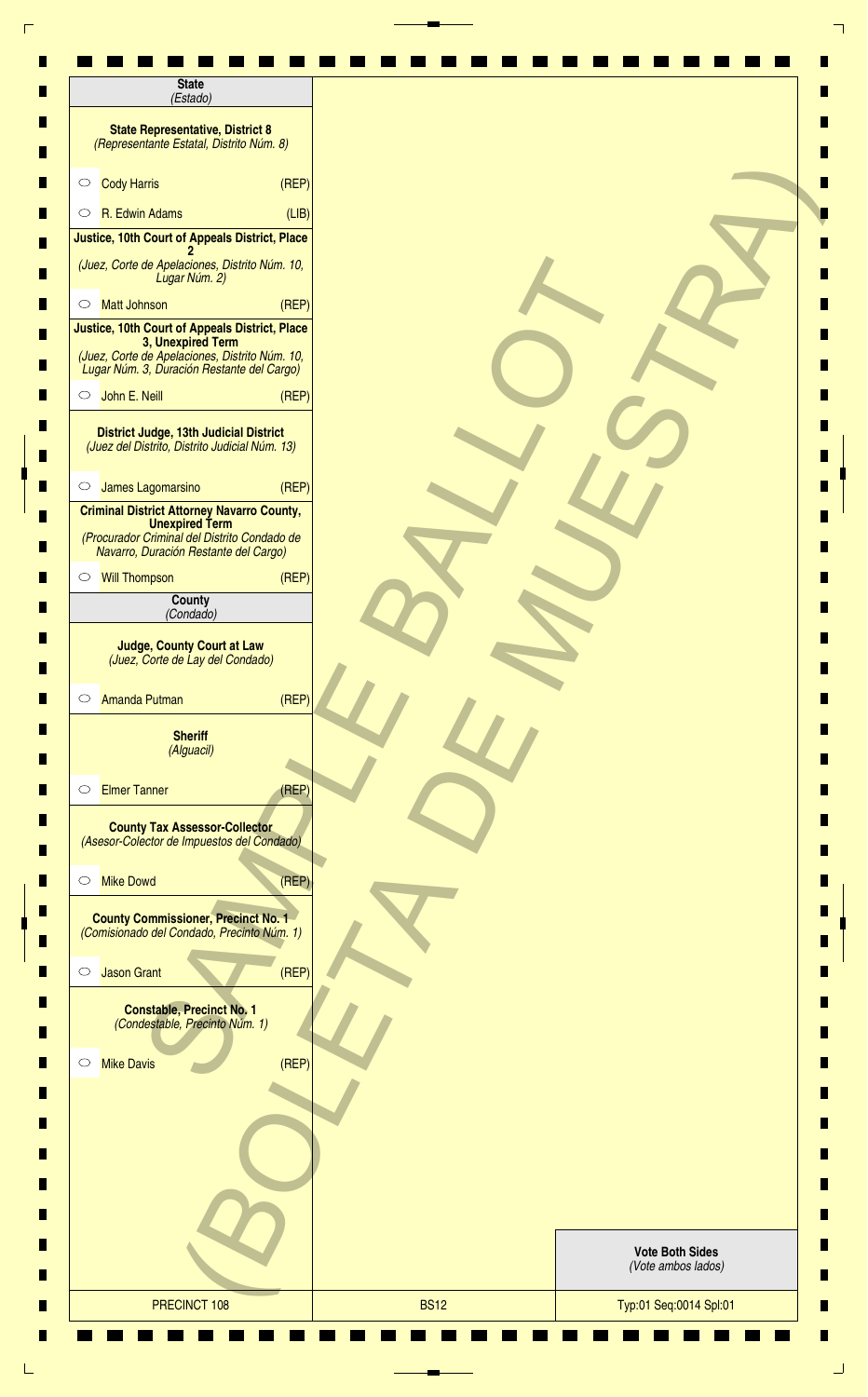**State**
*(Estado)*

**State Representative, District 8**
*(Representante Estatal, Distrito Núm. 8)*

- ○ Cody Harris (REP)
- ○ R. Edwin Adams (LIB)

**Justice, 10th Court of Appeals District, Place 2**
*(Juez, Corte de Apelaciones, Distrito Núm. 10, Lugar Núm. 2)*

- ○ Matt Johnson (REP)

**Justice, 10th Court of Appeals District, Place 3, Unexpired Term**
*(Juez, Corte de Apelaciones, Distrito Núm. 10, Lugar Núm. 3, Duración Restante del Cargo)*

- ○ John E. Neill (REP)

**District Judge, 13th Judicial District**
*(Juez del Distrito, Distrito Judicial Núm. 13)*

- ○ James Lagomarsino (REP)

**Criminal District Attorney Navarro County, Unexpired Term**
*(Procurador Criminal del Distrito Condado de Navarro, Duración Restante del Cargo)*

- ○ Will Thompson (REP)

**County**
*(Condado)*

**Judge, County Court at Law**
*(Juez, Corte de Lay del Condado)*

- ○ Amanda Putman (REP)

**Sheriff**
*(Alguacil)*

- ○ Elmer Tanner (REP)

**County Tax Assessor-Collector**
*(Asesor-Colector de Impuestos del Condado)*

- ○ Mike Dowd (REP)

**County Commissioner, Precinct No. 1**
*(Comisionado del Condado, Precinto Núm. 1)*

- ○ Jason Grant (REP)

**Constable, Precinct No. 1**
*(Condestable, Precinto Núm. 1)*

- ○ Mike Davis (REP)

SAMPLE BALLOT (BOLETA DE MUESTRA)

**Vote Both Sides**
*(Vote ambos lados)*

| PRECINCT 108 | BS12 | Typ:01 Seq:0014 Spl:01 |
|---|---|---|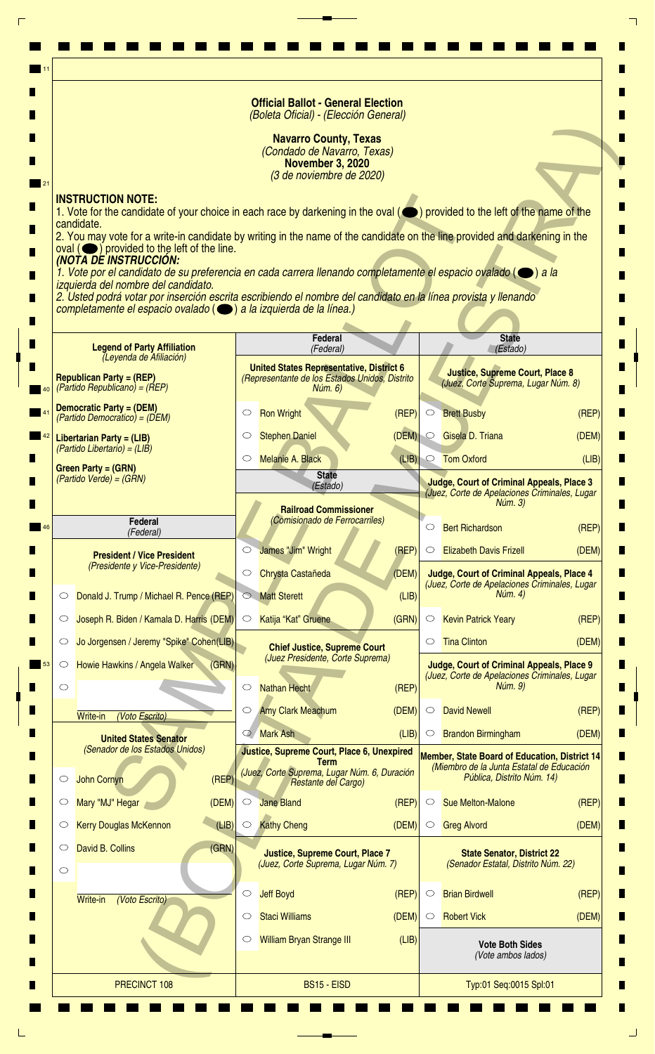**Official Ballot - General Election**
*(Boleta Oficial) - (Elección General)*

**Navarro County, Texas**
*(Condado de Navarro, Texas)*
**November 3, 2020**
*(3 de noviembre de 2020)*

**INSTRUCTION NOTE:**
1. Vote for the candidate of your choice in each race by darkening in the oval (⬬) provided to the left of the name of the candidate.
2. You may vote for a write-in candidate by writing in the name of the candidate on the line provided and darkening in the oval (⬬) provided to the left of the line.

***(NOTA DE INSTRUCCIÓN:***
*1. Vote por el candidato de su preferencia en cada carrera llenando completamente el espacio ovalado (⬬) a la izquierda del nombre del candidato.*
*2. Usted podrá votar por inserción escrita escribiendo el nombre del candidato en la línea provista y llenando completamente el espacio ovalado (⬬) a la izquierda de la línea.)*

**Legend of Party Affiliation**
*(Leyenda de Afiliación)*

**Republican Party = (REP)**
*(Partido Republicano) = (REP)*

**Democratic Party = (DEM)**
*(Partido Democrático) = (DEM)*

**Libertarian Party = (LIB)**
*(Partido Libertario) = (LIB)*

**Green Party = (GRN)**
*(Partido Verde) = (GRN)*

**Federal**
*(Federal)*

**President / Vice President**
*(Presidente y Vice-Presidente)*

- ○ Donald J. Trump / Michael R. Pence (REP)
- ○ Joseph R. Biden / Kamala D. Harris (DEM)
- ○ Jo Jorgensen / Jeremy "Spike" Cohen (LIB)
- ○ Howie Hawkins / Angela Walker (GRN)
- ○ ______ Write-in *(Voto Escrito)*

**United States Senator**
*(Senador de los Estados Unidos)*

- ○ John Cornyn (REP)
- ○ Mary "MJ" Hegar (DEM)
- ○ Kerry Douglas McKennon (LIB)
- ○ David B. Collins (GRN)
- ○ ______ Write-in *(Voto Escrito)*

**Federal**
*(Federal)*

**United States Representative, District 6**
*(Representante de los Estados Unidos, Distrito Núm. 6)*

- ○ Ron Wright (REP)
- ○ Stephen Daniel (DEM)
- ○ Melanie A. Black (LIB)

**State**
*(Estado)*

**Railroad Commissioner**
*(Comisionado de Ferrocarriles)*

- ○ James "Jim" Wright (REP)
- ○ Chrysta Castañeda (DEM)
- ○ Matt Sterett (LIB)
- ○ Katija "Kat" Gruene (GRN)

**Chief Justice, Supreme Court**
*(Juez Presidente, Corte Suprema)*

- ○ Nathan Hecht (REP)
- ○ Amy Clark Meachum (DEM)
- ○ Mark Ash (LIB)

**Justice, Supreme Court, Place 6, Unexpired Term**
*(Juez, Corte Suprema, Lugar Núm. 6, Duración Restante del Cargo)*

- ○ Jane Bland (REP)
- ○ Kathy Cheng (DEM)

**Justice, Supreme Court, Place 7**
*(Juez, Corte Suprema, Lugar Núm. 7)*

- ○ Jeff Boyd (REP)
- ○ Staci Williams (DEM)
- ○ William Bryan Strange III (LIB)

**State**
*(Estado)*

**Justice, Supreme Court, Place 8**
*(Juez, Corte Suprema, Lugar Núm. 8)*

- ○ Brett Busby (REP)
- ○ Gisela D. Triana (DEM)
- ○ Tom Oxford (LIB)

**Judge, Court of Criminal Appeals, Place 3**
*(Juez, Corte de Apelaciones Criminales, Lugar Núm. 3)*

- ○ Bert Richardson (REP)
- ○ Elizabeth Davis Frizell (DEM)

**Judge, Court of Criminal Appeals, Place 4**
*(Juez, Corte de Apelaciones Criminales, Lugar Núm. 4)*

- ○ Kevin Patrick Yeary (REP)
- ○ Tina Clinton (DEM)

**Judge, Court of Criminal Appeals, Place 9**
*(Juez, Corte de Apelaciones Criminales, Lugar Núm. 9)*

- ○ David Newell (REP)
- ○ Brandon Birmingham (DEM)

**Member, State Board of Education, District 14**
*(Miembro de la Junta Estatal de Educación Pública, Distrito Núm. 14)*

- ○ Sue Melton-Malone (REP)
- ○ Greg Alvord (DEM)

**State Senator, District 22**
*(Senador Estatal, Distrito Núm. 22)*

- ○ Brian Birdwell (REP)
- ○ Robert Vick (DEM)

**Vote Both Sides**
*(Vote ambos lados)*

PRECINCT 108 | BS15 - EISD | Typ:01 Seq:0015 Spl:01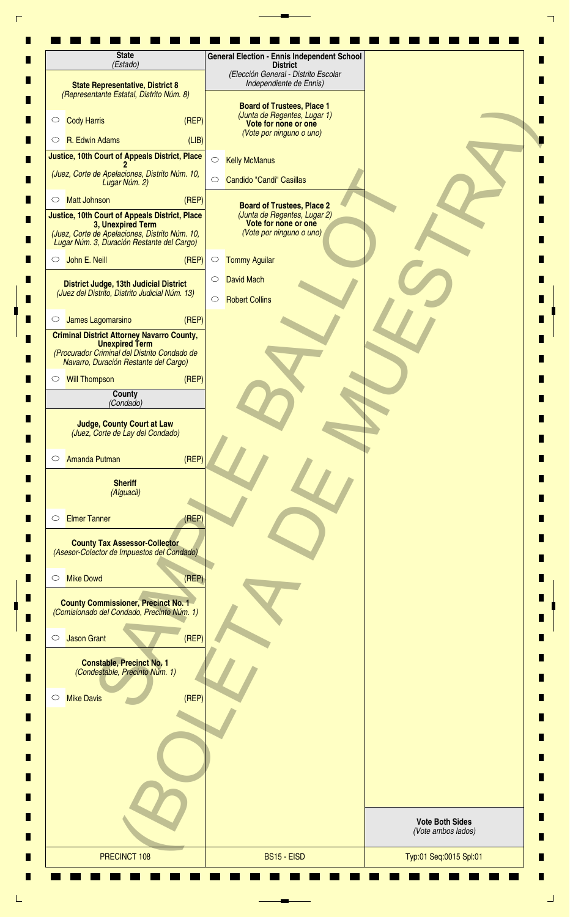## State
*(Estado)*

### State Representative, District 8
*(Representante Estatal, Distrito Núm. 8)*

- ○ Cody Harris (REP)
- ○ R. Edwin Adams (LIB)

### Justice, 10th Court of Appeals District, Place 2
*(Juez, Corte de Apelaciones, Distrito Núm. 10, Lugar Núm. 2)*

- ○ Matt Johnson (REP)

### Justice, 10th Court of Appeals District, Place 3, Unexpired Term
*(Juez, Corte de Apelaciones, Distrito Núm. 10, Lugar Núm. 3, Duración Restante del Cargo)*

- ○ John E. Neill (REP)

### District Judge, 13th Judicial District
*(Juez del Distrito, Distrito Judicial Núm. 13)*

- ○ James Lagomarsino (REP)

### Criminal District Attorney Navarro County, Unexpired Term
*(Procurador Criminal del Distrito Condado de Navarro, Duración Restante del Cargo)*

- ○ Will Thompson (REP)

## County
*(Condado)*

### Judge, County Court at Law
*(Juez, Corte de Lay del Condado)*

- ○ Amanda Putman (REP)

### Sheriff
*(Alguacil)*

- ○ Elmer Tanner (REP)

### County Tax Assessor-Collector
*(Asesor-Colector de Impuestos del Condado)*

- ○ Mike Dowd (REP)

### County Commissioner, Precinct No. 1
*(Comisionado del Condado, Precinto Núm. 1)*

- ○ Jason Grant (REP)

### Constable, Precinct No. 1
*(Condestable, Precinto Núm. 1)*

- ○ Mike Davis (REP)

## General Election - Ennis Independent School District
*(Elección General - Distrito Escolar Independiente de Ennis)*

### Board of Trustees, Place 1
*(Junta de Regentes, Lugar 1)*
**Vote for none or one**
*(Vote por ninguno o uno)*

- ○ Kelly McManus
- ○ Candido "Candi" Casillas

### Board of Trustees, Place 2
*(Junta de Regentes, Lugar 2)*
**Vote for none or one**
*(Vote por ninguno o uno)*

- ○ Tommy Aguilar
- ○ David Mach
- ○ Robert Collins

SAMPLE BALLOT (BOLETA DE MUESTRA)

**Vote Both Sides**
*(Vote ambos lados)*

PRECINCT 108 | BS15 - EISD | Typ:01 Seq:0015 Spl:01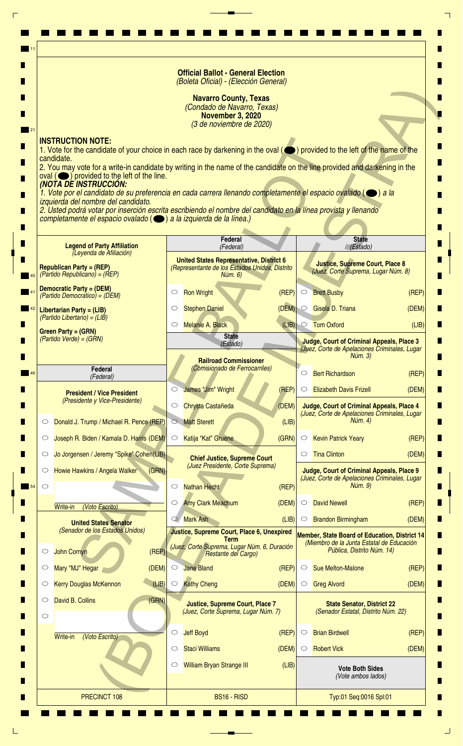**Official Ballot - General Election**
*(Boleta Oficial) - (Elección General)*

**Navarro County, Texas**
*(Condado de Navarro, Texas)*
**November 3, 2020**
*(3 de noviembre de 2020)*

**INSTRUCTION NOTE:**
1. Vote for the candidate of your choice in each race by darkening in the oval (⬬) provided to the left of the name of the candidate.
2. You may vote for a write-in candidate by writing in the name of the candidate on the line provided and darkening in the oval (⬬) provided to the left of the line.

***(NOTA DE INSTRUCCIÓN:***
*1. Vote por el candidato de su preferencia en cada carrera llenando completamente el espacio ovalado (⬬) a la izquierda del nombre del candidato.*
*2. Usted podrá votar por inserción escrita escribiendo el nombre del candidato en la línea provista y llenando completamente el espacio ovalado (⬬) a la izquierda de la línea.)*

**Legend of Party Affiliation**
*(Leyenda de Afiliación)*

**Republican Party = (REP)**
*(Partido Republicano) = (REP)*

**Democratic Party = (DEM)**
*(Partido Democrático) = (DEM)*

**Libertarian Party = (LIB)**
*(Partido Libertario) = (LIB)*

**Green Party = (GRN)**
*(Partido Verde) = (GRN)*

## Federal *(Federal)*

**President / Vice President**
*(Presidente y Vice-Presidente)*

- ○ Donald J. Trump / Michael R. Pence (REP)
- ○ Joseph R. Biden / Kamala D. Harris (DEM)
- ○ Jo Jorgensen / Jeremy "Spike" Cohen (LIB)
- ○ Howie Hawkins / Angela Walker (GRN)
- ○ ________ Write-in *(Voto Escrito)*

**United States Senator**
*(Senador de los Estados Unidos)*

- ○ John Cornyn (REP)
- ○ Mary "MJ" Hegar (DEM)
- ○ Kerry Douglas McKennon (LIB)
- ○ David B. Collins (GRN)
- ○ ________ Write-in *(Voto Escrito)*

**United States Representative, District 6**
*(Representante de los Estados Unidos, Distrito Núm. 6)*

- ○ Ron Wright (REP)
- ○ Stephen Daniel (DEM)
- ○ Melanie A. Black (LIB)

## State *(Estado)*

**Railroad Commissioner**
*(Comisionado de Ferrocarriles)*

- ○ James "Jim" Wright (REP)
- ○ Chrysta Castañeda (DEM)
- ○ Matt Sterett (LIB)
- ○ Katija "Kat" Gruene (GRN)

**Chief Justice, Supreme Court**
*(Juez Presidente, Corte Suprema)*

- ○ Nathan Hecht (REP)
- ○ Amy Clark Meachum (DEM)
- ○ Mark Ash (LIB)

**Justice, Supreme Court, Place 6, Unexpired Term**
*(Juez, Corte Suprema, Lugar Núm. 6, Duración Restante del Cargo)*

- ○ Jane Bland (REP)
- ○ Kathy Cheng (DEM)

**Justice, Supreme Court, Place 7**
*(Juez, Corte Suprema, Lugar Núm. 7)*

- ○ Jeff Boyd (REP)
- ○ Staci Williams (DEM)
- ○ William Bryan Strange III (LIB)

**Justice, Supreme Court, Place 8**
*(Juez, Corte Suprema, Lugar Núm. 8)*

- ○ Brett Busby (REP)
- ○ Gisela D. Triana (DEM)
- ○ Tom Oxford (LIB)

**Judge, Court of Criminal Appeals, Place 3**
*(Juez, Corte de Apelaciones Criminales, Lugar Núm. 3)*

- ○ Bert Richardson (REP)
- ○ Elizabeth Davis Frizell (DEM)

**Judge, Court of Criminal Appeals, Place 4**
*(Juez, Corte de Apelaciones Criminales, Lugar Núm. 4)*

- ○ Kevin Patrick Yeary (REP)
- ○ Tina Clinton (DEM)

**Judge, Court of Criminal Appeals, Place 9**
*(Juez, Corte de Apelaciones Criminales, Lugar Núm. 9)*

- ○ David Newell (REP)
- ○ Brandon Birmingham (DEM)

**Member, State Board of Education, District 14**
*(Miembro de la Junta Estatal de Educación Pública, Distrito Núm. 14)*

- ○ Sue Melton-Malone (REP)
- ○ Greg Alvord (DEM)

**State Senator, District 22**
*(Senador Estatal, Distrito Núm. 22)*

- ○ Brian Birdwell (REP)
- ○ Robert Vick (DEM)

**Vote Both Sides**
*(Vote ambos lados)*

PRECINCT 108 | BS16 - RISD | Typ:01 Seq:0016 Spl:01

SAMPLE BALLOT (BOLETA DE MUESTRA)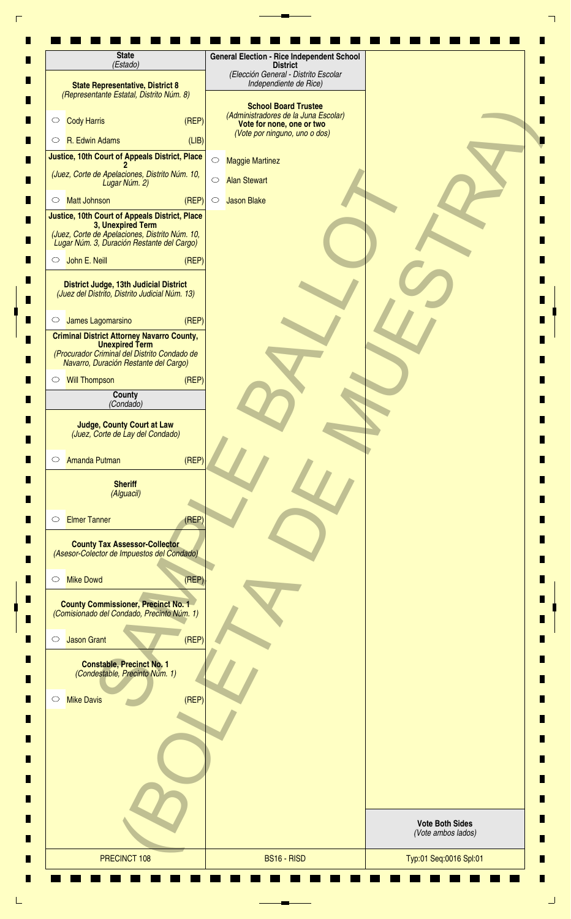## State
*(Estado)*

**State Representative, District 8**
*(Representante Estatal, Distrito Núm. 8)*

- ○ Cody Harris (REP)
- ○ R. Edwin Adams (LIB)

**Justice, 10th Court of Appeals District, Place 2**
*(Juez, Corte de Apelaciones, Distrito Núm. 10, Lugar Núm. 2)*

- ○ Matt Johnson (REP)

**Justice, 10th Court of Appeals District, Place 3, Unexpired Term**
*(Juez, Corte de Apelaciones, Distrito Núm. 10, Lugar Núm. 3, Duración Restante del Cargo)*

- ○ John E. Neill (REP)

**District Judge, 13th Judicial District**
*(Juez del Distrito, Distrito Judicial Núm. 13)*

- ○ James Lagomarsino (REP)

**Criminal District Attorney Navarro County, Unexpired Term**
*(Procurador Criminal del Distrito Condado de Navarro, Duración Restante del Cargo)*

- ○ Will Thompson (REP)

## County
*(Condado)*

**Judge, County Court at Law**
*(Juez, Corte de Lay del Condado)*

- ○ Amanda Putman (REP)

**Sheriff**
*(Alguacil)*

- ○ Elmer Tanner (REP)

**County Tax Assessor-Collector**
*(Asesor-Colector de Impuestos del Condado)*

- ○ Mike Dowd (REP)

**County Commissioner, Precinct No. 1**
*(Comisionado del Condado, Precinto Núm. 1)*

- ○ Jason Grant (REP)

**Constable, Precinct No. 1**
*(Condestable, Precinto Núm. 1)*

- ○ Mike Davis (REP)

## General Election - Rice Independent School District
*(Elección General - Distrito Escolar Independiente de Rice)*

**School Board Trustee**
*(Administradores de la Juna Escolar)*
**Vote for none, one or two**
*(Vote por ninguno, uno o dos)*

- ○ Maggie Martinez
- ○ Alan Stewart
- ○ Jason Blake

SAMPLE BALLOT (BOLETA DE MUESTRA)

**Vote Both Sides**
*(Vote ambos lados)*

PRECINCT 108 | BS16 - RISD | Typ:01 Seq:0016 Spl:01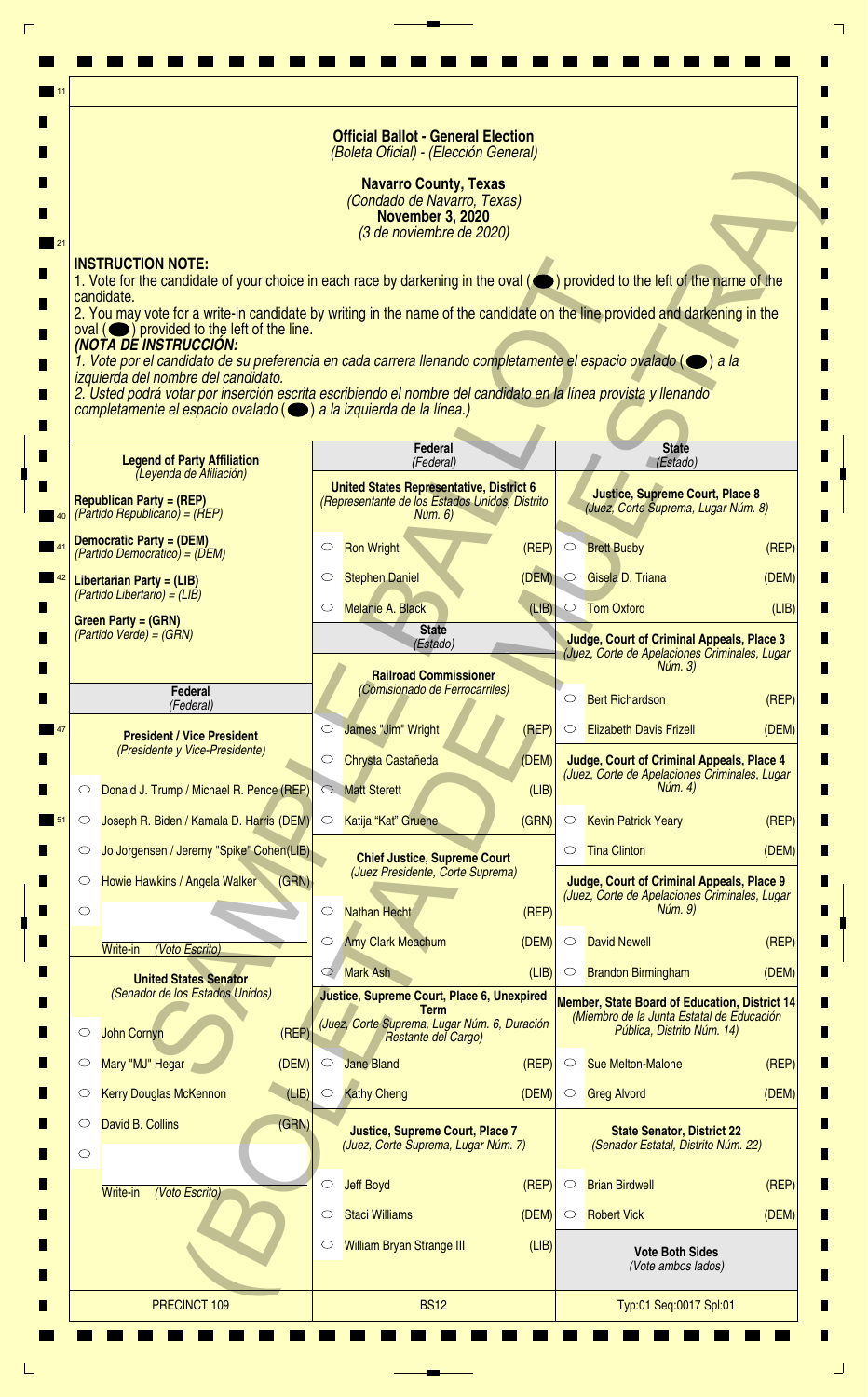**Official Ballot - General Election**
*(Boleta Oficial) - (Elección General)*

**Navarro County, Texas**
*(Condado de Navarro, Texas)*
**November 3, 2020**
*(3 de noviembre de 2020)*

**INSTRUCTION NOTE:**
1. Vote for the candidate of your choice in each race by darkening in the oval (⬬) provided to the left of the name of the candidate.
2. You may vote for a write-in candidate by writing in the name of the candidate on the line provided and darkening in the oval (⬬) provided to the left of the line.

***(NOTA DE INSTRUCCIÓN:***
*1. Vote por el candidato de su preferencia en cada carrera llenando completamente el espacio ovalado (⬬) a la izquierda del nombre del candidato.*
*2. Usted podrá votar por inserción escrita escribiendo el nombre del candidato en la línea provista y llenando completamente el espacio ovalado (⬬) a la izquierda de la línea.)*

**Legend of Party Affiliation**
*(Leyenda de Afiliación)*

**Republican Party = (REP)**
*(Partido Republicano) = (REP)*

**Democratic Party = (DEM)**
*(Partido Democrático) = (DEM)*

**Libertarian Party = (LIB)**
*(Partido Libertario) = (LIB)*

**Green Party = (GRN)**
*(Partido Verde) = (GRN)*

## Federal
*(Federal)*

**President / Vice President**
*(Presidente y Vice-Presidente)*

- ⬭ Donald J. Trump / Michael R. Pence (REP)
- ⬭ Joseph R. Biden / Kamala D. Harris (DEM)
- ⬭ Jo Jorgensen / Jeremy "Spike" Cohen (LIB)
- ⬭ Howie Hawkins / Angela Walker (GRN)
- ⬭ ______ Write-in *(Voto Escrito)*

**United States Senator**
*(Senador de los Estados Unidos)*

- ⬭ John Cornyn (REP)
- ⬭ Mary "MJ" Hegar (DEM)
- ⬭ Kerry Douglas McKennon (LIB)
- ⬭ David B. Collins (GRN)
- ⬭ ______ Write-in *(Voto Escrito)*

## Federal
*(Federal)*

**United States Representative, District 6**
*(Representante de los Estados Unidos, Distrito Núm. 6)*

- ⬭ Ron Wright (REP)
- ⬭ Stephen Daniel (DEM)
- ⬭ Melanie A. Black (LIB)

## State
*(Estado)*

**Railroad Commissioner**
*(Comisionado de Ferrocarriles)*

- ⬭ James "Jim" Wright (REP)
- ⬭ Chrysta Castañeda (DEM)
- ⬭ Matt Sterett (LIB)
- ⬭ Katija "Kat" Gruene (GRN)

**Chief Justice, Supreme Court**
*(Juez Presidente, Corte Suprema)*

- ⬭ Nathan Hecht (REP)
- ⬭ Amy Clark Meachum (DEM)
- ⬭ Mark Ash (LIB)

**Justice, Supreme Court, Place 6, Unexpired Term**
*(Juez, Corte Suprema, Lugar Núm. 6, Duración Restante del Cargo)*

- ⬭ Jane Bland (REP)
- ⬭ Kathy Cheng (DEM)

**Justice, Supreme Court, Place 7**
*(Juez, Corte Suprema, Lugar Núm. 7)*

- ⬭ Jeff Boyd (REP)
- ⬭ Staci Williams (DEM)
- ⬭ William Bryan Strange III (LIB)

## State
*(Estado)*

**Justice, Supreme Court, Place 8**
*(Juez, Corte Suprema, Lugar Núm. 8)*

- ⬭ Brett Busby (REP)
- ⬭ Gisela D. Triana (DEM)
- ⬭ Tom Oxford (LIB)

**Judge, Court of Criminal Appeals, Place 3**
*(Juez, Corte de Apelaciones Criminales, Lugar Núm. 3)*

- ⬭ Bert Richardson (REP)
- ⬭ Elizabeth Davis Frizell (DEM)

**Judge, Court of Criminal Appeals, Place 4**
*(Juez, Corte de Apelaciones Criminales, Lugar Núm. 4)*

- ⬭ Kevin Patrick Yeary (REP)
- ⬭ Tina Clinton (DEM)

**Judge, Court of Criminal Appeals, Place 9**
*(Juez, Corte de Apelaciones Criminales, Lugar Núm. 9)*

- ⬭ David Newell (REP)
- ⬭ Brandon Birmingham (DEM)

**Member, State Board of Education, District 14**
*(Miembro de la Junta Estatal de Educación Pública, Distrito Núm. 14)*

- ⬭ Sue Melton-Malone (REP)
- ⬭ Greg Alvord (DEM)

**State Senator, District 22**
*(Senador Estatal, Distrito Núm. 22)*

- ⬭ Brian Birdwell (REP)
- ⬭ Robert Vick (DEM)

**Vote Both Sides**
*(Vote ambos lados)*

SAMPLE BALLOT (BOLETA DE MUESTRA)

PRECINCT 109 | BS12 | Typ:01 Seq:0017 Spl:01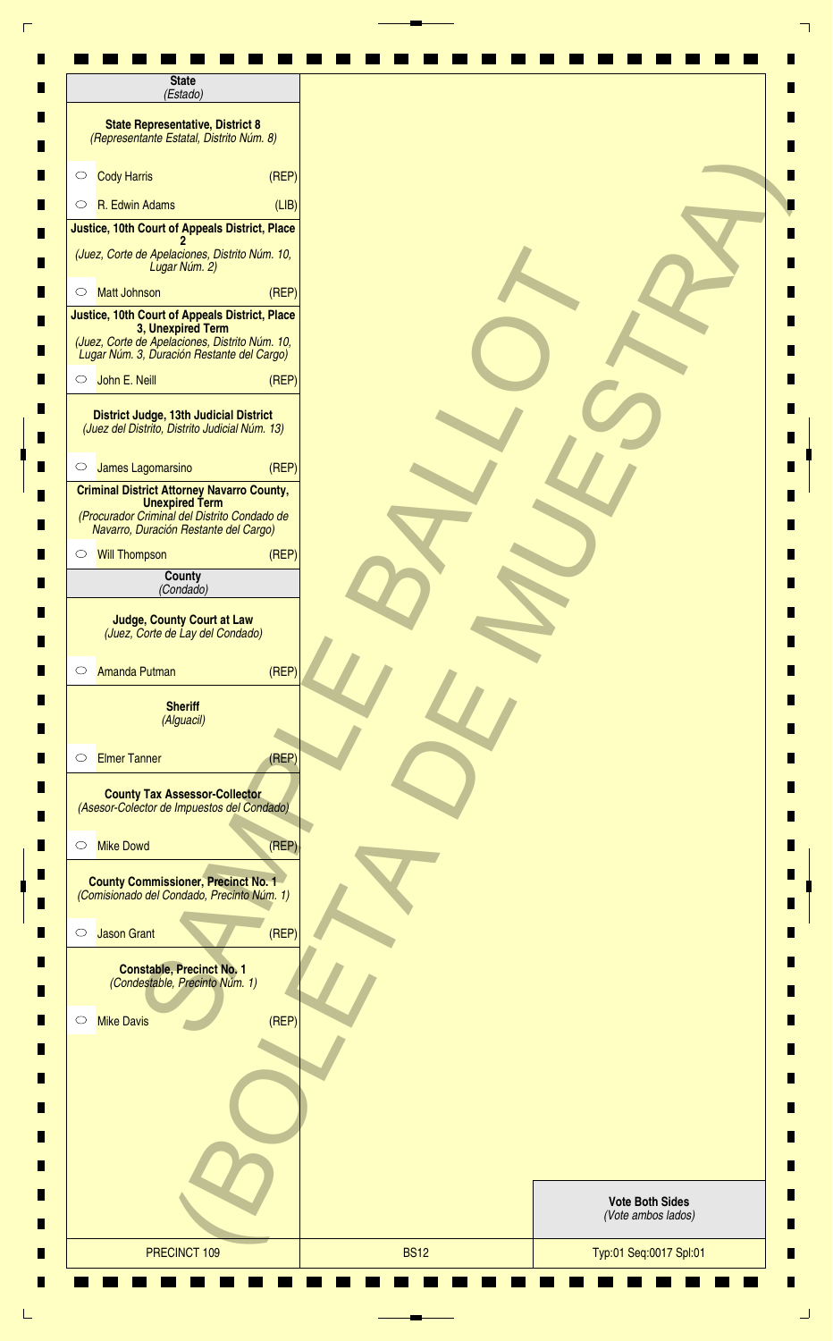## State
*(Estado)*

### State Representative, District 8
*(Representante Estatal, Distrito Núm. 8)*

- ○ Cody Harris (REP)
- ○ R. Edwin Adams (LIB)

### Justice, 10th Court of Appeals District, Place 2
*(Juez, Corte de Apelaciones, Distrito Núm. 10, Lugar Núm. 2)*

- ○ Matt Johnson (REP)

### Justice, 10th Court of Appeals District, Place 3, Unexpired Term
*(Juez, Corte de Apelaciones, Distrito Núm. 10, Lugar Núm. 3, Duración Restante del Cargo)*

- ○ John E. Neill (REP)

### District Judge, 13th Judicial District
*(Juez del Distrito, Distrito Judicial Núm. 13)*

- ○ James Lagomarsino (REP)

### Criminal District Attorney Navarro County, Unexpired Term
*(Procurador Criminal del Distrito Condado de Navarro, Duración Restante del Cargo)*

- ○ Will Thompson (REP)

## County
*(Condado)*

### Judge, County Court at Law
*(Juez, Corte de Lay del Condado)*

- ○ Amanda Putman (REP)

### Sheriff
*(Alguacil)*

- ○ Elmer Tanner (REP)

### County Tax Assessor-Collector
*(Asesor-Colector de Impuestos del Condado)*

- ○ Mike Dowd (REP)

### County Commissioner, Precinct No. 1
*(Comisionado del Condado, Precinto Núm. 1)*

- ○ Jason Grant (REP)

### Constable, Precinct No. 1
*(Condestable, Precinto Núm. 1)*

- ○ Mike Davis (REP)

SAMPLE BALLOT (BOLETA DE MUESTRA)

**Vote Both Sides**
*(Vote ambos lados)*

| PRECINCT 109 | BS12 | Typ:01 Seq:0017 Spl:01 |
|---|---|---|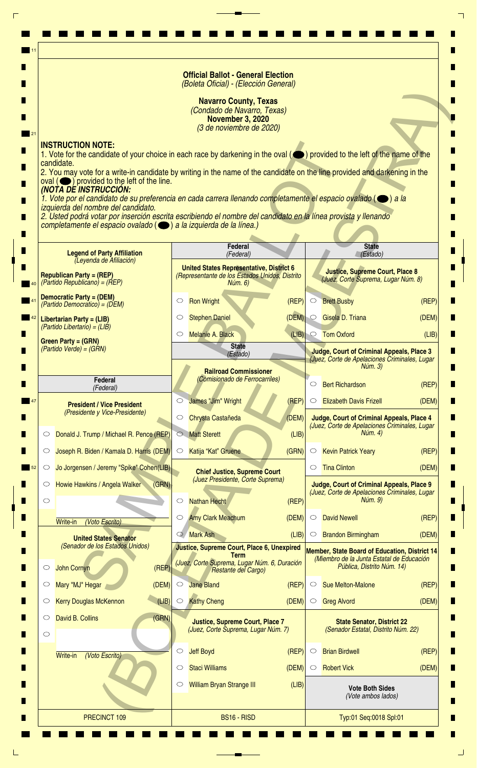# Official Ballot - General Election
*(Boleta Oficial) - (Elección General)*

**Navarro County, Texas**
*(Condado de Navarro, Texas)*
**November 3, 2020**
*(3 de noviembre de 2020)*

SAMPLE BALLOT (BOLETA DE MUESTRA)

**INSTRUCTION NOTE:**
1. Vote for the candidate of your choice in each race by darkening in the oval (⬬) provided to the left of the name of the candidate.
2. You may vote for a write-in candidate by writing in the name of the candidate on the line provided and darkening in the oval (⬬) provided to the left of the line.

***(NOTA DE INSTRUCCIÓN:***
*1. Vote por el candidato de su preferencia en cada carrera llenando completamente el espacio ovalado (⬬) a la izquierda del nombre del candidato.*
*2. Usted podrá votar por inserción escrita escribiendo el nombre del candidato en la línea provista y llenando completamente el espacio ovalado (⬬) a la izquierda de la línea.)*

**Legend of Party Affiliation**
*(Leyenda de Afiliación)*

**Republican Party = (REP)**
*(Partido Republicano) = (REP)*

**Democratic Party = (DEM)**
*(Partido Democrático) = (DEM)*

**Libertarian Party = (LIB)**
*(Partido Libertario) = (LIB)*

**Green Party = (GRN)**
*(Partido Verde) = (GRN)*

## Federal *(Federal)*

**President / Vice President**
*(Presidente y Vice-Presidente)*

- ○ Donald J. Trump / Michael R. Pence (REP)
- ○ Joseph R. Biden / Kamala D. Harris (DEM)
- ○ Jo Jorgensen / Jeremy "Spike" Cohen (LIB)
- ○ Howie Hawkins / Angela Walker (GRN)
- ○ ____________ Write-in *(Voto Escrito)*

**United States Senator**
*(Senador de los Estados Unidos)*

- ○ John Cornyn (REP)
- ○ Mary "MJ" Hegar (DEM)
- ○ Kerry Douglas McKennon (LIB)
- ○ David B. Collins (GRN)
- ○ ____________ Write-in *(Voto Escrito)*

**United States Representative, District 6**
*(Representante de los Estados Unidos, Distrito Núm. 6)*

- ○ Ron Wright (REP)
- ○ Stephen Daniel (DEM)
- ○ Melanie A. Black (LIB)

## State *(Estado)*

**Railroad Commissioner**
*(Comisionado de Ferrocarriles)*

- ○ James "Jim" Wright (REP)
- ○ Chrysta Castañeda (DEM)
- ○ Matt Sterett (LIB)
- ○ Katija "Kat" Gruene (GRN)

**Chief Justice, Supreme Court**
*(Juez Presidente, Corte Suprema)*

- ○ Nathan Hecht (REP)
- ○ Amy Clark Meachum (DEM)
- ○ Mark Ash (LIB)

**Justice, Supreme Court, Place 6, Unexpired Term**
*(Juez, Corte Suprema, Lugar Núm. 6, Duración Restante del Cargo)*

- ○ Jane Bland (REP)
- ○ Kathy Cheng (DEM)

**Justice, Supreme Court, Place 7**
*(Juez, Corte Suprema, Lugar Núm. 7)*

- ○ Jeff Boyd (REP)
- ○ Staci Williams (DEM)
- ○ William Bryan Strange III (LIB)

**Justice, Supreme Court, Place 8**
*(Juez, Corte Suprema, Lugar Núm. 8)*

- ○ Brett Busby (REP)
- ○ Gisela D. Triana (DEM)
- ○ Tom Oxford (LIB)

**Judge, Court of Criminal Appeals, Place 3**
*(Juez, Corte de Apelaciones Criminales, Lugar Núm. 3)*

- ○ Bert Richardson (REP)
- ○ Elizabeth Davis Frizell (DEM)

**Judge, Court of Criminal Appeals, Place 4**
*(Juez, Corte de Apelaciones Criminales, Lugar Núm. 4)*

- ○ Kevin Patrick Yeary (REP)
- ○ Tina Clinton (DEM)

**Judge, Court of Criminal Appeals, Place 9**
*(Juez, Corte de Apelaciones Criminales, Lugar Núm. 9)*

- ○ David Newell (REP)
- ○ Brandon Birmingham (DEM)

**Member, State Board of Education, District 14**
*(Miembro de la Junta Estatal de Educación Pública, Distrito Núm. 14)*

- ○ Sue Melton-Malone (REP)
- ○ Greg Alvord (DEM)

**State Senator, District 22**
*(Senador Estatal, Distrito Núm. 22)*

- ○ Brian Birdwell (REP)
- ○ Robert Vick (DEM)

**Vote Both Sides**
*(Vote ambos lados)*

PRECINCT 109 | BS16 - RISD | Typ:01 Seq:0018 Spl:01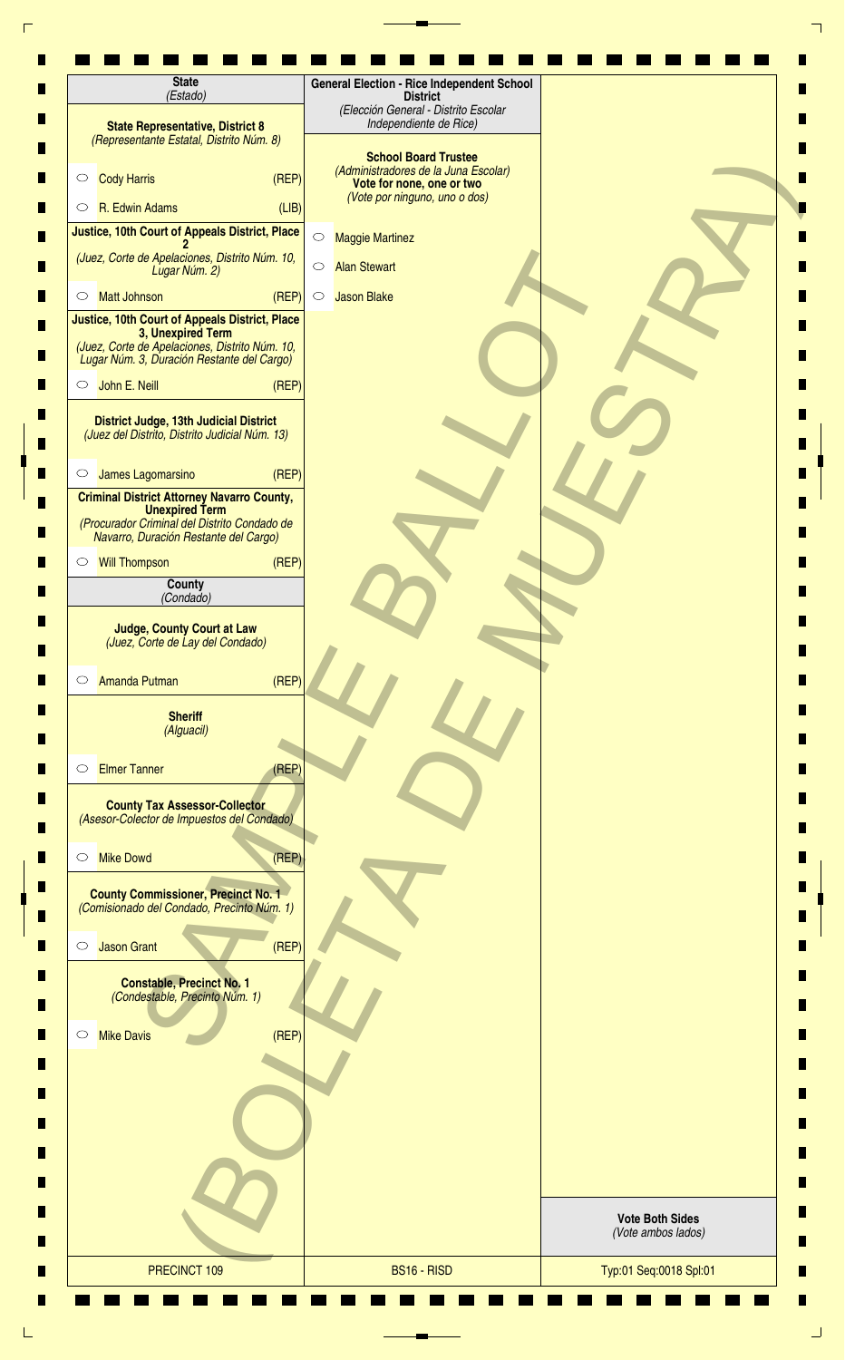## State
*(Estado)*

**State Representative, District 8**
*(Representante Estatal, Distrito Núm. 8)*

- Cody Harris (REP)
- R. Edwin Adams (LIB)

**Justice, 10th Court of Appeals District, Place 2**
*(Juez, Corte de Apelaciones, Distrito Núm. 10, Lugar Núm. 2)*

- Matt Johnson (REP)

**Justice, 10th Court of Appeals District, Place 3, Unexpired Term**
*(Juez, Corte de Apelaciones, Distrito Núm. 10, Lugar Núm. 3, Duración Restante del Cargo)*

- John E. Neill (REP)

**District Judge, 13th Judicial District**
*(Juez del Distrito, Distrito Judicial Núm. 13)*

- James Lagomarsino (REP)

**Criminal District Attorney Navarro County, Unexpired Term**
*(Procurador Criminal del Distrito Condado de Navarro, Duración Restante del Cargo)*

- Will Thompson (REP)

## County
*(Condado)*

**Judge, County Court at Law**
*(Juez, Corte de Lay del Condado)*

- Amanda Putman (REP)

**Sheriff**
*(Alguacil)*

- Elmer Tanner (REP)

**County Tax Assessor-Collector**
*(Asesor-Colector de Impuestos del Condado)*

- Mike Dowd (REP)

**County Commissioner, Precinct No. 1**
*(Comisionado del Condado, Precinto Núm. 1)*

- Jason Grant (REP)

**Constable, Precinct No. 1**
*(Condestable, Precinto Núm. 1)*

- Mike Davis (REP)

## General Election - Rice Independent School District
*(Elección General - Distrito Escolar Independiente de Rice)*

**School Board Trustee**
*(Administradores de la Juna Escolar)*
**Vote for none, one or two**
*(Vote por ninguno, uno o dos)*

- Maggie Martinez
- Alan Stewart
- Jason Blake

SAMPLE BALLOT (BOLETA DE MUESTRA)

**Vote Both Sides**
*(Vote ambos lados)*

PRECINCT 109 | BS16 - RISD | Typ:01 Seq:0018 Spl:01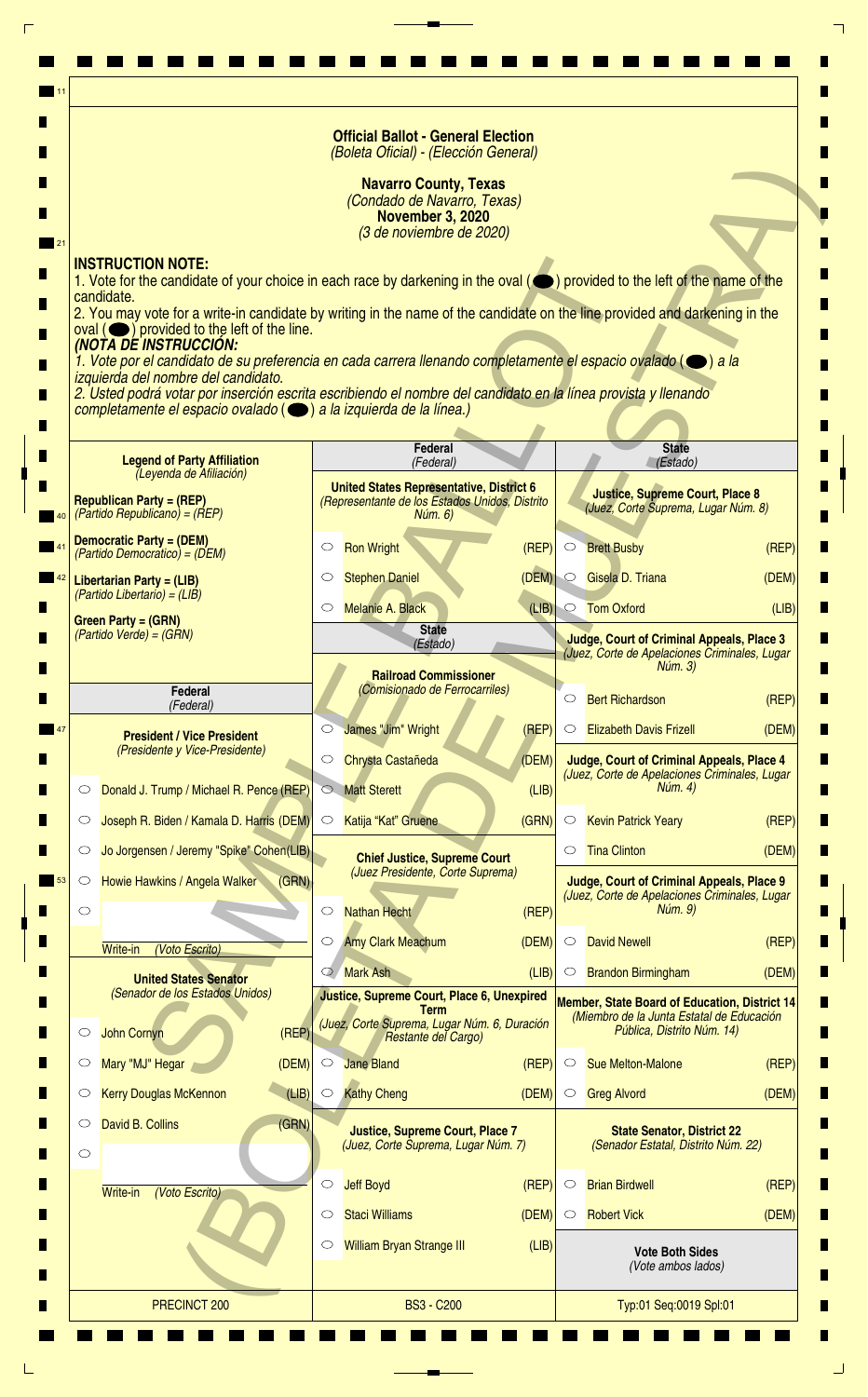# Official Ballot - General Election
*(Boleta Oficial) - (Elección General)*

**Navarro County, Texas**
*(Condado de Navarro, Texas)*
**November 3, 2020**
*(3 de noviembre de 2020)*

SAMPLE BALLOT (BOLETA DE MUESTRA)

**INSTRUCTION NOTE:**
1. Vote for the candidate of your choice in each race by darkening in the oval (⬬) provided to the left of the name of the candidate.
2. You may vote for a write-in candidate by writing in the name of the candidate on the line provided and darkening in the oval (⬬) provided to the left of the line.

***(NOTA DE INSTRUCCIÓN:***
*1. Vote por el candidato de su preferencia en cada carrera llenando completamente el espacio ovalado (⬬) a la izquierda del nombre del candidato.*
*2. Usted podrá votar por inserción escrita escribiendo el nombre del candidato en la línea provista y llenando completamente el espacio ovalado (⬬) a la izquierda de la línea.)*

**Legend of Party Affiliation**
*(Leyenda de Afiliación)*

**Republican Party = (REP)**
*(Partido Republicano) = (REP)*
**Democratic Party = (DEM)**
*(Partido Democrático) = (DEM)*
**Libertarian Party = (LIB)**
*(Partido Libertario) = (LIB)*
**Green Party = (GRN)**
*(Partido Verde) = (GRN)*

## Federal *(Federal)*

**President / Vice President**
*(Presidente y Vice-Presidente)*

- ○ Donald J. Trump / Michael R. Pence (REP)
- ○ Joseph R. Biden / Kamala D. Harris (DEM)
- ○ Jo Jorgensen / Jeremy "Spike" Cohen (LIB)
- ○ Howie Hawkins / Angela Walker (GRN)
- ○ ____________ Write-in *(Voto Escrito)*

**United States Senator**
*(Senador de los Estados Unidos)*

- ○ John Cornyn (REP)
- ○ Mary "MJ" Hegar (DEM)
- ○ Kerry Douglas McKennon (LIB)
- ○ David B. Collins (GRN)
- ○ ____________ Write-in *(Voto Escrito)*

**United States Representative, District 6**
*(Representante de los Estados Unidos, Distrito Núm. 6)*

- ○ Ron Wright (REP)
- ○ Stephen Daniel (DEM)
- ○ Melanie A. Black (LIB)

## State *(Estado)*

**Railroad Commissioner**
*(Comisionado de Ferrocarriles)*

- ○ James "Jim" Wright (REP)
- ○ Chrysta Castañeda (DEM)
- ○ Matt Sterett (LIB)
- ○ Katija "Kat" Gruene (GRN)

**Chief Justice, Supreme Court**
*(Juez Presidente, Corte Suprema)*

- ○ Nathan Hecht (REP)
- ○ Amy Clark Meachum (DEM)
- ○ Mark Ash (LIB)

**Justice, Supreme Court, Place 6, Unexpired Term**
*(Juez, Corte Suprema, Lugar Núm. 6, Duración Restante del Cargo)*

- ○ Jane Bland (REP)
- ○ Kathy Cheng (DEM)

**Justice, Supreme Court, Place 7**
*(Juez, Corte Suprema, Lugar Núm. 7)*

- ○ Jeff Boyd (REP)
- ○ Staci Williams (DEM)
- ○ William Bryan Strange III (LIB)

**Justice, Supreme Court, Place 8**
*(Juez, Corte Suprema, Lugar Núm. 8)*

- ○ Brett Busby (REP)
- ○ Gisela D. Triana (DEM)
- ○ Tom Oxford (LIB)

**Judge, Court of Criminal Appeals, Place 3**
*(Juez, Corte de Apelaciones Criminales, Lugar Núm. 3)*

- ○ Bert Richardson (REP)
- ○ Elizabeth Davis Frizell (DEM)

**Judge, Court of Criminal Appeals, Place 4**
*(Juez, Corte de Apelaciones Criminales, Lugar Núm. 4)*

- ○ Kevin Patrick Yeary (REP)
- ○ Tina Clinton (DEM)

**Judge, Court of Criminal Appeals, Place 9**
*(Juez, Corte de Apelaciones Criminales, Lugar Núm. 9)*

- ○ David Newell (REP)
- ○ Brandon Birmingham (DEM)

**Member, State Board of Education, District 14**
*(Miembro de la Junta Estatal de Educación Pública, Distrito Núm. 14)*

- ○ Sue Melton-Malone (REP)
- ○ Greg Alvord (DEM)

**State Senator, District 22**
*(Senador Estatal, Distrito Núm. 22)*

- ○ Brian Birdwell (REP)
- ○ Robert Vick (DEM)

**Vote Both Sides**
*(Vote ambos lados)*

PRECINCT 200 | BS3 - C200 | Typ:01 Seq:0019 Spl:01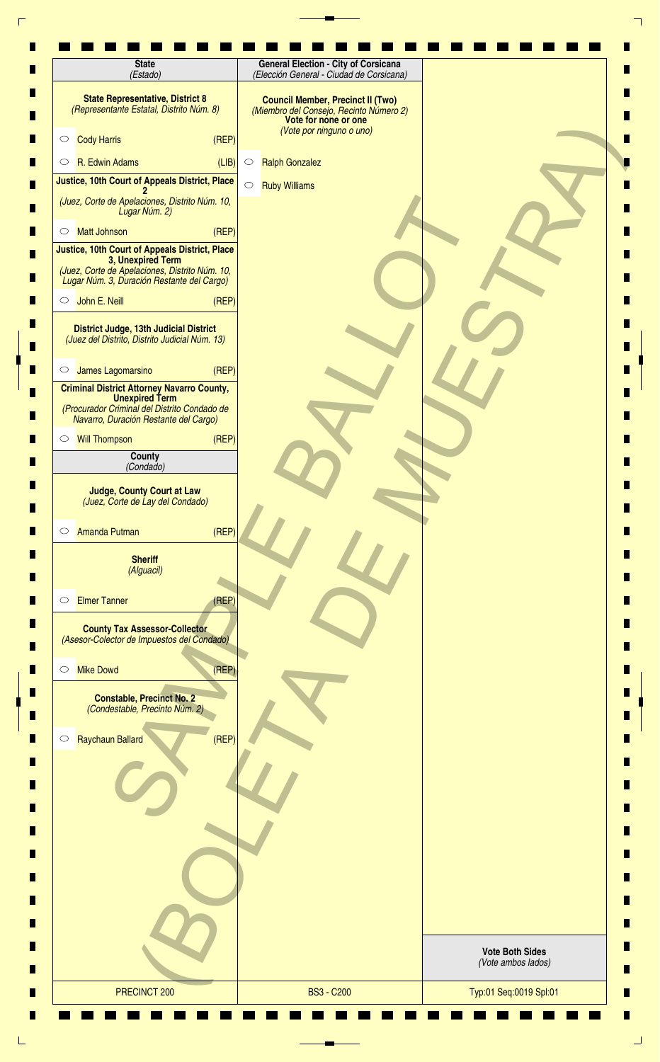**State**
*(Estado)*

**State Representative, District 8**
*(Representante Estatal, Distrito Núm. 8)*

- ○ Cody Harris (REP)
- ○ R. Edwin Adams (LIB)

**Justice, 10th Court of Appeals District, Place 2**
*(Juez, Corte de Apelaciones, Distrito Núm. 10, Lugar Núm. 2)*

- ○ Matt Johnson (REP)

**Justice, 10th Court of Appeals District, Place 3, Unexpired Term**
*(Juez, Corte de Apelaciones, Distrito Núm. 10, Lugar Núm. 3, Duración Restante del Cargo)*

- ○ John E. Neill (REP)

**District Judge, 13th Judicial District**
*(Juez del Distrito, Distrito Judicial Núm. 13)*

- ○ James Lagomarsino (REP)

**Criminal District Attorney Navarro County, Unexpired Term**
*(Procurador Criminal del Distrito Condado de Navarro, Duración Restante del Cargo)*

- ○ Will Thompson (REP)

**County**
*(Condado)*

**Judge, County Court at Law**
*(Juez, Corte de Lay del Condado)*

- ○ Amanda Putman (REP)

**Sheriff**
*(Alguacil)*

- ○ Elmer Tanner (REP)

**County Tax Assessor-Collector**
*(Asesor-Colector de Impuestos del Condado)*

- ○ Mike Dowd (REP)

**Constable, Precinct No. 2**
*(Condestable, Precinto Núm. 2)*

- ○ Raychaun Ballard (REP)

**General Election - City of Corsicana**
*(Elección General - Ciudad de Corsicana)*

**Council Member, Precinct II (Two)**
*(Miembro del Consejo, Recinto Número 2)*
**Vote for none or one**
*(Vote por ninguno o uno)*

- ○ Ralph Gonzalez
- ○ Ruby Williams

SAMPLE BALLOT (BOLETA DE MUESTRA)

**Vote Both Sides**
*(Vote ambos lados)*

PRECINCT 200 | BS3 - C200 | Typ:01 Seq:0019 Spl:01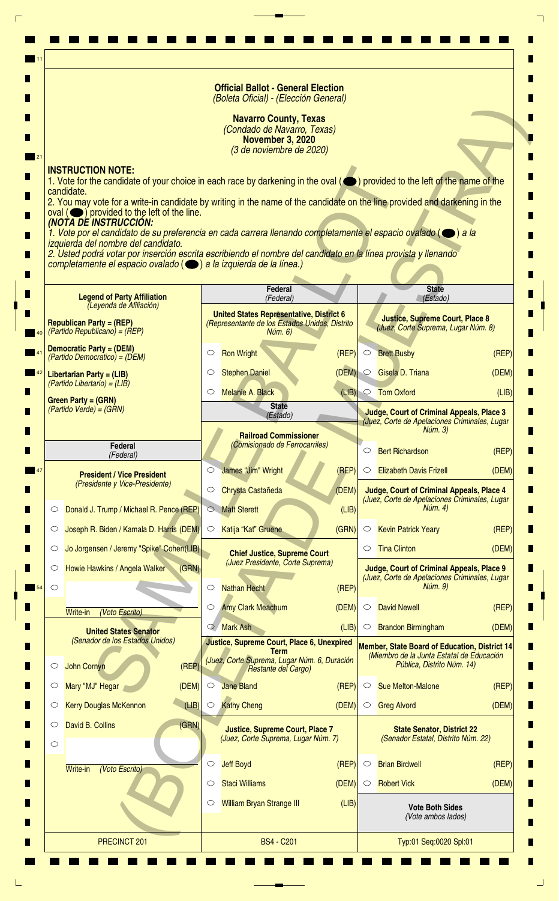**Official Ballot - General Election**
*(Boleta Oficial) - (Elección General)*

**Navarro County, Texas**
*(Condado de Navarro, Texas)*
**November 3, 2020**
*(3 de noviembre de 2020)*

SAMPLE BALLOT (BOLETA DE MUESTRA)

**INSTRUCTION NOTE:**

1. Vote for the candidate of your choice in each race by darkening in the oval (⬬) provided to the left of the name of the candidate.
2. You may vote for a write-in candidate by writing in the name of the candidate on the line provided and darkening in the oval (⬬) provided to the left of the line.

***(NOTA DE INSTRUCCIÓN:***

*1. Vote por el candidato de su preferencia en cada carrera llenando completamente el espacio ovalado (⬬) a la izquierda del nombre del candidato.*
*2. Usted podrá votar por inserción escrita escribiendo el nombre del candidato en la línea provista y llenando completamente el espacio ovalado (⬬) a la izquierda de la línea.)*

**Legend of Party Affiliation** *(Leyenda de Afiliación)*

- **Republican Party = (REP)** *(Partido Republicano) = (REP)*
- **Democratic Party = (DEM)** *(Partido Democrático) = (DEM)*
- **Libertarian Party = (LIB)** *(Partido Libertario) = (LIB)*
- **Green Party = (GRN)** *(Partido Verde) = (GRN)*

## Federal *(Federal)*

### President / Vice President *(Presidente y Vice-Presidente)*

- ○ Donald J. Trump / Michael R. Pence (REP)
- ○ Joseph R. Biden / Kamala D. Harris (DEM)
- ○ Jo Jorgensen / Jeremy "Spike" Cohen (LIB)
- ○ Howie Hawkins / Angela Walker (GRN)
- ○ ________ Write-in *(Voto Escrito)*

### United States Senator *(Senador de los Estados Unidos)*

- ○ John Cornyn (REP)
- ○ Mary "MJ" Hegar (DEM)
- ○ Kerry Douglas McKennon (LIB)
- ○ David B. Collins (GRN)
- ○ ________ Write-in *(Voto Escrito)*

### United States Representative, District 6 *(Representante de los Estados Unidos, Distrito Núm. 6)*

- ○ Ron Wright (REP)
- ○ Stephen Daniel (DEM)
- ○ Melanie A. Black (LIB)

## State *(Estado)*

### Railroad Commissioner *(Comisionado de Ferrocarriles)*

- ○ James "Jim" Wright (REP)
- ○ Chrysta Castañeda (DEM)
- ○ Matt Sterett (LIB)
- ○ Katija "Kat" Gruene (GRN)

### Chief Justice, Supreme Court *(Juez Presidente, Corte Suprema)*

- ○ Nathan Hecht (REP)
- ○ Amy Clark Meachum (DEM)
- ○ Mark Ash (LIB)

### Justice, Supreme Court, Place 6, Unexpired Term *(Juez, Corte Suprema, Lugar Núm. 6, Duración Restante del Cargo)*

- ○ Jane Bland (REP)
- ○ Kathy Cheng (DEM)

### Justice, Supreme Court, Place 7 *(Juez, Corte Suprema, Lugar Núm. 7)*

- ○ Jeff Boyd (REP)
- ○ Staci Williams (DEM)
- ○ William Bryan Strange III (LIB)

### Justice, Supreme Court, Place 8 *(Juez, Corte Suprema, Lugar Núm. 8)*

- ○ Brett Busby (REP)
- ○ Gisela D. Triana (DEM)
- ○ Tom Oxford (LIB)

### Judge, Court of Criminal Appeals, Place 3 *(Juez, Corte de Apelaciones Criminales, Lugar Núm. 3)*

- ○ Bert Richardson (REP)
- ○ Elizabeth Davis Frizell (DEM)

### Judge, Court of Criminal Appeals, Place 4 *(Juez, Corte de Apelaciones Criminales, Lugar Núm. 4)*

- ○ Kevin Patrick Yeary (REP)
- ○ Tina Clinton (DEM)

### Judge, Court of Criminal Appeals, Place 9 *(Juez, Corte de Apelaciones Criminales, Lugar Núm. 9)*

- ○ David Newell (REP)
- ○ Brandon Birmingham (DEM)

### Member, State Board of Education, District 14 *(Miembro de la Junta Estatal de Educación Pública, Distrito Núm. 14)*

- ○ Sue Melton-Malone (REP)
- ○ Greg Alvord (DEM)

### State Senator, District 22 *(Senador Estatal, Distrito Núm. 22)*

- ○ Brian Birdwell (REP)
- ○ Robert Vick (DEM)

**Vote Both Sides** *(Vote ambos lados)*

PRECINCT 201 | BS4 - C201 | Typ:01 Seq:0020 Spl:01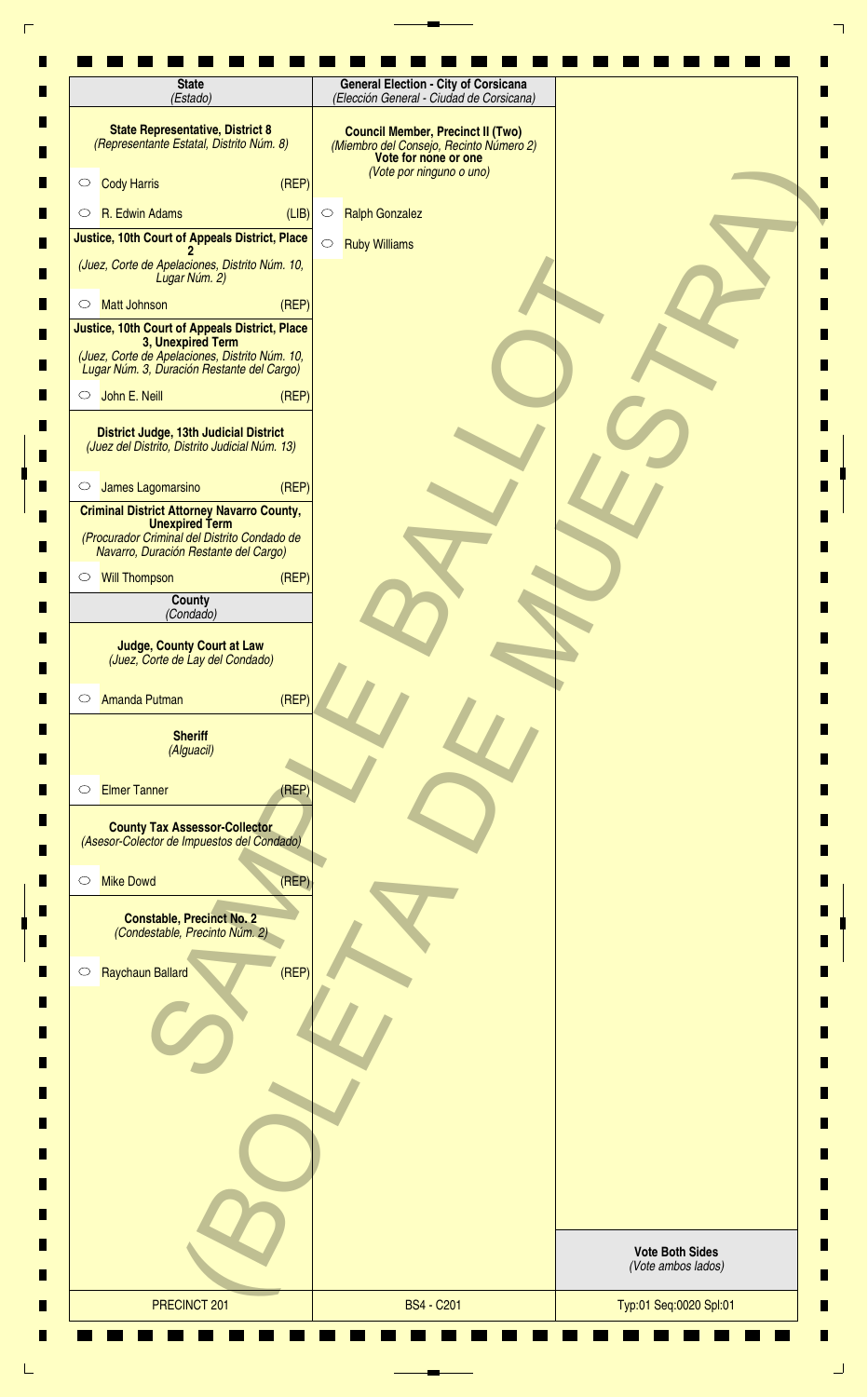## State
*(Estado)*

**State Representative, District 8**
*(Representante Estatal, Distrito Núm. 8)*

- ○ Cody Harris (REP)
- ○ R. Edwin Adams (LIB)

**Justice, 10th Court of Appeals District, Place 2**
*(Juez, Corte de Apelaciones, Distrito Núm. 10, Lugar Núm. 2)*

- ○ Matt Johnson (REP)

**Justice, 10th Court of Appeals District, Place 3, Unexpired Term**
*(Juez, Corte de Apelaciones, Distrito Núm. 10, Lugar Núm. 3, Duración Restante del Cargo)*

- ○ John E. Neill (REP)

**District Judge, 13th Judicial District**
*(Juez del Distrito, Distrito Judicial Núm. 13)*

- ○ James Lagomarsino (REP)

**Criminal District Attorney Navarro County, Unexpired Term**
*(Procurador Criminal del Distrito Condado de Navarro, Duración Restante del Cargo)*

- ○ Will Thompson (REP)

## County
*(Condado)*

**Judge, County Court at Law**
*(Juez, Corte de Lay del Condado)*

- ○ Amanda Putman (REP)

**Sheriff**
*(Alguacil)*

- ○ Elmer Tanner (REP)

**County Tax Assessor-Collector**
*(Asesor-Colector de Impuestos del Condado)*

- ○ Mike Dowd (REP)

**Constable, Precinct No. 2**
*(Condestable, Precinto Núm. 2)*

- ○ Raychaun Ballard (REP)

## General Election - City of Corsicana
*(Elección General - Ciudad de Corsicana)*

**Council Member, Precinct II (Two)**
*(Miembro del Consejo, Recinto Número 2)*
**Vote for none or one**
*(Vote por ninguno o uno)*

- ○ Ralph Gonzalez
- ○ Ruby Williams

SAMPLE BALLOT (BOLETA DE MUESTRA)

**Vote Both Sides**
*(Vote ambos lados)*

| PRECINCT 201 | BS4 - C201 | Typ:01 Seq:0020 Spl:01 |
| --- | --- | --- |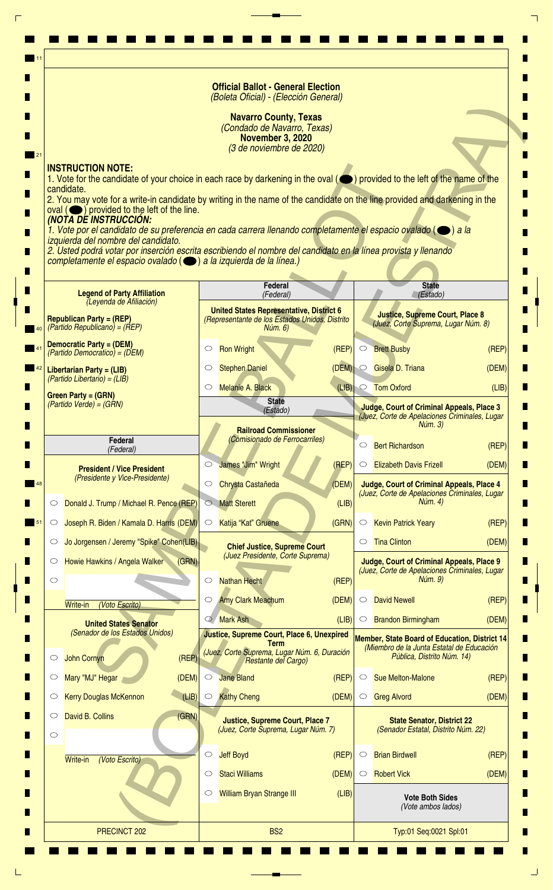# Official Ballot - General Election
*(Boleta Oficial) - (Elección General)*

## Navarro County, Texas
*(Condado de Navarro, Texas)*

**November 3, 2020**
*(3 de noviembre de 2020)*

**INSTRUCTION NOTE:**
1. Vote for the candidate of your choice in each race by darkening in the oval (⬬) provided to the left of the name of the candidate.
2. You may vote for a write-in candidate by writing in the name of the candidate on the line provided and darkening in the oval (⬬) provided to the left of the line.

***(NOTA DE INSTRUCCIÓN:***
*1. Vote por el candidato de su preferencia en cada carrera llenando completamente el espacio ovalado (⬬) a la izquierda del nombre del candidato.*
*2. Usted podrá votar por inserción escrita escribiendo el nombre del candidato en la línea provista y llenando completamente el espacio ovalado (⬬) a la izquierda de la línea.)*

SAMPLE BALLOT (BOLETA DE MUESTRA)

**Legend of Party Affiliation** *(Leyenda de Afiliación)*

- **Republican Party = (REP)** *(Partido Republicano) = (REP)*
- **Democratic Party = (DEM)** *(Partido Democrático) = (DEM)*
- **Libertarian Party = (LIB)** *(Partido Libertario) = (LIB)*
- **Green Party = (GRN)** *(Partido Verde) = (GRN)*

## Federal *(Federal)*

### President / Vice President *(Presidente y Vice-Presidente)*

- ○ Donald J. Trump / Michael R. Pence (REP)
- ○ Joseph R. Biden / Kamala D. Harris (DEM)
- ○ Jo Jorgensen / Jeremy "Spike" Cohen (LIB)
- ○ Howie Hawkins / Angela Walker (GRN)
- ○ ________ Write-in *(Voto Escrito)*

### United States Senator *(Senador de los Estados Unidos)*

- ○ John Cornyn (REP)
- ○ Mary "MJ" Hegar (DEM)
- ○ Kerry Douglas McKennon (LIB)
- ○ David B. Collins (GRN)
- ○ ________ Write-in *(Voto Escrito)*

### United States Representative, District 6 *(Representante de los Estados Unidos, Distrito Núm. 6)*

- ○ Ron Wright (REP)
- ○ Stephen Daniel (DEM)
- ○ Melanie A. Black (LIB)

## State *(Estado)*

### Railroad Commissioner *(Comisionado de Ferrocarriles)*

- ○ James "Jim" Wright (REP)
- ○ Chrysta Castañeda (DEM)
- ○ Matt Sterett (LIB)
- ○ Katija "Kat" Gruene (GRN)

### Chief Justice, Supreme Court *(Juez Presidente, Corte Suprema)*

- ○ Nathan Hecht (REP)
- ○ Amy Clark Meachum (DEM)
- ○ Mark Ash (LIB)

### Justice, Supreme Court, Place 6, Unexpired Term *(Juez, Corte Suprema, Lugar Núm. 6, Duración Restante del Cargo)*

- ○ Jane Bland (REP)
- ○ Kathy Cheng (DEM)

### Justice, Supreme Court, Place 7 *(Juez, Corte Suprema, Lugar Núm. 7)*

- ○ Jeff Boyd (REP)
- ○ Staci Williams (DEM)
- ○ William Bryan Strange III (LIB)

### Justice, Supreme Court, Place 8 *(Juez, Corte Suprema, Lugar Núm. 8)*

- ○ Brett Busby (REP)
- ○ Gisela D. Triana (DEM)
- ○ Tom Oxford (LIB)

### Judge, Court of Criminal Appeals, Place 3 *(Juez, Corte de Apelaciones Criminales, Lugar Núm. 3)*

- ○ Bert Richardson (REP)
- ○ Elizabeth Davis Frizell (DEM)

### Judge, Court of Criminal Appeals, Place 4 *(Juez, Corte de Apelaciones Criminales, Lugar Núm. 4)*

- ○ Kevin Patrick Yeary (REP)
- ○ Tina Clinton (DEM)

### Judge, Court of Criminal Appeals, Place 9 *(Juez, Corte de Apelaciones Criminales, Lugar Núm. 9)*

- ○ David Newell (REP)
- ○ Brandon Birmingham (DEM)

### Member, State Board of Education, District 14 *(Miembro de la Junta Estatal de Educación Pública, Distrito Núm. 14)*

- ○ Sue Melton-Malone (REP)
- ○ Greg Alvord (DEM)

### State Senator, District 22 *(Senador Estatal, Distrito Núm. 22)*

- ○ Brian Birdwell (REP)
- ○ Robert Vick (DEM)

**Vote Both Sides** *(Vote ambos lados)*

PRECINCT 202 | BS2 | Typ:01 Seq:0021 Spl:01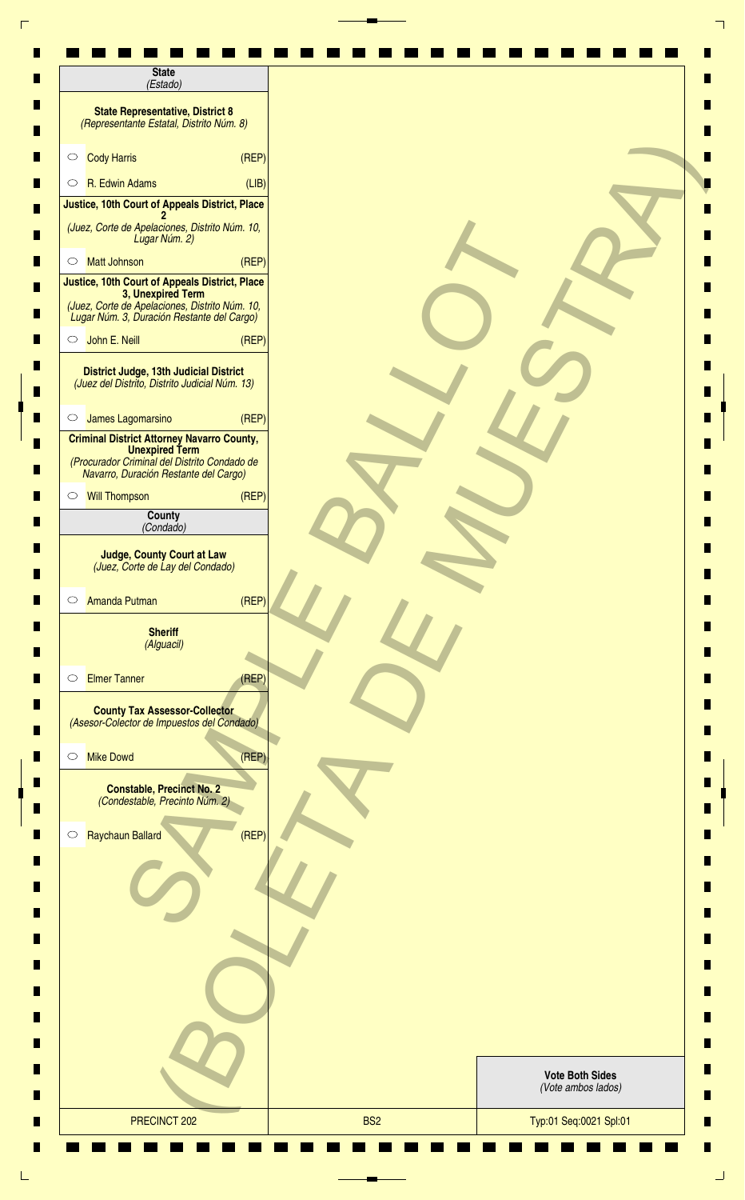## State
*(Estado)*

**State Representative, District 8**
*(Representante Estatal, Distrito Núm. 8)*

- ○ Cody Harris (REP)
- ○ R. Edwin Adams (LIB)

**Justice, 10th Court of Appeals District, Place 2**
*(Juez, Corte de Apelaciones, Distrito Núm. 10, Lugar Núm. 2)*

- ○ Matt Johnson (REP)

**Justice, 10th Court of Appeals District, Place 3, Unexpired Term**
*(Juez, Corte de Apelaciones, Distrito Núm. 10, Lugar Núm. 3, Duración Restante del Cargo)*

- ○ John E. Neill (REP)

**District Judge, 13th Judicial District**
*(Juez del Distrito, Distrito Judicial Núm. 13)*

- ○ James Lagomarsino (REP)

**Criminal District Attorney Navarro County, Unexpired Term**
*(Procurador Criminal del Distrito Condado de Navarro, Duración Restante del Cargo)*

- ○ Will Thompson (REP)

## County
*(Condado)*

**Judge, County Court at Law**
*(Juez, Corte de Lay del Condado)*

- ○ Amanda Putman (REP)

**Sheriff**
*(Alguacil)*

- ○ Elmer Tanner (REP)

**County Tax Assessor-Collector**
*(Asesor-Colector de Impuestos del Condado)*

- ○ Mike Dowd (REP)

**Constable, Precinct No. 2**
*(Condestable, Precinto Núm. 2)*

- ○ Raychaun Ballard (REP)

SAMPLE BALLOT (BOLETA DE MUESTRA)

**Vote Both Sides**
*(Vote ambos lados)*

| PRECINCT 202 | BS2 | Typ:01 Seq:0021 Spl:01 |
|---|---|---|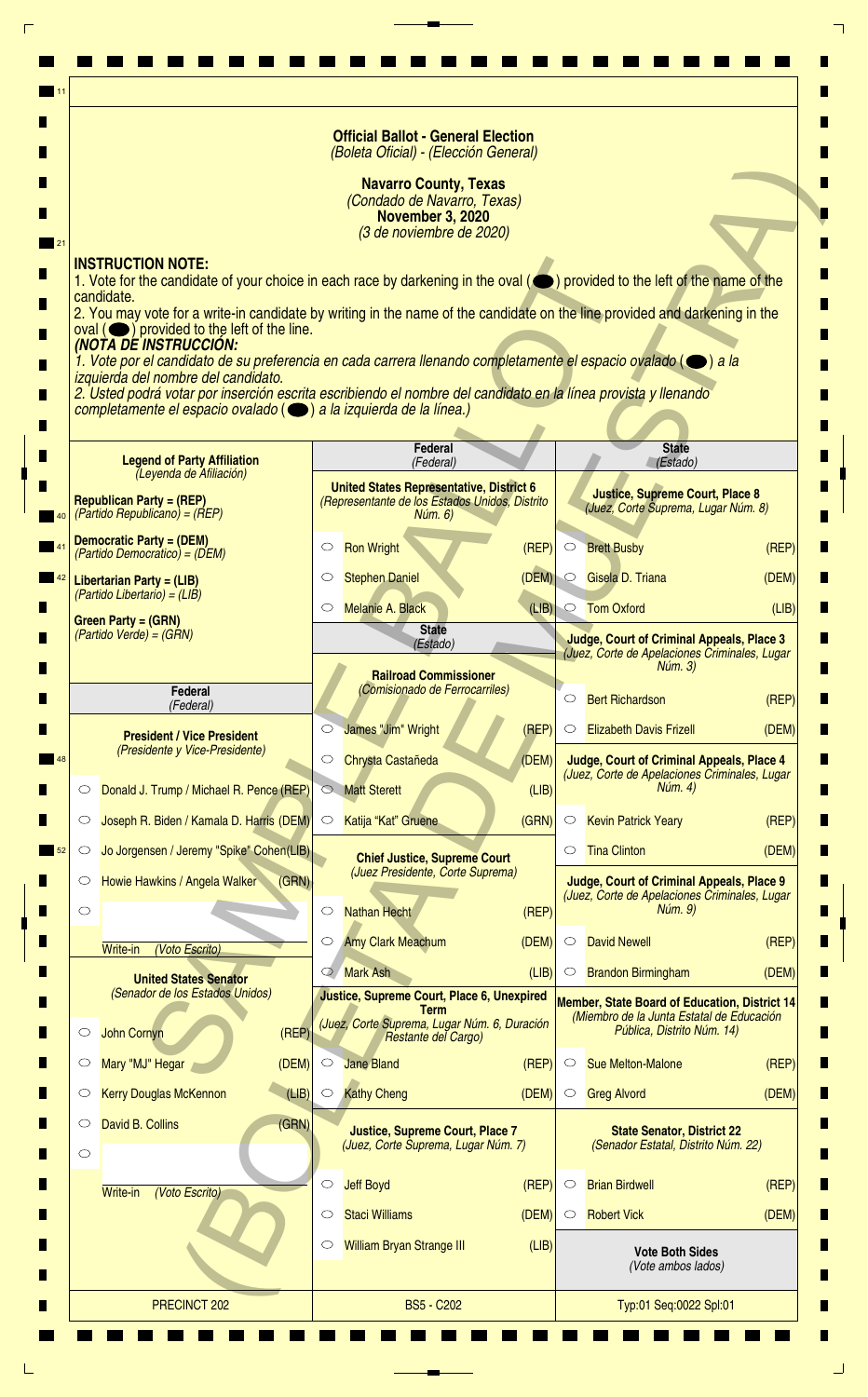**Official Ballot - General Election**
*(Boleta Oficial) - (Elección General)*

**Navarro County, Texas**
*(Condado de Navarro, Texas)*
**November 3, 2020**
*(3 de noviembre de 2020)*

SAMPLE BALLOT (BOLETA DE MUESTRA)

**INSTRUCTION NOTE:**
1. Vote for the candidate of your choice in each race by darkening in the oval (⬬) provided to the left of the name of the candidate.
2. You may vote for a write-in candidate by writing in the name of the candidate on the line provided and darkening in the oval (⬬) provided to the left of the line.

***(NOTA DE INSTRUCCIÓN:***
*1. Vote por el candidato de su preferencia en cada carrera llenando completamente el espacio ovalado (⬬) a la izquierda del nombre del candidato.*
*2. Usted podrá votar por inserción escrita escribiendo el nombre del candidato en la línea provista y llenando completamente el espacio ovalado (⬬) a la izquierda de la línea.)*

**Legend of Party Affiliation**
*(Leyenda de Afiliación)*

**Republican Party = (REP)**
*(Partido Republicano) = (REP)*

**Democratic Party = (DEM)**
*(Partido Democrático) = (DEM)*

**Libertarian Party = (LIB)**
*(Partido Libertario) = (LIB)*

**Green Party = (GRN)**
*(Partido Verde) = (GRN)*

**Federal**
*(Federal)*

**President / Vice President**
*(Presidente y Vice-Presidente)*

- ○ Donald J. Trump / Michael R. Pence (REP)
- ○ Joseph R. Biden / Kamala D. Harris (DEM)
- ○ Jo Jorgensen / Jeremy "Spike" Cohen (LIB)
- ○ Howie Hawkins / Angela Walker (GRN)
- ○ ______ Write-in *(Voto Escrito)*

**United States Senator**
*(Senador de los Estados Unidos)*

- ○ John Cornyn (REP)
- ○ Mary "MJ" Hegar (DEM)
- ○ Kerry Douglas McKennon (LIB)
- ○ David B. Collins (GRN)
- ○ ______ Write-in *(Voto Escrito)*

**Federal**
*(Federal)*

**United States Representative, District 6**
*(Representante de los Estados Unidos, Distrito Núm. 6)*

- ○ Ron Wright (REP)
- ○ Stephen Daniel (DEM)
- ○ Melanie A. Black (LIB)

**State**
*(Estado)*

**Railroad Commissioner**
*(Comisionado de Ferrocarriles)*

- ○ James "Jim" Wright (REP)
- ○ Chrysta Castañeda (DEM)
- ○ Matt Sterett (LIB)
- ○ Katija "Kat" Gruene (GRN)

**Chief Justice, Supreme Court**
*(Juez Presidente, Corte Suprema)*

- ○ Nathan Hecht (REP)
- ○ Amy Clark Meachum (DEM)
- ○ Mark Ash (LIB)

**Justice, Supreme Court, Place 6, Unexpired Term**
*(Juez, Corte Suprema, Lugar Núm. 6, Duración Restante del Cargo)*

- ○ Jane Bland (REP)
- ○ Kathy Cheng (DEM)

**Justice, Supreme Court, Place 7**
*(Juez, Corte Suprema, Lugar Núm. 7)*

- ○ Jeff Boyd (REP)
- ○ Staci Williams (DEM)
- ○ William Bryan Strange III (LIB)

**State**
*(Estado)*

**Justice, Supreme Court, Place 8**
*(Juez, Corte Suprema, Lugar Núm. 8)*

- ○ Brett Busby (REP)
- ○ Gisela D. Triana (DEM)
- ○ Tom Oxford (LIB)

**Judge, Court of Criminal Appeals, Place 3**
*(Juez, Corte de Apelaciones Criminales, Lugar Núm. 3)*

- ○ Bert Richardson (REP)
- ○ Elizabeth Davis Frizell (DEM)

**Judge, Court of Criminal Appeals, Place 4**
*(Juez, Corte de Apelaciones Criminales, Lugar Núm. 4)*

- ○ Kevin Patrick Yeary (REP)
- ○ Tina Clinton (DEM)

**Judge, Court of Criminal Appeals, Place 9**
*(Juez, Corte de Apelaciones Criminales, Lugar Núm. 9)*

- ○ David Newell (REP)
- ○ Brandon Birmingham (DEM)

**Member, State Board of Education, District 14**
*(Miembro de la Junta Estatal de Educación Pública, Distrito Núm. 14)*

- ○ Sue Melton-Malone (REP)
- ○ Greg Alvord (DEM)

**State Senator, District 22**
*(Senador Estatal, Distrito Núm. 22)*

- ○ Brian Birdwell (REP)
- ○ Robert Vick (DEM)

**Vote Both Sides**
*(Vote ambos lados)*

PRECINCT 202 | BS5 - C202 | Typ:01 Seq:0022 Spl:01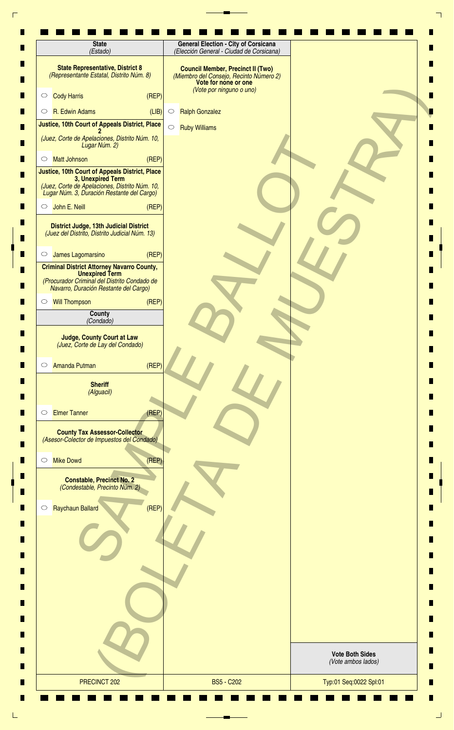## State
*(Estado)*

### State Representative, District 8
*(Representante Estatal, Distrito Núm. 8)*

- ○ Cody Harris (REP)
- ○ R. Edwin Adams (LIB)

### Justice, 10th Court of Appeals District, Place 2
*(Juez, Corte de Apelaciones, Distrito Núm. 10, Lugar Núm. 2)*

- ○ Matt Johnson (REP)

### Justice, 10th Court of Appeals District, Place 3, Unexpired Term
*(Juez, Corte de Apelaciones, Distrito Núm. 10, Lugar Núm. 3, Duración Restante del Cargo)*

- ○ John E. Neill (REP)

### District Judge, 13th Judicial District
*(Juez del Distrito, Distrito Judicial Núm. 13)*

- ○ James Lagomarsino (REP)

### Criminal District Attorney Navarro County, Unexpired Term
*(Procurador Criminal del Distrito Condado de Navarro, Duración Restante del Cargo)*

- ○ Will Thompson (REP)

## County
*(Condado)*

### Judge, County Court at Law
*(Juez, Corte de Lay del Condado)*

- ○ Amanda Putman (REP)

### Sheriff
*(Alguacil)*

- ○ Elmer Tanner (REP)

### County Tax Assessor-Collector
*(Asesor-Colector de Impuestos del Condado)*

- ○ Mike Dowd (REP)

### Constable, Precinct No. 2
*(Condestable, Precinto Núm. 2)*

- ○ Raychaun Ballard (REP)

## General Election - City of Corsicana
*(Elección General - Ciudad de Corsicana)*

### Council Member, Precinct II (Two)
*(Miembro del Consejo, Recinto Número 2)*

**Vote for none or one**
*(Vote por ninguno o uno)*

- ○ Ralph Gonzalez
- ○ Ruby Williams

SAMPLE BALLOT (BOLETA DE MUESTRA)

**Vote Both Sides**
*(Vote ambos lados)*

PRECINCT 202 | BS5 - C202 | Typ:01 Seq:0022 Spl:01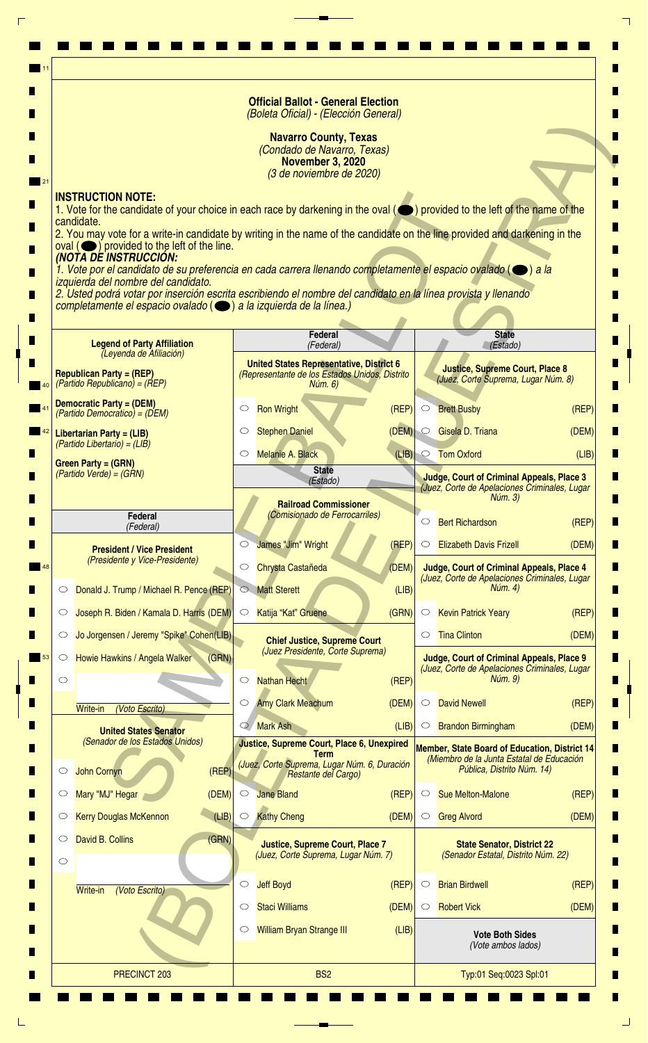**Official Ballot - General Election**
*(Boleta Oficial) - (Elección General)*

**Navarro County, Texas**
*(Condado de Navarro, Texas)*
**November 3, 2020**
*(3 de noviembre de 2020)*

**INSTRUCTION NOTE:**

1. Vote for the candidate of your choice in each race by darkening in the oval (⬬) provided to the left of the name of the candidate.
2. You may vote for a write-in candidate by writing in the name of the candidate on the line provided and darkening in the oval (⬬) provided to the left of the line.

***(NOTA DE INSTRUCCIÓN:***

*1. Vote por el candidato de su preferencia en cada carrera llenando completamente el espacio ovalado (⬬) a la izquierda del nombre del candidato.*
*2. Usted podrá votar por inserción escrita escribiendo el nombre del candidato en la línea provista y llenando completamente el espacio ovalado (⬬) a la izquierda de la línea.)*

**Legend of Party Affiliation**
*(Leyenda de Afiliación)*

**Republican Party = (REP)**
*(Partido Republicano) = (REP)*

**Democratic Party = (DEM)**
*(Partido Democrático) = (DEM)*

**Libertarian Party = (LIB)**
*(Partido Libertario) = (LIB)*

**Green Party = (GRN)**
*(Partido Verde) = (GRN)*

## Federal
*(Federal)*

**President / Vice President**
*(Presidente y Vice-Presidente)*

- ○ Donald J. Trump / Michael R. Pence (REP)
- ○ Joseph R. Biden / Kamala D. Harris (DEM)
- ○ Jo Jorgensen / Jeremy "Spike" Cohen (LIB)
- ○ Howie Hawkins / Angela Walker (GRN)
- ○ ____________ Write-in *(Voto Escrito)*

**United States Senator**
*(Senador de los Estados Unidos)*

- ○ John Cornyn (REP)
- ○ Mary "MJ" Hegar (DEM)
- ○ Kerry Douglas McKennon (LIB)
- ○ David B. Collins (GRN)
- ○ ____________ Write-in *(Voto Escrito)*

## Federal
*(Federal)*

**United States Representative, District 6**
*(Representante de los Estados Unidos, Distrito Núm. 6)*

- ○ Ron Wright (REP)
- ○ Stephen Daniel (DEM)
- ○ Melanie A. Black (LIB)

## State
*(Estado)*

**Railroad Commissioner**
*(Comisionado de Ferrocarriles)*

- ○ James "Jim" Wright (REP)
- ○ Chrysta Castañeda (DEM)
- ○ Matt Sterett (LIB)
- ○ Katija "Kat" Gruene (GRN)

**Chief Justice, Supreme Court**
*(Juez Presidente, Corte Suprema)*

- ○ Nathan Hecht (REP)
- ○ Amy Clark Meachum (DEM)
- ○ Mark Ash (LIB)

**Justice, Supreme Court, Place 6, Unexpired Term**
*(Juez, Corte Suprema, Lugar Núm. 6, Duración Restante del Cargo)*

- ○ Jane Bland (REP)
- ○ Kathy Cheng (DEM)

**Justice, Supreme Court, Place 7**
*(Juez, Corte Suprema, Lugar Núm. 7)*

- ○ Jeff Boyd (REP)
- ○ Staci Williams (DEM)
- ○ William Bryan Strange III (LIB)

## State
*(Estado)*

**Justice, Supreme Court, Place 8**
*(Juez, Corte Suprema, Lugar Núm. 8)*

- ○ Brett Busby (REP)
- ○ Gisela D. Triana (DEM)
- ○ Tom Oxford (LIB)

**Judge, Court of Criminal Appeals, Place 3**
*(Juez, Corte de Apelaciones Criminales, Lugar Núm. 3)*

- ○ Bert Richardson (REP)
- ○ Elizabeth Davis Frizell (DEM)

**Judge, Court of Criminal Appeals, Place 4**
*(Juez, Corte de Apelaciones Criminales, Lugar Núm. 4)*

- ○ Kevin Patrick Yeary (REP)
- ○ Tina Clinton (DEM)

**Judge, Court of Criminal Appeals, Place 9**
*(Juez, Corte de Apelaciones Criminales, Lugar Núm. 9)*

- ○ David Newell (REP)
- ○ Brandon Birmingham (DEM)

**Member, State Board of Education, District 14**
*(Miembro de la Junta Estatal de Educación Pública, Distrito Núm. 14)*

- ○ Sue Melton-Malone (REP)
- ○ Greg Alvord (DEM)

**State Senator, District 22**
*(Senador Estatal, Distrito Núm. 22)*

- ○ Brian Birdwell (REP)
- ○ Robert Vick (DEM)

**Vote Both Sides**
*(Vote ambos lados)*

PRECINCT 203 | BS2 | Typ:01 Seq:0023 Spl:01

SAMPLE BALLOT (BOLETA DE MUESTRA)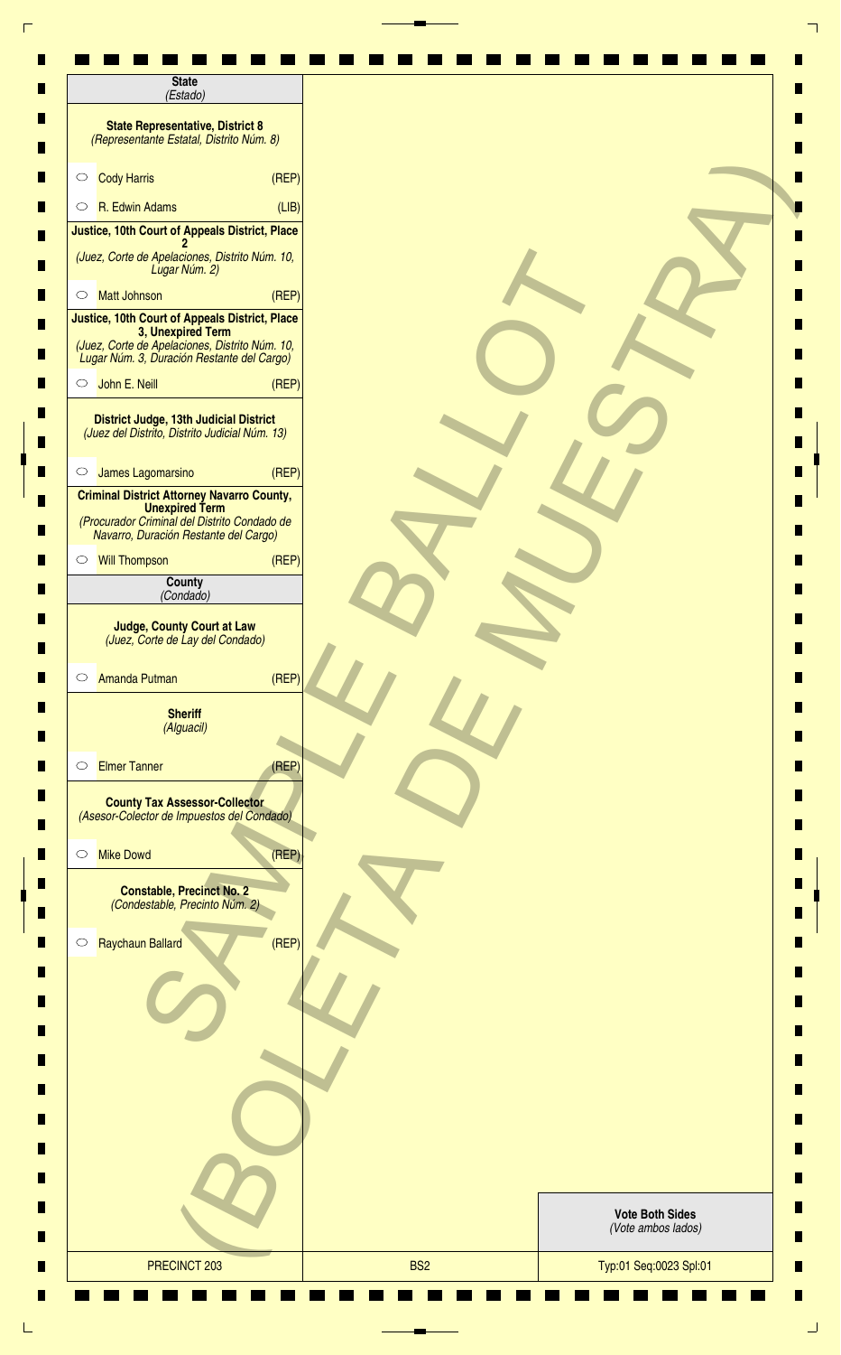**State**
*(Estado)*

**State Representative, District 8**
*(Representante Estatal, Distrito Núm. 8)*

- ○ Cody Harris (REP)
- ○ R. Edwin Adams (LIB)

**Justice, 10th Court of Appeals District, Place 2**
*(Juez, Corte de Apelaciones, Distrito Núm. 10, Lugar Núm. 2)*

- ○ Matt Johnson (REP)

**Justice, 10th Court of Appeals District, Place 3, Unexpired Term**
*(Juez, Corte de Apelaciones, Distrito Núm. 10, Lugar Núm. 3, Duración Restante del Cargo)*

- ○ John E. Neill (REP)

**District Judge, 13th Judicial District**
*(Juez del Distrito, Distrito Judicial Núm. 13)*

- ○ James Lagomarsino (REP)

**Criminal District Attorney Navarro County, Unexpired Term**
*(Procurador Criminal del Distrito Condado de Navarro, Duración Restante del Cargo)*

- ○ Will Thompson (REP)

**County**
*(Condado)*

**Judge, County Court at Law**
*(Juez, Corte de Lay del Condado)*

- ○ Amanda Putman (REP)

**Sheriff**
*(Alguacil)*

- ○ Elmer Tanner (REP)

**County Tax Assessor-Collector**
*(Asesor-Colector de Impuestos del Condado)*

- ○ Mike Dowd (REP)

**Constable, Precinct No. 2**
*(Condestable, Precinto Núm. 2)*

- ○ Raychaun Ballard (REP)

SAMPLE BALLOT (BOLETA DE MUESTRA)

**Vote Both Sides**
*(Vote ambos lados)*

| PRECINCT 203 | BS2 | Typ:01 Seq:0023 Spl:01 |
|---|---|---|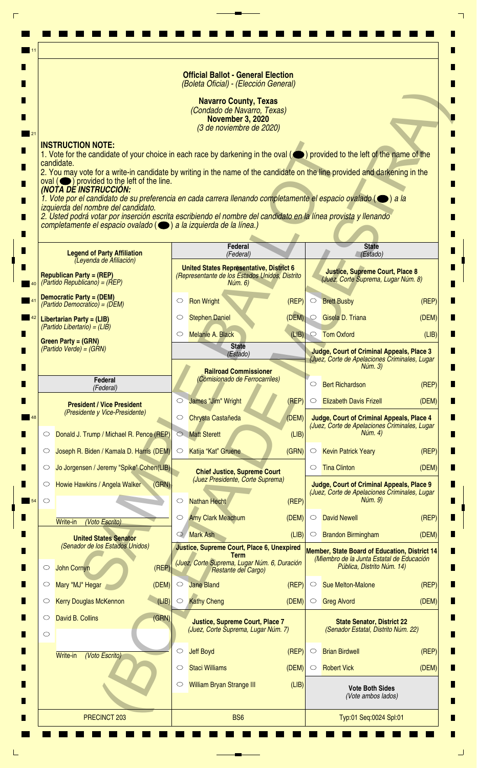**Official Ballot - General Election**
*(Boleta Oficial) - (Elección General)*

**Navarro County, Texas**
*(Condado de Navarro, Texas)*
**November 3, 2020**
*(3 de noviembre de 2020)*

**INSTRUCTION NOTE:**

1. Vote for the candidate of your choice in each race by darkening in the oval (⬬) provided to the left of the name of the candidate.
2. You may vote for a write-in candidate by writing in the name of the candidate on the line provided and darkening in the oval (⬬) provided to the left of the line.

***(NOTA DE INSTRUCCIÓN:***

*1. Vote por el candidato de su preferencia en cada carrera llenando completamente el espacio ovalado (⬬) a la izquierda del nombre del candidato.*
*2. Usted podrá votar por inserción escrita escribiendo el nombre del candidato en la línea provista y llenando completamente el espacio ovalado (⬬) a la izquierda de la línea.)*

SAMPLE BALLOT (BOLETA DE MUESTRA)

**Legend of Party Affiliation**
*(Leyenda de Afiliación)*

**Republican Party = (REP)**
*(Partido Republicano) = (REP)*

**Democratic Party = (DEM)**
*(Partido Democrático) = (DEM)*

**Libertarian Party = (LIB)**
*(Partido Libertario) = (LIB)*

**Green Party = (GRN)**
*(Partido Verde) = (GRN)*

## Federal *(Federal)*

**President / Vice President**
*(Presidente y Vice-Presidente)*

- ○ Donald J. Trump / Michael R. Pence (REP)
- ○ Joseph R. Biden / Kamala D. Harris (DEM)
- ○ Jo Jorgensen / Jeremy "Spike" Cohen (LIB)
- ○ Howie Hawkins / Angela Walker (GRN)
- ○ ________ Write-in *(Voto Escrito)*

**United States Senator**
*(Senador de los Estados Unidos)*

- ○ John Cornyn (REP)
- ○ Mary "MJ" Hegar (DEM)
- ○ Kerry Douglas McKennon (LIB)
- ○ David B. Collins (GRN)
- ○ ________ Write-in *(Voto Escrito)*

**United States Representative, District 6**
*(Representante de los Estados Unidos, Distrito Núm. 6)*

- ○ Ron Wright (REP)
- ○ Stephen Daniel (DEM)
- ○ Melanie A. Black (LIB)

## State *(Estado)*

**Railroad Commissioner**
*(Comisionado de Ferrocarriles)*

- ○ James "Jim" Wright (REP)
- ○ Chrysta Castañeda (DEM)
- ○ Matt Sterett (LIB)
- ○ Katija "Kat" Gruene (GRN)

**Chief Justice, Supreme Court**
*(Juez Presidente, Corte Suprema)*

- ○ Nathan Hecht (REP)
- ○ Amy Clark Meachum (DEM)
- ○ Mark Ash (LIB)

**Justice, Supreme Court, Place 6, Unexpired Term**
*(Juez, Corte Suprema, Lugar Núm. 6, Duración Restante del Cargo)*

- ○ Jane Bland (REP)
- ○ Kathy Cheng (DEM)

**Justice, Supreme Court, Place 7**
*(Juez, Corte Suprema, Lugar Núm. 7)*

- ○ Jeff Boyd (REP)
- ○ Staci Williams (DEM)
- ○ William Bryan Strange III (LIB)

**Justice, Supreme Court, Place 8**
*(Juez, Corte Suprema, Lugar Núm. 8)*

- ○ Brett Busby (REP)
- ○ Gisela D. Triana (DEM)
- ○ Tom Oxford (LIB)

**Judge, Court of Criminal Appeals, Place 3**
*(Juez, Corte de Apelaciones Criminales, Lugar Núm. 3)*

- ○ Bert Richardson (REP)
- ○ Elizabeth Davis Frizell (DEM)

**Judge, Court of Criminal Appeals, Place 4**
*(Juez, Corte de Apelaciones Criminales, Lugar Núm. 4)*

- ○ Kevin Patrick Yeary (REP)
- ○ Tina Clinton (DEM)

**Judge, Court of Criminal Appeals, Place 9**
*(Juez, Corte de Apelaciones Criminales, Lugar Núm. 9)*

- ○ David Newell (REP)
- ○ Brandon Birmingham (DEM)

**Member, State Board of Education, District 14**
*(Miembro de la Junta Estatal de Educación Pública, Distrito Núm. 14)*

- ○ Sue Melton-Malone (REP)
- ○ Greg Alvord (DEM)

**State Senator, District 22**
*(Senador Estatal, Distrito Núm. 22)*

- ○ Brian Birdwell (REP)
- ○ Robert Vick (DEM)

**Vote Both Sides**
*(Vote ambos lados)*

PRECINCT 203 | BS6 | Typ:01 Seq:0024 Spl:01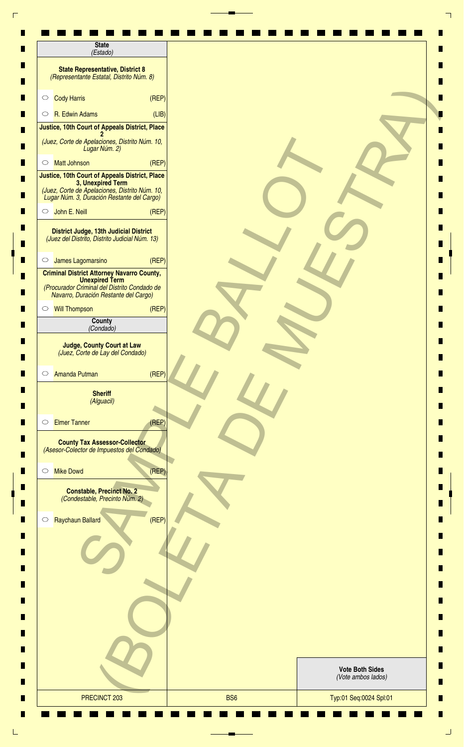## State
*(Estado)*

### State Representative, District 8
*(Representante Estatal, Distrito Núm. 8)*

- ○ Cody Harris (REP)
- ○ R. Edwin Adams (LIB)

### Justice, 10th Court of Appeals District, Place 2
*(Juez, Corte de Apelaciones, Distrito Núm. 10, Lugar Núm. 2)*

- ○ Matt Johnson (REP)

### Justice, 10th Court of Appeals District, Place 3, Unexpired Term
*(Juez, Corte de Apelaciones, Distrito Núm. 10, Lugar Núm. 3, Duración Restante del Cargo)*

- ○ John E. Neill (REP)

### District Judge, 13th Judicial District
*(Juez del Distrito, Distrito Judicial Núm. 13)*

- ○ James Lagomarsino (REP)

### Criminal District Attorney Navarro County, Unexpired Term
*(Procurador Criminal del Distrito Condado de Navarro, Duración Restante del Cargo)*

- ○ Will Thompson (REP)

## County
*(Condado)*

### Judge, County Court at Law
*(Juez, Corte de Lay del Condado)*

- ○ Amanda Putman (REP)

### Sheriff
*(Alguacil)*

- ○ Elmer Tanner (REP)

### County Tax Assessor-Collector
*(Asesor-Colector de Impuestos del Condado)*

- ○ Mike Dowd (REP)

### Constable, Precinct No. 2
*(Condestable, Precinto Núm. 2)*

- ○ Raychaun Ballard (REP)

SAMPLE BALLOT (BOLETA DE MUESTRA)

**Vote Both Sides**
*(Vote ambos lados)*

| PRECINCT 203 | BS6 | Typ:01 Seq:0024 Spl:01 |
|---|---|---|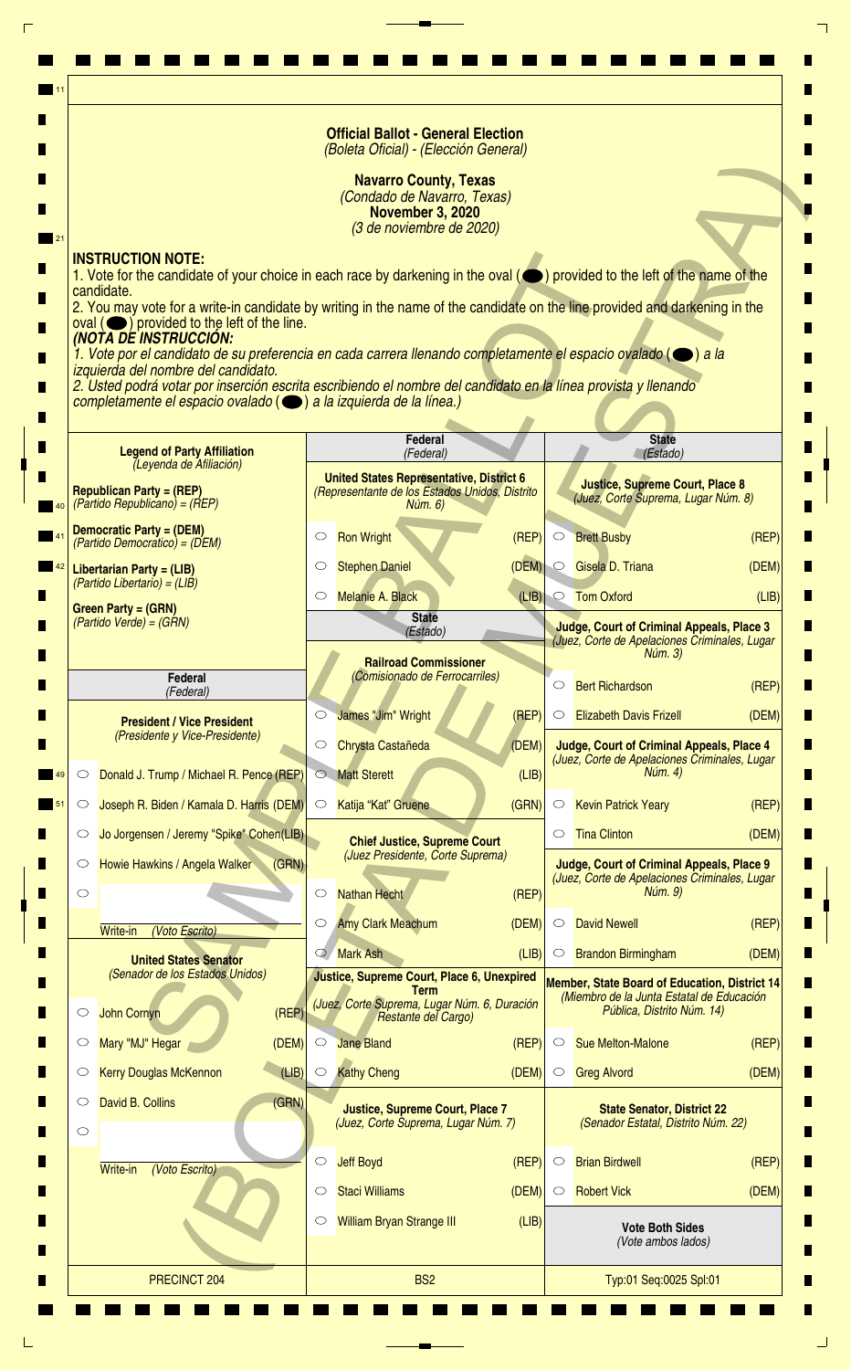**Official Ballot - General Election**
*(Boleta Oficial) - (Elección General)*

**Navarro County, Texas**
*(Condado de Navarro, Texas)*
**November 3, 2020**
*(3 de noviembre de 2020)*

**INSTRUCTION NOTE:**
1. Vote for the candidate of your choice in each race by darkening in the oval (⬬) provided to the left of the name of the candidate.
2. You may vote for a write-in candidate by writing in the name of the candidate on the line provided and darkening in the oval (⬬) provided to the left of the line.

***(NOTA DE INSTRUCCIÓN:***
*1. Vote por el candidato de su preferencia en cada carrera llenando completamente el espacio ovalado (⬬) a la izquierda del nombre del candidato.*
*2. Usted podrá votar por inserción escrita escribiendo el nombre del candidato en la línea provista y llenando completamente el espacio ovalado (⬬) a la izquierda de la línea.)*

SAMPLE BALLOT (BOLETA DE MUESTRA)

**Legend of Party Affiliation**
*(Leyenda de Afiliación)*

**Republican Party = (REP)**
*(Partido Republicano) = (REP)*

**Democratic Party = (DEM)**
*(Partido Democrático) = (DEM)*

**Libertarian Party = (LIB)**
*(Partido Libertario) = (LIB)*

**Green Party = (GRN)**
*(Partido Verde) = (GRN)*

## Federal *(Federal)*

**President / Vice President**
*(Presidente y Vice-Presidente)*

- ○ Donald J. Trump / Michael R. Pence (REP)
- ○ Joseph R. Biden / Kamala D. Harris (DEM)
- ○ Jo Jorgensen / Jeremy "Spike" Cohen (LIB)
- ○ Howie Hawkins / Angela Walker (GRN)
- ○ ______ Write-in *(Voto Escrito)*

**United States Senator**
*(Senador de los Estados Unidos)*

- ○ John Cornyn (REP)
- ○ Mary "MJ" Hegar (DEM)
- ○ Kerry Douglas McKennon (LIB)
- ○ David B. Collins (GRN)
- ○ ______ Write-in *(Voto Escrito)*

**United States Representative, District 6**
*(Representante de los Estados Unidos, Distrito Núm. 6)*

- ○ Ron Wright (REP)
- ○ Stephen Daniel (DEM)
- ○ Melanie A. Black (LIB)

## State *(Estado)*

**Railroad Commissioner**
*(Comisionado de Ferrocarriles)*

- ○ James "Jim" Wright (REP)
- ○ Chrysta Castañeda (DEM)
- ○ Matt Sterett (LIB)
- ○ Katija "Kat" Gruene (GRN)

**Chief Justice, Supreme Court**
*(Juez Presidente, Corte Suprema)*

- ○ Nathan Hecht (REP)
- ○ Amy Clark Meachum (DEM)
- ○ Mark Ash (LIB)

**Justice, Supreme Court, Place 6, Unexpired Term**
*(Juez, Corte Suprema, Lugar Núm. 6, Duración Restante del Cargo)*

- ○ Jane Bland (REP)
- ○ Kathy Cheng (DEM)

**Justice, Supreme Court, Place 7**
*(Juez, Corte Suprema, Lugar Núm. 7)*

- ○ Jeff Boyd (REP)
- ○ Staci Williams (DEM)
- ○ William Bryan Strange III (LIB)

**Justice, Supreme Court, Place 8**
*(Juez, Corte Suprema, Lugar Núm. 8)*

- ○ Brett Busby (REP)
- ○ Gisela D. Triana (DEM)
- ○ Tom Oxford (LIB)

**Judge, Court of Criminal Appeals, Place 3**
*(Juez, Corte de Apelaciones Criminales, Lugar Núm. 3)*

- ○ Bert Richardson (REP)
- ○ Elizabeth Davis Frizell (DEM)

**Judge, Court of Criminal Appeals, Place 4**
*(Juez, Corte de Apelaciones Criminales, Lugar Núm. 4)*

- ○ Kevin Patrick Yeary (REP)
- ○ Tina Clinton (DEM)

**Judge, Court of Criminal Appeals, Place 9**
*(Juez, Corte de Apelaciones Criminales, Lugar Núm. 9)*

- ○ David Newell (REP)
- ○ Brandon Birmingham (DEM)

**Member, State Board of Education, District 14**
*(Miembro de la Junta Estatal de Educación Pública, Distrito Núm. 14)*

- ○ Sue Melton-Malone (REP)
- ○ Greg Alvord (DEM)

**State Senator, District 22**
*(Senador Estatal, Distrito Núm. 22)*

- ○ Brian Birdwell (REP)
- ○ Robert Vick (DEM)

**Vote Both Sides**
*(Vote ambos lados)*

PRECINCT 204 | BS2 | Typ:01 Seq:0025 Spl:01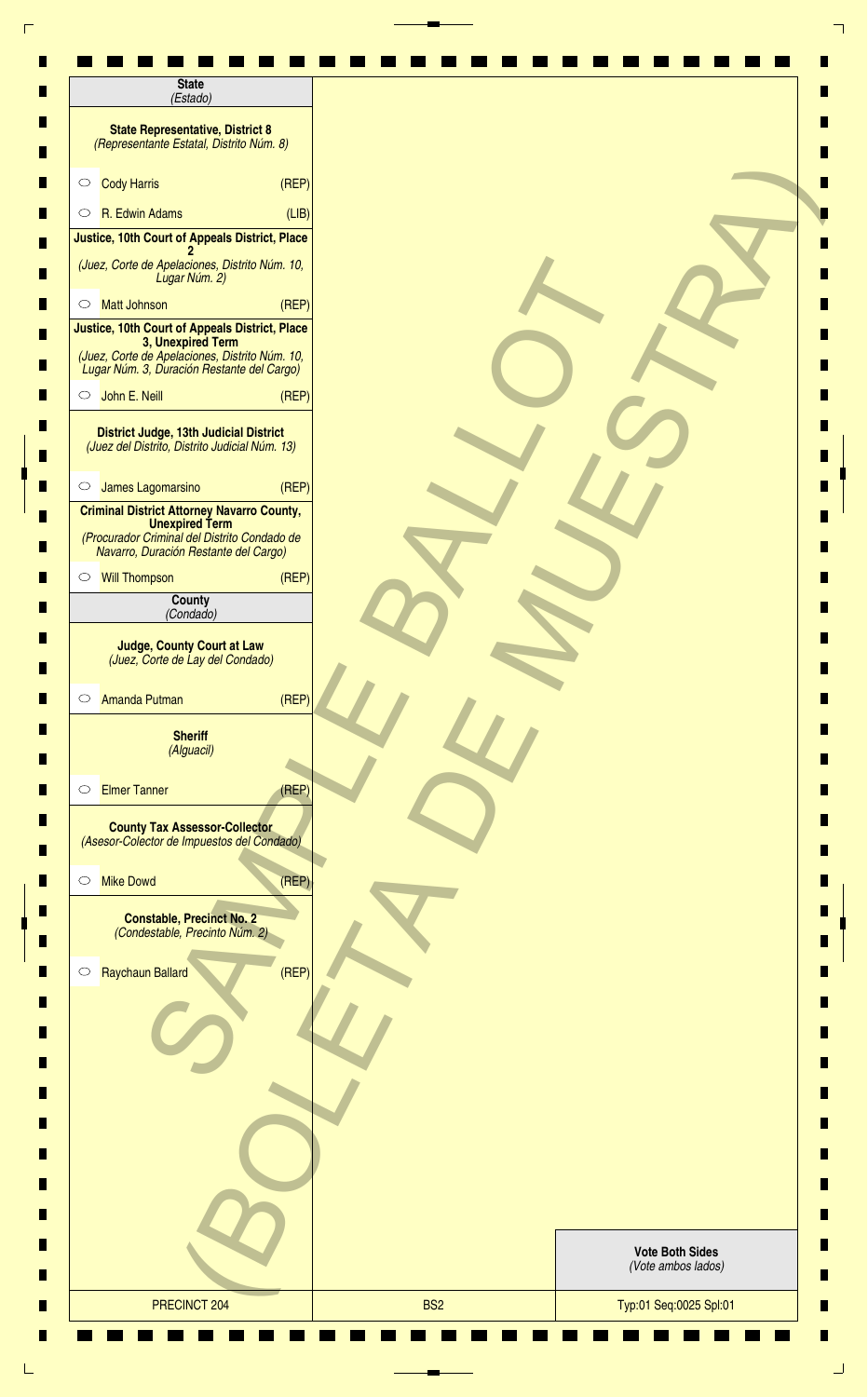## State
*(Estado)*

### State Representative, District 8
*(Representante Estatal, Distrito Núm. 8)*

- ○ Cody Harris (REP)
- ○ R. Edwin Adams (LIB)

### Justice, 10th Court of Appeals District, Place 2
*(Juez, Corte de Apelaciones, Distrito Núm. 10, Lugar Núm. 2)*

- ○ Matt Johnson (REP)

### Justice, 10th Court of Appeals District, Place 3, Unexpired Term
*(Juez, Corte de Apelaciones, Distrito Núm. 10, Lugar Núm. 3, Duración Restante del Cargo)*

- ○ John E. Neill (REP)

### District Judge, 13th Judicial District
*(Juez del Distrito, Distrito Judicial Núm. 13)*

- ○ James Lagomarsino (REP)

### Criminal District Attorney Navarro County, Unexpired Term
*(Procurador Criminal del Distrito Condado de Navarro, Duración Restante del Cargo)*

- ○ Will Thompson (REP)

## County
*(Condado)*

### Judge, County Court at Law
*(Juez, Corte de Lay del Condado)*

- ○ Amanda Putman (REP)

### Sheriff
*(Alguacil)*

- ○ Elmer Tanner (REP)

### County Tax Assessor-Collector
*(Asesor-Colector de Impuestos del Condado)*

- ○ Mike Dowd (REP)

### Constable, Precinct No. 2
*(Condestable, Precinto Núm. 2)*

- ○ Raychaun Ballard (REP)

SAMPLE BALLOT (BOLETA DE MUESTRA)

**Vote Both Sides**
*(Vote ambos lados)*

| PRECINCT 204 | BS2 | Typ:01 Seq:0025 Spl:01 |
|---|---|---|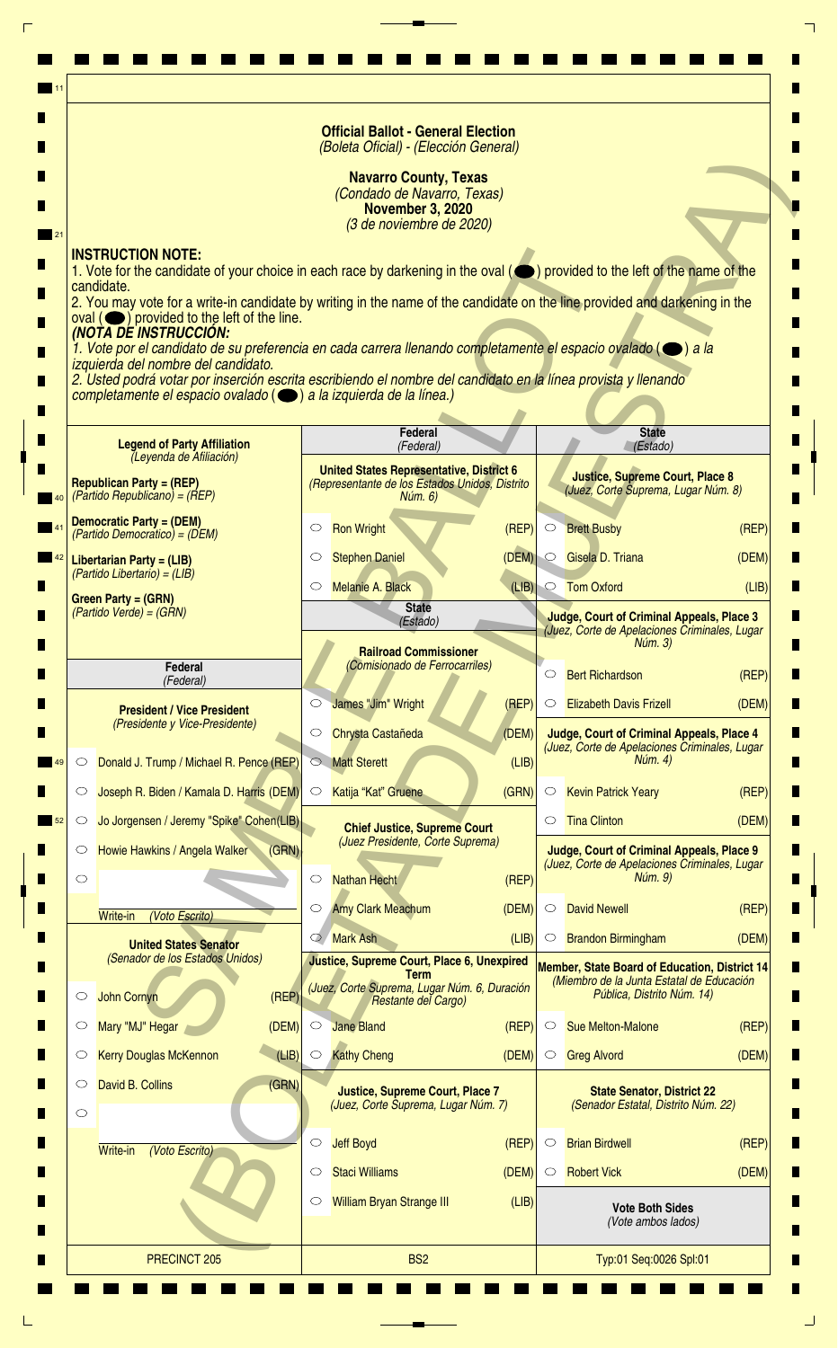**Official Ballot - General Election**
*(Boleta Oficial) - (Elección General)*

**Navarro County, Texas**
*(Condado de Navarro, Texas)*
**November 3, 2020**
*(3 de noviembre de 2020)*

SAMPLE BALLOT (BOLETA DE MUESTRA)

**INSTRUCTION NOTE:**
1. Vote for the candidate of your choice in each race by darkening in the oval (⬬) provided to the left of the name of the candidate.
2. You may vote for a write-in candidate by writing in the name of the candidate on the line provided and darkening in the oval (⬬) provided to the left of the line.

***(NOTA DE INSTRUCCIÓN:***
*1. Vote por el candidato de su preferencia en cada carrera llenando completamente el espacio ovalado (⬬) a la izquierda del nombre del candidato.*
*2. Usted podrá votar por inserción escrita escribiendo el nombre del candidato en la línea provista y llenando completamente el espacio ovalado (⬬) a la izquierda de la línea.)*

**Legend of Party Affiliation**
*(Leyenda de Afiliación)*

**Republican Party = (REP)**
*(Partido Republicano) = (REP)*

**Democratic Party = (DEM)**
*(Partido Democrático) = (DEM)*

**Libertarian Party = (LIB)**
*(Partido Libertario) = (LIB)*

**Green Party = (GRN)**
*(Partido Verde) = (GRN)*

## Federal
*(Federal)*

**President / Vice President**
*(Presidente y Vice-Presidente)*

- ○ Donald J. Trump / Michael R. Pence (REP)
- ○ Joseph R. Biden / Kamala D. Harris (DEM)
- ○ Jo Jorgensen / Jeremy "Spike" Cohen (LIB)
- ○ Howie Hawkins / Angela Walker (GRN)
- ○ ________ Write-in *(Voto Escrito)*

**United States Senator**
*(Senador de los Estados Unidos)*

- ○ John Cornyn (REP)
- ○ Mary "MJ" Hegar (DEM)
- ○ Kerry Douglas McKennon (LIB)
- ○ David B. Collins (GRN)
- ○ ________ Write-in *(Voto Escrito)*

## Federal
*(Federal)*

**United States Representative, District 6**
*(Representante de los Estados Unidos, Distrito Núm. 6)*

- ○ Ron Wright (REP)
- ○ Stephen Daniel (DEM)
- ○ Melanie A. Black (LIB)

## State
*(Estado)*

**Railroad Commissioner**
*(Comisionado de Ferrocarriles)*

- ○ James "Jim" Wright (REP)
- ○ Chrysta Castañeda (DEM)
- ○ Matt Sterett (LIB)
- ○ Katija "Kat" Gruene (GRN)

**Chief Justice, Supreme Court**
*(Juez Presidente, Corte Suprema)*

- ○ Nathan Hecht (REP)
- ○ Amy Clark Meachum (DEM)
- ○ Mark Ash (LIB)

**Justice, Supreme Court, Place 6, Unexpired Term**
*(Juez, Corte Suprema, Lugar Núm. 6, Duración Restante del Cargo)*

- ○ Jane Bland (REP)
- ○ Kathy Cheng (DEM)

**Justice, Supreme Court, Place 7**
*(Juez, Corte Suprema, Lugar Núm. 7)*

- ○ Jeff Boyd (REP)
- ○ Staci Williams (DEM)
- ○ William Bryan Strange III (LIB)

## State
*(Estado)*

**Justice, Supreme Court, Place 8**
*(Juez, Corte Suprema, Lugar Núm. 8)*

- ○ Brett Busby (REP)
- ○ Gisela D. Triana (DEM)
- ○ Tom Oxford (LIB)

**Judge, Court of Criminal Appeals, Place 3**
*(Juez, Corte de Apelaciones Criminales, Lugar Núm. 3)*

- ○ Bert Richardson (REP)
- ○ Elizabeth Davis Frizell (DEM)

**Judge, Court of Criminal Appeals, Place 4**
*(Juez, Corte de Apelaciones Criminales, Lugar Núm. 4)*

- ○ Kevin Patrick Yeary (REP)
- ○ Tina Clinton (DEM)

**Judge, Court of Criminal Appeals, Place 9**
*(Juez, Corte de Apelaciones Criminales, Lugar Núm. 9)*

- ○ David Newell (REP)
- ○ Brandon Birmingham (DEM)

**Member, State Board of Education, District 14**
*(Miembro de la Junta Estatal de Educación Pública, Distrito Núm. 14)*

- ○ Sue Melton-Malone (REP)
- ○ Greg Alvord (DEM)

**State Senator, District 22**
*(Senador Estatal, Distrito Núm. 22)*

- ○ Brian Birdwell (REP)
- ○ Robert Vick (DEM)

**Vote Both Sides**
*(Vote ambos lados)*

PRECINCT 205 | BS2 | Typ:01 Seq:0026 Spl:01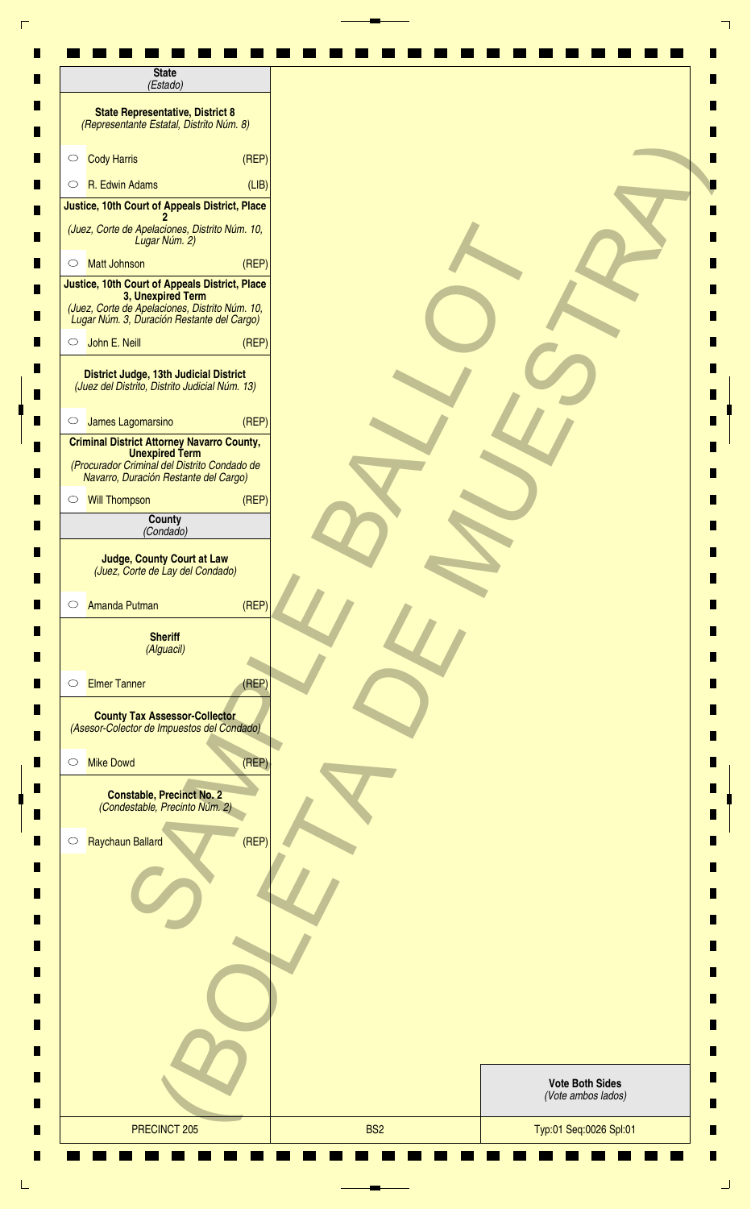## State
*(Estado)*

### State Representative, District 8
*(Representante Estatal, Distrito Núm. 8)*

- ○ Cody Harris (REP)
- ○ R. Edwin Adams (LIB)

### Justice, 10th Court of Appeals District, Place 2
*(Juez, Corte de Apelaciones, Distrito Núm. 10, Lugar Núm. 2)*

- ○ Matt Johnson (REP)

### Justice, 10th Court of Appeals District, Place 3, Unexpired Term
*(Juez, Corte de Apelaciones, Distrito Núm. 10, Lugar Núm. 3, Duración Restante del Cargo)*

- ○ John E. Neill (REP)

### District Judge, 13th Judicial District
*(Juez del Distrito, Distrito Judicial Núm. 13)*

- ○ James Lagomarsino (REP)

### Criminal District Attorney Navarro County, Unexpired Term
*(Procurador Criminal del Distrito Condado de Navarro, Duración Restante del Cargo)*

- ○ Will Thompson (REP)

## County
*(Condado)*

### Judge, County Court at Law
*(Juez, Corte de Lay del Condado)*

- ○ Amanda Putman (REP)

### Sheriff
*(Alguacil)*

- ○ Elmer Tanner (REP)

### County Tax Assessor-Collector
*(Asesor-Colector de Impuestos del Condado)*

- ○ Mike Dowd (REP)

### Constable, Precinct No. 2
*(Condestable, Precinto Núm. 2)*

- ○ Raychaun Ballard (REP)

SAMPLE BALLOT (BOLETA DE MUESTRA)

**Vote Both Sides**
*(Vote ambos lados)*

| PRECINCT 205 | BS2 | Typ:01 Seq:0026 Spl:01 |
|---|---|---|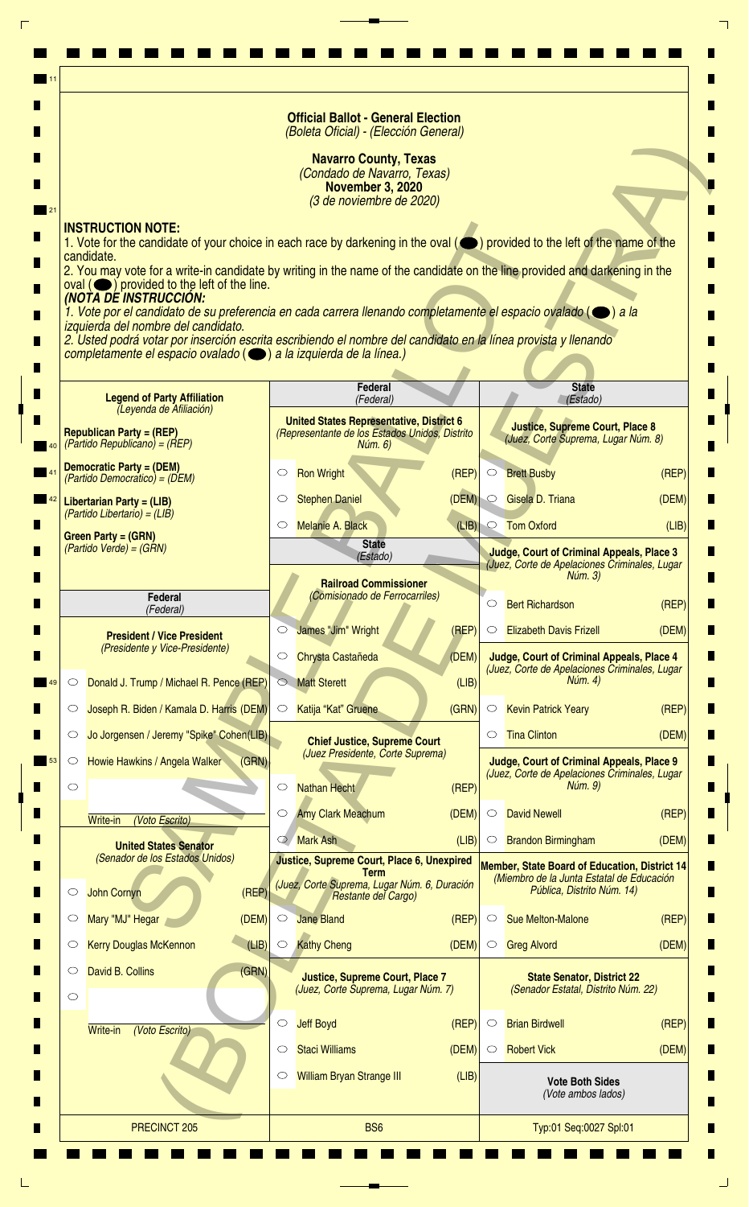**Official Ballot - General Election**
*(Boleta Oficial) - (Elección General)*

**Navarro County, Texas**
*(Condado de Navarro, Texas)*
**November 3, 2020**
*(3 de noviembre de 2020)*

**INSTRUCTION NOTE:**
1. Vote for the candidate of your choice in each race by darkening in the oval (⬬) provided to the left of the name of the candidate.
2. You may vote for a write-in candidate by writing in the name of the candidate on the line provided and darkening in the oval (⬬) provided to the left of the line.

***(NOTA DE INSTRUCCIÓN:***
*1. Vote por el candidato de su preferencia en cada carrera llenando completamente el espacio ovalado (⬬) a la izquierda del nombre del candidato.*
*2. Usted podrá votar por inserción escrita escribiendo el nombre del candidato en la línea provista y llenando completamente el espacio ovalado (⬬) a la izquierda de la línea.)*

SAMPLE BALLOT (BOLETA DE MUESTRA)

**Legend of Party Affiliation**
*(Leyenda de Afiliación)*

**Republican Party = (REP)**
*(Partido Republicano) = (REP)*

**Democratic Party = (DEM)**
*(Partido Democrático) = (DEM)*

**Libertarian Party = (LIB)**
*(Partido Libertario) = (LIB)*

**Green Party = (GRN)**
*(Partido Verde) = (GRN)*

**Federal**
*(Federal)*

**President / Vice President**
*(Presidente y Vice-Presidente)*

- ○ Donald J. Trump / Michael R. Pence (REP)
- ○ Joseph R. Biden / Kamala D. Harris (DEM)
- ○ Jo Jorgensen / Jeremy "Spike" Cohen (LIB)
- ○ Howie Hawkins / Angela Walker (GRN)
- ○ ______ Write-in *(Voto Escrito)*

**United States Senator**
*(Senador de los Estados Unidos)*

- ○ John Cornyn (REP)
- ○ Mary "MJ" Hegar (DEM)
- ○ Kerry Douglas McKennon (LIB)
- ○ David B. Collins (GRN)
- ○ ______ Write-in *(Voto Escrito)*

**Federal**
*(Federal)*

**United States Representative, District 6**
*(Representante de los Estados Unidos, Distrito Núm. 6)*

- ○ Ron Wright (REP)
- ○ Stephen Daniel (DEM)
- ○ Melanie A. Black (LIB)

**State**
*(Estado)*

**Railroad Commissioner**
*(Comisionado de Ferrocarriles)*

- ○ James "Jim" Wright (REP)
- ○ Chrysta Castañeda (DEM)
- ○ Matt Sterett (LIB)
- ○ Katija "Kat" Gruene (GRN)

**Chief Justice, Supreme Court**
*(Juez Presidente, Corte Suprema)*

- ○ Nathan Hecht (REP)
- ○ Amy Clark Meachum (DEM)
- ○ Mark Ash (LIB)

**Justice, Supreme Court, Place 6, Unexpired Term**
*(Juez, Corte Suprema, Lugar Núm. 6, Duración Restante del Cargo)*

- ○ Jane Bland (REP)
- ○ Kathy Cheng (DEM)

**Justice, Supreme Court, Place 7**
*(Juez, Corte Suprema, Lugar Núm. 7)*

- ○ Jeff Boyd (REP)
- ○ Staci Williams (DEM)
- ○ William Bryan Strange III (LIB)

**State**
*(Estado)*

**Justice, Supreme Court, Place 8**
*(Juez, Corte Suprema, Lugar Núm. 8)*

- ○ Brett Busby (REP)
- ○ Gisela D. Triana (DEM)
- ○ Tom Oxford (LIB)

**Judge, Court of Criminal Appeals, Place 3**
*(Juez, Corte de Apelaciones Criminales, Lugar Núm. 3)*

- ○ Bert Richardson (REP)
- ○ Elizabeth Davis Frizell (DEM)

**Judge, Court of Criminal Appeals, Place 4**
*(Juez, Corte de Apelaciones Criminales, Lugar Núm. 4)*

- ○ Kevin Patrick Yeary (REP)
- ○ Tina Clinton (DEM)

**Judge, Court of Criminal Appeals, Place 9**
*(Juez, Corte de Apelaciones Criminales, Lugar Núm. 9)*

- ○ David Newell (REP)
- ○ Brandon Birmingham (DEM)

**Member, State Board of Education, District 14**
*(Miembro de la Junta Estatal de Educación Pública, Distrito Núm. 14)*

- ○ Sue Melton-Malone (REP)
- ○ Greg Alvord (DEM)

**State Senator, District 22**
*(Senador Estatal, Distrito Núm. 22)*

- ○ Brian Birdwell (REP)
- ○ Robert Vick (DEM)

**Vote Both Sides**
*(Vote ambos lados)*

PRECINCT 205 | BS6 | Typ:01 Seq:0027 Spl:01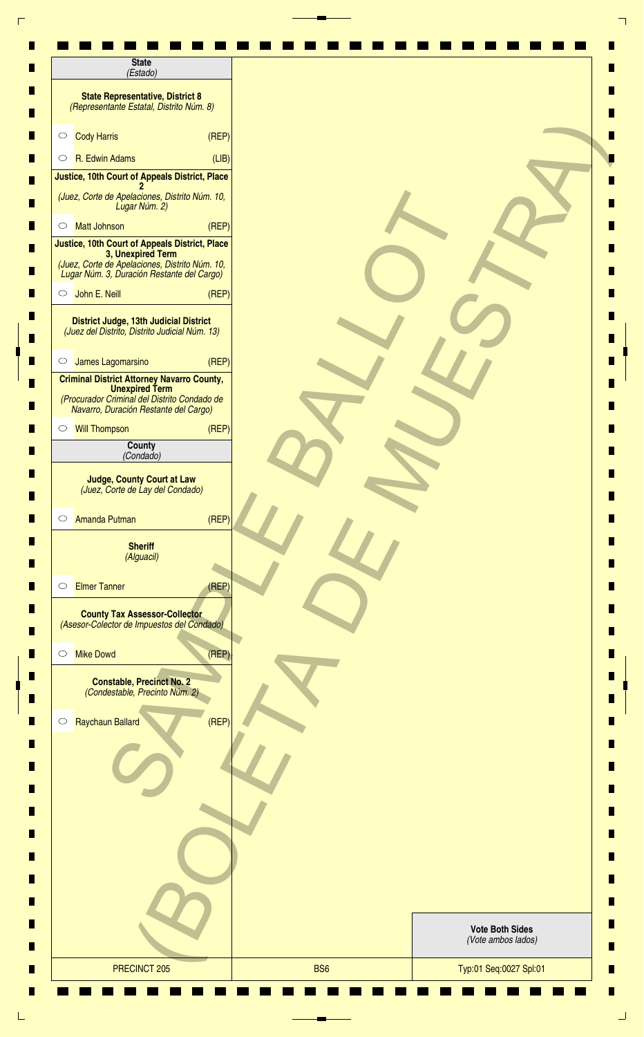## State
*(Estado)*

### State Representative, District 8
*(Representante Estatal, Distrito Núm. 8)*

- ○ Cody Harris (REP)
- ○ R. Edwin Adams (LIB)

### Justice, 10th Court of Appeals District, Place 2
*(Juez, Corte de Apelaciones, Distrito Núm. 10, Lugar Núm. 2)*

- ○ Matt Johnson (REP)

### Justice, 10th Court of Appeals District, Place 3, Unexpired Term
*(Juez, Corte de Apelaciones, Distrito Núm. 10, Lugar Núm. 3, Duración Restante del Cargo)*

- ○ John E. Neill (REP)

### District Judge, 13th Judicial District
*(Juez del Distrito, Distrito Judicial Núm. 13)*

- ○ James Lagomarsino (REP)

### Criminal District Attorney Navarro County, Unexpired Term
*(Procurador Criminal del Distrito Condado de Navarro, Duración Restante del Cargo)*

- ○ Will Thompson (REP)

## County
*(Condado)*

### Judge, County Court at Law
*(Juez, Corte de Lay del Condado)*

- ○ Amanda Putman (REP)

### Sheriff
*(Alguacil)*

- ○ Elmer Tanner (REP)

### County Tax Assessor-Collector
*(Asesor-Colector de Impuestos del Condado)*

- ○ Mike Dowd (REP)

### Constable, Precinct No. 2
*(Condestable, Precinto Núm. 2)*

- ○ Raychaun Ballard (REP)

SAMPLE BALLOT (BOLETA DE MUESTRA)

**Vote Both Sides**
*(Vote ambos lados)*

| PRECINCT 205 | BS6 | Typ:01 Seq:0027 Spl:01 |
|---|---|---|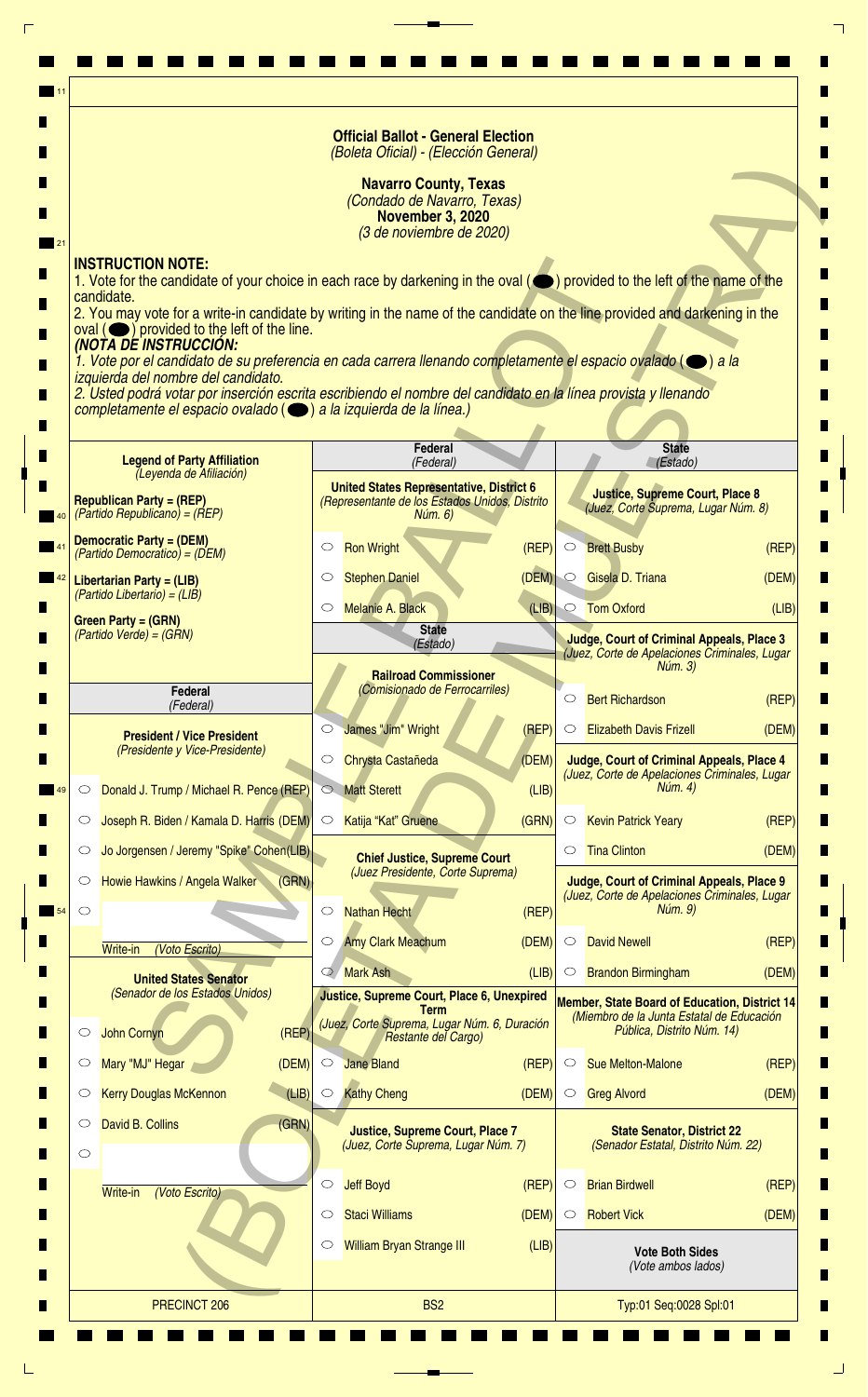# Official Ballot - General Election
*(Boleta Oficial) - (Elección General)*

## Navarro County, Texas
*(Condado de Navarro, Texas)*

**November 3, 2020**
*(3 de noviembre de 2020)*

**INSTRUCTION NOTE:**

1. Vote for the candidate of your choice in each race by darkening in the oval (⬬) provided to the left of the name of the candidate.
2. You may vote for a write-in candidate by writing in the name of the candidate on the line provided and darkening in the oval (⬬) provided to the left of the line.

***(NOTA DE INSTRUCCIÓN:***

*1. Vote por el candidato de su preferencia en cada carrera llenando completamente el espacio ovalado (⬬) a la izquierda del nombre del candidato.*
*2. Usted podrá votar por inserción escrita escribiendo el nombre del candidato en la línea provista y llenando completamente el espacio ovalado (⬬) a la izquierda de la línea.)*

SAMPLE BALLOT (BOLETA DE MUESTRA)

**Legend of Party Affiliation** *(Leyenda de Afiliación)*

- **Republican Party = (REP)** *(Partido Republicano) = (REP)*
- **Democratic Party = (DEM)** *(Partido Democrático) = (DEM)*
- **Libertarian Party = (LIB)** *(Partido Libertario) = (LIB)*
- **Green Party = (GRN)** *(Partido Verde) = (GRN)*

## Federal *(Federal)*

### President / Vice President
*(Presidente y Vice-Presidente)*

- ○ Donald J. Trump / Michael R. Pence (REP)
- ○ Joseph R. Biden / Kamala D. Harris (DEM)
- ○ Jo Jorgensen / Jeremy "Spike" Cohen (LIB)
- ○ Howie Hawkins / Angela Walker (GRN)
- ○ ______ Write-in *(Voto Escrito)*

### United States Senator
*(Senador de los Estados Unidos)*

- ○ John Cornyn (REP)
- ○ Mary "MJ" Hegar (DEM)
- ○ Kerry Douglas McKennon (LIB)
- ○ David B. Collins (GRN)
- ○ ______ Write-in *(Voto Escrito)*

## Federal *(Federal)*

### United States Representative, District 6
*(Representante de los Estados Unidos, Distrito Núm. 6)*

- ○ Ron Wright (REP)
- ○ Stephen Daniel (DEM)
- ○ Melanie A. Black (LIB)

## State *(Estado)*

### Railroad Commissioner
*(Comisionado de Ferrocarriles)*

- ○ James "Jim" Wright (REP)
- ○ Chrysta Castañeda (DEM)
- ○ Matt Sterett (LIB)
- ○ Katija "Kat" Gruene (GRN)

### Chief Justice, Supreme Court
*(Juez Presidente, Corte Suprema)*

- ○ Nathan Hecht (REP)
- ○ Amy Clark Meachum (DEM)
- ○ Mark Ash (LIB)

### Justice, Supreme Court, Place 6, Unexpired Term
*(Juez, Corte Suprema, Lugar Núm. 6, Duración Restante del Cargo)*

- ○ Jane Bland (REP)
- ○ Kathy Cheng (DEM)

### Justice, Supreme Court, Place 7
*(Juez, Corte Suprema, Lugar Núm. 7)*

- ○ Jeff Boyd (REP)
- ○ Staci Williams (DEM)
- ○ William Bryan Strange III (LIB)

## State *(Estado)*

### Justice, Supreme Court, Place 8
*(Juez, Corte Suprema, Lugar Núm. 8)*

- ○ Brett Busby (REP)
- ○ Gisela D. Triana (DEM)
- ○ Tom Oxford (LIB)

### Judge, Court of Criminal Appeals, Place 3
*(Juez, Corte de Apelaciones Criminales, Lugar Núm. 3)*

- ○ Bert Richardson (REP)
- ○ Elizabeth Davis Frizell (DEM)

### Judge, Court of Criminal Appeals, Place 4
*(Juez, Corte de Apelaciones Criminales, Lugar Núm. 4)*

- ○ Kevin Patrick Yeary (REP)
- ○ Tina Clinton (DEM)

### Judge, Court of Criminal Appeals, Place 9
*(Juez, Corte de Apelaciones Criminales, Lugar Núm. 9)*

- ○ David Newell (REP)
- ○ Brandon Birmingham (DEM)

### Member, State Board of Education, District 14
*(Miembro de la Junta Estatal de Educación Pública, Distrito Núm. 14)*

- ○ Sue Melton-Malone (REP)
- ○ Greg Alvord (DEM)

### State Senator, District 22
*(Senador Estatal, Distrito Núm. 22)*

- ○ Brian Birdwell (REP)
- ○ Robert Vick (DEM)

**Vote Both Sides**
*(Vote ambos lados)*

PRECINCT 206 | BS2 | Typ:01 Seq:0028 Spl:01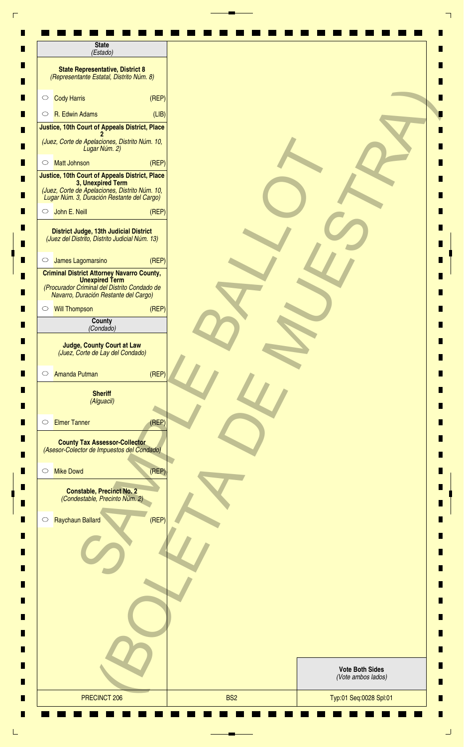**State**
*(Estado)*

**State Representative, District 8**
*(Representante Estatal, Distrito Núm. 8)*

- ○ Cody Harris (REP)
- ○ R. Edwin Adams (LIB)

**Justice, 10th Court of Appeals District, Place 2**
*(Juez, Corte de Apelaciones, Distrito Núm. 10, Lugar Núm. 2)*

- ○ Matt Johnson (REP)

**Justice, 10th Court of Appeals District, Place 3, Unexpired Term**
*(Juez, Corte de Apelaciones, Distrito Núm. 10, Lugar Núm. 3, Duración Restante del Cargo)*

- ○ John E. Neill (REP)

**District Judge, 13th Judicial District**
*(Juez del Distrito, Distrito Judicial Núm. 13)*

- ○ James Lagomarsino (REP)

**Criminal District Attorney Navarro County, Unexpired Term**
*(Procurador Criminal del Distrito Condado de Navarro, Duración Restante del Cargo)*

- ○ Will Thompson (REP)

**County**
*(Condado)*

**Judge, County Court at Law**
*(Juez, Corte de Lay del Condado)*

- ○ Amanda Putman (REP)

**Sheriff**
*(Alguacil)*

- ○ Elmer Tanner (REP)

**County Tax Assessor-Collector**
*(Asesor-Colector de Impuestos del Condado)*

- ○ Mike Dowd (REP)

**Constable, Precinct No. 2**
*(Condestable, Precinto Núm. 2)*

- ○ Raychaun Ballard (REP)

SAMPLE BALLOT (BOLETA DE MUESTRA)

**Vote Both Sides**
*(Vote ambos lados)*

| PRECINCT 206 | BS2 | Typ:01 Seq:0028 Spl:01 |
|---|---|---|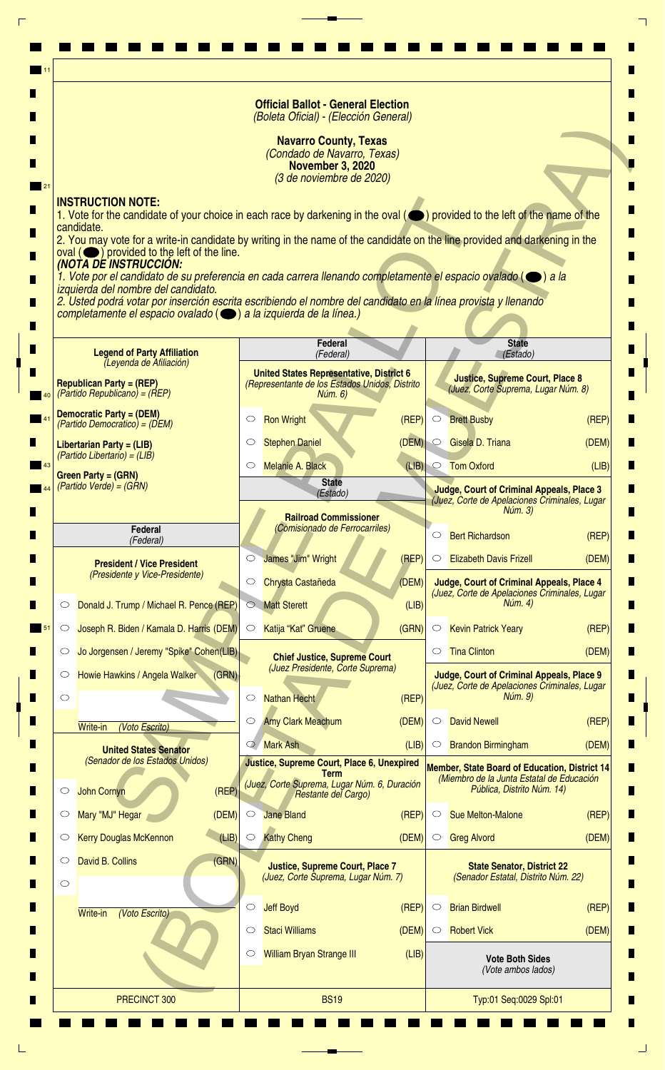**Official Ballot - General Election**
*(Boleta Oficial) - (Elección General)*

**Navarro County, Texas**
*(Condado de Navarro, Texas)*
**November 3, 2020**
*(3 de noviembre de 2020)*

**INSTRUCTION NOTE:**

1. Vote for the candidate of your choice in each race by darkening in the oval (⬬) provided to the left of the name of the candidate.
2. You may vote for a write-in candidate by writing in the name of the candidate on the line provided and darkening in the oval (⬬) provided to the left of the line.

***(NOTA DE INSTRUCCIÓN:***

*1. Vote por el candidato de su preferencia en cada carrera llenando completamente el espacio ovalado (⬬) a la izquierda del nombre del candidato.*
*2. Usted podrá votar por inserción escrita escribiendo el nombre del candidato en la línea provista y llenando completamente el espacio ovalado (⬬) a la izquierda de la línea.)*

**Legend of Party Affiliation**
*(Leyenda de Afiliación)*

**Republican Party = (REP)**
*(Partido Republicano) = (REP)*

**Democratic Party = (DEM)**
*(Partido Democrático) = (DEM)*

**Libertarian Party = (LIB)**
*(Partido Libertario) = (LIB)*

**Green Party = (GRN)**
*(Partido Verde) = (GRN)*

## Federal
*(Federal)*

**President / Vice President**
*(Presidente y Vice-Presidente)*

- ○ Donald J. Trump / Michael R. Pence (REP)
- ○ Joseph R. Biden / Kamala D. Harris (DEM)
- ○ Jo Jorgensen / Jeremy "Spike" Cohen (LIB)
- ○ Howie Hawkins / Angela Walker (GRN)
- ○ ________ Write-in *(Voto Escrito)*

**United States Senator**
*(Senador de los Estados Unidos)*

- ○ John Cornyn (REP)
- ○ Mary "MJ" Hegar (DEM)
- ○ Kerry Douglas McKennon (LIB)
- ○ David B. Collins (GRN)
- ○ ________ Write-in *(Voto Escrito)*

## Federal
*(Federal)*

**United States Representative, District 6**
*(Representante de los Estados Unidos, Distrito Núm. 6)*

- ○ Ron Wright (REP)
- ○ Stephen Daniel (DEM)
- ○ Melanie A. Black (LIB)

## State
*(Estado)*

**Railroad Commissioner**
*(Comisionado de Ferrocarriles)*

- ○ James "Jim" Wright (REP)
- ○ Chrysta Castañeda (DEM)
- ○ Matt Sterett (LIB)
- ○ Katija "Kat" Gruene (GRN)

**Chief Justice, Supreme Court**
*(Juez Presidente, Corte Suprema)*

- ○ Nathan Hecht (REP)
- ○ Amy Clark Meachum (DEM)
- ○ Mark Ash (LIB)

**Justice, Supreme Court, Place 6, Unexpired Term**
*(Juez, Corte Suprema, Lugar Núm. 6, Duración Restante del Cargo)*

- ○ Jane Bland (REP)
- ○ Kathy Cheng (DEM)

**Justice, Supreme Court, Place 7**
*(Juez, Corte Suprema, Lugar Núm. 7)*

- ○ Jeff Boyd (REP)
- ○ Staci Williams (DEM)
- ○ William Bryan Strange III (LIB)

## State
*(Estado)*

**Justice, Supreme Court, Place 8**
*(Juez, Corte Suprema, Lugar Núm. 8)*

- ○ Brett Busby (REP)
- ○ Gisela D. Triana (DEM)
- ○ Tom Oxford (LIB)

**Judge, Court of Criminal Appeals, Place 3**
*(Juez, Corte de Apelaciones Criminales, Lugar Núm. 3)*

- ○ Bert Richardson (REP)
- ○ Elizabeth Davis Frizell (DEM)

**Judge, Court of Criminal Appeals, Place 4**
*(Juez, Corte de Apelaciones Criminales, Lugar Núm. 4)*

- ○ Kevin Patrick Yeary (REP)
- ○ Tina Clinton (DEM)

**Judge, Court of Criminal Appeals, Place 9**
*(Juez, Corte de Apelaciones Criminales, Lugar Núm. 9)*

- ○ David Newell (REP)
- ○ Brandon Birmingham (DEM)

**Member, State Board of Education, District 14**
*(Miembro de la Junta Estatal de Educación Pública, Distrito Núm. 14)*

- ○ Sue Melton-Malone (REP)
- ○ Greg Alvord (DEM)

**State Senator, District 22**
*(Senador Estatal, Distrito Núm. 22)*

- ○ Brian Birdwell (REP)
- ○ Robert Vick (DEM)

**Vote Both Sides**
*(Vote ambos lados)*

PRECINCT 300 | BS19 | Typ:01 Seq:0029 Spl:01

SAMPLE BALLOT (BOLETA DE MUESTRA)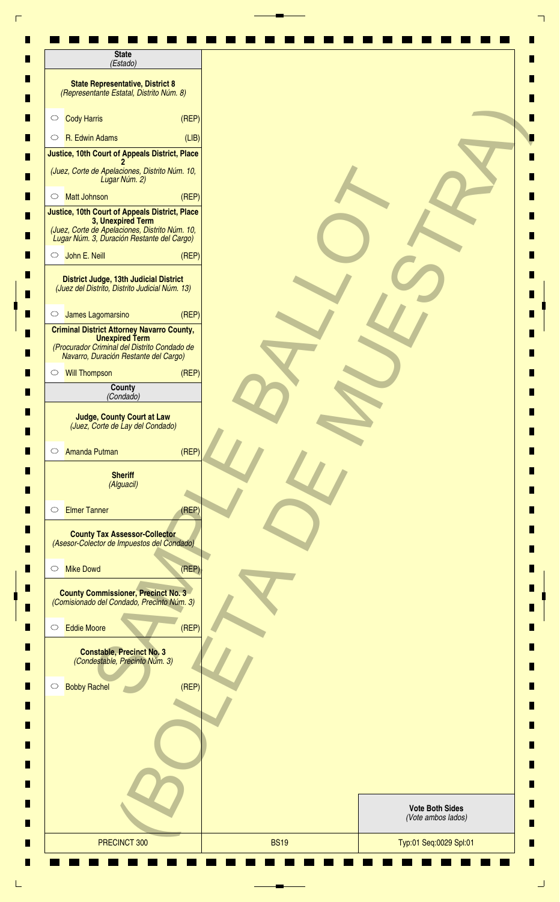**State**
*(Estado)*

**State Representative, District 8**
*(Representante Estatal, Distrito Núm. 8)*

- ○ Cody Harris (REP)
- ○ R. Edwin Adams (LIB)

**Justice, 10th Court of Appeals District, Place 2**
*(Juez, Corte de Apelaciones, Distrito Núm. 10, Lugar Núm. 2)*

- ○ Matt Johnson (REP)

**Justice, 10th Court of Appeals District, Place 3, Unexpired Term**
*(Juez, Corte de Apelaciones, Distrito Núm. 10, Lugar Núm. 3, Duración Restante del Cargo)*

- ○ John E. Neill (REP)

**District Judge, 13th Judicial District**
*(Juez del Distrito, Distrito Judicial Núm. 13)*

- ○ James Lagomarsino (REP)

**Criminal District Attorney Navarro County, Unexpired Term**
*(Procurador Criminal del Distrito Condado de Navarro, Duración Restante del Cargo)*

- ○ Will Thompson (REP)

**County**
*(Condado)*

**Judge, County Court at Law**
*(Juez, Corte de Lay del Condado)*

- ○ Amanda Putman (REP)

**Sheriff**
*(Alguacil)*

- ○ Elmer Tanner (REP)

**County Tax Assessor-Collector**
*(Asesor-Colector de Impuestos del Condado)*

- ○ Mike Dowd (REP)

**County Commissioner, Precinct No. 3**
*(Comisionado del Condado, Precinto Núm. 3)*

- ○ Eddie Moore (REP)

**Constable, Precinct No. 3**
*(Condestable, Precinto Núm. 3)*

- ○ Bobby Rachel (REP)

SAMPLE BALLOT (BOLETA DE MUESTRA)

**Vote Both Sides**
*(Vote ambos lados)*

| PRECINCT 300 | BS19 | Typ:01 Seq:0029 Spl:01 |
|---|---|---|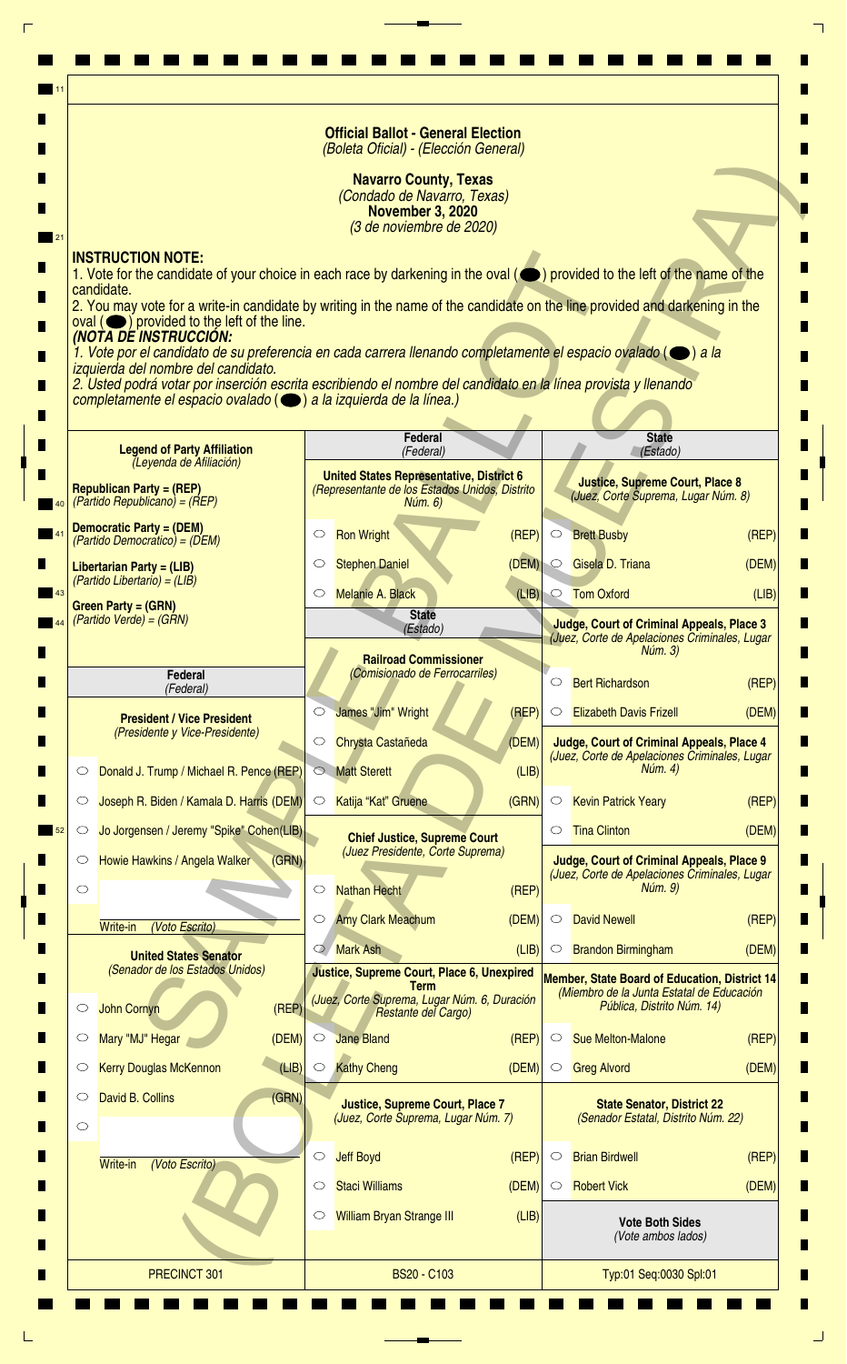**Official Ballot - General Election**
*(Boleta Oficial) - (Elección General)*

**Navarro County, Texas**
*(Condado de Navarro, Texas)*
**November 3, 2020**
*(3 de noviembre de 2020)*

**INSTRUCTION NOTE:**
1. Vote for the candidate of your choice in each race by darkening in the oval (⬬) provided to the left of the name of the candidate.
2. You may vote for a write-in candidate by writing in the name of the candidate on the line provided and darkening in the oval (⬬) provided to the left of the line.

***(NOTA DE INSTRUCCIÓN:***
*1. Vote por el candidato de su preferencia en cada carrera llenando completamente el espacio ovalado (⬬) a la izquierda del nombre del candidato.*
*2. Usted podrá votar por inserción escrita escribiendo el nombre del candidato en la línea provista y llenando completamente el espacio ovalado (⬬) a la izquierda de la línea.)*

**Legend of Party Affiliation**
*(Leyenda de Afiliación)*

**Republican Party = (REP)**
*(Partido Republicano) = (REP)*

**Democratic Party = (DEM)**
*(Partido Democrático) = (DEM)*

**Libertarian Party = (LIB)**
*(Partido Libertario) = (LIB)*

**Green Party = (GRN)**
*(Partido Verde) = (GRN)*

## Federal
*(Federal)*

**President / Vice President**
*(Presidente y Vice-Presidente)*

- ○ Donald J. Trump / Michael R. Pence (REP)
- ○ Joseph R. Biden / Kamala D. Harris (DEM)
- ○ Jo Jorgensen / Jeremy "Spike" Cohen (LIB)
- ○ Howie Hawkins / Angela Walker (GRN)
- ○ ______ Write-in *(Voto Escrito)*

**United States Senator**
*(Senador de los Estados Unidos)*

- ○ John Cornyn (REP)
- ○ Mary "MJ" Hegar (DEM)
- ○ Kerry Douglas McKennon (LIB)
- ○ David B. Collins (GRN)
- ○ ______ Write-in *(Voto Escrito)*

**United States Representative, District 6**
*(Representante de los Estados Unidos, Distrito Núm. 6)*

- ○ Ron Wright (REP)
- ○ Stephen Daniel (DEM)
- ○ Melanie A. Black (LIB)

## State
*(Estado)*

**Railroad Commissioner**
*(Comisionado de Ferrocarriles)*

- ○ James "Jim" Wright (REP)
- ○ Chrysta Castañeda (DEM)
- ○ Matt Sterett (LIB)
- ○ Katija "Kat" Gruene (GRN)

**Chief Justice, Supreme Court**
*(Juez Presidente, Corte Suprema)*

- ○ Nathan Hecht (REP)
- ○ Amy Clark Meachum (DEM)
- ○ Mark Ash (LIB)

**Justice, Supreme Court, Place 6, Unexpired Term**
*(Juez, Corte Suprema, Lugar Núm. 6, Duración Restante del Cargo)*

- ○ Jane Bland (REP)
- ○ Kathy Cheng (DEM)

**Justice, Supreme Court, Place 7**
*(Juez, Corte Suprema, Lugar Núm. 7)*

- ○ Jeff Boyd (REP)
- ○ Staci Williams (DEM)
- ○ William Bryan Strange III (LIB)

**Justice, Supreme Court, Place 8**
*(Juez, Corte Suprema, Lugar Núm. 8)*

- ○ Brett Busby (REP)
- ○ Gisela D. Triana (DEM)
- ○ Tom Oxford (LIB)

**Judge, Court of Criminal Appeals, Place 3**
*(Juez, Corte de Apelaciones Criminales, Lugar Núm. 3)*

- ○ Bert Richardson (REP)
- ○ Elizabeth Davis Frizell (DEM)

**Judge, Court of Criminal Appeals, Place 4**
*(Juez, Corte de Apelaciones Criminales, Lugar Núm. 4)*

- ○ Kevin Patrick Yeary (REP)
- ○ Tina Clinton (DEM)

**Judge, Court of Criminal Appeals, Place 9**
*(Juez, Corte de Apelaciones Criminales, Lugar Núm. 9)*

- ○ David Newell (REP)
- ○ Brandon Birmingham (DEM)

**Member, State Board of Education, District 14**
*(Miembro de la Junta Estatal de Educación Pública, Distrito Núm. 14)*

- ○ Sue Melton-Malone (REP)
- ○ Greg Alvord (DEM)

**State Senator, District 22**
*(Senador Estatal, Distrito Núm. 22)*

- ○ Brian Birdwell (REP)
- ○ Robert Vick (DEM)

**Vote Both Sides**
*(Vote ambos lados)*

PRECINCT 301 | BS20 - C103 | Typ:01 Seq:0030 Spl:01

SAMPLE BALLOT (BOLETA DE MUESTRA)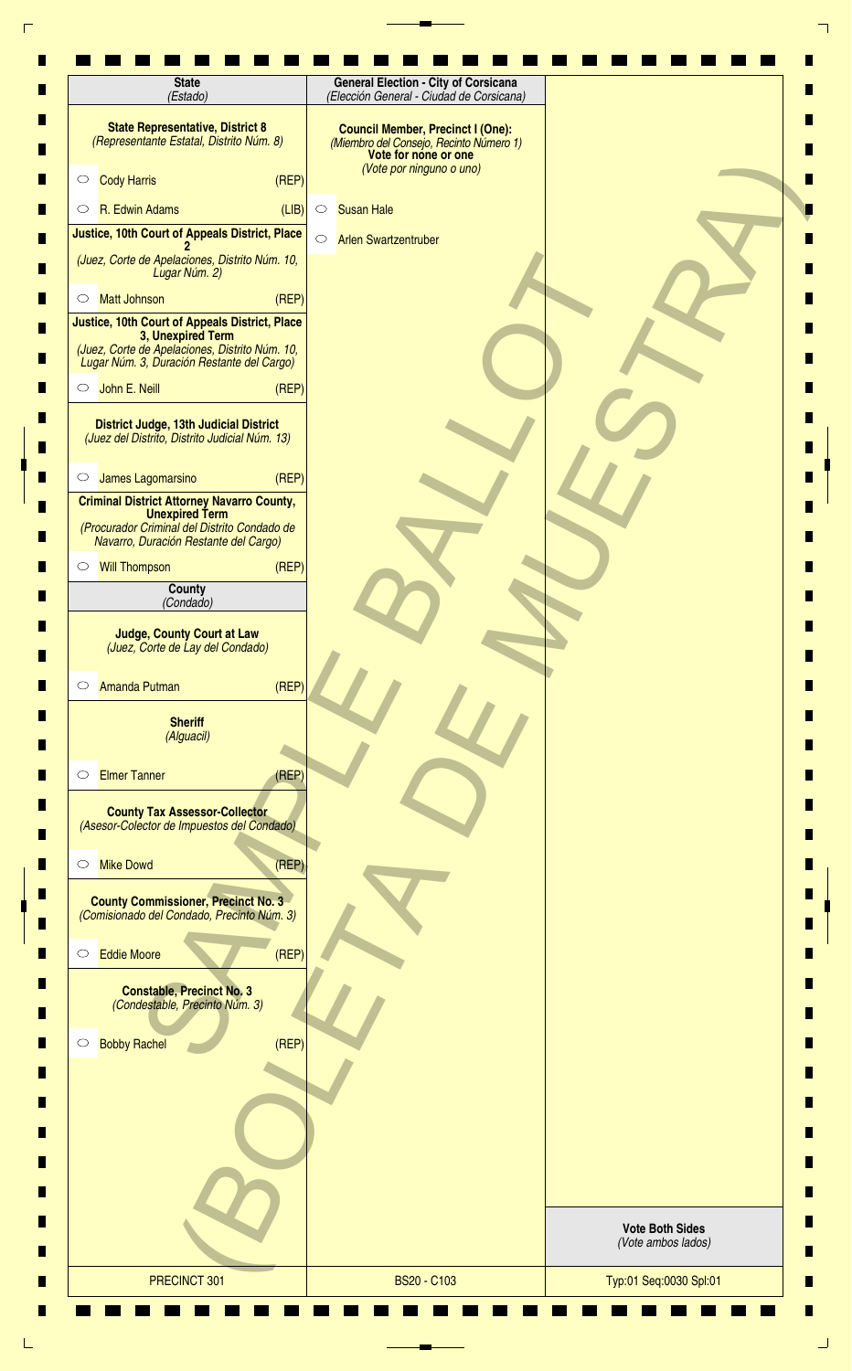## State
*(Estado)*

**State Representative, District 8**
*(Representante Estatal, Distrito Núm. 8)*

- ○ Cody Harris (REP)
- ○ R. Edwin Adams (LIB)

**Justice, 10th Court of Appeals District, Place 2**
*(Juez, Corte de Apelaciones, Distrito Núm. 10, Lugar Núm. 2)*

- ○ Matt Johnson (REP)

**Justice, 10th Court of Appeals District, Place 3, Unexpired Term**
*(Juez, Corte de Apelaciones, Distrito Núm. 10, Lugar Núm. 3, Duración Restante del Cargo)*

- ○ John E. Neill (REP)

**District Judge, 13th Judicial District**
*(Juez del Distrito, Distrito Judicial Núm. 13)*

- ○ James Lagomarsino (REP)

**Criminal District Attorney Navarro County, Unexpired Term**
*(Procurador Criminal del Distrito Condado de Navarro, Duración Restante del Cargo)*

- ○ Will Thompson (REP)

## County
*(Condado)*

**Judge, County Court at Law**
*(Juez, Corte de Lay del Condado)*

- ○ Amanda Putman (REP)

**Sheriff**
*(Alguacil)*

- ○ Elmer Tanner (REP)

**County Tax Assessor-Collector**
*(Asesor-Colector de Impuestos del Condado)*

- ○ Mike Dowd (REP)

**County Commissioner, Precinct No. 3**
*(Comisionado del Condado, Precinto Núm. 3)*

- ○ Eddie Moore (REP)

**Constable, Precinct No. 3**
*(Condestable, Precinto Núm. 3)*

- ○ Bobby Rachel (REP)

## General Election - City of Corsicana
*(Elección General - Ciudad de Corsicana)*

**Council Member, Precinct I (One):**
*(Miembro del Consejo, Recinto Número 1)*
**Vote for none or one**
*(Vote por ninguno o uno)*

- ○ Susan Hale
- ○ Arlen Swartzentruber

SAMPLE BALLOT (BOLETA DE MUESTRA)

**Vote Both Sides**
*(Vote ambos lados)*

PRECINCT 301 | BS20 - C103 | Typ:01 Seq:0030 Spl:01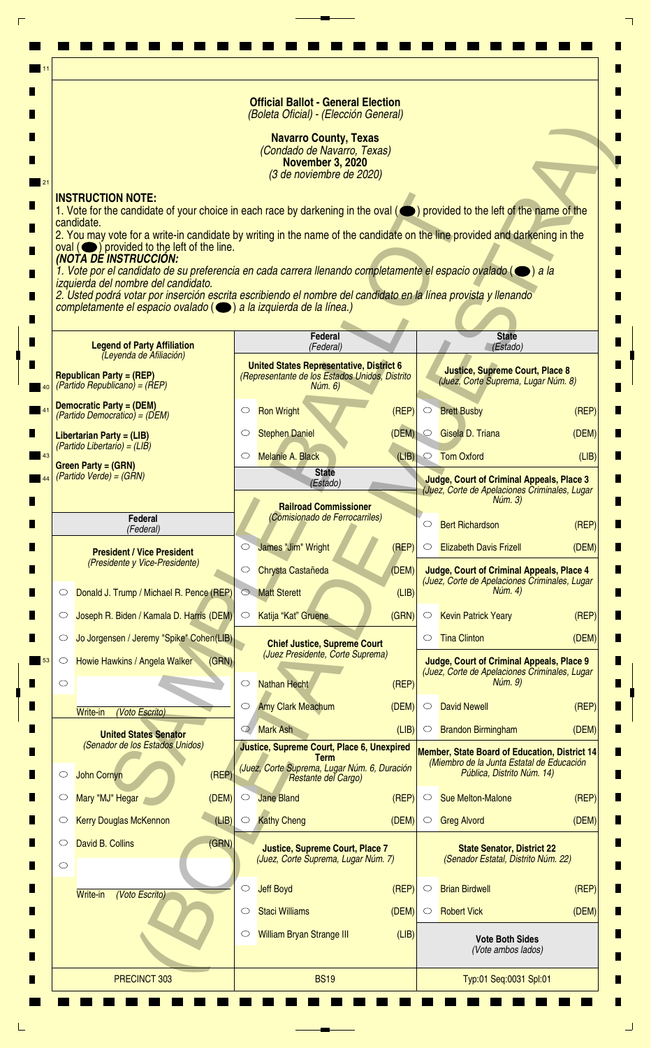# Official Ballot - General Election
*(Boleta Oficial) - (Elección General)*

**Navarro County, Texas**
*(Condado de Navarro, Texas)*
**November 3, 2020**
*(3 de noviembre de 2020)*

SAMPLE BALLOT (BOLETA DE MUESTRA)

**INSTRUCTION NOTE:**
1. Vote for the candidate of your choice in each race by darkening in the oval (⬬) provided to the left of the name of the candidate.
2. You may vote for a write-in candidate by writing in the name of the candidate on the line provided and darkening in the oval (⬬) provided to the left of the line.

***(NOTA DE INSTRUCCIÓN:***
*1. Vote por el candidato de su preferencia en cada carrera llenando completamente el espacio ovalado (⬬) a la izquierda del nombre del candidato.*
*2. Usted podrá votar por inserción escrita escribiendo el nombre del candidato en la línea provista y llenando completamente el espacio ovalado (⬬) a la izquierda de la línea.)*

**Legend of Party Affiliation**
*(Leyenda de Afiliación)*

- **Republican Party = (REP)** *(Partido Republicano) = (REP)*
- **Democratic Party = (DEM)** *(Partido Democrático) = (DEM)*
- **Libertarian Party = (LIB)** *(Partido Libertario) = (LIB)*
- **Green Party = (GRN)** *(Partido Verde) = (GRN)*

## Federal *(Federal)*

**President / Vice President**
*(Presidente y Vice-Presidente)*

- ○ Donald J. Trump / Michael R. Pence (REP)
- ○ Joseph R. Biden / Kamala D. Harris (DEM)
- ○ Jo Jorgensen / Jeremy "Spike" Cohen (LIB)
- ○ Howie Hawkins / Angela Walker (GRN)
- ○ ____________ Write-in *(Voto Escrito)*

**United States Senator**
*(Senador de los Estados Unidos)*

- ○ John Cornyn (REP)
- ○ Mary "MJ" Hegar (DEM)
- ○ Kerry Douglas McKennon (LIB)
- ○ David B. Collins (GRN)
- ○ ____________ Write-in *(Voto Escrito)*

**United States Representative, District 6**
*(Representante de los Estados Unidos, Distrito Núm. 6)*

- ○ Ron Wright (REP)
- ○ Stephen Daniel (DEM)
- ○ Melanie A. Black (LIB)

## State *(Estado)*

**Railroad Commissioner**
*(Comisionado de Ferrocarriles)*

- ○ James "Jim" Wright (REP)
- ○ Chrysta Castañeda (DEM)
- ○ Matt Sterett (LIB)
- ○ Katija "Kat" Gruene (GRN)

**Chief Justice, Supreme Court**
*(Juez Presidente, Corte Suprema)*

- ○ Nathan Hecht (REP)
- ○ Amy Clark Meachum (DEM)
- ○ Mark Ash (LIB)

**Justice, Supreme Court, Place 6, Unexpired Term**
*(Juez, Corte Suprema, Lugar Núm. 6, Duración Restante del Cargo)*

- ○ Jane Bland (REP)
- ○ Kathy Cheng (DEM)

**Justice, Supreme Court, Place 7**
*(Juez, Corte Suprema, Lugar Núm. 7)*

- ○ Jeff Boyd (REP)
- ○ Staci Williams (DEM)
- ○ William Bryan Strange III (LIB)

**Justice, Supreme Court, Place 8**
*(Juez, Corte Suprema, Lugar Núm. 8)*

- ○ Brett Busby (REP)
- ○ Gisela D. Triana (DEM)
- ○ Tom Oxford (LIB)

**Judge, Court of Criminal Appeals, Place 3**
*(Juez, Corte de Apelaciones Criminales, Lugar Núm. 3)*

- ○ Bert Richardson (REP)
- ○ Elizabeth Davis Frizell (DEM)

**Judge, Court of Criminal Appeals, Place 4**
*(Juez, Corte de Apelaciones Criminales, Lugar Núm. 4)*

- ○ Kevin Patrick Yeary (REP)
- ○ Tina Clinton (DEM)

**Judge, Court of Criminal Appeals, Place 9**
*(Juez, Corte de Apelaciones Criminales, Lugar Núm. 9)*

- ○ David Newell (REP)
- ○ Brandon Birmingham (DEM)

**Member, State Board of Education, District 14**
*(Miembro de la Junta Estatal de Educación Pública, Distrito Núm. 14)*

- ○ Sue Melton-Malone (REP)
- ○ Greg Alvord (DEM)

**State Senator, District 22**
*(Senador Estatal, Distrito Núm. 22)*

- ○ Brian Birdwell (REP)
- ○ Robert Vick (DEM)

**Vote Both Sides**
*(Vote ambos lados)*

PRECINCT 303 | BS19 | Typ:01 Seq:0031 Spl:01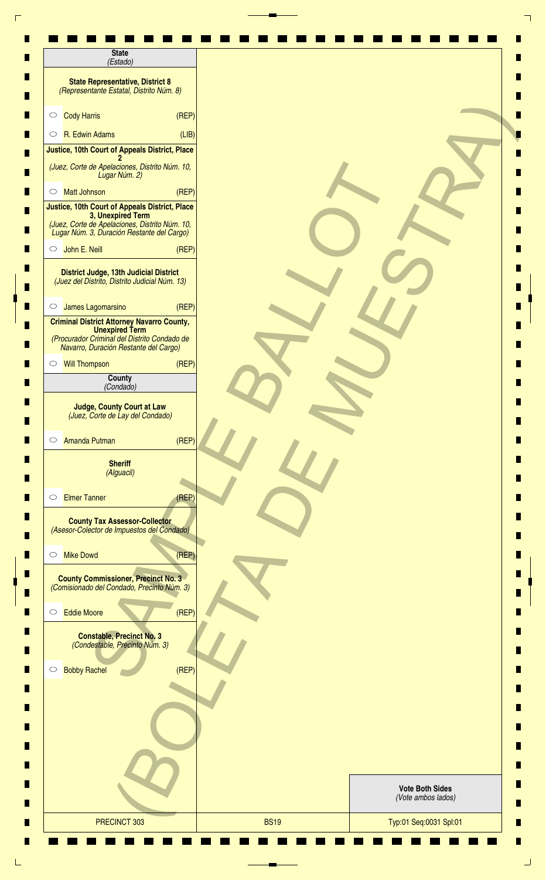## State
*(Estado)*

### State Representative, District 8
*(Representante Estatal, Distrito Núm. 8)*

- ○ Cody Harris (REP)
- ○ R. Edwin Adams (LIB)

### Justice, 10th Court of Appeals District, Place 2
*(Juez, Corte de Apelaciones, Distrito Núm. 10, Lugar Núm. 2)*

- ○ Matt Johnson (REP)

### Justice, 10th Court of Appeals District, Place 3, Unexpired Term
*(Juez, Corte de Apelaciones, Distrito Núm. 10, Lugar Núm. 3, Duración Restante del Cargo)*

- ○ John E. Neill (REP)

### District Judge, 13th Judicial District
*(Juez del Distrito, Distrito Judicial Núm. 13)*

- ○ James Lagomarsino (REP)

### Criminal District Attorney Navarro County, Unexpired Term
*(Procurador Criminal del Distrito Condado de Navarro, Duración Restante del Cargo)*

- ○ Will Thompson (REP)

## County
*(Condado)*

### Judge, County Court at Law
*(Juez, Corte de Lay del Condado)*

- ○ Amanda Putman (REP)

### Sheriff
*(Alguacil)*

- ○ Elmer Tanner (REP)

### County Tax Assessor-Collector
*(Asesor-Colector de Impuestos del Condado)*

- ○ Mike Dowd (REP)

### County Commissioner, Precinct No. 3
*(Comisionado del Condado, Precinto Núm. 3)*

- ○ Eddie Moore (REP)

### Constable, Precinct No. 3
*(Condestable, Precinto Núm. 3)*

- ○ Bobby Rachel (REP)

SAMPLE BALLOT (BOLETA DE MUESTRA)

**Vote Both Sides**
*(Vote ambos lados)*

| PRECINCT 303 | BS19 | Typ:01 Seq:0031 Spl:01 |
|---|---|---|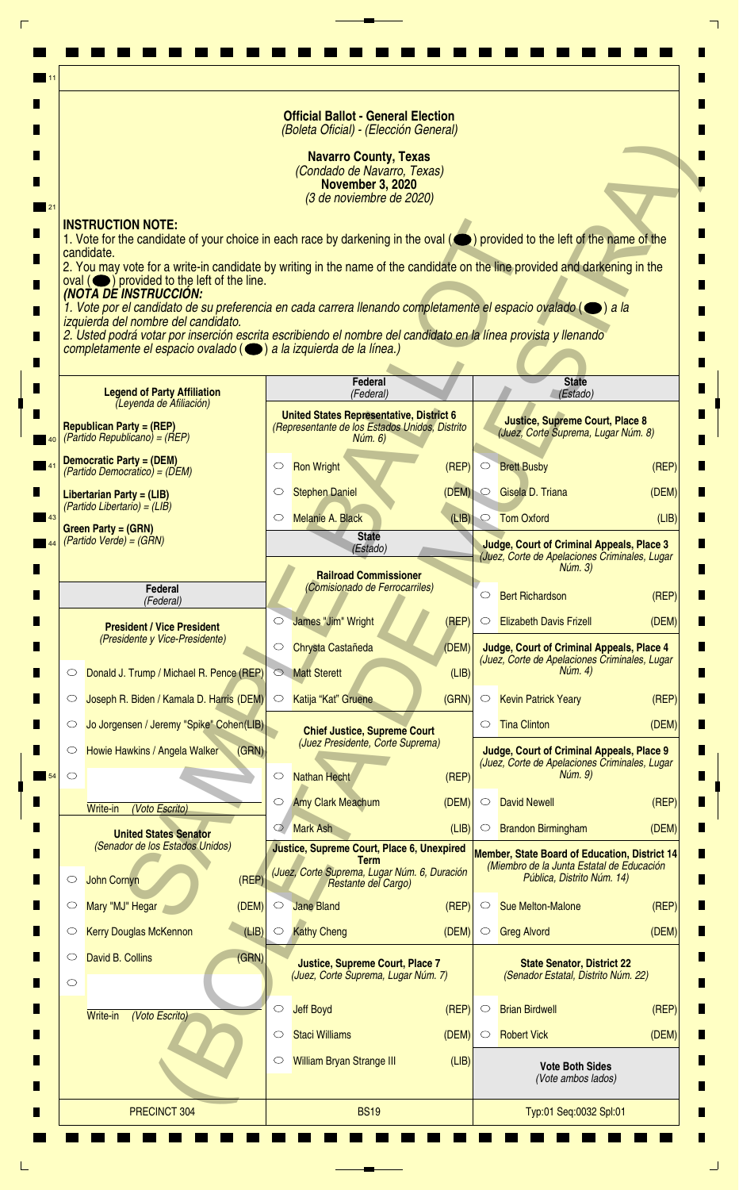# Official Ballot - General Election
*(Boleta Oficial) - (Elección General)*

**Navarro County, Texas**
*(Condado de Navarro, Texas)*
**November 3, 2020**
*(3 de noviembre de 2020)*

SAMPLE BALLOT (BOLETA DE MUESTRA)

**INSTRUCTION NOTE:**

1. Vote for the candidate of your choice in each race by darkening in the oval (⬬) provided to the left of the name of the candidate.
2. You may vote for a write-in candidate by writing in the name of the candidate on the line provided and darkening in the oval (⬬) provided to the left of the line.

***(NOTA DE INSTRUCCIÓN:***

*1. Vote por el candidato de su preferencia en cada carrera llenando completamente el espacio ovalado (⬬) a la izquierda del nombre del candidato.*
*2. Usted podrá votar por inserción escrita escribiendo el nombre del candidato en la línea provista y llenando completamente el espacio ovalado (⬬) a la izquierda de la línea.)*

**Legend of Party Affiliation**
*(Leyenda de Afiliación)*

**Republican Party = (REP)**
*(Partido Republicano) = (REP)*

**Democratic Party = (DEM)**
*(Partido Democrático) = (DEM)*

**Libertarian Party = (LIB)**
*(Partido Libertario) = (LIB)*

**Green Party = (GRN)**
*(Partido Verde) = (GRN)*

## Federal
*(Federal)*

**President / Vice President**
*(Presidente y Vice-Presidente)*

- ○ Donald J. Trump / Michael R. Pence (REP)
- ○ Joseph R. Biden / Kamala D. Harris (DEM)
- ○ Jo Jorgensen / Jeremy "Spike" Cohen (LIB)
- ○ Howie Hawkins / Angela Walker (GRN)
- ○ ____________ Write-in *(Voto Escrito)*

**United States Senator**
*(Senador de los Estados Unidos)*

- ○ John Cornyn (REP)
- ○ Mary "MJ" Hegar (DEM)
- ○ Kerry Douglas McKennon (LIB)
- ○ David B. Collins (GRN)
- ○ ____________ Write-in *(Voto Escrito)*

## Federal
*(Federal)*

**United States Representative, District 6**
*(Representante de los Estados Unidos, Distrito Núm. 6)*

- ○ Ron Wright (REP)
- ○ Stephen Daniel (DEM)
- ○ Melanie A. Black (LIB)

## State
*(Estado)*

**Railroad Commissioner**
*(Comisionado de Ferrocarriles)*

- ○ James "Jim" Wright (REP)
- ○ Chrysta Castañeda (DEM)
- ○ Matt Sterett (LIB)
- ○ Katija "Kat" Gruene (GRN)

**Chief Justice, Supreme Court**
*(Juez Presidente, Corte Suprema)*

- ○ Nathan Hecht (REP)
- ○ Amy Clark Meachum (DEM)
- ○ Mark Ash (LIB)

**Justice, Supreme Court, Place 6, Unexpired Term**
*(Juez, Corte Suprema, Lugar Núm. 6, Duración Restante del Cargo)*

- ○ Jane Bland (REP)
- ○ Kathy Cheng (DEM)

**Justice, Supreme Court, Place 7**
*(Juez, Corte Suprema, Lugar Núm. 7)*

- ○ Jeff Boyd (REP)
- ○ Staci Williams (DEM)
- ○ William Bryan Strange III (LIB)

## State
*(Estado)*

**Justice, Supreme Court, Place 8**
*(Juez, Corte Suprema, Lugar Núm. 8)*

- ○ Brett Busby (REP)
- ○ Gisela D. Triana (DEM)
- ○ Tom Oxford (LIB)

**Judge, Court of Criminal Appeals, Place 3**
*(Juez, Corte de Apelaciones Criminales, Lugar Núm. 3)*

- ○ Bert Richardson (REP)
- ○ Elizabeth Davis Frizell (DEM)

**Judge, Court of Criminal Appeals, Place 4**
*(Juez, Corte de Apelaciones Criminales, Lugar Núm. 4)*

- ○ Kevin Patrick Yeary (REP)
- ○ Tina Clinton (DEM)

**Judge, Court of Criminal Appeals, Place 9**
*(Juez, Corte de Apelaciones Criminales, Lugar Núm. 9)*

- ○ David Newell (REP)
- ○ Brandon Birmingham (DEM)

**Member, State Board of Education, District 14**
*(Miembro de la Junta Estatal de Educación Pública, Distrito Núm. 14)*

- ○ Sue Melton-Malone (REP)
- ○ Greg Alvord (DEM)

**State Senator, District 22**
*(Senador Estatal, Distrito Núm. 22)*

- ○ Brian Birdwell (REP)
- ○ Robert Vick (DEM)

**Vote Both Sides**
*(Vote ambos lados)*

PRECINCT 304 | BS19 | Typ:01 Seq:0032 Spl:01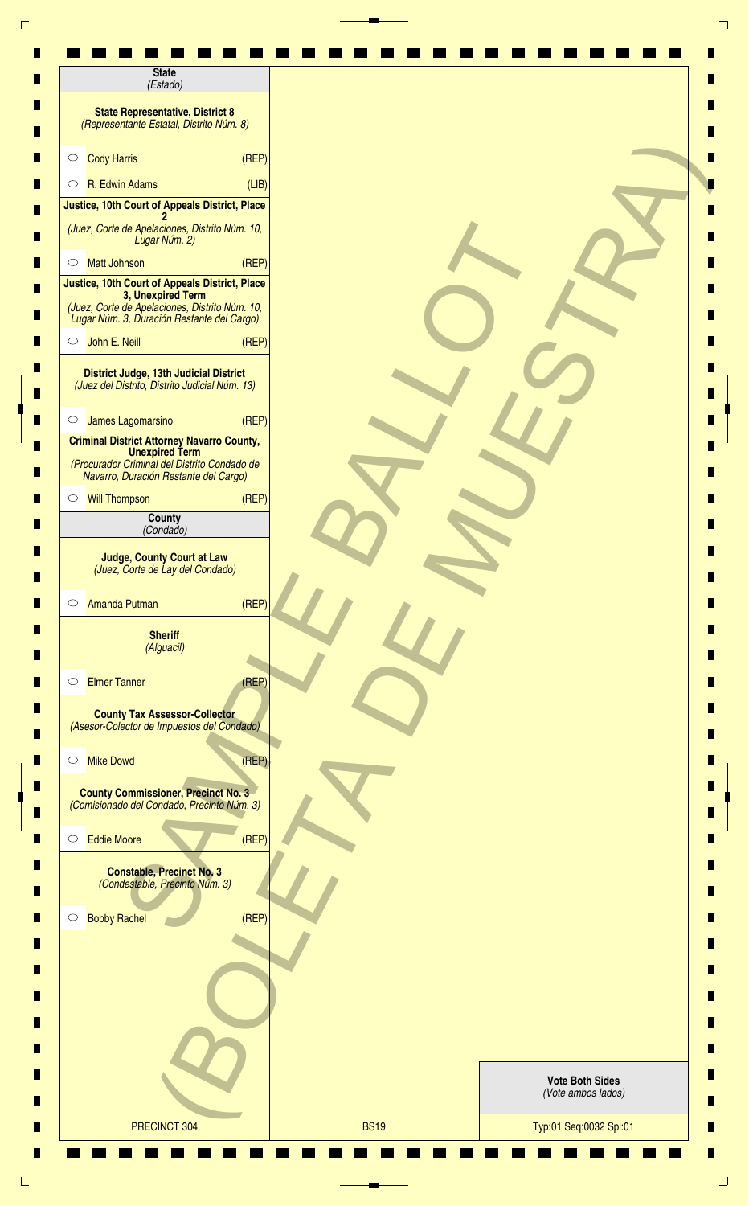## State
*(Estado)*

### State Representative, District 8
*(Representante Estatal, Distrito Núm. 8)*

- ○ Cody Harris (REP)
- ○ R. Edwin Adams (LIB)

### Justice, 10th Court of Appeals District, Place 2
*(Juez, Corte de Apelaciones, Distrito Núm. 10, Lugar Núm. 2)*

- ○ Matt Johnson (REP)

### Justice, 10th Court of Appeals District, Place 3, Unexpired Term
*(Juez, Corte de Apelaciones, Distrito Núm. 10, Lugar Núm. 3, Duración Restante del Cargo)*

- ○ John E. Neill (REP)

### District Judge, 13th Judicial District
*(Juez del Distrito, Distrito Judicial Núm. 13)*

- ○ James Lagomarsino (REP)

### Criminal District Attorney Navarro County, Unexpired Term
*(Procurador Criminal del Distrito Condado de Navarro, Duración Restante del Cargo)*

- ○ Will Thompson (REP)

## County
*(Condado)*

### Judge, County Court at Law
*(Juez, Corte de Lay del Condado)*

- ○ Amanda Putman (REP)

### Sheriff
*(Alguacil)*

- ○ Elmer Tanner (REP)

### County Tax Assessor-Collector
*(Asesor-Colector de Impuestos del Condado)*

- ○ Mike Dowd (REP)

### County Commissioner, Precinct No. 3
*(Comisionado del Condado, Precinto Núm. 3)*

- ○ Eddie Moore (REP)

### Constable, Precinct No. 3
*(Condestable, Precinto Núm. 3)*

- ○ Bobby Rachel (REP)

SAMPLE BALLOT (BOLETA DE MUESTRA)

**Vote Both Sides**
*(Vote ambos lados)*

| PRECINCT 304 | BS19 | Typ:01 Seq:0032 Spl:01 |
|---|---|---|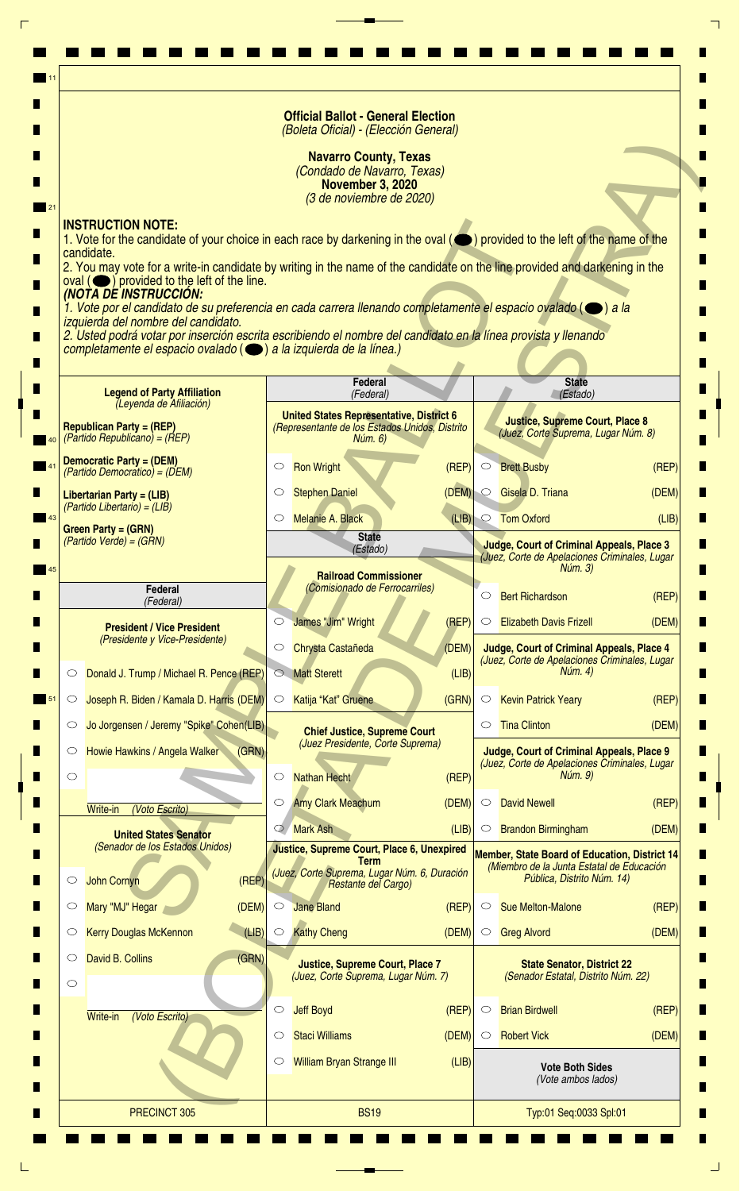# Official Ballot - General Election
*(Boleta Oficial) - (Elección General)*

**Navarro County, Texas**
*(Condado de Navarro, Texas)*
**November 3, 2020**
*(3 de noviembre de 2020)*

SAMPLE BALLOT (BOLETA DE MUESTRA)

**INSTRUCTION NOTE:**
1. Vote for the candidate of your choice in each race by darkening in the oval (⬬) provided to the left of the name of the candidate.
2. You may vote for a write-in candidate by writing in the name of the candidate on the line provided and darkening in the oval (⬬) provided to the left of the line.

***(NOTA DE INSTRUCCIÓN:***
*1. Vote por el candidato de su preferencia en cada carrera llenando completamente el espacio ovalado (⬬) a la izquierda del nombre del candidato.*
*2. Usted podrá votar por inserción escrita escribiendo el nombre del candidato en la línea provista y llenando completamente el espacio ovalado (⬬) a la izquierda de la línea.)*

**Legend of Party Affiliation**
*(Leyenda de Afiliación)*

**Republican Party = (REP)**
*(Partido Republicano) = (REP)*

**Democratic Party = (DEM)**
*(Partido Democrático) = (DEM)*

**Libertarian Party = (LIB)**
*(Partido Libertario) = (LIB)*

**Green Party = (GRN)**
*(Partido Verde) = (GRN)*

## Federal
*(Federal)*

### President / Vice President
*(Presidente y Vice-Presidente)*

- ○ Donald J. Trump / Michael R. Pence (REP)
- ○ Joseph R. Biden / Kamala D. Harris (DEM)
- ○ Jo Jorgensen / Jeremy "Spike" Cohen (LIB)
- ○ Howie Hawkins / Angela Walker (GRN)
- ○ ____________ Write-in *(Voto Escrito)*

### United States Senator
*(Senador de los Estados Unidos)*

- ○ John Cornyn (REP)
- ○ Mary "MJ" Hegar (DEM)
- ○ Kerry Douglas McKennon (LIB)
- ○ David B. Collins (GRN)
- ○ ____________ Write-in *(Voto Escrito)*

### United States Representative, District 6
*(Representante de los Estados Unidos, Distrito Núm. 6)*

- ○ Ron Wright (REP)
- ○ Stephen Daniel (DEM)
- ○ Melanie A. Black (LIB)

## State
*(Estado)*

### Railroad Commissioner
*(Comisionado de Ferrocarriles)*

- ○ James "Jim" Wright (REP)
- ○ Chrysta Castañeda (DEM)
- ○ Matt Sterett (LIB)
- ○ Katija "Kat" Gruene (GRN)

### Chief Justice, Supreme Court
*(Juez Presidente, Corte Suprema)*

- ○ Nathan Hecht (REP)
- ○ Amy Clark Meachum (DEM)
- ○ Mark Ash (LIB)

### Justice, Supreme Court, Place 6, Unexpired Term
*(Juez, Corte Suprema, Lugar Núm. 6, Duración Restante del Cargo)*

- ○ Jane Bland (REP)
- ○ Kathy Cheng (DEM)

### Justice, Supreme Court, Place 7
*(Juez, Corte Suprema, Lugar Núm. 7)*

- ○ Jeff Boyd (REP)
- ○ Staci Williams (DEM)
- ○ William Bryan Strange III (LIB)

### Justice, Supreme Court, Place 8
*(Juez, Corte Suprema, Lugar Núm. 8)*

- ○ Brett Busby (REP)
- ○ Gisela D. Triana (DEM)
- ○ Tom Oxford (LIB)

### Judge, Court of Criminal Appeals, Place 3
*(Juez, Corte de Apelaciones Criminales, Lugar Núm. 3)*

- ○ Bert Richardson (REP)
- ○ Elizabeth Davis Frizell (DEM)

### Judge, Court of Criminal Appeals, Place 4
*(Juez, Corte de Apelaciones Criminales, Lugar Núm. 4)*

- ○ Kevin Patrick Yeary (REP)
- ○ Tina Clinton (DEM)

### Judge, Court of Criminal Appeals, Place 9
*(Juez, Corte de Apelaciones Criminales, Lugar Núm. 9)*

- ○ David Newell (REP)
- ○ Brandon Birmingham (DEM)

### Member, State Board of Education, District 14
*(Miembro de la Junta Estatal de Educación Pública, Distrito Núm. 14)*

- ○ Sue Melton-Malone (REP)
- ○ Greg Alvord (DEM)

### State Senator, District 22
*(Senador Estatal, Distrito Núm. 22)*

- ○ Brian Birdwell (REP)
- ○ Robert Vick (DEM)

**Vote Both Sides**
*(Vote ambos lados)*

PRECINCT 305 | BS19 | Typ:01 Seq:0033 Spl:01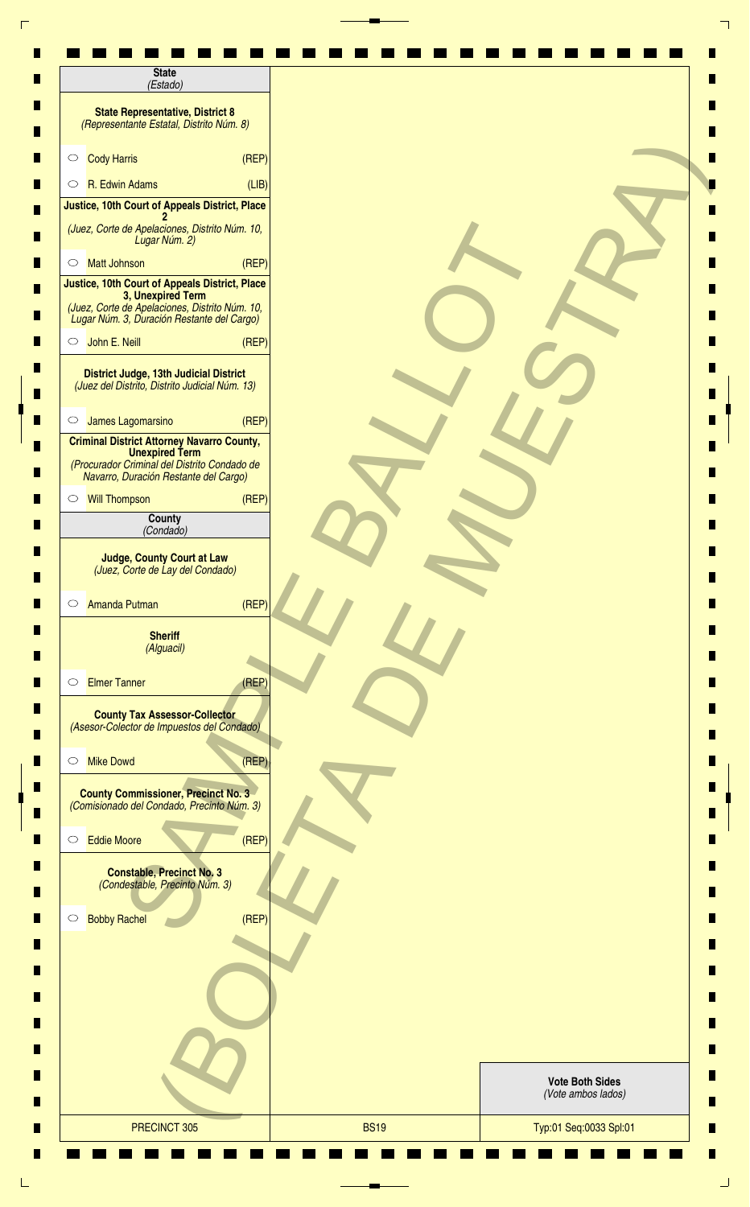## State
*(Estado)*

**State Representative, District 8**
*(Representante Estatal, Distrito Núm. 8)*

- ○ Cody Harris (REP)
- ○ R. Edwin Adams (LIB)

**Justice, 10th Court of Appeals District, Place 2**
*(Juez, Corte de Apelaciones, Distrito Núm. 10, Lugar Núm. 2)*

- ○ Matt Johnson (REP)

**Justice, 10th Court of Appeals District, Place 3, Unexpired Term**
*(Juez, Corte de Apelaciones, Distrito Núm. 10, Lugar Núm. 3, Duración Restante del Cargo)*

- ○ John E. Neill (REP)

**District Judge, 13th Judicial District**
*(Juez del Distrito, Distrito Judicial Núm. 13)*

- ○ James Lagomarsino (REP)

**Criminal District Attorney Navarro County, Unexpired Term**
*(Procurador Criminal del Distrito Condado de Navarro, Duración Restante del Cargo)*

- ○ Will Thompson (REP)

## County
*(Condado)*

**Judge, County Court at Law**
*(Juez, Corte de Lay del Condado)*

- ○ Amanda Putman (REP)

**Sheriff**
*(Alguacil)*

- ○ Elmer Tanner (REP)

**County Tax Assessor-Collector**
*(Asesor-Colector de Impuestos del Condado)*

- ○ Mike Dowd (REP)

**County Commissioner, Precinct No. 3**
*(Comisionado del Condado, Precinto Núm. 3)*

- ○ Eddie Moore (REP)

**Constable, Precinct No. 3**
*(Condestable, Precinto Núm. 3)*

- ○ Bobby Rachel (REP)

SAMPLE BALLOT (BOLETA DE MUESTRA)

**Vote Both Sides**
*(Vote ambos lados)*

| PRECINCT 305 | BS19 | Typ:01 Seq:0033 Spl:01 |
|---|---|---|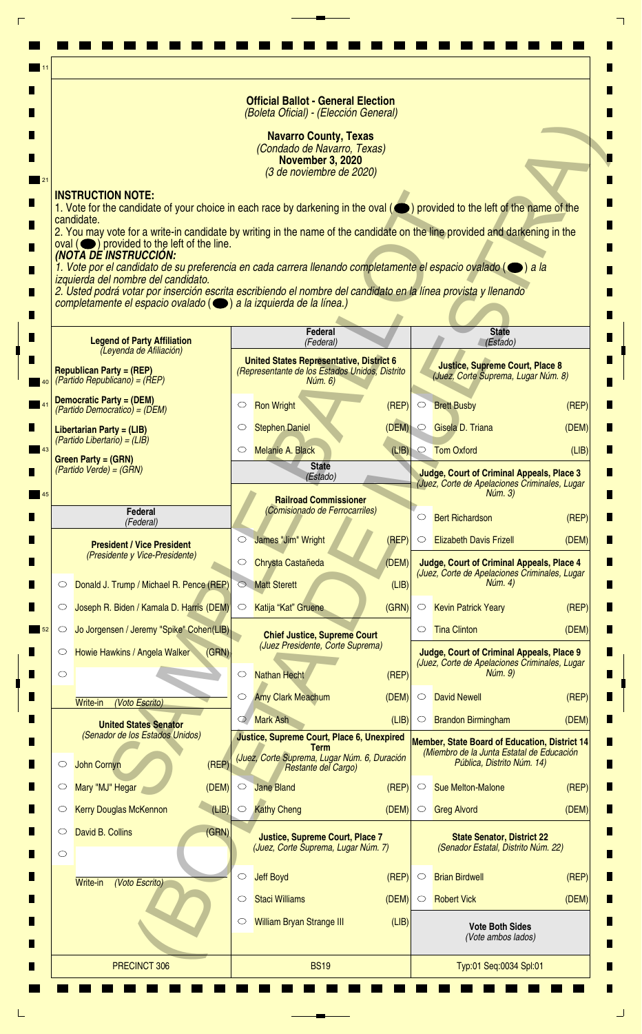# Official Ballot - General Election
*(Boleta Oficial) - (Elección General)*

**Navarro County, Texas**
*(Condado de Navarro, Texas)*
**November 3, 2020**
*(3 de noviembre de 2020)*

**INSTRUCTION NOTE:**
1. Vote for the candidate of your choice in each race by darkening in the oval (⬬) provided to the left of the name of the candidate.
2. You may vote for a write-in candidate by writing in the name of the candidate on the line provided and darkening in the oval (⬬) provided to the left of the line.

***(NOTA DE INSTRUCCIÓN:***
*1. Vote por el candidato de su preferencia en cada carrera llenando completamente el espacio ovalado (⬬) a la izquierda del nombre del candidato.*
*2. Usted podrá votar por inserción escrita escribiendo el nombre del candidato en la línea provista y llenando completamente el espacio ovalado (⬬) a la izquierda de la línea.)*

SAMPLE BALLOT (BOLETA DE MUESTRA)

**Legend of Party Affiliation** *(Leyenda de Afiliación)*

**Republican Party = (REP)** *(Partido Republicano) = (REP)*
**Democratic Party = (DEM)** *(Partido Democrático) = (DEM)*
**Libertarian Party = (LIB)** *(Partido Libertario) = (LIB)*
**Green Party = (GRN)** *(Partido Verde) = (GRN)*

## Federal *(Federal)*

**President / Vice President** *(Presidente y Vice-Presidente)*
- ○ Donald J. Trump / Michael R. Pence (REP)
- ○ Joseph R. Biden / Kamala D. Harris (DEM)
- ○ Jo Jorgensen / Jeremy "Spike" Cohen (LIB)
- ○ Howie Hawkins / Angela Walker (GRN)
- ○ ________ Write-in *(Voto Escrito)*

**United States Senator** *(Senador de los Estados Unidos)*
- ○ John Cornyn (REP)
- ○ Mary "MJ" Hegar (DEM)
- ○ Kerry Douglas McKennon (LIB)
- ○ David B. Collins (GRN)
- ○ ________ Write-in *(Voto Escrito)*

**United States Representative, District 6** *(Representante de los Estados Unidos, Distrito Núm. 6)*
- ○ Ron Wright (REP)
- ○ Stephen Daniel (DEM)
- ○ Melanie A. Black (LIB)

## State *(Estado)*

**Railroad Commissioner** *(Comisionado de Ferrocarriles)*
- ○ James "Jim" Wright (REP)
- ○ Chrysta Castañeda (DEM)
- ○ Matt Sterett (LIB)
- ○ Katija "Kat" Gruene (GRN)

**Chief Justice, Supreme Court** *(Juez Presidente, Corte Suprema)*
- ○ Nathan Hecht (REP)
- ○ Amy Clark Meachum (DEM)
- ○ Mark Ash (LIB)

**Justice, Supreme Court, Place 6, Unexpired Term** *(Juez, Corte Suprema, Lugar Núm. 6, Duración Restante del Cargo)*
- ○ Jane Bland (REP)
- ○ Kathy Cheng (DEM)

**Justice, Supreme Court, Place 7** *(Juez, Corte Suprema, Lugar Núm. 7)*
- ○ Jeff Boyd (REP)
- ○ Staci Williams (DEM)
- ○ William Bryan Strange III (LIB)

**Justice, Supreme Court, Place 8** *(Juez, Corte Suprema, Lugar Núm. 8)*
- ○ Brett Busby (REP)
- ○ Gisela D. Triana (DEM)
- ○ Tom Oxford (LIB)

**Judge, Court of Criminal Appeals, Place 3** *(Juez, Corte de Apelaciones Criminales, Lugar Núm. 3)*
- ○ Bert Richardson (REP)
- ○ Elizabeth Davis Frizell (DEM)

**Judge, Court of Criminal Appeals, Place 4** *(Juez, Corte de Apelaciones Criminales, Lugar Núm. 4)*
- ○ Kevin Patrick Yeary (REP)
- ○ Tina Clinton (DEM)

**Judge, Court of Criminal Appeals, Place 9** *(Juez, Corte de Apelaciones Criminales, Lugar Núm. 9)*
- ○ David Newell (REP)
- ○ Brandon Birmingham (DEM)

**Member, State Board of Education, District 14** *(Miembro de la Junta Estatal de Educación Pública, Distrito Núm. 14)*
- ○ Sue Melton-Malone (REP)
- ○ Greg Alvord (DEM)

**State Senator, District 22** *(Senador Estatal, Distrito Núm. 22)*
- ○ Brian Birdwell (REP)
- ○ Robert Vick (DEM)

**Vote Both Sides** *(Vote ambos lados)*

PRECINCT 306 | BS19 | Typ:01 Seq:0034 Spl:01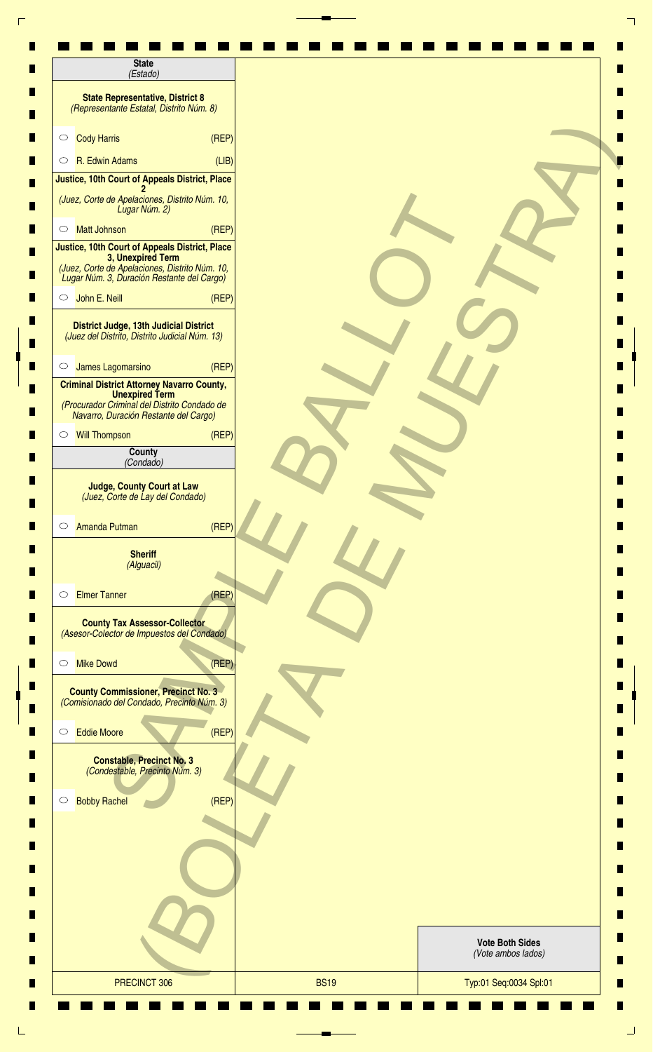**State**
*(Estado)*

**State Representative, District 8**
*(Representante Estatal, Distrito Núm. 8)*

- ○ Cody Harris (REP)
- ○ R. Edwin Adams (LIB)

**Justice, 10th Court of Appeals District, Place 2**
*(Juez, Corte de Apelaciones, Distrito Núm. 10, Lugar Núm. 2)*

- ○ Matt Johnson (REP)

**Justice, 10th Court of Appeals District, Place 3, Unexpired Term**
*(Juez, Corte de Apelaciones, Distrito Núm. 10, Lugar Núm. 3, Duración Restante del Cargo)*

- ○ John E. Neill (REP)

**District Judge, 13th Judicial District**
*(Juez del Distrito, Distrito Judicial Núm. 13)*

- ○ James Lagomarsino (REP)

**Criminal District Attorney Navarro County, Unexpired Term**
*(Procurador Criminal del Distrito Condado de Navarro, Duración Restante del Cargo)*

- ○ Will Thompson (REP)

**County**
*(Condado)*

**Judge, County Court at Law**
*(Juez, Corte de Lay del Condado)*

- ○ Amanda Putman (REP)

**Sheriff**
*(Alguacil)*

- ○ Elmer Tanner (REP)

**County Tax Assessor-Collector**
*(Asesor-Colector de Impuestos del Condado)*

- ○ Mike Dowd (REP)

**County Commissioner, Precinct No. 3**
*(Comisionado del Condado, Precinto Núm. 3)*

- ○ Eddie Moore (REP)

**Constable, Precinct No. 3**
*(Condestable, Precinto Núm. 3)*

- ○ Bobby Rachel (REP)

SAMPLE BALLOT (BOLETA DE MUESTRA)

**Vote Both Sides**
*(Vote ambos lados)*

| PRECINCT 306 | BS19 | Typ:01 Seq:0034 Spl:01 |
|---|---|---|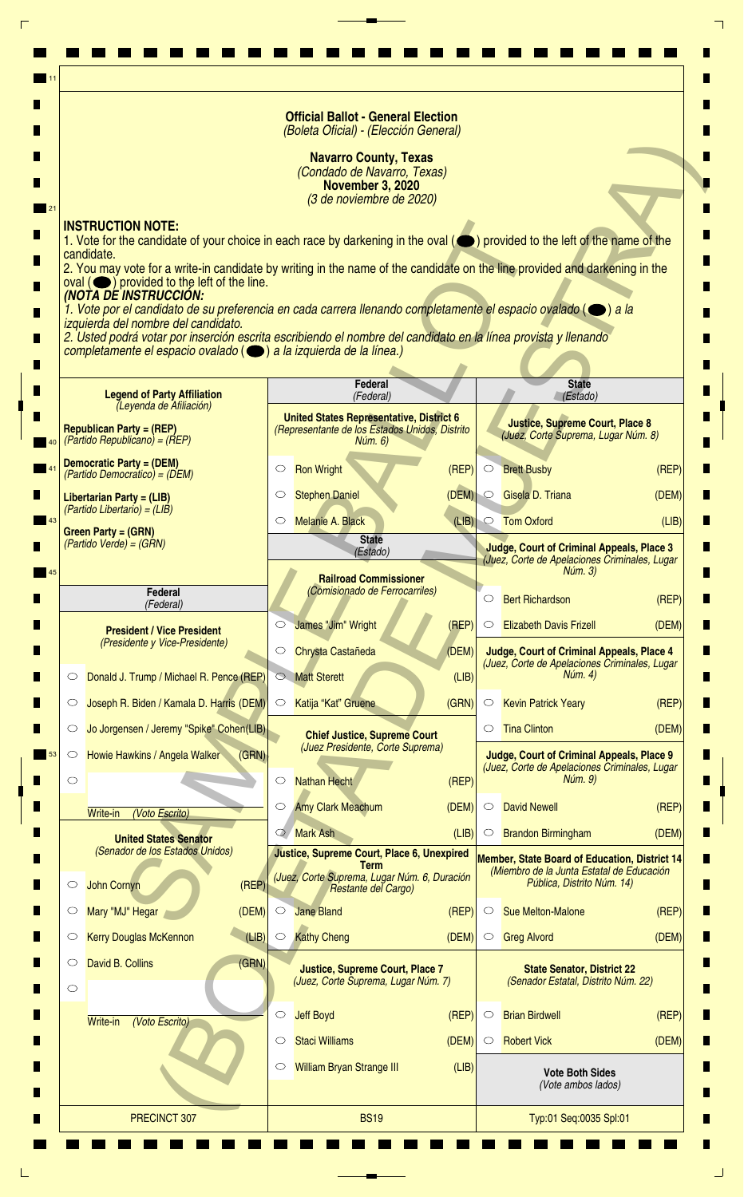**Official Ballot - General Election**
*(Boleta Oficial) - (Elección General)*

**Navarro County, Texas**
*(Condado de Navarro, Texas)*
**November 3, 2020**
*(3 de noviembre de 2020)*

SAMPLE BALLOT (BOLETA DE MUESTRA)

**INSTRUCTION NOTE:**
1. Vote for the candidate of your choice in each race by darkening in the oval (⬬) provided to the left of the name of the candidate.
2. You may vote for a write-in candidate by writing in the name of the candidate on the line provided and darkening in the oval (⬬) provided to the left of the line.

***(NOTA DE INSTRUCCIÓN:***
*1. Vote por el candidato de su preferencia en cada carrera llenando completamente el espacio ovalado (⬬) a la izquierda del nombre del candidato.*
*2. Usted podrá votar por inserción escrita escribiendo el nombre del candidato en la línea provista y llenando completamente el espacio ovalado (⬬) a la izquierda de la línea.)*

**Legend of Party Affiliation**
*(Leyenda de Afiliación)*

**Republican Party = (REP)**
*(Partido Republicano) = (REP)*

**Democratic Party = (DEM)**
*(Partido Democrático) = (DEM)*

**Libertarian Party = (LIB)**
*(Partido Libertario) = (LIB)*

**Green Party = (GRN)**
*(Partido Verde) = (GRN)*

## Federal
*(Federal)*

**President / Vice President**
*(Presidente y Vice-Presidente)*

- ○ Donald J. Trump / Michael R. Pence (REP)
- ○ Joseph R. Biden / Kamala D. Harris (DEM)
- ○ Jo Jorgensen / Jeremy "Spike" Cohen (LIB)
- ○ Howie Hawkins / Angela Walker (GRN)
- ○ ____________ Write-in *(Voto Escrito)*

**United States Senator**
*(Senador de los Estados Unidos)*

- ○ John Cornyn (REP)
- ○ Mary "MJ" Hegar (DEM)
- ○ Kerry Douglas McKennon (LIB)
- ○ David B. Collins (GRN)
- ○ ____________ Write-in *(Voto Escrito)*

## Federal
*(Federal)*

**United States Representative, District 6**
*(Representante de los Estados Unidos, Distrito Núm. 6)*

- ○ Ron Wright (REP)
- ○ Stephen Daniel (DEM)
- ○ Melanie A. Black (LIB)

## State
*(Estado)*

**Railroad Commissioner**
*(Comisionado de Ferrocarriles)*

- ○ James "Jim" Wright (REP)
- ○ Chrysta Castañeda (DEM)
- ○ Matt Sterett (LIB)
- ○ Katija "Kat" Gruene (GRN)

**Chief Justice, Supreme Court**
*(Juez Presidente, Corte Suprema)*

- ○ Nathan Hecht (REP)
- ○ Amy Clark Meachum (DEM)
- ○ Mark Ash (LIB)

**Justice, Supreme Court, Place 6, Unexpired Term**
*(Juez, Corte Suprema, Lugar Núm. 6, Duración Restante del Cargo)*

- ○ Jane Bland (REP)
- ○ Kathy Cheng (DEM)

**Justice, Supreme Court, Place 7**
*(Juez, Corte Suprema, Lugar Núm. 7)*

- ○ Jeff Boyd (REP)
- ○ Staci Williams (DEM)
- ○ William Bryan Strange III (LIB)

## State
*(Estado)*

**Justice, Supreme Court, Place 8**
*(Juez, Corte Suprema, Lugar Núm. 8)*

- ○ Brett Busby (REP)
- ○ Gisela D. Triana (DEM)
- ○ Tom Oxford (LIB)

**Judge, Court of Criminal Appeals, Place 3**
*(Juez, Corte de Apelaciones Criminales, Lugar Núm. 3)*

- ○ Bert Richardson (REP)
- ○ Elizabeth Davis Frizell (DEM)

**Judge, Court of Criminal Appeals, Place 4**
*(Juez, Corte de Apelaciones Criminales, Lugar Núm. 4)*

- ○ Kevin Patrick Yeary (REP)
- ○ Tina Clinton (DEM)

**Judge, Court of Criminal Appeals, Place 9**
*(Juez, Corte de Apelaciones Criminales, Lugar Núm. 9)*

- ○ David Newell (REP)
- ○ Brandon Birmingham (DEM)

**Member, State Board of Education, District 14**
*(Miembro de la Junta Estatal de Educación Pública, Distrito Núm. 14)*

- ○ Sue Melton-Malone (REP)
- ○ Greg Alvord (DEM)

**State Senator, District 22**
*(Senador Estatal, Distrito Núm. 22)*

- ○ Brian Birdwell (REP)
- ○ Robert Vick (DEM)

**Vote Both Sides**
*(Vote ambos lados)*

| PRECINCT 307 | BS19 | Typ:01 Seq:0035 Spl:01 |
|---|---|---|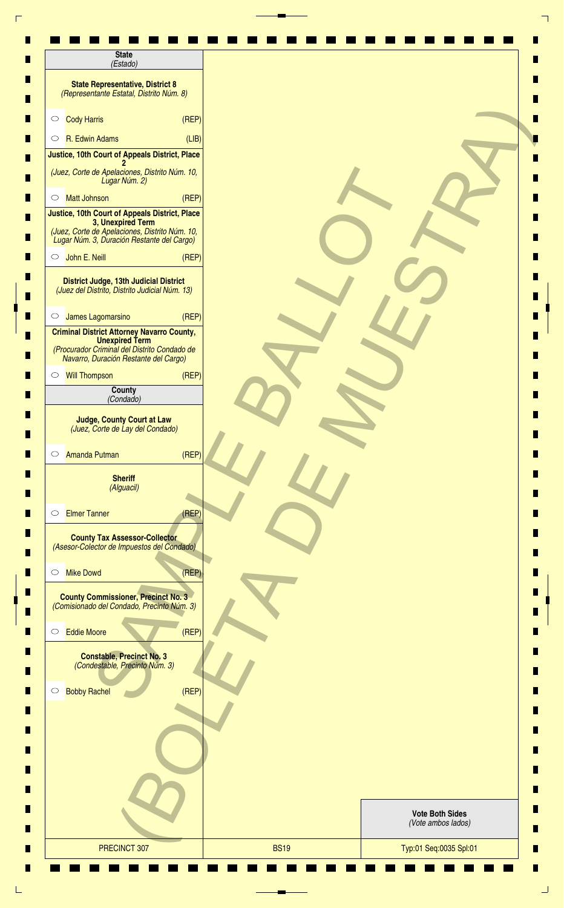## State
*(Estado)*

### State Representative, District 8
*(Representante Estatal, Distrito Núm. 8)*

- ○ Cody Harris (REP)
- ○ R. Edwin Adams (LIB)

### Justice, 10th Court of Appeals District, Place 2
*(Juez, Corte de Apelaciones, Distrito Núm. 10, Lugar Núm. 2)*

- ○ Matt Johnson (REP)

### Justice, 10th Court of Appeals District, Place 3, Unexpired Term
*(Juez, Corte de Apelaciones, Distrito Núm. 10, Lugar Núm. 3, Duración Restante del Cargo)*

- ○ John E. Neill (REP)

### District Judge, 13th Judicial District
*(Juez del Distrito, Distrito Judicial Núm. 13)*

- ○ James Lagomarsino (REP)

### Criminal District Attorney Navarro County, Unexpired Term
*(Procurador Criminal del Distrito Condado de Navarro, Duración Restante del Cargo)*

- ○ Will Thompson (REP)

## County
*(Condado)*

### Judge, County Court at Law
*(Juez, Corte de Lay del Condado)*

- ○ Amanda Putman (REP)

### Sheriff
*(Alguacil)*

- ○ Elmer Tanner (REP)

### County Tax Assessor-Collector
*(Asesor-Colector de Impuestos del Condado)*

- ○ Mike Dowd (REP)

### County Commissioner, Precinct No. 3
*(Comisionado del Condado, Precinto Núm. 3)*

- ○ Eddie Moore (REP)

### Constable, Precinct No. 3
*(Condestable, Precinto Núm. 3)*

- ○ Bobby Rachel (REP)

SAMPLE BALLOT (BOLETA DE MUESTRA)

**Vote Both Sides**
*(Vote ambos lados)*

| PRECINCT 307 | BS19 | Typ:01 Seq:0035 Spl:01 |
|---|---|---|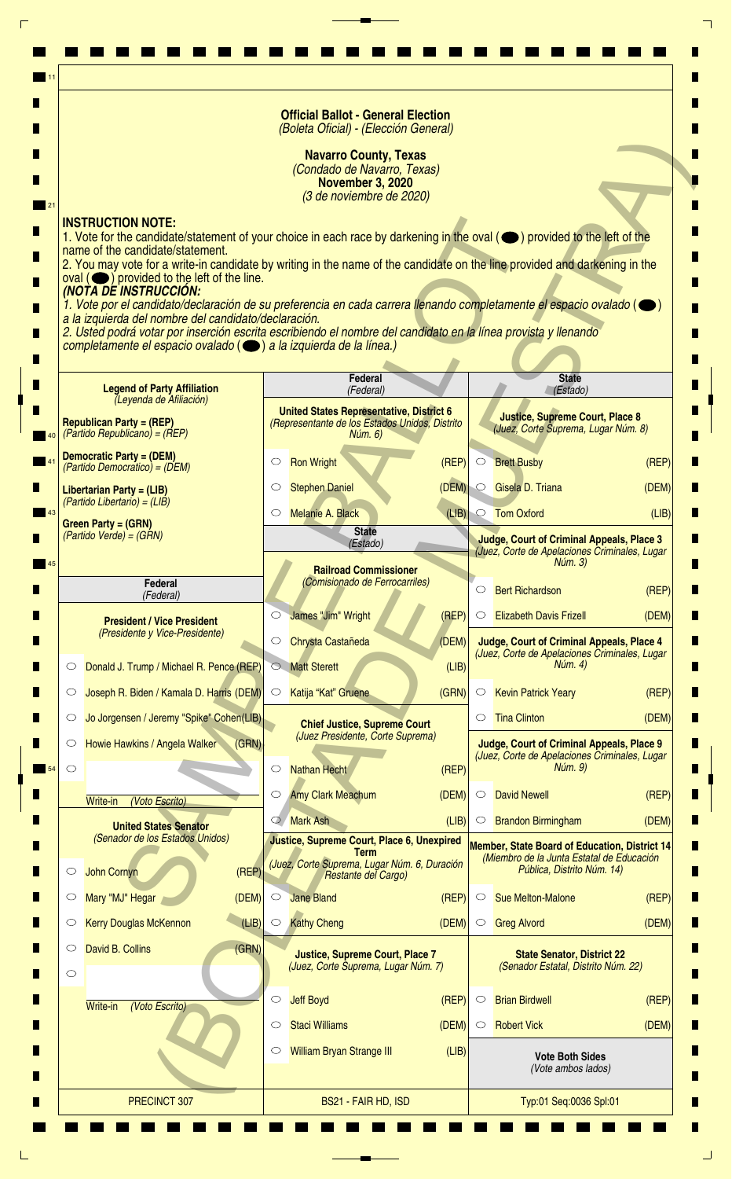**Official Ballot - General Election**
*(Boleta Oficial) - (Elección General)*

**Navarro County, Texas**
*(Condado de Navarro, Texas)*
**November 3, 2020**
*(3 de noviembre de 2020)*

**INSTRUCTION NOTE:**
1. Vote for the candidate/statement of your choice in each race by darkening in the oval (⬬) provided to the left of the name of the candidate/statement.
2. You may vote for a write-in candidate by writing in the name of the candidate on the line provided and darkening in the oval (⬬) provided to the left of the line.

***(NOTA DE INSTRUCCIÓN:***
*1. Vote por el candidato/declaración de su preferencia en cada carrera llenando completamente el espacio ovalado (⬬) a la izquierda del nombre del candidato/declaración.*
*2. Usted podrá votar por inserción escrita escribiendo el nombre del candidato en la línea provista y llenando completamente el espacio ovalado (⬬) a la izquierda de la línea.)*

**Legend of Party Affiliation**
*(Leyenda de Afiliación)*

**Republican Party = (REP)**
*(Partido Republicano) = (REP)*

**Democratic Party = (DEM)**
*(Partido Democrático) = (DEM)*

**Libertarian Party = (LIB)**
*(Partido Libertario) = (LIB)*

**Green Party = (GRN)**
*(Partido Verde) = (GRN)*

## Federal *(Federal)*

**President / Vice President**
*(Presidente y Vice-Presidente)*

- ○ Donald J. Trump / Michael R. Pence (REP)
- ○ Joseph R. Biden / Kamala D. Harris (DEM)
- ○ Jo Jorgensen / Jeremy "Spike" Cohen (LIB)
- ○ Howie Hawkins / Angela Walker (GRN)
- ○ ________ Write-in *(Voto Escrito)*

**United States Senator**
*(Senador de los Estados Unidos)*

- ○ John Cornyn (REP)
- ○ Mary "MJ" Hegar (DEM)
- ○ Kerry Douglas McKennon (LIB)
- ○ David B. Collins (GRN)
- ○ ________ Write-in *(Voto Escrito)*

**United States Representative, District 6**
*(Representante de los Estados Unidos, Distrito Núm. 6)*

- ○ Ron Wright (REP)
- ○ Stephen Daniel (DEM)
- ○ Melanie A. Black (LIB)

## State *(Estado)*

**Railroad Commissioner**
*(Comisionado de Ferrocarriles)*

- ○ James "Jim" Wright (REP)
- ○ Chrysta Castañeda (DEM)
- ○ Matt Sterett (LIB)
- ○ Katija "Kat" Gruene (GRN)

**Chief Justice, Supreme Court**
*(Juez Presidente, Corte Suprema)*

- ○ Nathan Hecht (REP)
- ○ Amy Clark Meachum (DEM)
- ○ Mark Ash (LIB)

**Justice, Supreme Court, Place 6, Unexpired Term**
*(Juez, Corte Suprema, Lugar Núm. 6, Duración Restante del Cargo)*

- ○ Jane Bland (REP)
- ○ Kathy Cheng (DEM)

**Justice, Supreme Court, Place 7**
*(Juez, Corte Suprema, Lugar Núm. 7)*

- ○ Jeff Boyd (REP)
- ○ Staci Williams (DEM)
- ○ William Bryan Strange III (LIB)

**Justice, Supreme Court, Place 8**
*(Juez, Corte Suprema, Lugar Núm. 8)*

- ○ Brett Busby (REP)
- ○ Gisela D. Triana (DEM)
- ○ Tom Oxford (LIB)

**Judge, Court of Criminal Appeals, Place 3**
*(Juez, Corte de Apelaciones Criminales, Lugar Núm. 3)*

- ○ Bert Richardson (REP)
- ○ Elizabeth Davis Frizell (DEM)

**Judge, Court of Criminal Appeals, Place 4**
*(Juez, Corte de Apelaciones Criminales, Lugar Núm. 4)*

- ○ Kevin Patrick Yeary (REP)
- ○ Tina Clinton (DEM)

**Judge, Court of Criminal Appeals, Place 9**
*(Juez, Corte de Apelaciones Criminales, Lugar Núm. 9)*

- ○ David Newell (REP)
- ○ Brandon Birmingham (DEM)

**Member, State Board of Education, District 14**
*(Miembro de la Junta Estatal de Educación Pública, Distrito Núm. 14)*

- ○ Sue Melton-Malone (REP)
- ○ Greg Alvord (DEM)

**State Senator, District 22**
*(Senador Estatal, Distrito Núm. 22)*

- ○ Brian Birdwell (REP)
- ○ Robert Vick (DEM)

**Vote Both Sides**
*(Vote ambos lados)*

PRECINCT 307 | BS21 - FAIR HD, ISD | Typ:01 Seq:0036 Spl:01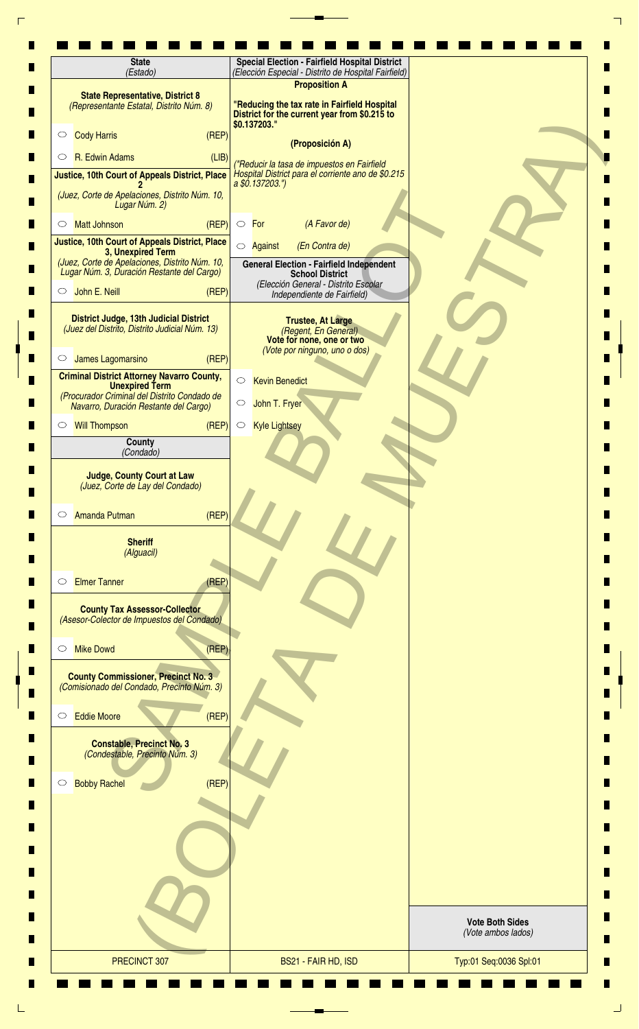## State
*(Estado)*

**State Representative, District 8**
*(Representante Estatal, Distrito Núm. 8)*

- ○ Cody Harris (REP)
- ○ R. Edwin Adams (LIB)

**Justice, 10th Court of Appeals District, Place 2**
*(Juez, Corte de Apelaciones, Distrito Núm. 10, Lugar Núm. 2)*

- ○ Matt Johnson (REP)

**Justice, 10th Court of Appeals District, Place 3, Unexpired Term**
*(Juez, Corte de Apelaciones, Distrito Núm. 10, Lugar Núm. 3, Duración Restante del Cargo)*

- ○ John E. Neill (REP)

**District Judge, 13th Judicial District**
*(Juez del Distrito, Distrito Judicial Núm. 13)*

- ○ James Lagomarsino (REP)

**Criminal District Attorney Navarro County, Unexpired Term**
*(Procurador Criminal del Distrito Condado de Navarro, Duración Restante del Cargo)*

- ○ Will Thompson (REP)

## County
*(Condado)*

**Judge, County Court at Law**
*(Juez, Corte de Lay del Condado)*

- ○ Amanda Putman (REP)

**Sheriff**
*(Alguacil)*

- ○ Elmer Tanner (REP)

**County Tax Assessor-Collector**
*(Asesor-Colector de Impuestos del Condado)*

- ○ Mike Dowd (REP)

**County Commissioner, Precinct No. 3**
*(Comisionado del Condado, Precinto Núm. 3)*

- ○ Eddie Moore (REP)

**Constable, Precinct No. 3**
*(Condestable, Precinto Núm. 3)*

- ○ Bobby Rachel (REP)

## Special Election - Fairfield Hospital District
*(Elección Especial - Distrito de Hospital Fairfield)*

**Proposition A**

**"Reducing the tax rate in Fairfield Hospital District for the current year from $0.215 to $0.137203."**

**(Proposición A)**

*("Reducir la tasa de impuestos en Fairfield Hospital District para el corriente ano de $0.215 a $0.137203.")*

- ○ For *(A Favor de)*
- ○ Against *(En Contra de)*

## General Election - Fairfield Independent School District
*(Elección General - Distrito Escolar Independiente de Fairfield)*

**Trustee, At Large**
*(Regent, En General)*
**Vote for none, one or two**
*(Vote por ninguno, uno o dos)*

- ○ Kevin Benedict
- ○ John T. Fryer
- ○ Kyle Lightsey

SAMPLE BALLOT (BOLETA DE MUESTRA)

**Vote Both Sides**
*(Vote ambos lados)*

PRECINCT 307 | BS21 - FAIR HD, ISD | Typ:01 Seq:0036 Spl:01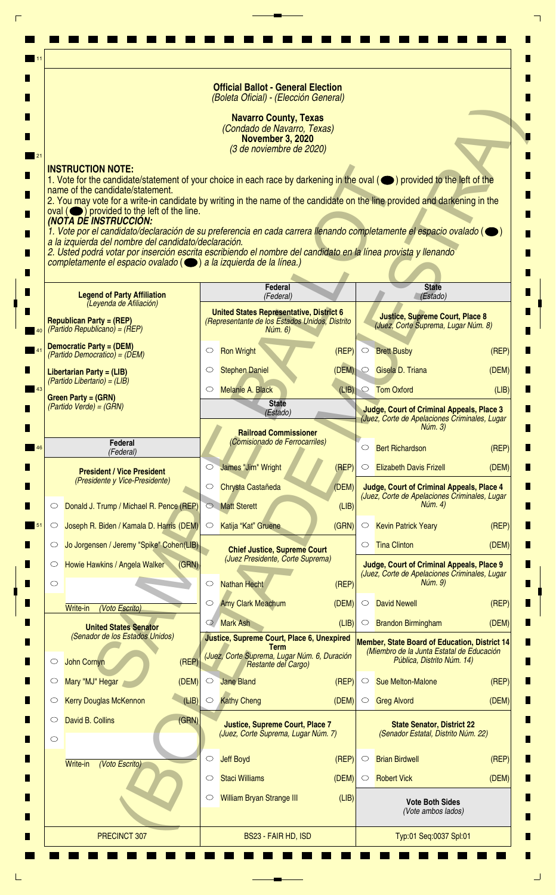**Official Ballot - General Election**
*(Boleta Oficial) - (Elección General)*

**Navarro County, Texas**
*(Condado de Navarro, Texas)*
**November 3, 2020**
*(3 de noviembre de 2020)*

**INSTRUCTION NOTE:**
1. Vote for the candidate/statement of your choice in each race by darkening in the oval (⬬) provided to the left of the name of the candidate/statement.
2. You may vote for a write-in candidate by writing in the name of the candidate on the line provided and darkening in the oval (⬬) provided to the left of the line.

***(NOTA DE INSTRUCCIÓN:***
*1. Vote por el candidato/declaración de su preferencia en cada carrera llenando completamente el espacio ovalado (⬬) a la izquierda del nombre del candidato/declaración.*
*2. Usted podrá votar por inserción escrita escribiendo el nombre del candidato en la línea provista y llenando completamente el espacio ovalado (⬬) a la izquierda de la línea.)*

**Legend of Party Affiliation**
*(Leyenda de Afiliación)*

**Republican Party = (REP)**
*(Partido Republicano) = (REP)*

**Democratic Party = (DEM)**
*(Partido Democrático) = (DEM)*

**Libertarian Party = (LIB)**
*(Partido Libertario) = (LIB)*

**Green Party = (GRN)**
*(Partido Verde) = (GRN)*

## Federal *(Federal)*

**President / Vice President**
*(Presidente y Vice-Presidente)*

- ○ Donald J. Trump / Michael R. Pence (REP)
- ○ Joseph R. Biden / Kamala D. Harris (DEM)
- ○ Jo Jorgensen / Jeremy "Spike" Cohen (LIB)
- ○ Howie Hawkins / Angela Walker (GRN)
- ○ ______ Write-in *(Voto Escrito)*

**United States Senator**
*(Senador de los Estados Unidos)*

- ○ John Cornyn (REP)
- ○ Mary "MJ" Hegar (DEM)
- ○ Kerry Douglas McKennon (LIB)
- ○ David B. Collins (GRN)
- ○ ______ Write-in *(Voto Escrito)*

## Federal *(Federal)*

**United States Representative, District 6**
*(Representante de los Estados Unidos, Distrito Núm. 6)*

- ○ Ron Wright (REP)
- ○ Stephen Daniel (DEM)
- ○ Melanie A. Black (LIB)

## State *(Estado)*

**Railroad Commissioner**
*(Comisionado de Ferrocarriles)*

- ○ James "Jim" Wright (REP)
- ○ Chrysta Castañeda (DEM)
- ○ Matt Sterett (LIB)
- ○ Katija "Kat" Gruene (GRN)

**Chief Justice, Supreme Court**
*(Juez Presidente, Corte Suprema)*

- ○ Nathan Hecht (REP)
- ○ Amy Clark Meachum (DEM)
- ○ Mark Ash (LIB)

**Justice, Supreme Court, Place 6, Unexpired Term**
*(Juez, Corte Suprema, Lugar Núm. 6, Duración Restante del Cargo)*

- ○ Jane Bland (REP)
- ○ Kathy Cheng (DEM)

**Justice, Supreme Court, Place 7**
*(Juez, Corte Suprema, Lugar Núm. 7)*

- ○ Jeff Boyd (REP)
- ○ Staci Williams (DEM)
- ○ William Bryan Strange III (LIB)

## State *(Estado)*

**Justice, Supreme Court, Place 8**
*(Juez, Corte Suprema, Lugar Núm. 8)*

- ○ Brett Busby (REP)
- ○ Gisela D. Triana (DEM)
- ○ Tom Oxford (LIB)

**Judge, Court of Criminal Appeals, Place 3**
*(Juez, Corte de Apelaciones Criminales, Lugar Núm. 3)*

- ○ Bert Richardson (REP)
- ○ Elizabeth Davis Frizell (DEM)

**Judge, Court of Criminal Appeals, Place 4**
*(Juez, Corte de Apelaciones Criminales, Lugar Núm. 4)*

- ○ Kevin Patrick Yeary (REP)
- ○ Tina Clinton (DEM)

**Judge, Court of Criminal Appeals, Place 9**
*(Juez, Corte de Apelaciones Criminales, Lugar Núm. 9)*

- ○ David Newell (REP)
- ○ Brandon Birmingham (DEM)

**Member, State Board of Education, District 14**
*(Miembro de la Junta Estatal de Educación Pública, Distrito Núm. 14)*

- ○ Sue Melton-Malone (REP)
- ○ Greg Alvord (DEM)

**State Senator, District 22**
*(Senador Estatal, Distrito Núm. 22)*

- ○ Brian Birdwell (REP)
- ○ Robert Vick (DEM)

**Vote Both Sides**
*(Vote ambos lados)*

PRECINCT 307 | BS23 - FAIR HD, ISD | Typ:01 Seq:0037 Spl:01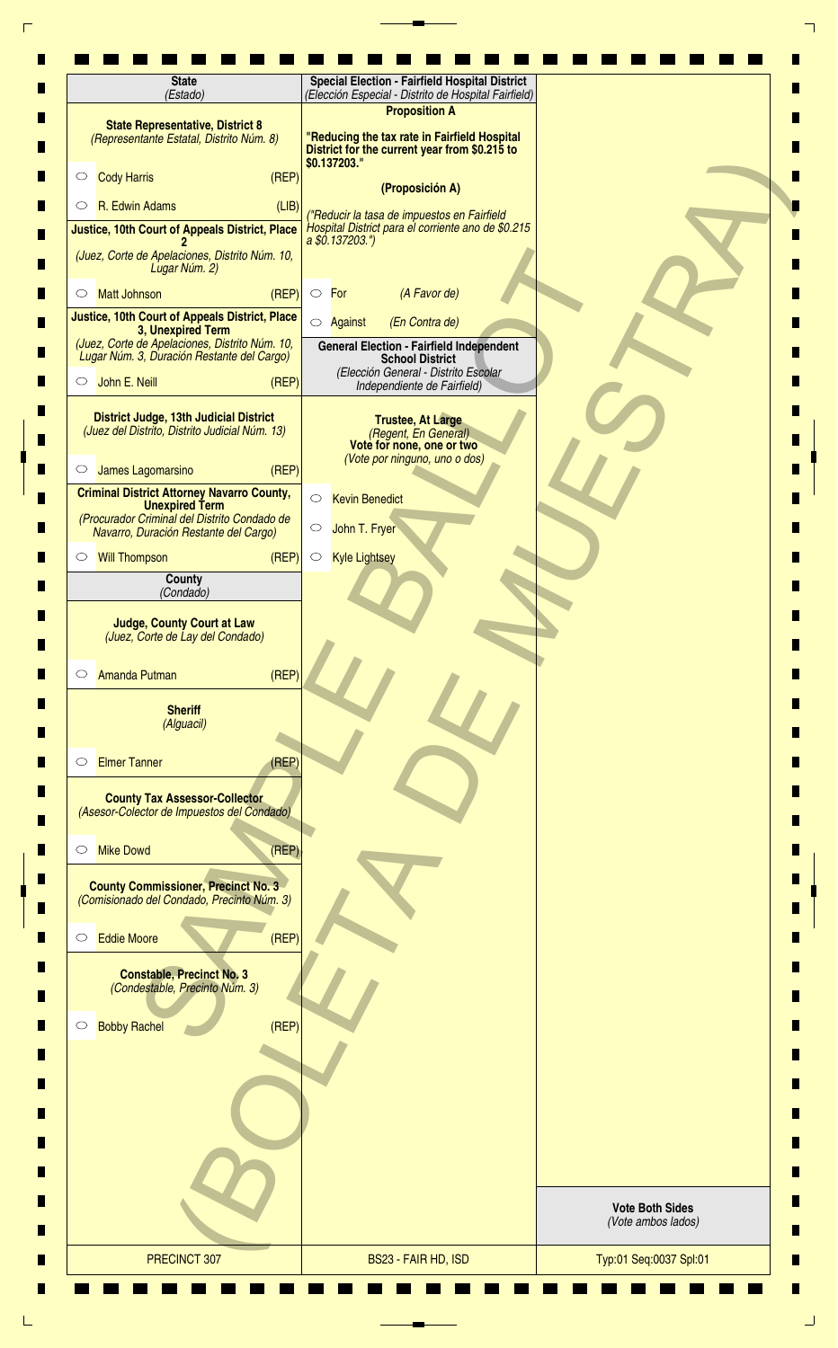## State
*(Estado)*

### State Representative, District 8
*(Representante Estatal, Distrito Núm. 8)*

- ○ Cody Harris (REP)
- ○ R. Edwin Adams (LIB)

### Justice, 10th Court of Appeals District, Place 2
*(Juez, Corte de Apelaciones, Distrito Núm. 10, Lugar Núm. 2)*

- ○ Matt Johnson (REP)

### Justice, 10th Court of Appeals District, Place 3, Unexpired Term
*(Juez, Corte de Apelaciones, Distrito Núm. 10, Lugar Núm. 3, Duración Restante del Cargo)*

- ○ John E. Neill (REP)

### District Judge, 13th Judicial District
*(Juez del Distrito, Distrito Judicial Núm. 13)*

- ○ James Lagomarsino (REP)

### Criminal District Attorney Navarro County, Unexpired Term
*(Procurador Criminal del Distrito Condado de Navarro, Duración Restante del Cargo)*

- ○ Will Thompson (REP)

## County
*(Condado)*

### Judge, County Court at Law
*(Juez, Corte de Lay del Condado)*

- ○ Amanda Putman (REP)

### Sheriff
*(Alguacil)*

- ○ Elmer Tanner (REP)

### County Tax Assessor-Collector
*(Asesor-Colector de Impuestos del Condado)*

- ○ Mike Dowd (REP)

### County Commissioner, Precinct No. 3
*(Comisionado del Condado, Precinto Núm. 3)*

- ○ Eddie Moore (REP)

### Constable, Precinct No. 3
*(Condestable, Precinto Núm. 3)*

- ○ Bobby Rachel (REP)

## Special Election - Fairfield Hospital District
*(Elección Especial - Distrito de Hospital Fairfield)*

### Proposition A

**"Reducing the tax rate in Fairfield Hospital District for the current year from $0.215 to $0.137203."**

### (Proposición A)

*("Reducir la tasa de impuestos en Fairfield Hospital District para el corriente ano de $0.215 a $0.137203.")*

- ○ For *(A Favor de)*
- ○ Against *(En Contra de)*

## General Election - Fairfield Independent School District
*(Elección General - Distrito Escolar Independiente de Fairfield)*

### Trustee, At Large
*(Regent, En General)*
**Vote for none, one or two**
*(Vote por ninguno, uno o dos)*

- ○ Kevin Benedict
- ○ John T. Fryer
- ○ Kyle Lightsey

**Vote Both Sides**
*(Vote ambos lados)*

SAMPLE BALLOT (BOLETA DE MUESTRA)

PRECINCT 307 | BS23 - FAIR HD, ISD | Typ:01 Seq:0037 Spl:01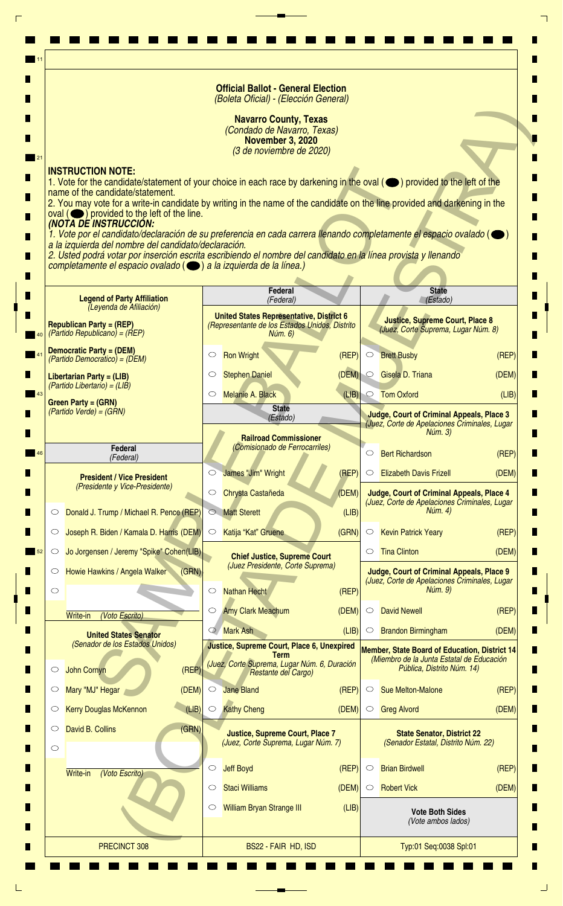**Official Ballot - General Election**
*(Boleta Oficial) - (Elección General)*

**Navarro County, Texas**
*(Condado de Navarro, Texas)*
**November 3, 2020**
*(3 de noviembre de 2020)*

**INSTRUCTION NOTE:**
1. Vote for the candidate/statement of your choice in each race by darkening in the oval (⬬) provided to the left of the name of the candidate/statement.
2. You may vote for a write-in candidate by writing in the name of the candidate on the line provided and darkening in the oval (⬬) provided to the left of the line.

***(NOTA DE INSTRUCCIÓN:***
*1. Vote por el candidato/declaración de su preferencia en cada carrera llenando completamente el espacio ovalado (⬬) a la izquierda del nombre del candidato/declaración.*
*2. Usted podrá votar por inserción escrita escribiendo el nombre del candidato en la línea provista y llenando completamente el espacio ovalado (⬬) a la izquierda de la línea.)*

**Legend of Party Affiliation**
*(Leyenda de Afiliación)*

**Republican Party = (REP)**
*(Partido Republicano) = (REP)*

**Democratic Party = (DEM)**
*(Partido Democrático) = (DEM)*

**Libertarian Party = (LIB)**
*(Partido Libertario) = (LIB)*

**Green Party = (GRN)**
*(Partido Verde) = (GRN)*

**Federal**
*(Federal)*

**President / Vice President**
*(Presidente y Vice-Presidente)*

- ○ Donald J. Trump / Michael R. Pence (REP)
- ○ Joseph R. Biden / Kamala D. Harris (DEM)
- ○ Jo Jorgensen / Jeremy "Spike" Cohen (LIB)
- ○ Howie Hawkins / Angela Walker (GRN)
- ○ ________ Write-in *(Voto Escrito)*

**United States Senator**
*(Senador de los Estados Unidos)*

- ○ John Cornyn (REP)
- ○ Mary "MJ" Hegar (DEM)
- ○ Kerry Douglas McKennon (LIB)
- ○ David B. Collins (GRN)
- ○ ________ Write-in *(Voto Escrito)*

**Federal**
*(Federal)*

**United States Representative, District 6**
*(Representante de los Estados Unidos, Distrito Núm. 6)*

- ○ Ron Wright (REP)
- ○ Stephen Daniel (DEM)
- ○ Melanie A. Black (LIB)

**State**
*(Estado)*

**Railroad Commissioner**
*(Comisionado de Ferrocarriles)*

- ○ James "Jim" Wright (REP)
- ○ Chrysta Castañeda (DEM)
- ○ Matt Sterett (LIB)
- ○ Katija "Kat" Gruene (GRN)

**Chief Justice, Supreme Court**
*(Juez Presidente, Corte Suprema)*

- ○ Nathan Hecht (REP)
- ○ Amy Clark Meachum (DEM)
- ○ Mark Ash (LIB)

**Justice, Supreme Court, Place 6, Unexpired Term**
*(Juez, Corte Suprema, Lugar Núm. 6, Duración Restante del Cargo)*

- ○ Jane Bland (REP)
- ○ Kathy Cheng (DEM)

**Justice, Supreme Court, Place 7**
*(Juez, Corte Suprema, Lugar Núm. 7)*

- ○ Jeff Boyd (REP)
- ○ Staci Williams (DEM)
- ○ William Bryan Strange III (LIB)

**State**
*(Estado)*

**Justice, Supreme Court, Place 8**
*(Juez, Corte Suprema, Lugar Núm. 8)*

- ○ Brett Busby (REP)
- ○ Gisela D. Triana (DEM)
- ○ Tom Oxford (LIB)

**Judge, Court of Criminal Appeals, Place 3**
*(Juez, Corte de Apelaciones Criminales, Lugar Núm. 3)*

- ○ Bert Richardson (REP)
- ○ Elizabeth Davis Frizell (DEM)

**Judge, Court of Criminal Appeals, Place 4**
*(Juez, Corte de Apelaciones Criminales, Lugar Núm. 4)*

- ○ Kevin Patrick Yeary (REP)
- ○ Tina Clinton (DEM)

**Judge, Court of Criminal Appeals, Place 9**
*(Juez, Corte de Apelaciones Criminales, Lugar Núm. 9)*

- ○ David Newell (REP)
- ○ Brandon Birmingham (DEM)

**Member, State Board of Education, District 14**
*(Miembro de la Junta Estatal de Educación Pública, Distrito Núm. 14)*

- ○ Sue Melton-Malone (REP)
- ○ Greg Alvord (DEM)

**State Senator, District 22**
*(Senador Estatal, Distrito Núm. 22)*

- ○ Brian Birdwell (REP)
- ○ Robert Vick (DEM)

**Vote Both Sides**
*(Vote ambos lados)*

PRECINCT 308 | BS22 - FAIR HD, ISD | Typ:01 Seq:0038 Spl:01

SAMPLE BALLOT (BOLETA DE MUESTRA)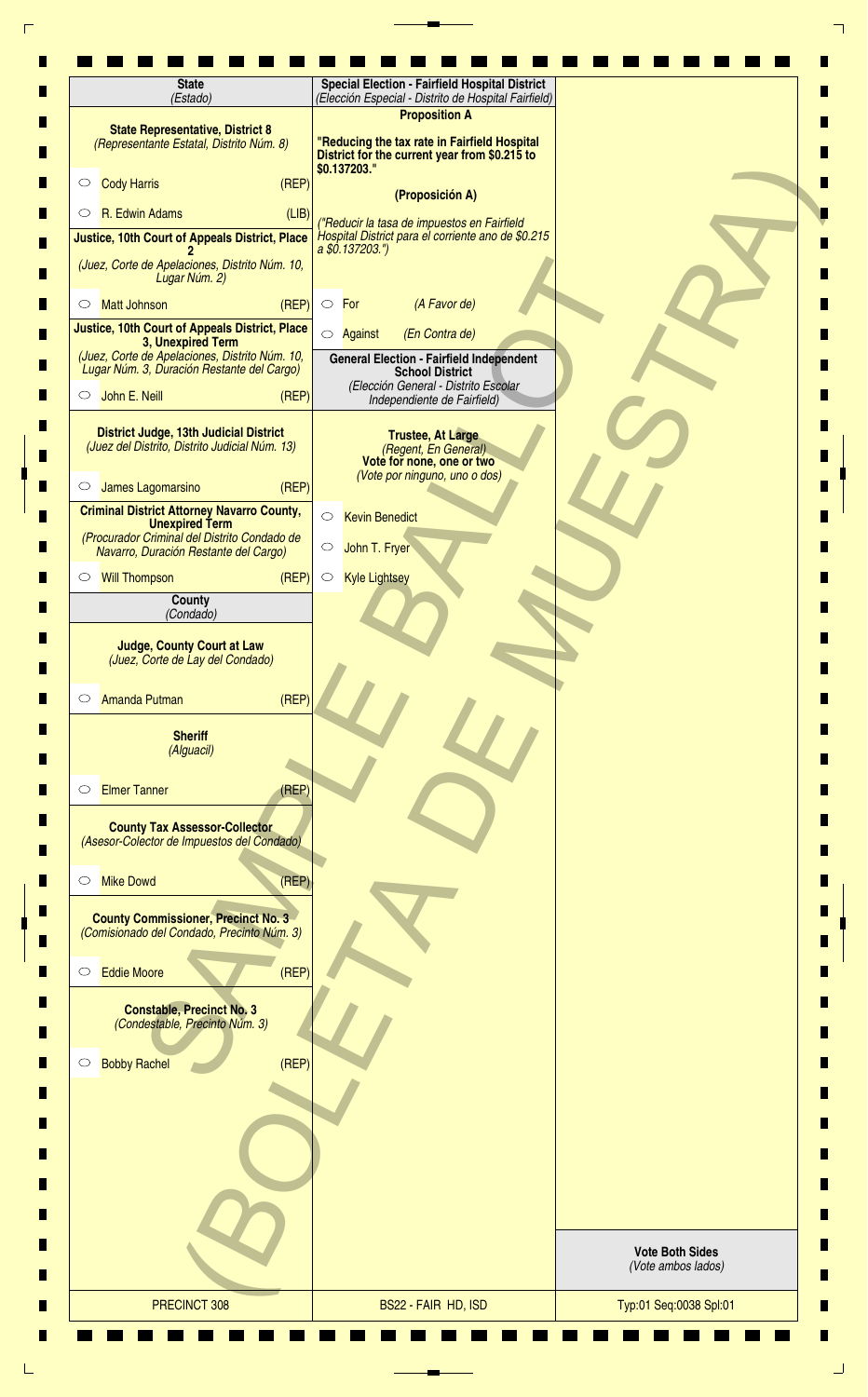## State
*(Estado)*

**State Representative, District 8**
*(Representante Estatal, Distrito Núm. 8)*

- ○ Cody Harris (REP)
- ○ R. Edwin Adams (LIB)

**Justice, 10th Court of Appeals District, Place 2**
*(Juez, Corte de Apelaciones, Distrito Núm. 10, Lugar Núm. 2)*

- ○ Matt Johnson (REP)

**Justice, 10th Court of Appeals District, Place 3, Unexpired Term**
*(Juez, Corte de Apelaciones, Distrito Núm. 10, Lugar Núm. 3, Duración Restante del Cargo)*

- ○ John E. Neill (REP)

**District Judge, 13th Judicial District**
*(Juez del Distrito, Distrito Judicial Núm. 13)*

- ○ James Lagomarsino (REP)

**Criminal District Attorney Navarro County, Unexpired Term**
*(Procurador Criminal del Distrito Condado de Navarro, Duración Restante del Cargo)*

- ○ Will Thompson (REP)

## County
*(Condado)*

**Judge, County Court at Law**
*(Juez, Corte de Lay del Condado)*

- ○ Amanda Putman (REP)

**Sheriff**
*(Alguacil)*

- ○ Elmer Tanner (REP)

**County Tax Assessor-Collector**
*(Asesor-Colector de Impuestos del Condado)*

- ○ Mike Dowd (REP)

**County Commissioner, Precinct No. 3**
*(Comisionado del Condado, Precinto Núm. 3)*

- ○ Eddie Moore (REP)

**Constable, Precinct No. 3**
*(Condestable, Precinto Núm. 3)*

- ○ Bobby Rachel (REP)

## Special Election - Fairfield Hospital District
*(Elección Especial - Distrito de Hospital Fairfield)*

**Proposition A**

**"Reducing the tax rate in Fairfield Hospital District for the current year from $0.215 to $0.137203."**

**(Proposición A)**

*("Reducir la tasa de impuestos en Fairfield Hospital District para el corriente ano de $0.215 a $0.137203.")*

- ○ For *(A Favor de)*
- ○ Against *(En Contra de)*

## General Election - Fairfield Independent School District
*(Elección General - Distrito Escolar Independiente de Fairfield)*

**Trustee, At Large**
*(Regent, En General)*
**Vote for none, one or two**
*(Vote por ninguno, uno o dos)*

- ○ Kevin Benedict
- ○ John T. Fryer
- ○ Kyle Lightsey

SAMPLE BALLOT (BOLETA DE MUESTRA)

**Vote Both Sides**
*(Vote ambos lados)*

PRECINCT 308 | BS22 - FAIR HD, ISD | Typ:01 Seq:0038 Spl:01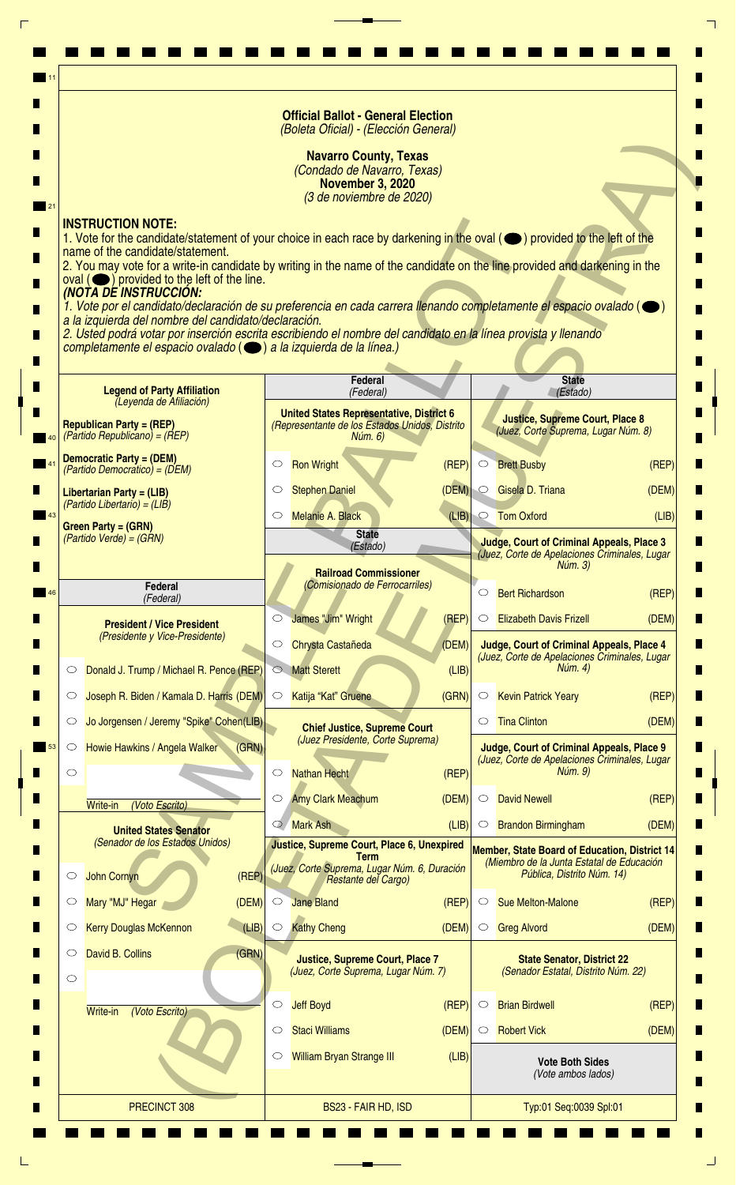**Official Ballot - General Election**
*(Boleta Oficial) - (Elección General)*

**Navarro County, Texas**
*(Condado de Navarro, Texas)*
**November 3, 2020**
*(3 de noviembre de 2020)*

**INSTRUCTION NOTE:**
1. Vote for the candidate/statement of your choice in each race by darkening in the oval (⬬) provided to the left of the name of the candidate/statement.
2. You may vote for a write-in candidate by writing in the name of the candidate on the line provided and darkening in the oval (⬬) provided to the left of the line.

***(NOTA DE INSTRUCCIÓN:***
*1. Vote por el candidato/declaración de su preferencia en cada carrera llenando completamente el espacio ovalado (⬬) a la izquierda del nombre del candidato/declaración.*
*2. Usted podrá votar por inserción escrita escribiendo el nombre del candidato en la línea provista y llenando completamente el espacio ovalado (⬬) a la izquierda de la línea.)*

**Legend of Party Affiliation**
*(Leyenda de Afiliación)*

**Republican Party = (REP)**
*(Partido Republicano) = (REP)*
**Democratic Party = (DEM)**
*(Partido Democrático) = (DEM)*
**Libertarian Party = (LIB)**
*(Partido Libertario) = (LIB)*
**Green Party = (GRN)**
*(Partido Verde) = (GRN)*

## Federal *(Federal)*

**President / Vice President**
*(Presidente y Vice-Presidente)*

- ○ Donald J. Trump / Michael R. Pence (REP)
- ○ Joseph R. Biden / Kamala D. Harris (DEM)
- ○ Jo Jorgensen / Jeremy "Spike" Cohen (LIB)
- ○ Howie Hawkins / Angela Walker (GRN)
- ○ ____________ Write-in *(Voto Escrito)*

**United States Senator**
*(Senador de los Estados Unidos)*

- ○ John Cornyn (REP)
- ○ Mary "MJ" Hegar (DEM)
- ○ Kerry Douglas McKennon (LIB)
- ○ David B. Collins (GRN)
- ○ ____________ Write-in *(Voto Escrito)*

## Federal *(Federal)*

**United States Representative, District 6**
*(Representante de los Estados Unidos, Distrito Núm. 6)*

- ○ Ron Wright (REP)
- ○ Stephen Daniel (DEM)
- ○ Melanie A. Black (LIB)

## State *(Estado)*

**Railroad Commissioner**
*(Comisionado de Ferrocarriles)*

- ○ James "Jim" Wright (REP)
- ○ Chrysta Castañeda (DEM)
- ○ Matt Sterett (LIB)
- ○ Katija "Kat" Gruene (GRN)

**Chief Justice, Supreme Court**
*(Juez Presidente, Corte Suprema)*

- ○ Nathan Hecht (REP)
- ○ Amy Clark Meachum (DEM)
- ○ Mark Ash (LIB)

**Justice, Supreme Court, Place 6, Unexpired Term**
*(Juez, Corte Suprema, Lugar Núm. 6, Duración Restante del Cargo)*

- ○ Jane Bland (REP)
- ○ Kathy Cheng (DEM)

**Justice, Supreme Court, Place 7**
*(Juez, Corte Suprema, Lugar Núm. 7)*

- ○ Jeff Boyd (REP)
- ○ Staci Williams (DEM)
- ○ William Bryan Strange III (LIB)

## State *(Estado)*

**Justice, Supreme Court, Place 8**
*(Juez, Corte Suprema, Lugar Núm. 8)*

- ○ Brett Busby (REP)
- ○ Gisela D. Triana (DEM)
- ○ Tom Oxford (LIB)

**Judge, Court of Criminal Appeals, Place 3**
*(Juez, Corte de Apelaciones Criminales, Lugar Núm. 3)*

- ○ Bert Richardson (REP)
- ○ Elizabeth Davis Frizell (DEM)

**Judge, Court of Criminal Appeals, Place 4**
*(Juez, Corte de Apelaciones Criminales, Lugar Núm. 4)*

- ○ Kevin Patrick Yeary (REP)
- ○ Tina Clinton (DEM)

**Judge, Court of Criminal Appeals, Place 9**
*(Juez, Corte de Apelaciones Criminales, Lugar Núm. 9)*

- ○ David Newell (REP)
- ○ Brandon Birmingham (DEM)

**Member, State Board of Education, District 14**
*(Miembro de la Junta Estatal de Educación Pública, Distrito Núm. 14)*

- ○ Sue Melton-Malone (REP)
- ○ Greg Alvord (DEM)

**State Senator, District 22**
*(Senador Estatal, Distrito Núm. 22)*

- ○ Brian Birdwell (REP)
- ○ Robert Vick (DEM)

**Vote Both Sides**
*(Vote ambos lados)*

PRECINCT 308 | BS23 - FAIR HD, ISD | Typ:01 Seq:0039 Spl:01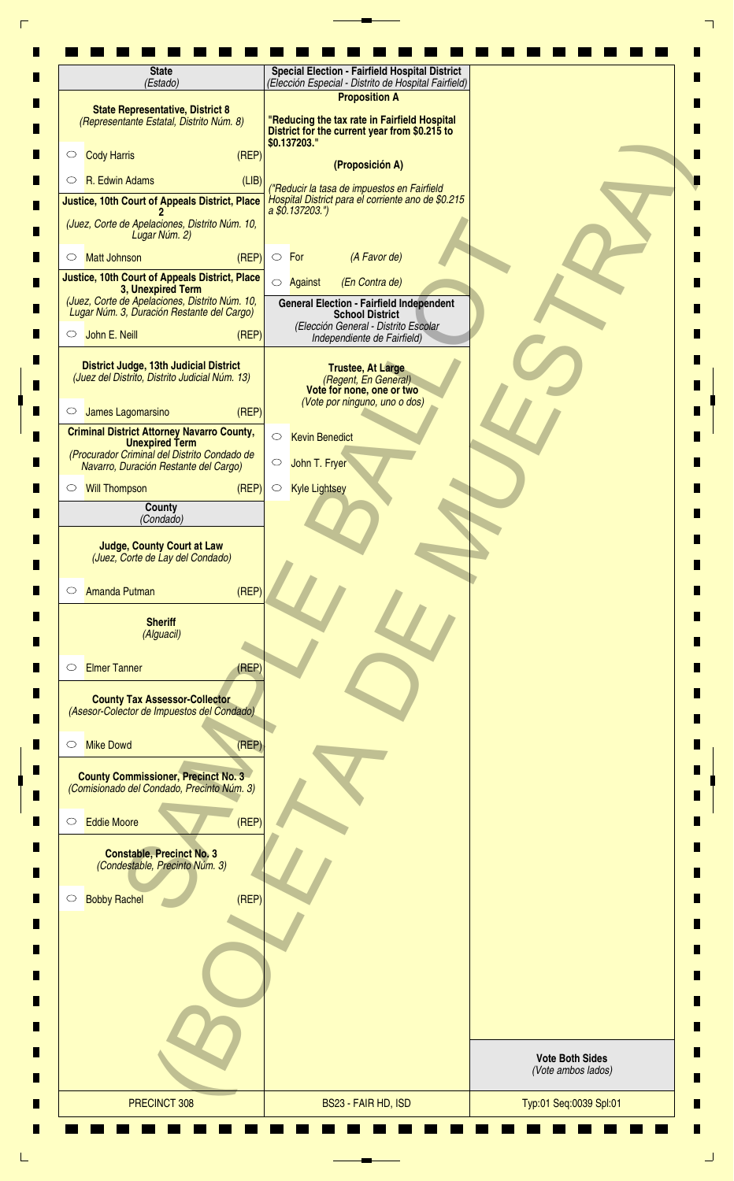## State
*(Estado)*

**State Representative, District 8**
*(Representante Estatal, Distrito Núm. 8)*

- ○ Cody Harris (REP)
- ○ R. Edwin Adams (LIB)

**Justice, 10th Court of Appeals District, Place 2**
*(Juez, Corte de Apelaciones, Distrito Núm. 10, Lugar Núm. 2)*

- ○ Matt Johnson (REP)

**Justice, 10th Court of Appeals District, Place 3, Unexpired Term**
*(Juez, Corte de Apelaciones, Distrito Núm. 10, Lugar Núm. 3, Duración Restante del Cargo)*

- ○ John E. Neill (REP)

**District Judge, 13th Judicial District**
*(Juez del Distrito, Distrito Judicial Núm. 13)*

- ○ James Lagomarsino (REP)

**Criminal District Attorney Navarro County, Unexpired Term**
*(Procurador Criminal del Distrito Condado de Navarro, Duración Restante del Cargo)*

- ○ Will Thompson (REP)

## County
*(Condado)*

**Judge, County Court at Law**
*(Juez, Corte de Lay del Condado)*

- ○ Amanda Putman (REP)

**Sheriff**
*(Alguacil)*

- ○ Elmer Tanner (REP)

**County Tax Assessor-Collector**
*(Asesor-Colector de Impuestos del Condado)*

- ○ Mike Dowd (REP)

**County Commissioner, Precinct No. 3**
*(Comisionado del Condado, Precinto Núm. 3)*

- ○ Eddie Moore (REP)

**Constable, Precinct No. 3**
*(Condestable, Precinto Núm. 3)*

- ○ Bobby Rachel (REP)

## Special Election - Fairfield Hospital District
*(Elección Especial - Distrito de Hospital Fairfield)*

**Proposition A**

**"Reducing the tax rate in Fairfield Hospital District for the current year from $0.215 to $0.137203."**

**(Proposición A)**

*("Reducir la tasa de impuestos en Fairfield Hospital District para el corriente ano de $0.215 a $0.137203.")*

- ○ For *(A Favor de)*
- ○ Against *(En Contra de)*

## General Election - Fairfield Independent School District
*(Elección General - Distrito Escolar Independiente de Fairfield)*

**Trustee, At Large**
*(Regent, En General)*
**Vote for none, one or two**
*(Vote por ninguno, uno o dos)*

- ○ Kevin Benedict
- ○ John T. Fryer
- ○ Kyle Lightsey

SAMPLE BALLOT (BOLETA DE MUESTRA)

**Vote Both Sides**
*(Vote ambos lados)*

PRECINCT 308 | BS23 - FAIR HD, ISD | Typ:01 Seq:0039 Spl:01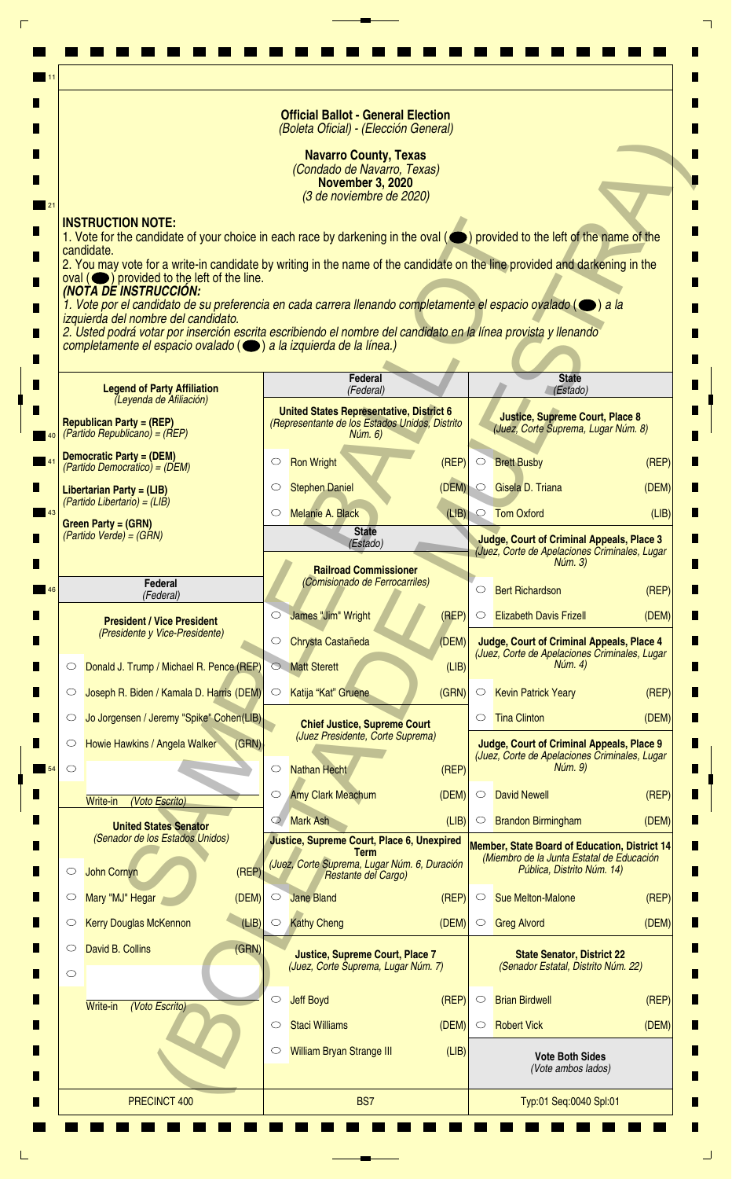# Official Ballot - General Election
*(Boleta Oficial) - (Elección General)*

**Navarro County, Texas**
*(Condado de Navarro, Texas)*
**November 3, 2020**
*(3 de noviembre de 2020)*

SAMPLE BALLOT (BOLETA DE MUESTRA)

**INSTRUCTION NOTE:**

1. Vote for the candidate of your choice in each race by darkening in the oval (⬬) provided to the left of the name of the candidate.
2. You may vote for a write-in candidate by writing in the name of the candidate on the line provided and darkening in the oval (⬬) provided to the left of the line.

***(NOTA DE INSTRUCCIÓN:***

*1. Vote por el candidato de su preferencia en cada carrera llenando completamente el espacio ovalado (⬬) a la izquierda del nombre del candidato.*
*2. Usted podrá votar por inserción escrita escribiendo el nombre del candidato en la línea provista y llenando completamente el espacio ovalado (⬬) a la izquierda de la línea.)*

**Legend of Party Affiliation**
*(Leyenda de Afiliación)*

**Republican Party = (REP)**
*(Partido Republicano) = (REP)*

**Democratic Party = (DEM)**
*(Partido Democrático) = (DEM)*

**Libertarian Party = (LIB)**
*(Partido Libertario) = (LIB)*

**Green Party = (GRN)**
*(Partido Verde) = (GRN)*

## Federal *(Federal)*

**President / Vice President**
*(Presidente y Vice-Presidente)*

- ○ Donald J. Trump / Michael R. Pence (REP)
- ○ Joseph R. Biden / Kamala D. Harris (DEM)
- ○ Jo Jorgensen / Jeremy "Spike" Cohen (LIB)
- ○ Howie Hawkins / Angela Walker (GRN)
- ○ ____________ Write-in *(Voto Escrito)*

**United States Senator**
*(Senador de los Estados Unidos)*

- ○ John Cornyn (REP)
- ○ Mary "MJ" Hegar (DEM)
- ○ Kerry Douglas McKennon (LIB)
- ○ David B. Collins (GRN)
- ○ ____________ Write-in *(Voto Escrito)*

## Federal *(Federal)*

**United States Representative, District 6**
*(Representante de los Estados Unidos, Distrito Núm. 6)*

- ○ Ron Wright (REP)
- ○ Stephen Daniel (DEM)
- ○ Melanie A. Black (LIB)

## State *(Estado)*

**Railroad Commissioner**
*(Comisionado de Ferrocarriles)*

- ○ James "Jim" Wright (REP)
- ○ Chrysta Castañeda (DEM)
- ○ Matt Sterett (LIB)
- ○ Katija "Kat" Gruene (GRN)

**Chief Justice, Supreme Court**
*(Juez Presidente, Corte Suprema)*

- ○ Nathan Hecht (REP)
- ○ Amy Clark Meachum (DEM)
- ○ Mark Ash (LIB)

**Justice, Supreme Court, Place 6, Unexpired Term**
*(Juez, Corte Suprema, Lugar Núm. 6, Duración Restante del Cargo)*

- ○ Jane Bland (REP)
- ○ Kathy Cheng (DEM)

**Justice, Supreme Court, Place 7**
*(Juez, Corte Suprema, Lugar Núm. 7)*

- ○ Jeff Boyd (REP)
- ○ Staci Williams (DEM)
- ○ William Bryan Strange III (LIB)

## State *(Estado)*

**Justice, Supreme Court, Place 8**
*(Juez, Corte Suprema, Lugar Núm. 8)*

- ○ Brett Busby (REP)
- ○ Gisela D. Triana (DEM)
- ○ Tom Oxford (LIB)

**Judge, Court of Criminal Appeals, Place 3**
*(Juez, Corte de Apelaciones Criminales, Lugar Núm. 3)*

- ○ Bert Richardson (REP)
- ○ Elizabeth Davis Frizell (DEM)

**Judge, Court of Criminal Appeals, Place 4**
*(Juez, Corte de Apelaciones Criminales, Lugar Núm. 4)*

- ○ Kevin Patrick Yeary (REP)
- ○ Tina Clinton (DEM)

**Judge, Court of Criminal Appeals, Place 9**
*(Juez, Corte de Apelaciones Criminales, Lugar Núm. 9)*

- ○ David Newell (REP)
- ○ Brandon Birmingham (DEM)

**Member, State Board of Education, District 14**
*(Miembro de la Junta Estatal de Educación Pública, Distrito Núm. 14)*

- ○ Sue Melton-Malone (REP)
- ○ Greg Alvord (DEM)

**State Senator, District 22**
*(Senador Estatal, Distrito Núm. 22)*

- ○ Brian Birdwell (REP)
- ○ Robert Vick (DEM)

**Vote Both Sides**
*(Vote ambos lados)*

PRECINCT 400 | BS7 | Typ:01 Seq:0040 Spl:01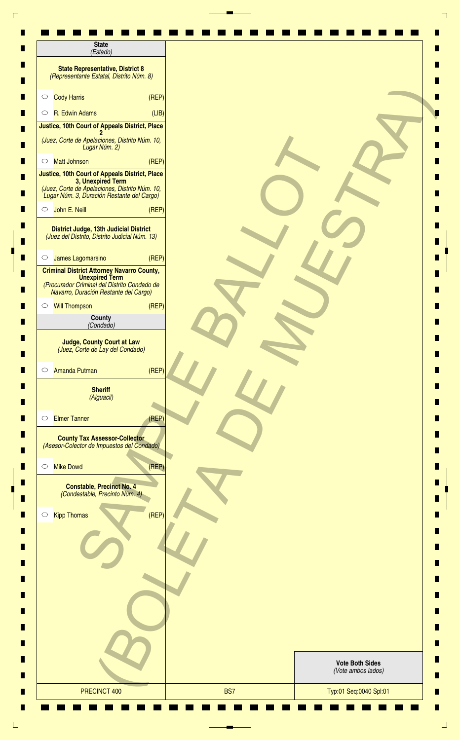## State
*(Estado)*

**State Representative, District 8**
*(Representante Estatal, Distrito Núm. 8)*

- ○ Cody Harris (REP)
- ○ R. Edwin Adams (LIB)

**Justice, 10th Court of Appeals District, Place 2**
*(Juez, Corte de Apelaciones, Distrito Núm. 10, Lugar Núm. 2)*

- ○ Matt Johnson (REP)

**Justice, 10th Court of Appeals District, Place 3, Unexpired Term**
*(Juez, Corte de Apelaciones, Distrito Núm. 10, Lugar Núm. 3, Duración Restante del Cargo)*

- ○ John E. Neill (REP)

**District Judge, 13th Judicial District**
*(Juez del Distrito, Distrito Judicial Núm. 13)*

- ○ James Lagomarsino (REP)

**Criminal District Attorney Navarro County, Unexpired Term**
*(Procurador Criminal del Distrito Condado de Navarro, Duración Restante del Cargo)*

- ○ Will Thompson (REP)

## County
*(Condado)*

**Judge, County Court at Law**
*(Juez, Corte de Lay del Condado)*

- ○ Amanda Putman (REP)

**Sheriff**
*(Alguacil)*

- ○ Elmer Tanner (REP)

**County Tax Assessor-Collector**
*(Asesor-Colector de Impuestos del Condado)*

- ○ Mike Dowd (REP)

**Constable, Precinct No. 4**
*(Condestable, Precinto Núm. 4)*

- ○ Kipp Thomas (REP)

SAMPLE BALLOT
(BOLETA DE MUESTRA)

**Vote Both Sides**
*(Vote ambos lados)*

| PRECINCT 400 | BS7 | Typ:01 Seq:0040 Spl:01 |
|---|---|---|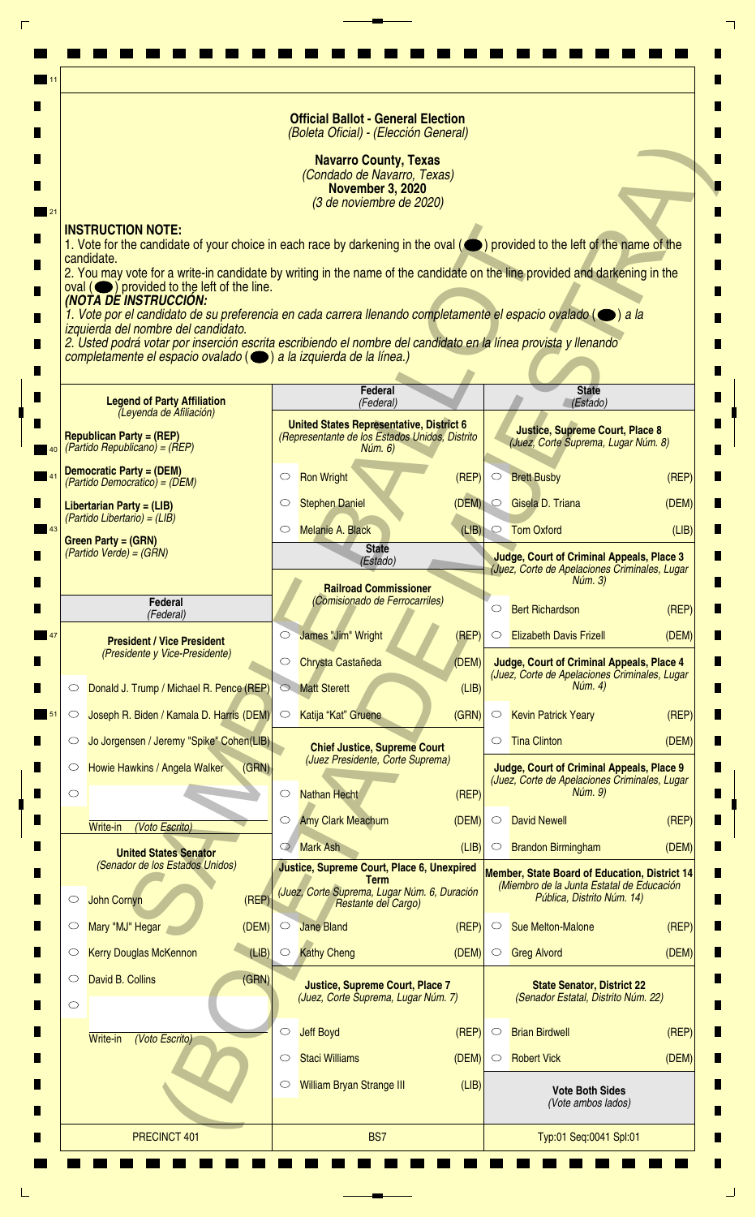# Official Ballot - General Election
*(Boleta Oficial) - (Elección General)*

**Navarro County, Texas**
*(Condado de Navarro, Texas)*
**November 3, 2020**
*(3 de noviembre de 2020)*

SAMPLE BALLOT (BOLETA DE MUESTRA)

**INSTRUCTION NOTE:**
1. Vote for the candidate of your choice in each race by darkening in the oval (⬤) provided to the left of the name of the candidate.
2. You may vote for a write-in candidate by writing in the name of the candidate on the line provided and darkening in the oval (⬤) provided to the left of the line.

***(NOTA DE INSTRUCCIÓN:***
*1. Vote por el candidato de su preferencia en cada carrera llenando completamente el espacio ovalado (⬤) a la izquierda del nombre del candidato.*
*2. Usted podrá votar por inserción escrita escribiendo el nombre del candidato en la línea provista y llenando completamente el espacio ovalado (⬤) a la izquierda de la línea.)*

**Legend of Party Affiliation**
*(Leyenda de Afiliación)*

- **Republican Party = (REP)** *(Partido Republicano) = (REP)*
- **Democratic Party = (DEM)** *(Partido Democrático) = (DEM)*
- **Libertarian Party = (LIB)** *(Partido Libertario) = (LIB)*
- **Green Party = (GRN)** *(Partido Verde) = (GRN)*

## Federal
*(Federal)*

**President / Vice President**
*(Presidente y Vice-Presidente)*

- ○ Donald J. Trump / Michael R. Pence (REP)
- ○ Joseph R. Biden / Kamala D. Harris (DEM)
- ○ Jo Jorgensen / Jeremy "Spike" Cohen (LIB)
- ○ Howie Hawkins / Angela Walker (GRN)
- ○ ________ Write-in *(Voto Escrito)*

**United States Senator**
*(Senador de los Estados Unidos)*

- ○ John Cornyn (REP)
- ○ Mary "MJ" Hegar (DEM)
- ○ Kerry Douglas McKennon (LIB)
- ○ David B. Collins (GRN)
- ○ ________ Write-in *(Voto Escrito)*

**United States Representative, District 6**
*(Representante de los Estados Unidos, Distrito Núm. 6)*

- ○ Ron Wright (REP)
- ○ Stephen Daniel (DEM)
- ○ Melanie A. Black (LIB)

## State
*(Estado)*

**Railroad Commissioner**
*(Comisionado de Ferrocarriles)*

- ○ James "Jim" Wright (REP)
- ○ Chrysta Castañeda (DEM)
- ○ Matt Sterett (LIB)
- ○ Katija "Kat" Gruene (GRN)

**Chief Justice, Supreme Court**
*(Juez Presidente, Corte Suprema)*

- ○ Nathan Hecht (REP)
- ○ Amy Clark Meachum (DEM)
- ○ Mark Ash (LIB)

**Justice, Supreme Court, Place 6, Unexpired Term**
*(Juez, Corte Suprema, Lugar Núm. 6, Duración Restante del Cargo)*

- ○ Jane Bland (REP)
- ○ Kathy Cheng (DEM)

**Justice, Supreme Court, Place 7**
*(Juez, Corte Suprema, Lugar Núm. 7)*

- ○ Jeff Boyd (REP)
- ○ Staci Williams (DEM)
- ○ William Bryan Strange III (LIB)

**Justice, Supreme Court, Place 8**
*(Juez, Corte Suprema, Lugar Núm. 8)*

- ○ Brett Busby (REP)
- ○ Gisela D. Triana (DEM)
- ○ Tom Oxford (LIB)

**Judge, Court of Criminal Appeals, Place 3**
*(Juez, Corte de Apelaciones Criminales, Lugar Núm. 3)*

- ○ Bert Richardson (REP)
- ○ Elizabeth Davis Frizell (DEM)

**Judge, Court of Criminal Appeals, Place 4**
*(Juez, Corte de Apelaciones Criminales, Lugar Núm. 4)*

- ○ Kevin Patrick Yeary (REP)
- ○ Tina Clinton (DEM)

**Judge, Court of Criminal Appeals, Place 9**
*(Juez, Corte de Apelaciones Criminales, Lugar Núm. 9)*

- ○ David Newell (REP)
- ○ Brandon Birmingham (DEM)

**Member, State Board of Education, District 14**
*(Miembro de la Junta Estatal de Educación Pública, Distrito Núm. 14)*

- ○ Sue Melton-Malone (REP)
- ○ Greg Alvord (DEM)

**State Senator, District 22**
*(Senador Estatal, Distrito Núm. 22)*

- ○ Brian Birdwell (REP)
- ○ Robert Vick (DEM)

**Vote Both Sides**
*(Vote ambos lados)*

PRECINCT 401 | BS7 | Typ:01 Seq:0041 Spl:01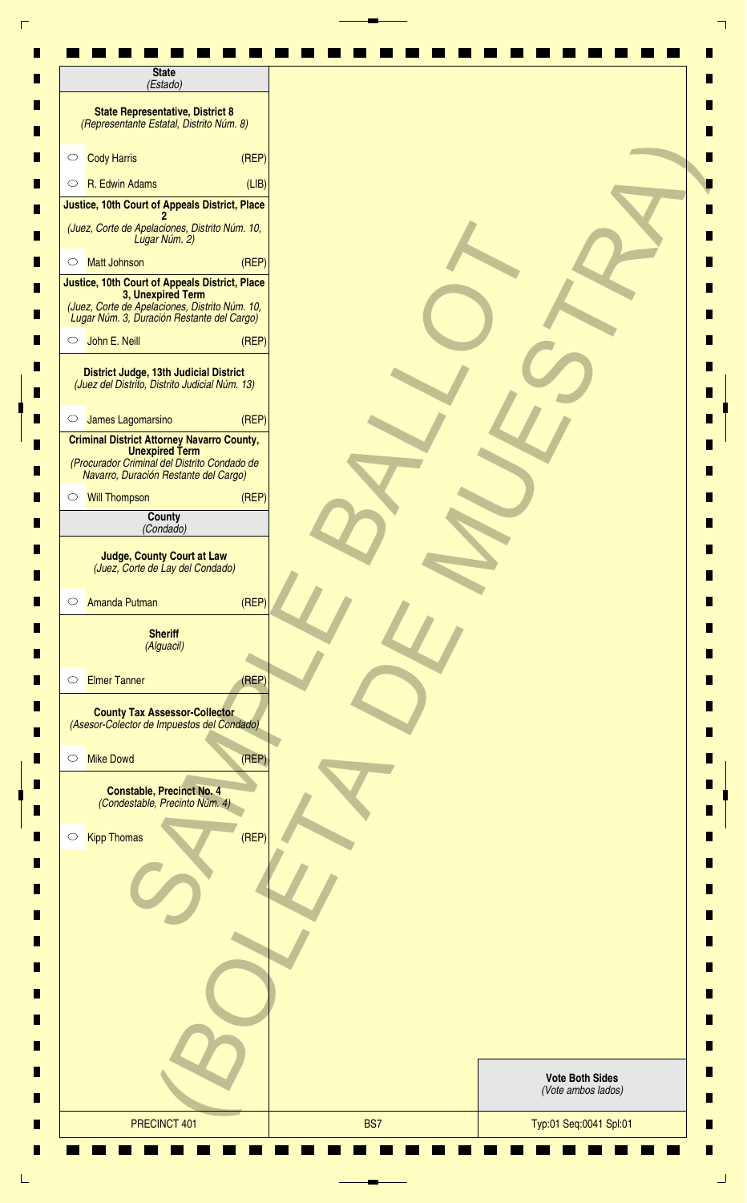## State
*(Estado)*

### State Representative, District 8
*(Representante Estatal, Distrito Núm. 8)*

- ○ Cody Harris (REP)
- ○ R. Edwin Adams (LIB)

### Justice, 10th Court of Appeals District, Place 2
*(Juez, Corte de Apelaciones, Distrito Núm. 10, Lugar Núm. 2)*

- ○ Matt Johnson (REP)

### Justice, 10th Court of Appeals District, Place 3, Unexpired Term
*(Juez, Corte de Apelaciones, Distrito Núm. 10, Lugar Núm. 3, Duración Restante del Cargo)*

- ○ John E. Neill (REP)

### District Judge, 13th Judicial District
*(Juez del Distrito, Distrito Judicial Núm. 13)*

- ○ James Lagomarsino (REP)

### Criminal District Attorney Navarro County, Unexpired Term
*(Procurador Criminal del Distrito Condado de Navarro, Duración Restante del Cargo)*

- ○ Will Thompson (REP)

## County
*(Condado)*

### Judge, County Court at Law
*(Juez, Corte de Lay del Condado)*

- ○ Amanda Putman (REP)

### Sheriff
*(Alguacil)*

- ○ Elmer Tanner (REP)

### County Tax Assessor-Collector
*(Asesor-Colector de Impuestos del Condado)*

- ○ Mike Dowd (REP)

### Constable, Precinct No. 4
*(Condestable, Precinto Núm. 4)*

- ○ Kipp Thomas (REP)

SAMPLE BALLOT (BOLETA DE MUESTRA)

**Vote Both Sides**
*(Vote ambos lados)*

| PRECINCT 401 | BS7 | Typ:01 Seq:0041 Spl:01 |
|---|---|---|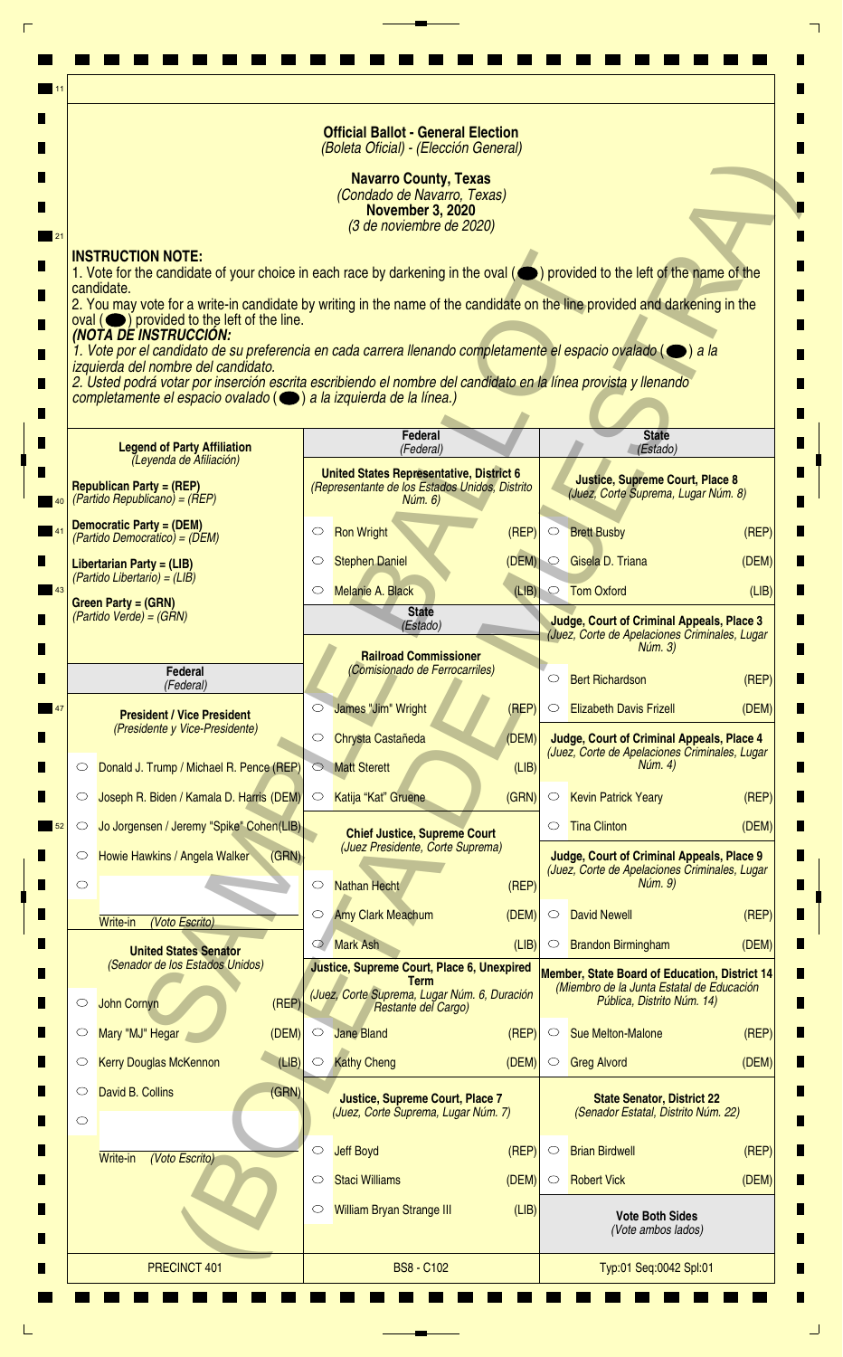**Official Ballot - General Election**
*(Boleta Oficial) - (Elección General)*

**Navarro County, Texas**
*(Condado de Navarro, Texas)*
**November 3, 2020**
*(3 de noviembre de 2020)*

SAMPLE BALLOT (BOLETA DE MUESTRA)

**INSTRUCTION NOTE:**

1. Vote for the candidate of your choice in each race by darkening in the oval (⬬) provided to the left of the name of the candidate.
2. You may vote for a write-in candidate by writing in the name of the candidate on the line provided and darkening in the oval (⬬) provided to the left of the line.

***(NOTA DE INSTRUCCIÓN:***

*1. Vote por el candidato de su preferencia en cada carrera llenando completamente el espacio ovalado (⬬) a la izquierda del nombre del candidato.*
*2. Usted podrá votar por inserción escrita escribiendo el nombre del candidato en la línea provista y llenando completamente el espacio ovalado (⬬) a la izquierda de la línea.)*

**Legend of Party Affiliation**
*(Leyenda de Afiliación)*

**Republican Party = (REP)**
*(Partido Republicano) = (REP)*

**Democratic Party = (DEM)**
*(Partido Democrático) = (DEM)*

**Libertarian Party = (LIB)**
*(Partido Libertario) = (LIB)*

**Green Party = (GRN)**
*(Partido Verde) = (GRN)*

## Federal
*(Federal)*

**President / Vice President**
*(Presidente y Vice-Presidente)*

- ○ Donald J. Trump / Michael R. Pence (REP)
- ○ Joseph R. Biden / Kamala D. Harris (DEM)
- ○ Jo Jorgensen / Jeremy "Spike" Cohen (LIB)
- ○ Howie Hawkins / Angela Walker (GRN)
- ○ ______ Write-in *(Voto Escrito)*

**United States Senator**
*(Senador de los Estados Unidos)*

- ○ John Cornyn (REP)
- ○ Mary "MJ" Hegar (DEM)
- ○ Kerry Douglas McKennon (LIB)
- ○ David B. Collins (GRN)
- ○ ______ Write-in *(Voto Escrito)*

## Federal
*(Federal)*

**United States Representative, District 6**
*(Representante de los Estados Unidos, Distrito Núm. 6)*

- ○ Ron Wright (REP)
- ○ Stephen Daniel (DEM)
- ○ Melanie A. Black (LIB)

## State
*(Estado)*

**Railroad Commissioner**
*(Comisionado de Ferrocarriles)*

- ○ James "Jim" Wright (REP)
- ○ Chrysta Castañeda (DEM)
- ○ Matt Sterett (LIB)
- ○ Katija "Kat" Gruene (GRN)

**Chief Justice, Supreme Court**
*(Juez Presidente, Corte Suprema)*

- ○ Nathan Hecht (REP)
- ○ Amy Clark Meachum (DEM)
- ○ Mark Ash (LIB)

**Justice, Supreme Court, Place 6, Unexpired Term**
*(Juez, Corte Suprema, Lugar Núm. 6, Duración Restante del Cargo)*

- ○ Jane Bland (REP)
- ○ Kathy Cheng (DEM)

**Justice, Supreme Court, Place 7**
*(Juez, Corte Suprema, Lugar Núm. 7)*

- ○ Jeff Boyd (REP)
- ○ Staci Williams (DEM)
- ○ William Bryan Strange III (LIB)

## State
*(Estado)*

**Justice, Supreme Court, Place 8**
*(Juez, Corte Suprema, Lugar Núm. 8)*

- ○ Brett Busby (REP)
- ○ Gisela D. Triana (DEM)
- ○ Tom Oxford (LIB)

**Judge, Court of Criminal Appeals, Place 3**
*(Juez, Corte de Apelaciones Criminales, Lugar Núm. 3)*

- ○ Bert Richardson (REP)
- ○ Elizabeth Davis Frizell (DEM)

**Judge, Court of Criminal Appeals, Place 4**
*(Juez, Corte de Apelaciones Criminales, Lugar Núm. 4)*

- ○ Kevin Patrick Yeary (REP)
- ○ Tina Clinton (DEM)

**Judge, Court of Criminal Appeals, Place 9**
*(Juez, Corte de Apelaciones Criminales, Lugar Núm. 9)*

- ○ David Newell (REP)
- ○ Brandon Birmingham (DEM)

**Member, State Board of Education, District 14**
*(Miembro de la Junta Estatal de Educación Pública, Distrito Núm. 14)*

- ○ Sue Melton-Malone (REP)
- ○ Greg Alvord (DEM)

**State Senator, District 22**
*(Senador Estatal, Distrito Núm. 22)*

- ○ Brian Birdwell (REP)
- ○ Robert Vick (DEM)

**Vote Both Sides**
*(Vote ambos lados)*

PRECINCT 401 | BS8 - C102 | Typ:01 Seq:0042 Spl:01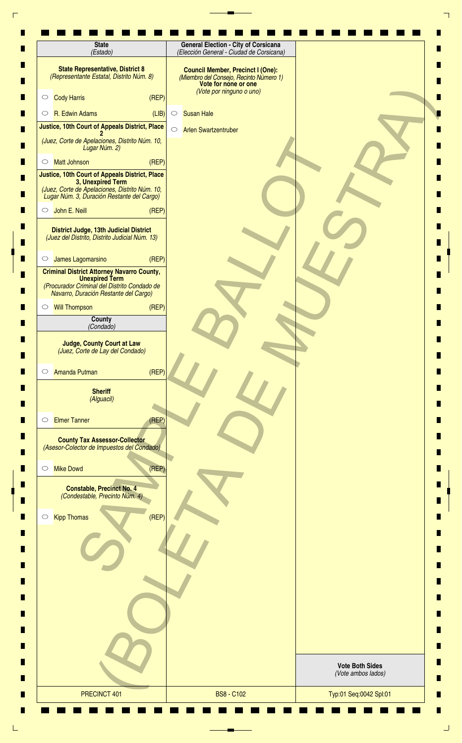## State
*(Estado)*

**State Representative, District 8**
*(Representante Estatal, Distrito Núm. 8)*

- ○ Cody Harris (REP)
- ○ R. Edwin Adams (LIB)

**Justice, 10th Court of Appeals District, Place 2**
*(Juez, Corte de Apelaciones, Distrito Núm. 10, Lugar Núm. 2)*

- ○ Matt Johnson (REP)

**Justice, 10th Court of Appeals District, Place 3, Unexpired Term**
*(Juez, Corte de Apelaciones, Distrito Núm. 10, Lugar Núm. 3, Duración Restante del Cargo)*

- ○ John E. Neill (REP)

**District Judge, 13th Judicial District**
*(Juez del Distrito, Distrito Judicial Núm. 13)*

- ○ James Lagomarsino (REP)

**Criminal District Attorney Navarro County, Unexpired Term**
*(Procurador Criminal del Distrito Condado de Navarro, Duración Restante del Cargo)*

- ○ Will Thompson (REP)

## County
*(Condado)*

**Judge, County Court at Law**
*(Juez, Corte de Lay del Condado)*

- ○ Amanda Putman (REP)

**Sheriff**
*(Alguacil)*

- ○ Elmer Tanner (REP)

**County Tax Assessor-Collector**
*(Asesor-Colector de Impuestos del Condado)*

- ○ Mike Dowd (REP)

**Constable, Precinct No. 4**
*(Condestable, Precinto Núm. 4)*

- ○ Kipp Thomas (REP)

## General Election - City of Corsicana
*(Elección General - Ciudad de Corsicana)*

**Council Member, Precinct I (One):**
*(Miembro del Consejo, Recinto Número 1)*
**Vote for none or one**
*(Vote por ninguno o uno)*

- ○ Susan Hale
- ○ Arlen Swartzentruber

SAMPLE BALLOT
(BOLETA DE MUESTRA)

**Vote Both Sides**
*(Vote ambos lados)*

| PRECINCT 401 | BS8 - C102 | Typ:01 Seq:0042 Spl:01 |
|---|---|---|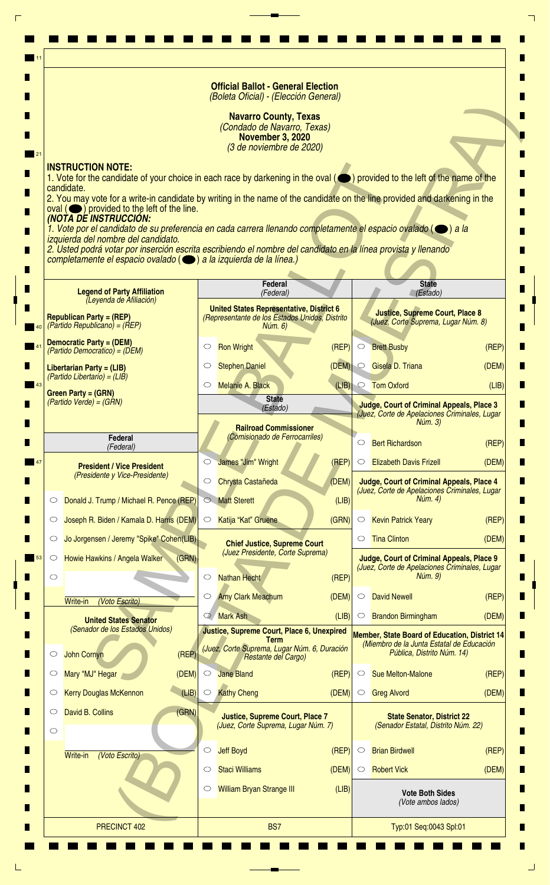**Official Ballot - General Election**
*(Boleta Oficial) - (Elección General)*

**Navarro County, Texas**
*(Condado de Navarro, Texas)*
**November 3, 2020**
*(3 de noviembre de 2020)*

SAMPLE BALLOT (BOLETA DE MUESTRA)

**INSTRUCTION NOTE:**
1. Vote for the candidate of your choice in each race by darkening in the oval (⬬) provided to the left of the name of the candidate.
2. You may vote for a write-in candidate by writing in the name of the candidate on the line provided and darkening in the oval (⬬) provided to the left of the line.

***(NOTA DE INSTRUCCIÓN:***
*1. Vote por el candidato de su preferencia en cada carrera llenando completamente el espacio ovalado (⬬) a la izquierda del nombre del candidato.*
*2. Usted podrá votar por inserción escrita escribiendo el nombre del candidato en la línea provista y llenando completamente el espacio ovalado (⬬) a la izquierda de la línea.)*

**Legend of Party Affiliation**
*(Leyenda de Afiliación)*

**Republican Party = (REP)**
*(Partido Republicano) = (REP)*

**Democratic Party = (DEM)**
*(Partido Democrático) = (DEM)*

**Libertarian Party = (LIB)**
*(Partido Libertario) = (LIB)*

**Green Party = (GRN)**
*(Partido Verde) = (GRN)*

## Federal *(Federal)*

**President / Vice President**
*(Presidente y Vice-Presidente)*

- ◯ Donald J. Trump / Michael R. Pence (REP)
- ◯ Joseph R. Biden / Kamala D. Harris (DEM)
- ◯ Jo Jorgensen / Jeremy "Spike" Cohen (LIB)
- ◯ Howie Hawkins / Angela Walker (GRN)
- ◯ ________ Write-in *(Voto Escrito)*

**United States Senator**
*(Senador de los Estados Unidos)*

- ◯ John Cornyn (REP)
- ◯ Mary "MJ" Hegar (DEM)
- ◯ Kerry Douglas McKennon (LIB)
- ◯ David B. Collins (GRN)
- ◯ ________ Write-in *(Voto Escrito)*

## Federal *(Federal)*

**United States Representative, District 6**
*(Representante de los Estados Unidos, Distrito Núm. 6)*

- ◯ Ron Wright (REP)
- ◯ Stephen Daniel (DEM)
- ◯ Melanie A. Black (LIB)

## State *(Estado)*

**Railroad Commissioner**
*(Comisionado de Ferrocarriles)*

- ◯ James "Jim" Wright (REP)
- ◯ Chrysta Castañeda (DEM)
- ◯ Matt Sterett (LIB)
- ◯ Katija "Kat" Gruene (GRN)

**Chief Justice, Supreme Court**
*(Juez Presidente, Corte Suprema)*

- ◯ Nathan Hecht (REP)
- ◯ Amy Clark Meachum (DEM)
- ◯ Mark Ash (LIB)

**Justice, Supreme Court, Place 6, Unexpired Term**
*(Juez, Corte Suprema, Lugar Núm. 6, Duración Restante del Cargo)*

- ◯ Jane Bland (REP)
- ◯ Kathy Cheng (DEM)

**Justice, Supreme Court, Place 7**
*(Juez, Corte Suprema, Lugar Núm. 7)*

- ◯ Jeff Boyd (REP)
- ◯ Staci Williams (DEM)
- ◯ William Bryan Strange III (LIB)

## State *(Estado)*

**Justice, Supreme Court, Place 8**
*(Juez, Corte Suprema, Lugar Núm. 8)*

- ◯ Brett Busby (REP)
- ◯ Gisela D. Triana (DEM)
- ◯ Tom Oxford (LIB)

**Judge, Court of Criminal Appeals, Place 3**
*(Juez, Corte de Apelaciones Criminales, Lugar Núm. 3)*

- ◯ Bert Richardson (REP)
- ◯ Elizabeth Davis Frizell (DEM)

**Judge, Court of Criminal Appeals, Place 4**
*(Juez, Corte de Apelaciones Criminales, Lugar Núm. 4)*

- ◯ Kevin Patrick Yeary (REP)
- ◯ Tina Clinton (DEM)

**Judge, Court of Criminal Appeals, Place 9**
*(Juez, Corte de Apelaciones Criminales, Lugar Núm. 9)*

- ◯ David Newell (REP)
- ◯ Brandon Birmingham (DEM)

**Member, State Board of Education, District 14**
*(Miembro de la Junta Estatal de Educación Pública, Distrito Núm. 14)*

- ◯ Sue Melton-Malone (REP)
- ◯ Greg Alvord (DEM)

**State Senator, District 22**
*(Senador Estatal, Distrito Núm. 22)*

- ◯ Brian Birdwell (REP)
- ◯ Robert Vick (DEM)

**Vote Both Sides**
*(Vote ambos lados)*

PRECINCT 402 | BS7 | Typ:01 Seq:0043 Spl:01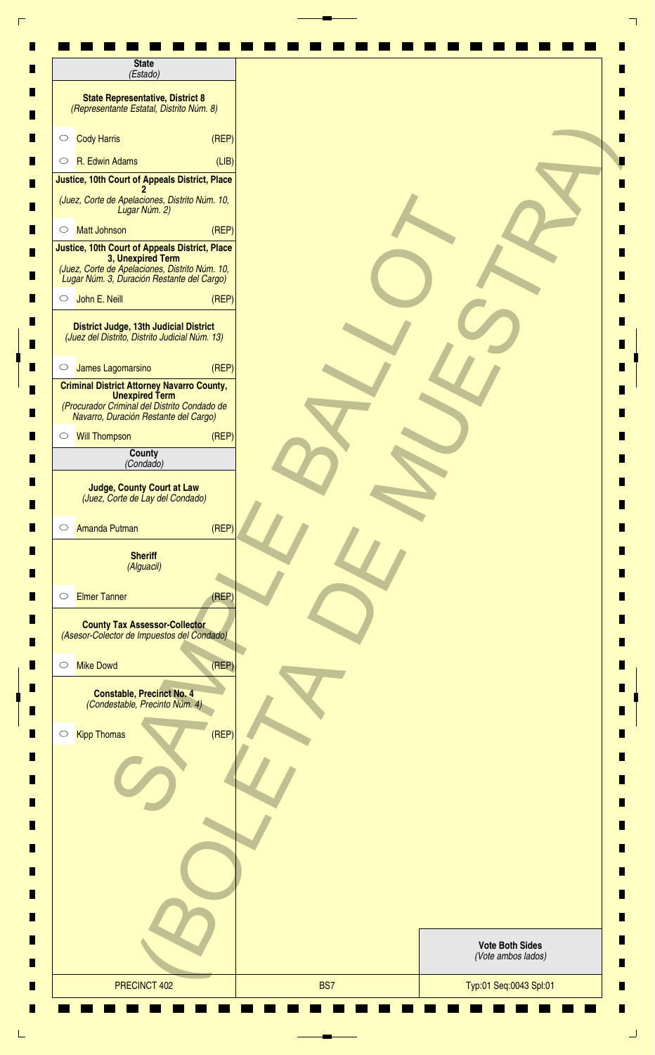**State**
*(Estado)*

**State Representative, District 8**
*(Representante Estatal, Distrito Núm. 8)*

- ○ Cody Harris (REP)
- ○ R. Edwin Adams (LIB)

**Justice, 10th Court of Appeals District, Place 2**
*(Juez, Corte de Apelaciones, Distrito Núm. 10, Lugar Núm. 2)*

- ○ Matt Johnson (REP)

**Justice, 10th Court of Appeals District, Place 3, Unexpired Term**
*(Juez, Corte de Apelaciones, Distrito Núm. 10, Lugar Núm. 3, Duración Restante del Cargo)*

- ○ John E. Neill (REP)

**District Judge, 13th Judicial District**
*(Juez del Distrito, Distrito Judicial Núm. 13)*

- ○ James Lagomarsino (REP)

**Criminal District Attorney Navarro County, Unexpired Term**
*(Procurador Criminal del Distrito Condado de Navarro, Duración Restante del Cargo)*

- ○ Will Thompson (REP)

**County**
*(Condado)*

**Judge, County Court at Law**
*(Juez, Corte de Lay del Condado)*

- ○ Amanda Putman (REP)

**Sheriff**
*(Alguacil)*

- ○ Elmer Tanner (REP)

**County Tax Assessor-Collector**
*(Asesor-Colector de Impuestos del Condado)*

- ○ Mike Dowd (REP)

**Constable, Precinct No. 4**
*(Condestable, Precinto Núm. 4)*

- ○ Kipp Thomas (REP)

SAMPLE BALLOT (BOLETA DE MUESTRA)

**Vote Both Sides**
*(Vote ambos lados)*

| PRECINCT 402 | BS7 | Typ:01 Seq:0043 Spl:01 |
|---|---|---|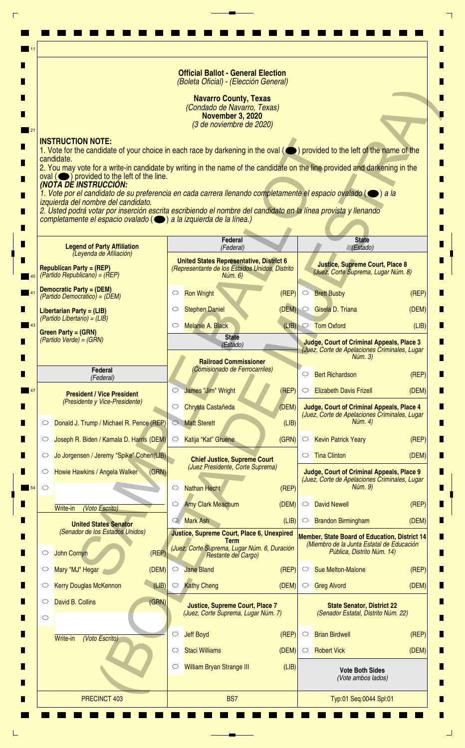# Official Ballot - General Election
*(Boleta Oficial) - (Elección General)*

**Navarro County, Texas**
*(Condado de Navarro, Texas)*
**November 3, 2020**
*(3 de noviembre de 2020)*

**INSTRUCTION NOTE:**

1. Vote for the candidate of your choice in each race by darkening in the oval (⬬) provided to the left of the name of the candidate.
2. You may vote for a write-in candidate by writing in the name of the candidate on the line provided and darkening in the oval (⬬) provided to the left of the line.

***(NOTA DE INSTRUCCIÓN:***

*1. Vote por el candidato de su preferencia en cada carrera llenando completamente el espacio ovalado (⬬) a la izquierda del nombre del candidato.*
*2. Usted podrá votar por inserción escrita escribiendo el nombre del candidato en la línea provista y llenando completamente el espacio ovalado (⬬) a la izquierda de la línea.)*

**Legend of Party Affiliation**
*(Leyenda de Afiliación)*

**Republican Party = (REP)**
*(Partido Republicano) = (REP)*

**Democratic Party = (DEM)**
*(Partido Democrático) = (DEM)*

**Libertarian Party = (LIB)**
*(Partido Libertario) = (LIB)*

**Green Party = (GRN)**
*(Partido Verde) = (GRN)*

## Federal
*(Federal)*

**President / Vice President**
*(Presidente y Vice-Presidente)*

- ○ Donald J. Trump / Michael R. Pence (REP)
- ○ Joseph R. Biden / Kamala D. Harris (DEM)
- ○ Jo Jorgensen / Jeremy "Spike" Cohen (LIB)
- ○ Howie Hawkins / Angela Walker (GRN)
- ○ ____________ Write-in *(Voto Escrito)*

**United States Senator**
*(Senador de los Estados Unidos)*

- ○ John Cornyn (REP)
- ○ Mary "MJ" Hegar (DEM)
- ○ Kerry Douglas McKennon (LIB)
- ○ David B. Collins (GRN)
- ○ ____________ Write-in *(Voto Escrito)*

## Federal
*(Federal)*

**United States Representative, District 6**
*(Representante de los Estados Unidos, Distrito Núm. 6)*

- ○ Ron Wright (REP)
- ○ Stephen Daniel (DEM)
- ○ Melanie A. Black (LIB)

## State
*(Estado)*

**Railroad Commissioner**
*(Comisionado de Ferrocarriles)*

- ○ James "Jim" Wright (REP)
- ○ Chrysta Castañeda (DEM)
- ○ Matt Sterett (LIB)
- ○ Katija "Kat" Gruene (GRN)

**Chief Justice, Supreme Court**
*(Juez Presidente, Corte Suprema)*

- ○ Nathan Hecht (REP)
- ○ Amy Clark Meachum (DEM)
- ○ Mark Ash (LIB)

**Justice, Supreme Court, Place 6, Unexpired Term**
*(Juez, Corte Suprema, Lugar Núm. 6, Duración Restante del Cargo)*

- ○ Jane Bland (REP)
- ○ Kathy Cheng (DEM)

**Justice, Supreme Court, Place 7**
*(Juez, Corte Suprema, Lugar Núm. 7)*

- ○ Jeff Boyd (REP)
- ○ Staci Williams (DEM)
- ○ William Bryan Strange III (LIB)

## State
*(Estado)*

**Justice, Supreme Court, Place 8**
*(Juez, Corte Suprema, Lugar Núm. 8)*

- ○ Brett Busby (REP)
- ○ Gisela D. Triana (DEM)
- ○ Tom Oxford (LIB)

**Judge, Court of Criminal Appeals, Place 3**
*(Juez, Corte de Apelaciones Criminales, Lugar Núm. 3)*

- ○ Bert Richardson (REP)
- ○ Elizabeth Davis Frizell (DEM)

**Judge, Court of Criminal Appeals, Place 4**
*(Juez, Corte de Apelaciones Criminales, Lugar Núm. 4)*

- ○ Kevin Patrick Yeary (REP)
- ○ Tina Clinton (DEM)

**Judge, Court of Criminal Appeals, Place 9**
*(Juez, Corte de Apelaciones Criminales, Lugar Núm. 9)*

- ○ David Newell (REP)
- ○ Brandon Birmingham (DEM)

**Member, State Board of Education, District 14**
*(Miembro de la Junta Estatal de Educación Pública, Distrito Núm. 14)*

- ○ Sue Melton-Malone (REP)
- ○ Greg Alvord (DEM)

**State Senator, District 22**
*(Senador Estatal, Distrito Núm. 22)*

- ○ Brian Birdwell (REP)
- ○ Robert Vick (DEM)

**Vote Both Sides**
*(Vote ambos lados)*

PRECINCT 403 | BS7 | Typ:01 Seq:0044 Spl:01

SAMPLE BALLOT (BOLETA DE MUESTRA)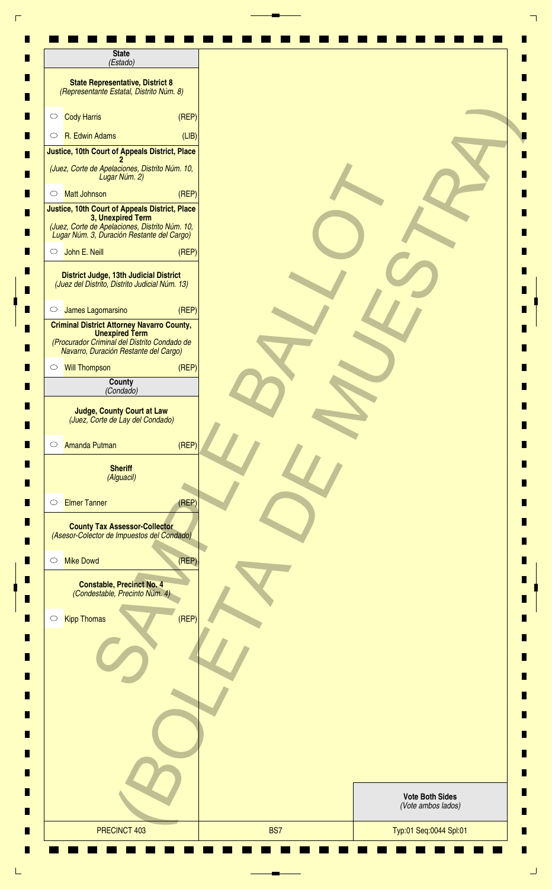**State**
*(Estado)*

**State Representative, District 8**
*(Representante Estatal, Distrito Núm. 8)*

- ○ Cody Harris (REP)
- ○ R. Edwin Adams (LIB)

**Justice, 10th Court of Appeals District, Place 2**
*(Juez, Corte de Apelaciones, Distrito Núm. 10, Lugar Núm. 2)*

- ○ Matt Johnson (REP)

**Justice, 10th Court of Appeals District, Place 3, Unexpired Term**
*(Juez, Corte de Apelaciones, Distrito Núm. 10, Lugar Núm. 3, Duración Restante del Cargo)*

- ○ John E. Neill (REP)

**District Judge, 13th Judicial District**
*(Juez del Distrito, Distrito Judicial Núm. 13)*

- ○ James Lagomarsino (REP)

**Criminal District Attorney Navarro County, Unexpired Term**
*(Procurador Criminal del Distrito Condado de Navarro, Duración Restante del Cargo)*

- ○ Will Thompson (REP)

**County**
*(Condado)*

**Judge, County Court at Law**
*(Juez, Corte de Lay del Condado)*

- ○ Amanda Putman (REP)

**Sheriff**
*(Alguacil)*

- ○ Elmer Tanner (REP)

**County Tax Assessor-Collector**
*(Asesor-Colector de Impuestos del Condado)*

- ○ Mike Dowd (REP)

**Constable, Precinct No. 4**
*(Condestable, Precinto Núm. 4)*

- ○ Kipp Thomas (REP)

SAMPLE BALLOT (BOLETA DE MUESTRA)

**Vote Both Sides**
*(Vote ambos lados)*

| PRECINCT 403 | BS7 | Typ:01 Seq:0044 Spl:01 |
|---|---|---|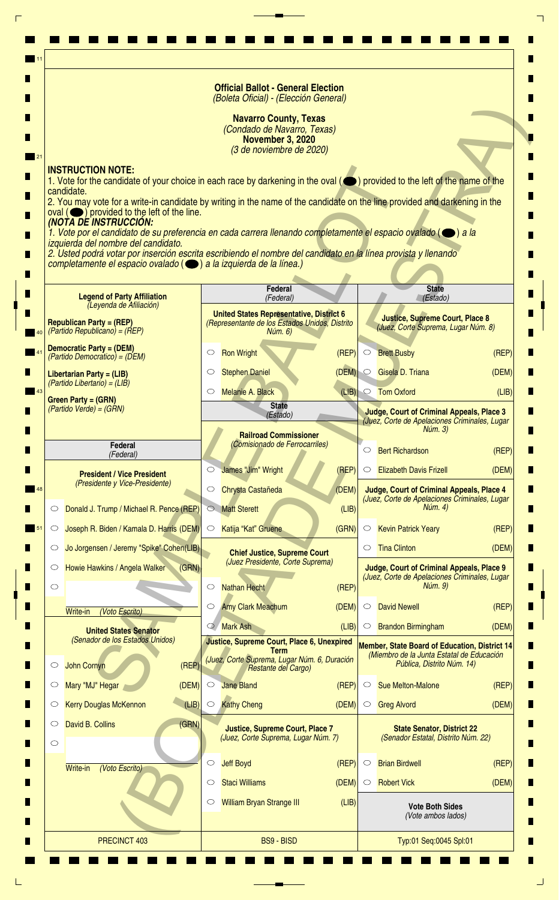# Official Ballot - General Election
*(Boleta Oficial) - (Elección General)*

**Navarro County, Texas**
*(Condado de Navarro, Texas)*
**November 3, 2020**
*(3 de noviembre de 2020)*

**INSTRUCTION NOTE:**
1. Vote for the candidate of your choice in each race by darkening in the oval (⬬) provided to the left of the name of the candidate.
2. You may vote for a write-in candidate by writing in the name of the candidate on the line provided and darkening in the oval (⬬) provided to the left of the line.

***(NOTA DE INSTRUCCIÓN:***
*1. Vote por el candidato de su preferencia en cada carrera llenando completamente el espacio ovalado (⬬) a la izquierda del nombre del candidato.*
*2. Usted podrá votar por inserción escrita escribiendo el nombre del candidato en la línea provista y llenando completamente el espacio ovalado (⬬) a la izquierda de la línea.)*

**Legend of Party Affiliation**
*(Leyenda de Afiliación)*

**Republican Party = (REP)**
*(Partido Republicano) = (REP)*

**Democratic Party = (DEM)**
*(Partido Democrático) = (DEM)*

**Libertarian Party = (LIB)**
*(Partido Libertario) = (LIB)*

**Green Party = (GRN)**
*(Partido Verde) = (GRN)*

## Federal
*(Federal)*

**President / Vice President**
*(Presidente y Vice-Presidente)*

- ○ Donald J. Trump / Michael R. Pence (REP)
- ○ Joseph R. Biden / Kamala D. Harris (DEM)
- ○ Jo Jorgensen / Jeremy "Spike" Cohen (LIB)
- ○ Howie Hawkins / Angela Walker (GRN)
- ○ ______ Write-in *(Voto Escrito)*

**United States Senator**
*(Senador de los Estados Unidos)*

- ○ John Cornyn (REP)
- ○ Mary "MJ" Hegar (DEM)
- ○ Kerry Douglas McKennon (LIB)
- ○ David B. Collins (GRN)
- ○ ______ Write-in *(Voto Escrito)*

**United States Representative, District 6**
*(Representante de los Estados Unidos, Distrito Núm. 6)*

- ○ Ron Wright (REP)
- ○ Stephen Daniel (DEM)
- ○ Melanie A. Black (LIB)

## State
*(Estado)*

**Railroad Commissioner**
*(Comisionado de Ferrocarriles)*

- ○ James "Jim" Wright (REP)
- ○ Chrysta Castañeda (DEM)
- ○ Matt Sterett (LIB)
- ○ Katija "Kat" Gruene (GRN)

**Chief Justice, Supreme Court**
*(Juez Presidente, Corte Suprema)*

- ○ Nathan Hecht (REP)
- ○ Amy Clark Meachum (DEM)
- ○ Mark Ash (LIB)

**Justice, Supreme Court, Place 6, Unexpired Term**
*(Juez, Corte Suprema, Lugar Núm. 6, Duración Restante del Cargo)*

- ○ Jane Bland (REP)
- ○ Kathy Cheng (DEM)

**Justice, Supreme Court, Place 7**
*(Juez, Corte Suprema, Lugar Núm. 7)*

- ○ Jeff Boyd (REP)
- ○ Staci Williams (DEM)
- ○ William Bryan Strange III (LIB)

**Justice, Supreme Court, Place 8**
*(Juez, Corte Suprema, Lugar Núm. 8)*

- ○ Brett Busby (REP)
- ○ Gisela D. Triana (DEM)
- ○ Tom Oxford (LIB)

**Judge, Court of Criminal Appeals, Place 3**
*(Juez, Corte de Apelaciones Criminales, Lugar Núm. 3)*

- ○ Bert Richardson (REP)
- ○ Elizabeth Davis Frizell (DEM)

**Judge, Court of Criminal Appeals, Place 4**
*(Juez, Corte de Apelaciones Criminales, Lugar Núm. 4)*

- ○ Kevin Patrick Yeary (REP)
- ○ Tina Clinton (DEM)

**Judge, Court of Criminal Appeals, Place 9**
*(Juez, Corte de Apelaciones Criminales, Lugar Núm. 9)*

- ○ David Newell (REP)
- ○ Brandon Birmingham (DEM)

**Member, State Board of Education, District 14**
*(Miembro de la Junta Estatal de Educación Pública, Distrito Núm. 14)*

- ○ Sue Melton-Malone (REP)
- ○ Greg Alvord (DEM)

**State Senator, District 22**
*(Senador Estatal, Distrito Núm. 22)*

- ○ Brian Birdwell (REP)
- ○ Robert Vick (DEM)

**Vote Both Sides**
*(Vote ambos lados)*

SAMPLE BALLOT (BOLETA DE MUESTRA)

PRECINCT 403 | BS9 - BISD | Typ:01 Seq:0045 Spl:01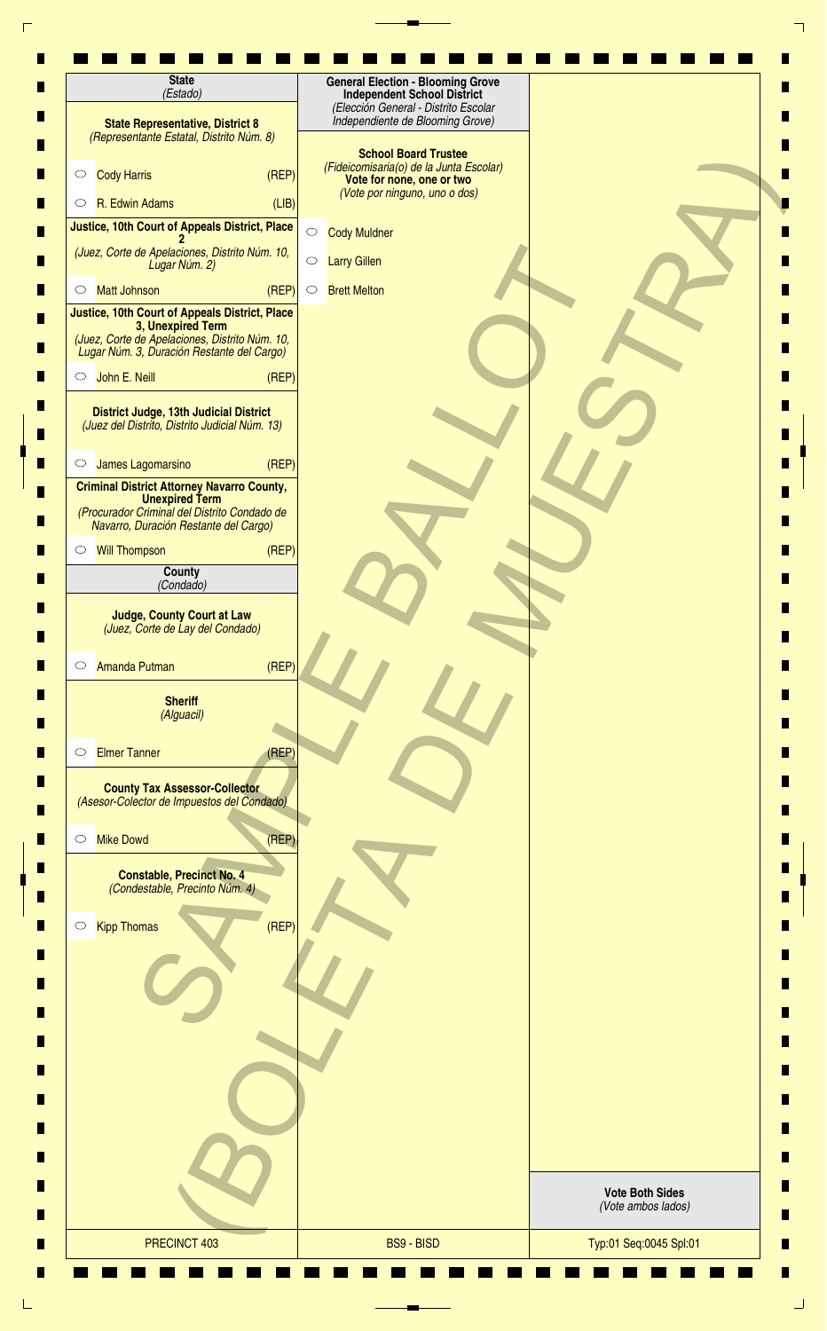## State
*(Estado)*

### State Representative, District 8
*(Representante Estatal, Distrito Núm. 8)*

- ○ Cody Harris (REP)
- ○ R. Edwin Adams (LIB)

### Justice, 10th Court of Appeals District, Place 2
*(Juez, Corte de Apelaciones, Distrito Núm. 10, Lugar Núm. 2)*

- ○ Matt Johnson (REP)

### Justice, 10th Court of Appeals District, Place 3, Unexpired Term
*(Juez, Corte de Apelaciones, Distrito Núm. 10, Lugar Núm. 3, Duración Restante del Cargo)*

- ○ John E. Neill (REP)

### District Judge, 13th Judicial District
*(Juez del Distrito, Distrito Judicial Núm. 13)*

- ○ James Lagomarsino (REP)

### Criminal District Attorney Navarro County, Unexpired Term
*(Procurador Criminal del Distrito Condado de Navarro, Duración Restante del Cargo)*

- ○ Will Thompson (REP)

## County
*(Condado)*

### Judge, County Court at Law
*(Juez, Corte de Lay del Condado)*

- ○ Amanda Putman (REP)

### Sheriff
*(Alguacil)*

- ○ Elmer Tanner (REP)

### County Tax Assessor-Collector
*(Asesor-Colector de Impuestos del Condado)*

- ○ Mike Dowd (REP)

### Constable, Precinct No. 4
*(Condestable, Precinto Núm. 4)*

- ○ Kipp Thomas (REP)

## General Election - Blooming Grove Independent School District
*(Elección General - Distrito Escolar Independiente de Blooming Grove)*

### School Board Trustee
*(Fideicomisaria(o) de la Junta Escolar)*

**Vote for none, one or two**
*(Vote por ninguno, uno o dos)*

- ○ Cody Muldner
- ○ Larry Gillen
- ○ Brett Melton

SAMPLE BALLOT (BOLETA DE MUESTRA)

**Vote Both Sides**
*(Vote ambos lados)*

PRECINCT 403 | BS9 - BISD | Typ:01 Seq:0045 Spl:01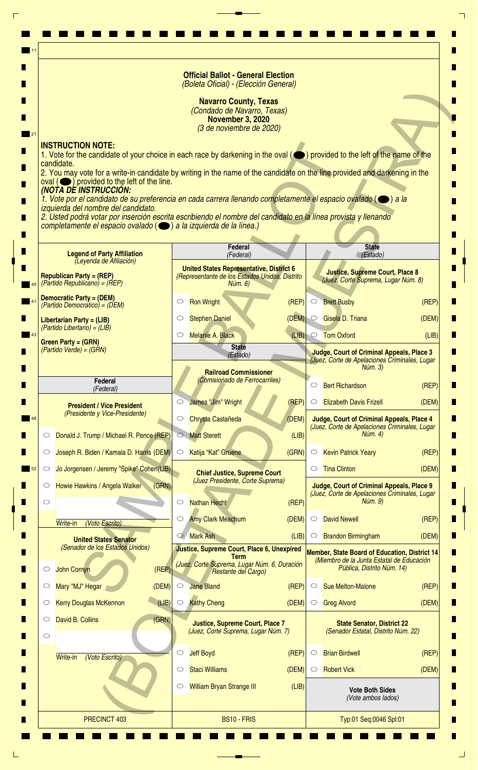**Official Ballot - General Election**
*(Boleta Oficial) - (Elección General)*

**Navarro County, Texas**
*(Condado de Navarro, Texas)*
**November 3, 2020**
*(3 de noviembre de 2020)*

**INSTRUCTION NOTE:**
1. Vote for the candidate of your choice in each race by darkening in the oval (⬬) provided to the left of the name of the candidate.
2. You may vote for a write-in candidate by writing in the name of the candidate on the line provided and darkening in the oval (⬬) provided to the left of the line.

***(NOTA DE INSTRUCCIÓN:***
*1. Vote por el candidato de su preferencia en cada carrera llenando completamente el espacio ovalado (⬬) a la izquierda del nombre del candidato.*
*2. Usted podrá votar por inserción escrita escribiendo el nombre del candidato en la línea provista y llenando completamente el espacio ovalado (⬬) a la izquierda de la línea.)*

**Legend of Party Affiliation**
*(Leyenda de Afiliación)*

**Republican Party = (REP)**
*(Partido Republicano) = (REP)*

**Democratic Party = (DEM)**
*(Partido Democrático) = (DEM)*

**Libertarian Party = (LIB)**
*(Partido Libertario) = (LIB)*

**Green Party = (GRN)**
*(Partido Verde) = (GRN)*

**Federal**
*(Federal)*

**President / Vice President**
*(Presidente y Vice-Presidente)*

- ○ Donald J. Trump / Michael R. Pence (REP)
- ○ Joseph R. Biden / Kamala D. Harris (DEM)
- ○ Jo Jorgensen / Jeremy "Spike" Cohen (LIB)
- ○ Howie Hawkins / Angela Walker (GRN)
- ○ ____________ Write-in *(Voto Escrito)*

**United States Senator**
*(Senador de los Estados Unidos)*

- ○ John Cornyn (REP)
- ○ Mary "MJ" Hegar (DEM)
- ○ Kerry Douglas McKennon (LIB)
- ○ David B. Collins (GRN)
- ○ ____________ Write-in *(Voto Escrito)*

**Federal**
*(Federal)*

**United States Representative, District 6**
*(Representante de los Estados Unidos, Distrito Núm. 6)*

- ○ Ron Wright (REP)
- ○ Stephen Daniel (DEM)
- ○ Melanie A. Black (LIB)

**State**
*(Estado)*

**Railroad Commissioner**
*(Comisionado de Ferrocarriles)*

- ○ James "Jim" Wright (REP)
- ○ Chrysta Castañeda (DEM)
- ○ Matt Sterett (LIB)
- ○ Katija "Kat" Gruene (GRN)

**Chief Justice, Supreme Court**
*(Juez Presidente, Corte Suprema)*

- ○ Nathan Hecht (REP)
- ○ Amy Clark Meachum (DEM)
- ○ Mark Ash (LIB)

**Justice, Supreme Court, Place 6, Unexpired Term**
*(Juez, Corte Suprema, Lugar Núm. 6, Duración Restante del Cargo)*

- ○ Jane Bland (REP)
- ○ Kathy Cheng (DEM)

**Justice, Supreme Court, Place 7**
*(Juez, Corte Suprema, Lugar Núm. 7)*

- ○ Jeff Boyd (REP)
- ○ Staci Williams (DEM)
- ○ William Bryan Strange III (LIB)

**State**
*(Estado)*

**Justice, Supreme Court, Place 8**
*(Juez, Corte Suprema, Lugar Núm. 8)*

- ○ Brett Busby (REP)
- ○ Gisela D. Triana (DEM)
- ○ Tom Oxford (LIB)

**Judge, Court of Criminal Appeals, Place 3**
*(Juez, Corte de Apelaciones Criminales, Lugar Núm. 3)*

- ○ Bert Richardson (REP)
- ○ Elizabeth Davis Frizell (DEM)

**Judge, Court of Criminal Appeals, Place 4**
*(Juez, Corte de Apelaciones Criminales, Lugar Núm. 4)*

- ○ Kevin Patrick Yeary (REP)
- ○ Tina Clinton (DEM)

**Judge, Court of Criminal Appeals, Place 9**
*(Juez, Corte de Apelaciones Criminales, Lugar Núm. 9)*

- ○ David Newell (REP)
- ○ Brandon Birmingham (DEM)

**Member, State Board of Education, District 14**
*(Miembro de la Junta Estatal de Educación Pública, Distrito Núm. 14)*

- ○ Sue Melton-Malone (REP)
- ○ Greg Alvord (DEM)

**State Senator, District 22**
*(Senador Estatal, Distrito Núm. 22)*

- ○ Brian Birdwell (REP)
- ○ Robert Vick (DEM)

**Vote Both Sides**
*(Vote ambos lados)*

PRECINCT 403 | BS10 - FRIS | Typ:01 Seq:0046 Spl:01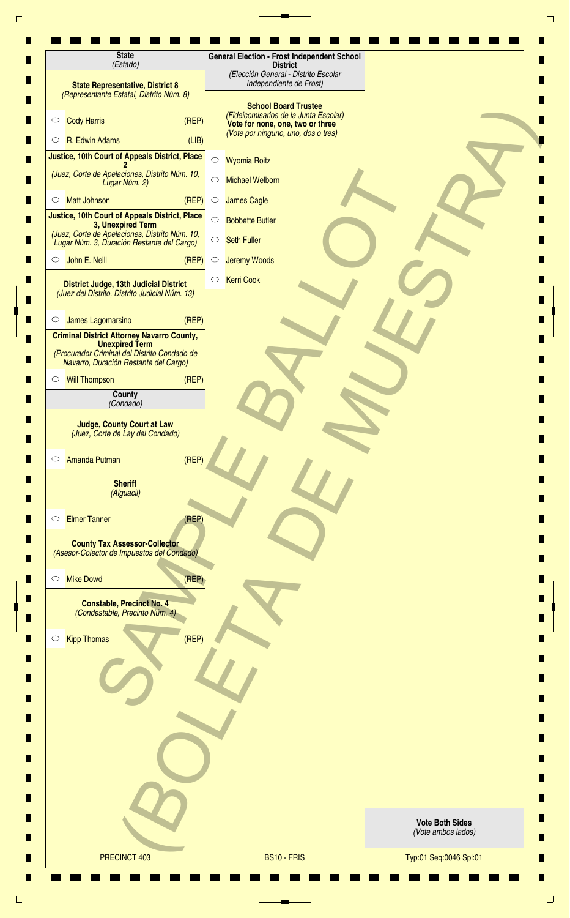## State
*(Estado)*

### State Representative, District 8
*(Representante Estatal, Distrito Núm. 8)*

- ○ Cody Harris (REP)
- ○ R. Edwin Adams (LIB)

### Justice, 10th Court of Appeals District, Place 2
*(Juez, Corte de Apelaciones, Distrito Núm. 10, Lugar Núm. 2)*

- ○ Matt Johnson (REP)

### Justice, 10th Court of Appeals District, Place 3, Unexpired Term
*(Juez, Corte de Apelaciones, Distrito Núm. 10, Lugar Núm. 3, Duración Restante del Cargo)*

- ○ John E. Neill (REP)

### District Judge, 13th Judicial District
*(Juez del Distrito, Distrito Judicial Núm. 13)*

- ○ James Lagomarsino (REP)

### Criminal District Attorney Navarro County, Unexpired Term
*(Procurador Criminal del Distrito Condado de Navarro, Duración Restante del Cargo)*

- ○ Will Thompson (REP)

## County
*(Condado)*

### Judge, County Court at Law
*(Juez, Corte de Lay del Condado)*

- ○ Amanda Putman (REP)

### Sheriff
*(Alguacil)*

- ○ Elmer Tanner (REP)

### County Tax Assessor-Collector
*(Asesor-Colector de Impuestos del Condado)*

- ○ Mike Dowd (REP)

### Constable, Precinct No. 4
*(Condestable, Precinto Núm. 4)*

- ○ Kipp Thomas (REP)

## General Election - Frost Independent School District
*(Elección General - Distrito Escolar Independiente de Frost)*

### School Board Trustee
*(Fideicomisarios de la Junta Escolar)*

**Vote for none, one, two or three**
*(Vote por ninguno, uno, dos o tres)*

- ○ Wyomia Roitz
- ○ Michael Welborn
- ○ James Cagle
- ○ Bobbette Butler
- ○ Seth Fuller
- ○ Jeremy Woods
- ○ Kerri Cook

SAMPLE BALLOT (BOLETA DE MUESTRA)

**Vote Both Sides**
*(Vote ambos lados)*

| PRECINCT 403 | BS10 - FRIS | Typ:01 Seq:0046 Spl:01 |
|---|---|---|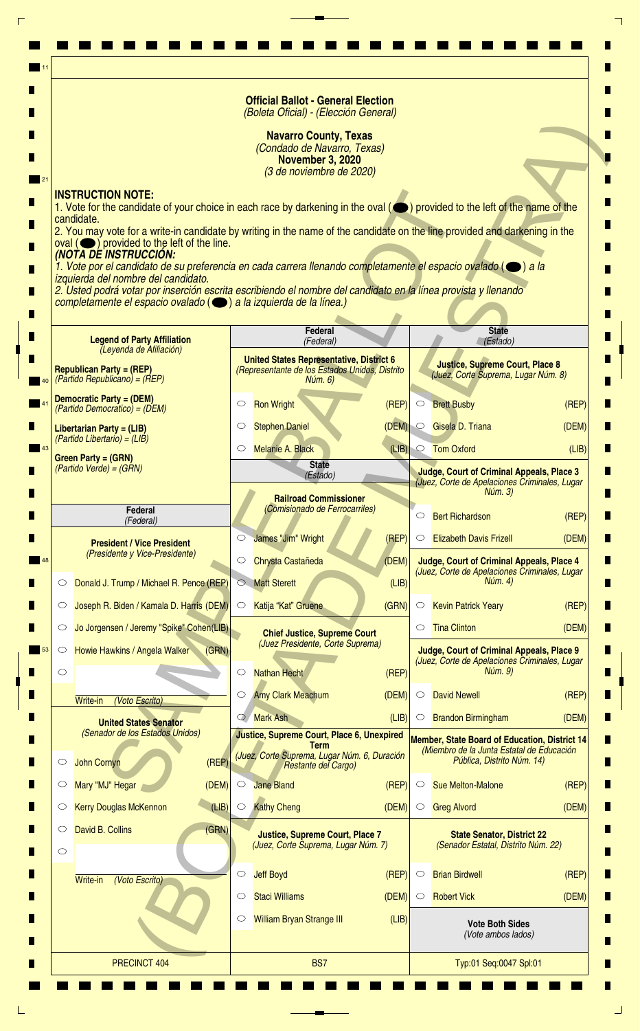# Official Ballot - General Election
*(Boleta Oficial) - (Elección General)*

**Navarro County, Texas**
*(Condado de Navarro, Texas)*
**November 3, 2020**
*(3 de noviembre de 2020)*

**INSTRUCTION NOTE:**
1. Vote for the candidate of your choice in each race by darkening in the oval (⬬) provided to the left of the name of the candidate.
2. You may vote for a write-in candidate by writing in the name of the candidate on the line provided and darkening in the oval (⬬) provided to the left of the line.

***(NOTA DE INSTRUCCIÓN:***
*1. Vote por el candidato de su preferencia en cada carrera llenando completamente el espacio ovalado (⬬) a la izquierda del nombre del candidato.*
*2. Usted podrá votar por inserción escrita escribiendo el nombre del candidato en la línea provista y llenando completamente el espacio ovalado (⬬) a la izquierda de la línea.)*

**Legend of Party Affiliation**
*(Leyenda de Afiliación)*

**Republican Party = (REP)**
*(Partido Republicano) = (REP)*

**Democratic Party = (DEM)**
*(Partido Democrático) = (DEM)*

**Libertarian Party = (LIB)**
*(Partido Libertario) = (LIB)*

**Green Party = (GRN)**
*(Partido Verde) = (GRN)*

## Federal
*(Federal)*

**President / Vice President**
*(Presidente y Vice-Presidente)*

- ◯ Donald J. Trump / Michael R. Pence (REP)
- ◯ Joseph R. Biden / Kamala D. Harris (DEM)
- ◯ Jo Jorgensen / Jeremy "Spike" Cohen (LIB)
- ◯ Howie Hawkins / Angela Walker (GRN)
- ◯ ____________ Write-in *(Voto Escrito)*

**United States Senator**
*(Senador de los Estados Unidos)*

- ◯ John Cornyn (REP)
- ◯ Mary "MJ" Hegar (DEM)
- ◯ Kerry Douglas McKennon (LIB)
- ◯ David B. Collins (GRN)
- ◯ ____________ Write-in *(Voto Escrito)*

## Federal
*(Federal)*

**United States Representative, District 6**
*(Representante de los Estados Unidos, Distrito Núm. 6)*

- ◯ Ron Wright (REP)
- ◯ Stephen Daniel (DEM)
- ◯ Melanie A. Black (LIB)

## State
*(Estado)*

**Railroad Commissioner**
*(Comisionado de Ferrocarriles)*

- ◯ James "Jim" Wright (REP)
- ◯ Chrysta Castañeda (DEM)
- ◯ Matt Sterett (LIB)
- ◯ Katija "Kat" Gruene (GRN)

**Chief Justice, Supreme Court**
*(Juez Presidente, Corte Suprema)*

- ◯ Nathan Hecht (REP)
- ◯ Amy Clark Meachum (DEM)
- ◯ Mark Ash (LIB)

**Justice, Supreme Court, Place 6, Unexpired Term**
*(Juez, Corte Suprema, Lugar Núm. 6, Duración Restante del Cargo)*

- ◯ Jane Bland (REP)
- ◯ Kathy Cheng (DEM)

**Justice, Supreme Court, Place 7**
*(Juez, Corte Suprema, Lugar Núm. 7)*

- ◯ Jeff Boyd (REP)
- ◯ Staci Williams (DEM)
- ◯ William Bryan Strange III (LIB)

## State
*(Estado)*

**Justice, Supreme Court, Place 8**
*(Juez, Corte Suprema, Lugar Núm. 8)*

- ◯ Brett Busby (REP)
- ◯ Gisela D. Triana (DEM)
- ◯ Tom Oxford (LIB)

**Judge, Court of Criminal Appeals, Place 3**
*(Juez, Corte de Apelaciones Criminales, Lugar Núm. 3)*

- ◯ Bert Richardson (REP)
- ◯ Elizabeth Davis Frizell (DEM)

**Judge, Court of Criminal Appeals, Place 4**
*(Juez, Corte de Apelaciones Criminales, Lugar Núm. 4)*

- ◯ Kevin Patrick Yeary (REP)
- ◯ Tina Clinton (DEM)

**Judge, Court of Criminal Appeals, Place 9**
*(Juez, Corte de Apelaciones Criminales, Lugar Núm. 9)*

- ◯ David Newell (REP)
- ◯ Brandon Birmingham (DEM)

**Member, State Board of Education, District 14**
*(Miembro de la Junta Estatal de Educación Pública, Distrito Núm. 14)*

- ◯ Sue Melton-Malone (REP)
- ◯ Greg Alvord (DEM)

**State Senator, District 22**
*(Senador Estatal, Distrito Núm. 22)*

- ◯ Brian Birdwell (REP)
- ◯ Robert Vick (DEM)

**Vote Both Sides**
*(Vote ambos lados)*

SAMPLE BALLOT (BOLETA DE MUESTRA)

PRECINCT 404 | BS7 | Typ:01 Seq:0047 Spl:01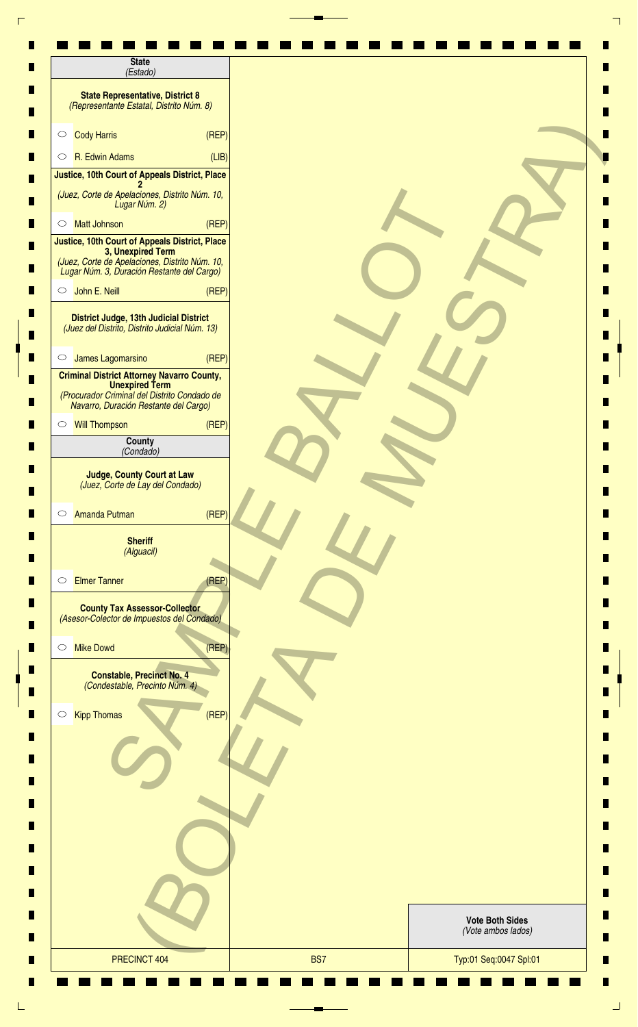## State
*(Estado)*

### State Representative, District 8
*(Representante Estatal, Distrito Núm. 8)*

- ○ Cody Harris (REP)
- ○ R. Edwin Adams (LIB)

### Justice, 10th Court of Appeals District, Place 2
*(Juez, Corte de Apelaciones, Distrito Núm. 10, Lugar Núm. 2)*

- ○ Matt Johnson (REP)

### Justice, 10th Court of Appeals District, Place 3, Unexpired Term
*(Juez, Corte de Apelaciones, Distrito Núm. 10, Lugar Núm. 3, Duración Restante del Cargo)*

- ○ John E. Neill (REP)

### District Judge, 13th Judicial District
*(Juez del Distrito, Distrito Judicial Núm. 13)*

- ○ James Lagomarsino (REP)

### Criminal District Attorney Navarro County, Unexpired Term
*(Procurador Criminal del Distrito Condado de Navarro, Duración Restante del Cargo)*

- ○ Will Thompson (REP)

## County
*(Condado)*

### Judge, County Court at Law
*(Juez, Corte de Lay del Condado)*

- ○ Amanda Putman (REP)

### Sheriff
*(Alguacil)*

- ○ Elmer Tanner (REP)

### County Tax Assessor-Collector
*(Asesor-Colector de Impuestos del Condado)*

- ○ Mike Dowd (REP)

### Constable, Precinct No. 4
*(Condestable, Precinto Núm. 4)*

- ○ Kipp Thomas (REP)

SAMPLE BALLOT (BOLETA DE MUESTRA)

**Vote Both Sides**
*(Vote ambos lados)*

| PRECINCT 404 | BS7 | Typ:01 Seq:0047 Spl:01 |
|---|---|---|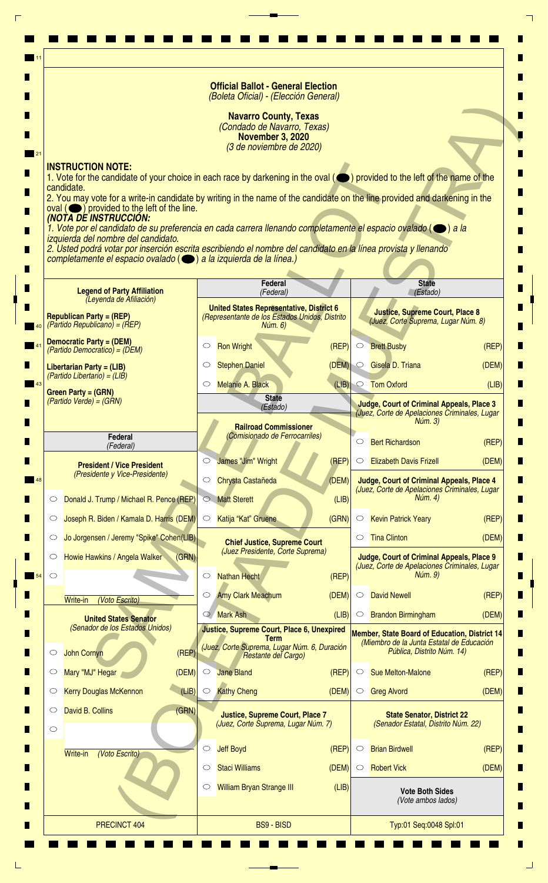**Official Ballot - General Election**
*(Boleta Oficial) - (Elección General)*

**Navarro County, Texas**
*(Condado de Navarro, Texas)*
**November 3, 2020**
*(3 de noviembre de 2020)*

SAMPLE BALLOT (BOLETA DE MUESTRA)

**INSTRUCTION NOTE:**
1. Vote for the candidate of your choice in each race by darkening in the oval (⬬) provided to the left of the name of the candidate.
2. You may vote for a write-in candidate by writing in the name of the candidate on the line provided and darkening in the oval (⬬) provided to the left of the line.

***(NOTA DE INSTRUCCIÓN:***
*1. Vote por el candidato de su preferencia en cada carrera llenando completamente el espacio ovalado (⬬) a la izquierda del nombre del candidato.*
*2. Usted podrá votar por inserción escrita escribiendo el nombre del candidato en la línea provista y llenando completamente el espacio ovalado (⬬) a la izquierda de la línea.)*

**Legend of Party Affiliation**
*(Leyenda de Afiliación)*

**Republican Party = (REP)**
*(Partido Republicano) = (REP)*

**Democratic Party = (DEM)**
*(Partido Democrático) = (DEM)*

**Libertarian Party = (LIB)**
*(Partido Libertario) = (LIB)*

**Green Party = (GRN)**
*(Partido Verde) = (GRN)*

## Federal *(Federal)*

**President / Vice President**
*(Presidente y Vice-Presidente)*

- ○ Donald J. Trump / Michael R. Pence (REP)
- ○ Joseph R. Biden / Kamala D. Harris (DEM)
- ○ Jo Jorgensen / Jeremy "Spike" Cohen (LIB)
- ○ Howie Hawkins / Angela Walker (GRN)
- ○ ____________ Write-in *(Voto Escrito)*

**United States Senator**
*(Senador de los Estados Unidos)*

- ○ John Cornyn (REP)
- ○ Mary "MJ" Hegar (DEM)
- ○ Kerry Douglas McKennon (LIB)
- ○ David B. Collins (GRN)
- ○ ____________ Write-in *(Voto Escrito)*

## Federal *(Federal)*

**United States Representative, District 6**
*(Representante de los Estados Unidos, Distrito Núm. 6)*

- ○ Ron Wright (REP)
- ○ Stephen Daniel (DEM)
- ○ Melanie A. Black (LIB)

## State *(Estado)*

**Railroad Commissioner**
*(Comisionado de Ferrocarriles)*

- ○ James "Jim" Wright (REP)
- ○ Chrysta Castañeda (DEM)
- ○ Matt Sterett (LIB)
- ○ Katija "Kat" Gruene (GRN)

**Chief Justice, Supreme Court**
*(Juez Presidente, Corte Suprema)*

- ○ Nathan Hecht (REP)
- ○ Amy Clark Meachum (DEM)
- ○ Mark Ash (LIB)

**Justice, Supreme Court, Place 6, Unexpired Term**
*(Juez, Corte Suprema, Lugar Núm. 6, Duración Restante del Cargo)*

- ○ Jane Bland (REP)
- ○ Kathy Cheng (DEM)

**Justice, Supreme Court, Place 7**
*(Juez, Corte Suprema, Lugar Núm. 7)*

- ○ Jeff Boyd (REP)
- ○ Staci Williams (DEM)
- ○ William Bryan Strange III (LIB)

## State *(Estado)*

**Justice, Supreme Court, Place 8**
*(Juez, Corte Suprema, Lugar Núm. 8)*

- ○ Brett Busby (REP)
- ○ Gisela D. Triana (DEM)
- ○ Tom Oxford (LIB)

**Judge, Court of Criminal Appeals, Place 3**
*(Juez, Corte de Apelaciones Criminales, Lugar Núm. 3)*

- ○ Bert Richardson (REP)
- ○ Elizabeth Davis Frizell (DEM)

**Judge, Court of Criminal Appeals, Place 4**
*(Juez, Corte de Apelaciones Criminales, Lugar Núm. 4)*

- ○ Kevin Patrick Yeary (REP)
- ○ Tina Clinton (DEM)

**Judge, Court of Criminal Appeals, Place 9**
*(Juez, Corte de Apelaciones Criminales, Lugar Núm. 9)*

- ○ David Newell (REP)
- ○ Brandon Birmingham (DEM)

**Member, State Board of Education, District 14**
*(Miembro de la Junta Estatal de Educación Pública, Distrito Núm. 14)*

- ○ Sue Melton-Malone (REP)
- ○ Greg Alvord (DEM)

**State Senator, District 22**
*(Senador Estatal, Distrito Núm. 22)*

- ○ Brian Birdwell (REP)
- ○ Robert Vick (DEM)

**Vote Both Sides**
*(Vote ambos lados)*

| PRECINCT 404 | BS9 - BISD | Typ:01 Seq:0048 Spl:01 |
|---|---|---|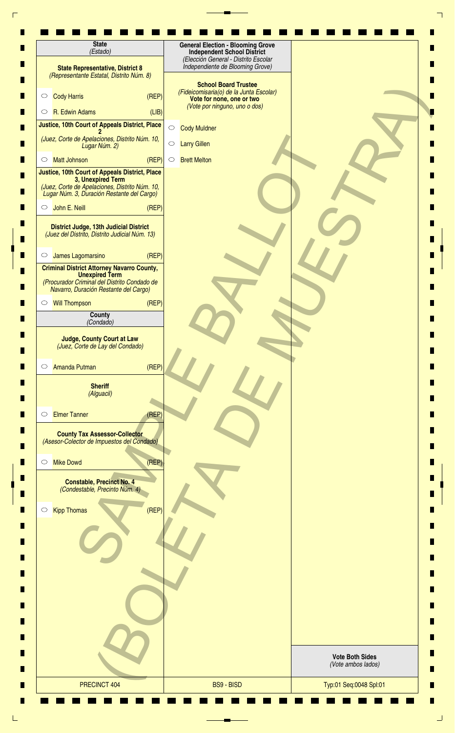## State
*(Estado)*

### State Representative, District 8
*(Representante Estatal, Distrito Núm. 8)*

- ○ Cody Harris (REP)
- ○ R. Edwin Adams (LIB)

### Justice, 10th Court of Appeals District, Place 2
*(Juez, Corte de Apelaciones, Distrito Núm. 10, Lugar Núm. 2)*

- ○ Matt Johnson (REP)

### Justice, 10th Court of Appeals District, Place 3, Unexpired Term
*(Juez, Corte de Apelaciones, Distrito Núm. 10, Lugar Núm. 3, Duración Restante del Cargo)*

- ○ John E. Neill (REP)

### District Judge, 13th Judicial District
*(Juez del Distrito, Distrito Judicial Núm. 13)*

- ○ James Lagomarsino (REP)

### Criminal District Attorney Navarro County, Unexpired Term
*(Procurador Criminal del Distrito Condado de Navarro, Duración Restante del Cargo)*

- ○ Will Thompson (REP)

## County
*(Condado)*

### Judge, County Court at Law
*(Juez, Corte de Lay del Condado)*

- ○ Amanda Putman (REP)

### Sheriff
*(Alguacil)*

- ○ Elmer Tanner (REP)

### County Tax Assessor-Collector
*(Asesor-Colector de Impuestos del Condado)*

- ○ Mike Dowd (REP)

### Constable, Precinct No. 4
*(Condestable, Precinto Núm. 4)*

- ○ Kipp Thomas (REP)

## General Election - Blooming Grove Independent School District
*(Elección General - Distrito Escolar Independiente de Blooming Grove)*

### School Board Trustee
*(Fideicomisaria(o) de la Junta Escolar)*

**Vote for none, one or two**
*(Vote por ninguno, uno o dos)*

- ○ Cody Muldner
- ○ Larry Gillen
- ○ Brett Melton

SAMPLE BALLOT (BOLETA DE MUESTRA)

**Vote Both Sides**
*(Vote ambos lados)*

PRECINCT 404 | BS9 - BISD | Typ:01 Seq:0048 Spl:01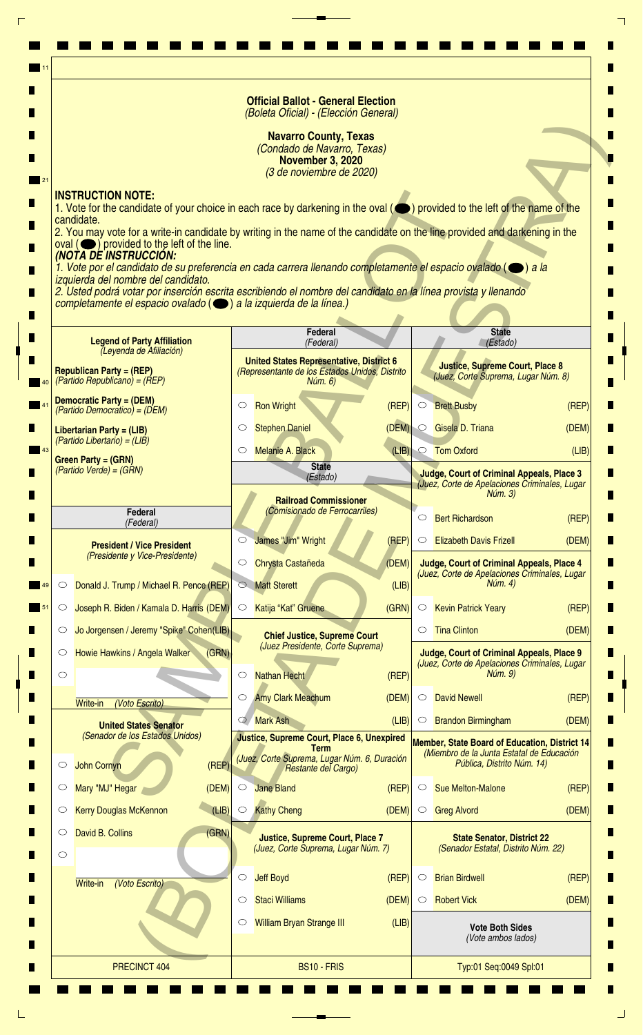**Official Ballot - General Election**
*(Boleta Oficial) - (Elección General)*

**Navarro County, Texas**
*(Condado de Navarro, Texas)*
**November 3, 2020**
*(3 de noviembre de 2020)*

**INSTRUCTION NOTE:**
1. Vote for the candidate of your choice in each race by darkening in the oval (⬬) provided to the left of the name of the candidate.
2. You may vote for a write-in candidate by writing in the name of the candidate on the line provided and darkening in the oval (⬬) provided to the left of the line.

***(NOTA DE INSTRUCCIÓN:***
*1. Vote por el candidato de su preferencia en cada carrera llenando completamente el espacio ovalado (⬬) a la izquierda del nombre del candidato.*
*2. Usted podrá votar por inserción escrita escribiendo el nombre del candidato en la línea provista y llenando completamente el espacio ovalado (⬬) a la izquierda de la línea.)*

**Legend of Party Affiliation**
*(Leyenda de Afiliación)*

**Republican Party = (REP)**
*(Partido Republicano) = (REP)*

**Democratic Party = (DEM)**
*(Partido Democrático) = (DEM)*

**Libertarian Party = (LIB)**
*(Partido Libertario) = (LIB)*

**Green Party = (GRN)**
*(Partido Verde) = (GRN)*

**Federal**
*(Federal)*

**President / Vice President**
*(Presidente y Vice-Presidente)*

- ○ Donald J. Trump / Michael R. Pence (REP)
- ○ Joseph R. Biden / Kamala D. Harris (DEM)
- ○ Jo Jorgensen / Jeremy "Spike" Cohen (LIB)
- ○ Howie Hawkins / Angela Walker (GRN)
- ○ ______ Write-in *(Voto Escrito)*

**United States Senator**
*(Senador de los Estados Unidos)*

- ○ John Cornyn (REP)
- ○ Mary "MJ" Hegar (DEM)
- ○ Kerry Douglas McKennon (LIB)
- ○ David B. Collins (GRN)
- ○ ______ Write-in *(Voto Escrito)*

**Federal**
*(Federal)*

**United States Representative, District 6**
*(Representante de los Estados Unidos, Distrito Núm. 6)*

- ○ Ron Wright (REP)
- ○ Stephen Daniel (DEM)
- ○ Melanie A. Black (LIB)

**State**
*(Estado)*

**Railroad Commissioner**
*(Comisionado de Ferrocarriles)*

- ○ James "Jim" Wright (REP)
- ○ Chrysta Castañeda (DEM)
- ○ Matt Sterett (LIB)
- ○ Katija "Kat" Gruene (GRN)

**Chief Justice, Supreme Court**
*(Juez Presidente, Corte Suprema)*

- ○ Nathan Hecht (REP)
- ○ Amy Clark Meachum (DEM)
- ○ Mark Ash (LIB)

**Justice, Supreme Court, Place 6, Unexpired Term**
*(Juez, Corte Suprema, Lugar Núm. 6, Duración Restante del Cargo)*

- ○ Jane Bland (REP)
- ○ Kathy Cheng (DEM)

**Justice, Supreme Court, Place 7**
*(Juez, Corte Suprema, Lugar Núm. 7)*

- ○ Jeff Boyd (REP)
- ○ Staci Williams (DEM)
- ○ William Bryan Strange III (LIB)

**State**
*(Estado)*

**Justice, Supreme Court, Place 8**
*(Juez, Corte Suprema, Lugar Núm. 8)*

- ○ Brett Busby (REP)
- ○ Gisela D. Triana (DEM)
- ○ Tom Oxford (LIB)

**Judge, Court of Criminal Appeals, Place 3**
*(Juez, Corte de Apelaciones Criminales, Lugar Núm. 3)*

- ○ Bert Richardson (REP)
- ○ Elizabeth Davis Frizell (DEM)

**Judge, Court of Criminal Appeals, Place 4**
*(Juez, Corte de Apelaciones Criminales, Lugar Núm. 4)*

- ○ Kevin Patrick Yeary (REP)
- ○ Tina Clinton (DEM)

**Judge, Court of Criminal Appeals, Place 9**
*(Juez, Corte de Apelaciones Criminales, Lugar Núm. 9)*

- ○ David Newell (REP)
- ○ Brandon Birmingham (DEM)

**Member, State Board of Education, District 14**
*(Miembro de la Junta Estatal de Educación Pública, Distrito Núm. 14)*

- ○ Sue Melton-Malone (REP)
- ○ Greg Alvord (DEM)

**State Senator, District 22**
*(Senador Estatal, Distrito Núm. 22)*

- ○ Brian Birdwell (REP)
- ○ Robert Vick (DEM)

**Vote Both Sides**
*(Vote ambos lados)*

SAMPLE BALLOT (BOLETA DE MUESTRA)

PRECINCT 404 | BS10 - FRIS | Typ:01 Seq:0049 Spl:01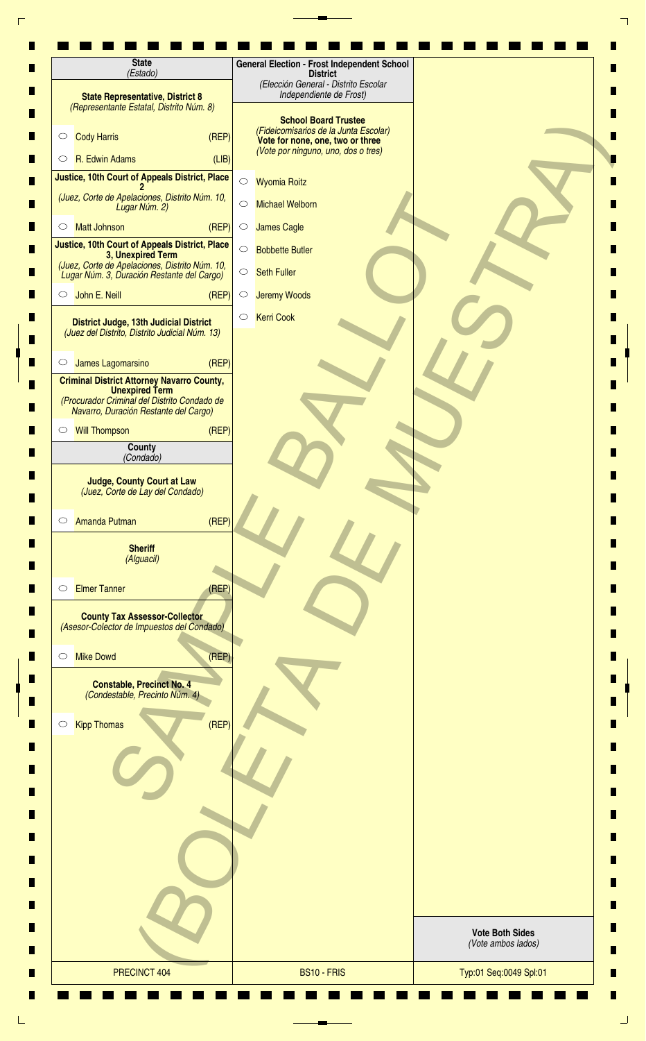## State
*(Estado)*

### State Representative, District 8
*(Representante Estatal, Distrito Núm. 8)*

- ○ Cody Harris (REP)
- ○ R. Edwin Adams (LIB)

### Justice, 10th Court of Appeals District, Place 2
*(Juez, Corte de Apelaciones, Distrito Núm. 10, Lugar Núm. 2)*

- ○ Matt Johnson (REP)

### Justice, 10th Court of Appeals District, Place 3, Unexpired Term
*(Juez, Corte de Apelaciones, Distrito Núm. 10, Lugar Núm. 3, Duración Restante del Cargo)*

- ○ John E. Neill (REP)

### District Judge, 13th Judicial District
*(Juez del Distrito, Distrito Judicial Núm. 13)*

- ○ James Lagomarsino (REP)

### Criminal District Attorney Navarro County, Unexpired Term
*(Procurador Criminal del Distrito Condado de Navarro, Duración Restante del Cargo)*

- ○ Will Thompson (REP)

## County
*(Condado)*

### Judge, County Court at Law
*(Juez, Corte de Lay del Condado)*

- ○ Amanda Putman (REP)

### Sheriff
*(Alguacil)*

- ○ Elmer Tanner (REP)

### County Tax Assessor-Collector
*(Asesor-Colector de Impuestos del Condado)*

- ○ Mike Dowd (REP)

### Constable, Precinct No. 4
*(Condestable, Precinto Núm. 4)*

- ○ Kipp Thomas (REP)

## General Election - Frost Independent School District
*(Elección General - Distrito Escolar Independiente de Frost)*

### School Board Trustee
*(Fideicomisarios de la Junta Escolar)*
**Vote for none, one, two or three**
*(Vote por ninguno, uno, dos o tres)*

- ○ Wyomia Roitz
- ○ Michael Welborn
- ○ James Cagle
- ○ Bobbette Butler
- ○ Seth Fuller
- ○ Jeremy Woods
- ○ Kerri Cook

SAMPLE BALLOT (BOLETA DE MUESTRA)

**Vote Both Sides**
*(Vote ambos lados)*

PRECINCT 404 | BS10 - FRIS | Typ:01 Seq:0049 Spl:01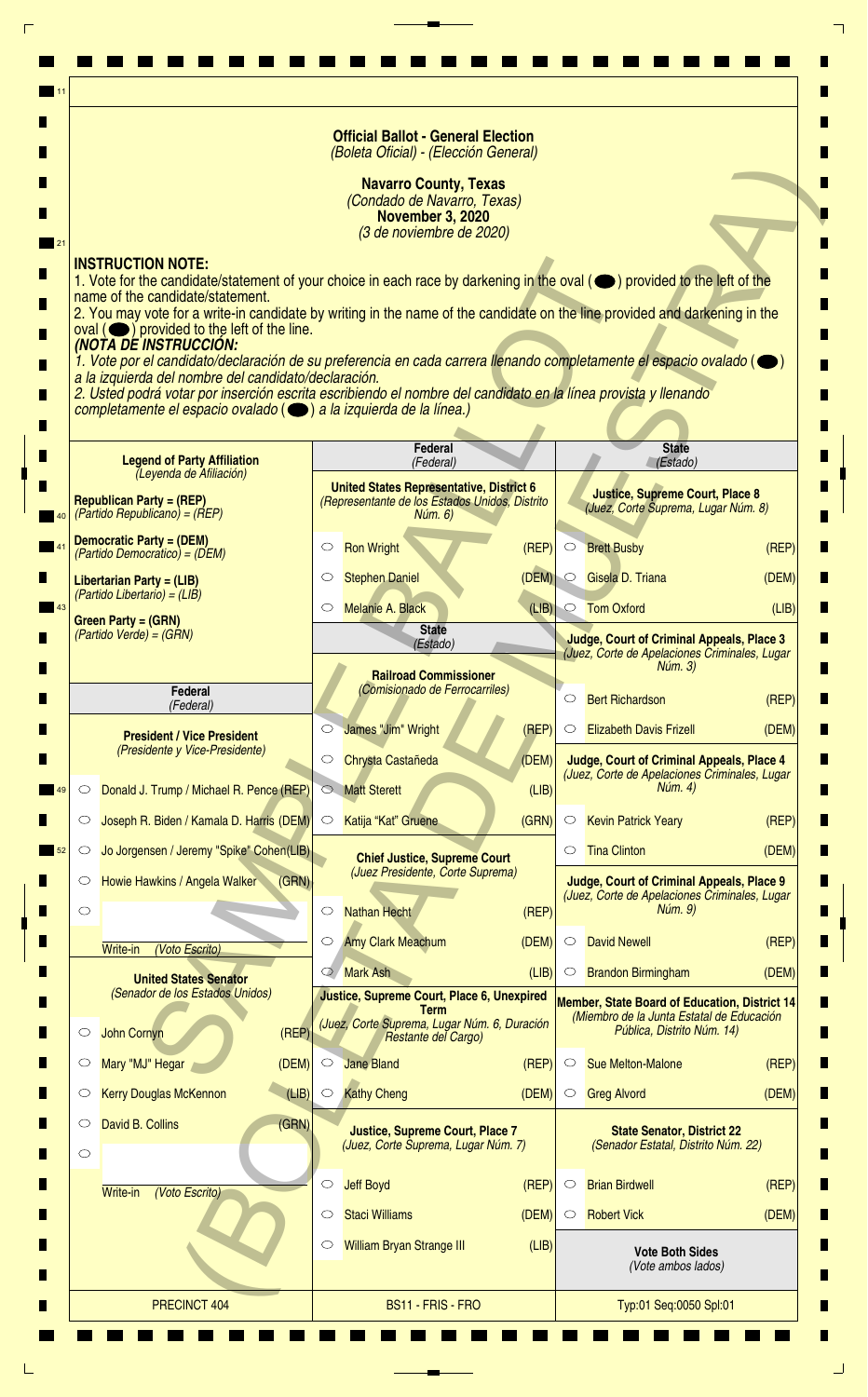**Official Ballot - General Election**
*(Boleta Oficial) - (Elección General)*

**Navarro County, Texas**
*(Condado de Navarro, Texas)*
**November 3, 2020**
*(3 de noviembre de 2020)*

SAMPLE BALLOT (BOLETA DE MUESTRA)

**INSTRUCTION NOTE:**

1. Vote for the candidate/statement of your choice in each race by darkening in the oval (⬬) provided to the left of the name of the candidate/statement.
2. You may vote for a write-in candidate by writing in the name of the candidate on the line provided and darkening in the oval (⬬) provided to the left of the line.

***(NOTA DE INSTRUCCIÓN:***

*1. Vote por el candidato/declaración de su preferencia en cada carrera llenando completamente el espacio ovalado (⬬) a la izquierda del nombre del candidato/declaración.*
*2. Usted podrá votar por inserción escrita escribiendo el nombre del candidato en la línea provista y llenando completamente el espacio ovalado (⬬) a la izquierda de la línea.)*

**Legend of Party Affiliation**
*(Leyenda de Afiliación)*

**Republican Party = (REP)**
*(Partido Republicano) = (REP)*

**Democratic Party = (DEM)**
*(Partido Demócratico) = (DEM)*

**Libertarian Party = (LIB)**
*(Partido Libertario) = (LIB)*

**Green Party = (GRN)**
*(Partido Verde) = (GRN)*

## Federal
*(Federal)*

**President / Vice President**
*(Presidente y Vice-Presidente)*

- ○ Donald J. Trump / Michael R. Pence (REP)
- ○ Joseph R. Biden / Kamala D. Harris (DEM)
- ○ Jo Jorgensen / Jeremy "Spike" Cohen (LIB)
- ○ Howie Hawkins / Angela Walker (GRN)
- ○ ____________ Write-in *(Voto Escrito)*

**United States Senator**
*(Senador de los Estados Unidos)*

- ○ John Cornyn (REP)
- ○ Mary "MJ" Hegar (DEM)
- ○ Kerry Douglas McKennon (LIB)
- ○ David B. Collins (GRN)
- ○ ____________ Write-in *(Voto Escrito)*

**United States Representative, District 6**
*(Representante de los Estados Unidos, Distrito Núm. 6)*

- ○ Ron Wright (REP)
- ○ Stephen Daniel (DEM)
- ○ Melanie A. Black (LIB)

## State
*(Estado)*

**Railroad Commissioner**
*(Comisionado de Ferrocarriles)*

- ○ James "Jim" Wright (REP)
- ○ Chrysta Castañeda (DEM)
- ○ Matt Sterett (LIB)
- ○ Katija "Kat" Gruene (GRN)

**Chief Justice, Supreme Court**
*(Juez Presidente, Corte Suprema)*

- ○ Nathan Hecht (REP)
- ○ Amy Clark Meachum (DEM)
- ○ Mark Ash (LIB)

**Justice, Supreme Court, Place 6, Unexpired Term**
*(Juez, Corte Suprema, Lugar Núm. 6, Duración Restante del Cargo)*

- ○ Jane Bland (REP)
- ○ Kathy Cheng (DEM)

**Justice, Supreme Court, Place 7**
*(Juez, Corte Suprema, Lugar Núm. 7)*

- ○ Jeff Boyd (REP)
- ○ Staci Williams (DEM)
- ○ William Bryan Strange III (LIB)

**Justice, Supreme Court, Place 8**
*(Juez, Corte Suprema, Lugar Núm. 8)*

- ○ Brett Busby (REP)
- ○ Gisela D. Triana (DEM)
- ○ Tom Oxford (LIB)

**Judge, Court of Criminal Appeals, Place 3**
*(Juez, Corte de Apelaciones Criminales, Lugar Núm. 3)*

- ○ Bert Richardson (REP)
- ○ Elizabeth Davis Frizell (DEM)

**Judge, Court of Criminal Appeals, Place 4**
*(Juez, Corte de Apelaciones Criminales, Lugar Núm. 4)*

- ○ Kevin Patrick Yeary (REP)
- ○ Tina Clinton (DEM)

**Judge, Court of Criminal Appeals, Place 9**
*(Juez, Corte de Apelaciones Criminales, Lugar Núm. 9)*

- ○ David Newell (REP)
- ○ Brandon Birmingham (DEM)

**Member, State Board of Education, District 14**
*(Miembro de la Junta Estatal de Educación Pública, Distrito Núm. 14)*

- ○ Sue Melton-Malone (REP)
- ○ Greg Alvord (DEM)

**State Senator, District 22**
*(Senador Estatal, Distrito Núm. 22)*

- ○ Brian Birdwell (REP)
- ○ Robert Vick (DEM)

**Vote Both Sides**
*(Vote ambos lados)*

| PRECINCT 404 | BS11 - FRIS - FRO | Typ:01 Seq:0050 Spl:01 |
|---|---|---|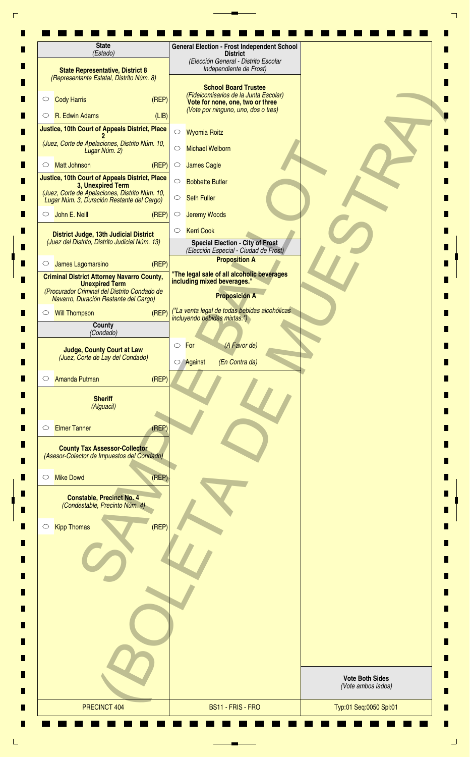## State
*(Estado)*

**State Representative, District 8**
*(Representante Estatal, Distrito Núm. 8)*

- ○ Cody Harris (REP)
- ○ R. Edwin Adams (LIB)

**Justice, 10th Court of Appeals District, Place 2**
*(Juez, Corte de Apelaciones, Distrito Núm. 10, Lugar Núm. 2)*

- ○ Matt Johnson (REP)

**Justice, 10th Court of Appeals District, Place 3, Unexpired Term**
*(Juez, Corte de Apelaciones, Distrito Núm. 10, Lugar Núm. 3, Duración Restante del Cargo)*

- ○ John E. Neill (REP)

**District Judge, 13th Judicial District**
*(Juez del Distrito, Distrito Judicial Núm. 13)*

- ○ James Lagomarsino (REP)

**Criminal District Attorney Navarro County, Unexpired Term**
*(Procurador Criminal del Distrito Condado de Navarro, Duración Restante del Cargo)*

- ○ Will Thompson (REP)

## County
*(Condado)*

**Judge, County Court at Law**
*(Juez, Corte de Lay del Condado)*

- ○ Amanda Putman (REP)

**Sheriff**
*(Alguacil)*

- ○ Elmer Tanner (REP)

**County Tax Assessor-Collector**
*(Asesor-Colector de Impuestos del Condado)*

- ○ Mike Dowd (REP)

**Constable, Precinct No. 4**
*(Condestable, Precinto Núm. 4)*

- ○ Kipp Thomas (REP)

## General Election - Frost Independent School District
*(Elección General - Distrito Escolar Independiente de Frost)*

**School Board Trustee**
*(Fideicomisarios de la Junta Escolar)*
**Vote for none, one, two or three**
*(Vote por ninguno, uno, dos o tres)*

- ○ Wyomia Roitz
- ○ Michael Welborn
- ○ James Cagle
- ○ Bobbette Butler
- ○ Seth Fuller
- ○ Jeremy Woods
- ○ Kerri Cook

## Special Election - City of Frost
*(Elección Especial - Ciudad de Frost)*

**Proposition A**

**"The legal sale of all alcoholic beverages including mixed beverages."**

**Proposición A**

*("La venta legal de todas bebidas alcohólicas incluyendo bebidas mixtas.")*

- ○ For *(A Favor de)*
- ○ Against *(En Contra da)*

SAMPLE BALLOT (BOLETA DE MUESTRA)

**Vote Both Sides**
*(Vote ambos lados)*

PRECINCT 404 | BS11 - FRIS - FRO | Typ:01 Seq:0050 Spl:01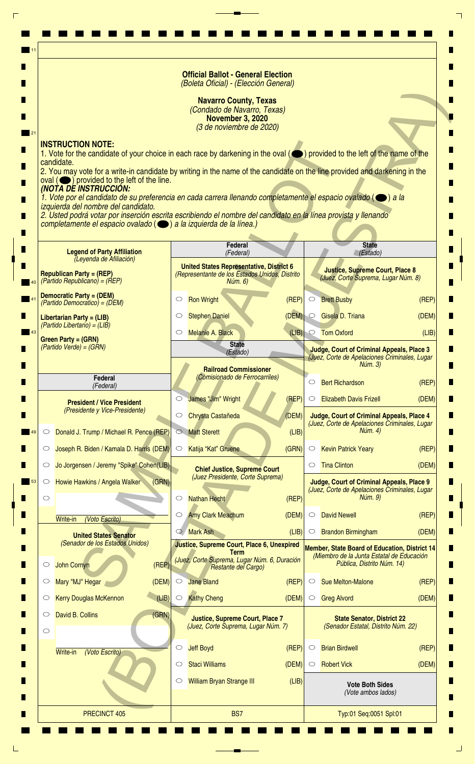**Official Ballot - General Election**
*(Boleta Oficial) - (Elección General)*

**Navarro County, Texas**
*(Condado de Navarro, Texas)*
**November 3, 2020**
*(3 de noviembre de 2020)*

**INSTRUCTION NOTE:**
1. Vote for the candidate of your choice in each race by darkening in the oval (⬬) provided to the left of the name of the candidate.
2. You may vote for a write-in candidate by writing in the name of the candidate on the line provided and darkening in the oval (⬬) provided to the left of the line.

***(NOTA DE INSTRUCCIÓN:***
*1. Vote por el candidato de su preferencia en cada carrera llenando completamente el espacio ovalado (⬬) a la izquierda del nombre del candidato.*
*2. Usted podrá votar por inserción escrita escribiendo el nombre del candidato en la línea provista y llenando completamente el espacio ovalado (⬬) a la izquierda de la línea.)*

SAMPLE BALLOT (BOLETA DE MUESTRA)

**Legend of Party Affiliation**
*(Leyenda de Afiliación)*

**Republican Party = (REP)**
*(Partido Republicano) = (REP)*

**Democratic Party = (DEM)**
*(Partido Democrático) = (DEM)*

**Libertarian Party = (LIB)**
*(Partido Libertario) = (LIB)*

**Green Party = (GRN)**
*(Partido Verde) = (GRN)*

## Federal
*(Federal)*

**President / Vice President**
*(Presidente y Vice-Presidente)*

- ○ Donald J. Trump / Michael R. Pence (REP)
- ○ Joseph R. Biden / Kamala D. Harris (DEM)
- ○ Jo Jorgensen / Jeremy "Spike" Cohen (LIB)
- ○ Howie Hawkins / Angela Walker (GRN)
- ○ ____________ Write-in *(Voto Escrito)*

**United States Senator**
*(Senador de los Estados Unidos)*

- ○ John Cornyn (REP)
- ○ Mary "MJ" Hegar (DEM)
- ○ Kerry Douglas McKennon (LIB)
- ○ David B. Collins (GRN)
- ○ ____________ Write-in *(Voto Escrito)*

## Federal
*(Federal)*

**United States Representative, District 6**
*(Representante de los Estados Unidos, Distrito Núm. 6)*

- ○ Ron Wright (REP)
- ○ Stephen Daniel (DEM)
- ○ Melanie A. Black (LIB)

## State
*(Estado)*

**Railroad Commissioner**
*(Comisionado de Ferrocarriles)*

- ○ James "Jim" Wright (REP)
- ○ Chrysta Castañeda (DEM)
- ○ Matt Sterett (LIB)
- ○ Katija "Kat" Gruene (GRN)

**Chief Justice, Supreme Court**
*(Juez Presidente, Corte Suprema)*

- ○ Nathan Hecht (REP)
- ○ Amy Clark Meachum (DEM)
- ○ Mark Ash (LIB)

**Justice, Supreme Court, Place 6, Unexpired Term**
*(Juez, Corte Suprema, Lugar Núm. 6, Duración Restante del Cargo)*

- ○ Jane Bland (REP)
- ○ Kathy Cheng (DEM)

**Justice, Supreme Court, Place 7**
*(Juez, Corte Suprema, Lugar Núm. 7)*

- ○ Jeff Boyd (REP)
- ○ Staci Williams (DEM)
- ○ William Bryan Strange III (LIB)

## State
*(Estado)*

**Justice, Supreme Court, Place 8**
*(Juez, Corte Suprema, Lugar Núm. 8)*

- ○ Brett Busby (REP)
- ○ Gisela D. Triana (DEM)
- ○ Tom Oxford (LIB)

**Judge, Court of Criminal Appeals, Place 3**
*(Juez, Corte de Apelaciones Criminales, Lugar Núm. 3)*

- ○ Bert Richardson (REP)
- ○ Elizabeth Davis Frizell (DEM)

**Judge, Court of Criminal Appeals, Place 4**
*(Juez, Corte de Apelaciones Criminales, Lugar Núm. 4)*

- ○ Kevin Patrick Yeary (REP)
- ○ Tina Clinton (DEM)

**Judge, Court of Criminal Appeals, Place 9**
*(Juez, Corte de Apelaciones Criminales, Lugar Núm. 9)*

- ○ David Newell (REP)
- ○ Brandon Birmingham (DEM)

**Member, State Board of Education, District 14**
*(Miembro de la Junta Estatal de Educación Pública, Distrito Núm. 14)*

- ○ Sue Melton-Malone (REP)
- ○ Greg Alvord (DEM)

**State Senator, District 22**
*(Senador Estatal, Distrito Núm. 22)*

- ○ Brian Birdwell (REP)
- ○ Robert Vick (DEM)

**Vote Both Sides**
*(Vote ambos lados)*

PRECINCT 405 | BS7 | Typ:01 Seq:0051 Spl:01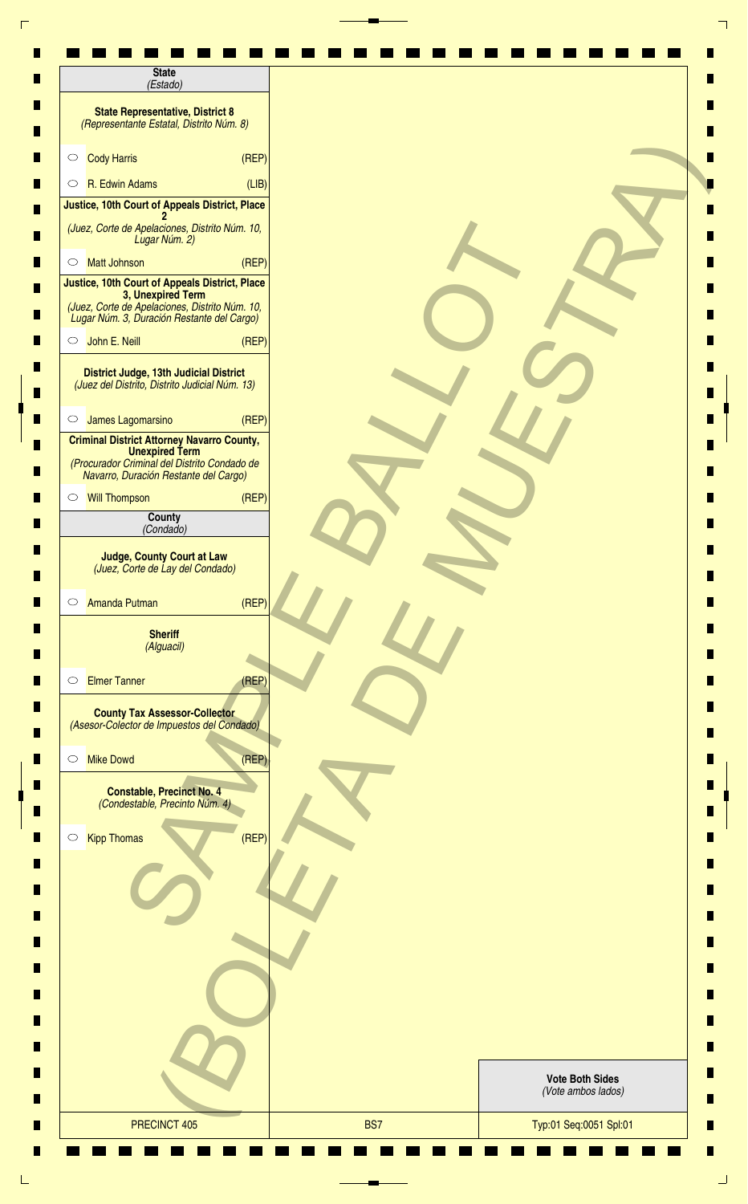## State
*(Estado)*

**State Representative, District 8**
*(Representante Estatal, Distrito Núm. 8)*

- ○ Cody Harris (REP)
- ○ R. Edwin Adams (LIB)

**Justice, 10th Court of Appeals District, Place 2**
*(Juez, Corte de Apelaciones, Distrito Núm. 10, Lugar Núm. 2)*

- ○ Matt Johnson (REP)

**Justice, 10th Court of Appeals District, Place 3, Unexpired Term**
*(Juez, Corte de Apelaciones, Distrito Núm. 10, Lugar Núm. 3, Duración Restante del Cargo)*

- ○ John E. Neill (REP)

**District Judge, 13th Judicial District**
*(Juez del Distrito, Distrito Judicial Núm. 13)*

- ○ James Lagomarsino (REP)

**Criminal District Attorney Navarro County, Unexpired Term**
*(Procurador Criminal del Distrito Condado de Navarro, Duración Restante del Cargo)*

- ○ Will Thompson (REP)

## County
*(Condado)*

**Judge, County Court at Law**
*(Juez, Corte de Lay del Condado)*

- ○ Amanda Putman (REP)

**Sheriff**
*(Alguacil)*

- ○ Elmer Tanner (REP)

**County Tax Assessor-Collector**
*(Asesor-Colector de Impuestos del Condado)*

- ○ Mike Dowd (REP)

**Constable, Precinct No. 4**
*(Condestable, Precinto Núm. 4)*

- ○ Kipp Thomas (REP)

SAMPLE BALLOT
(BOLETA DE MUESTRA)

**Vote Both Sides**
*(Vote ambos lados)*

| PRECINCT 405 | BS7 | Typ:01 Seq:0051 Spl:01 |
|---|---|---|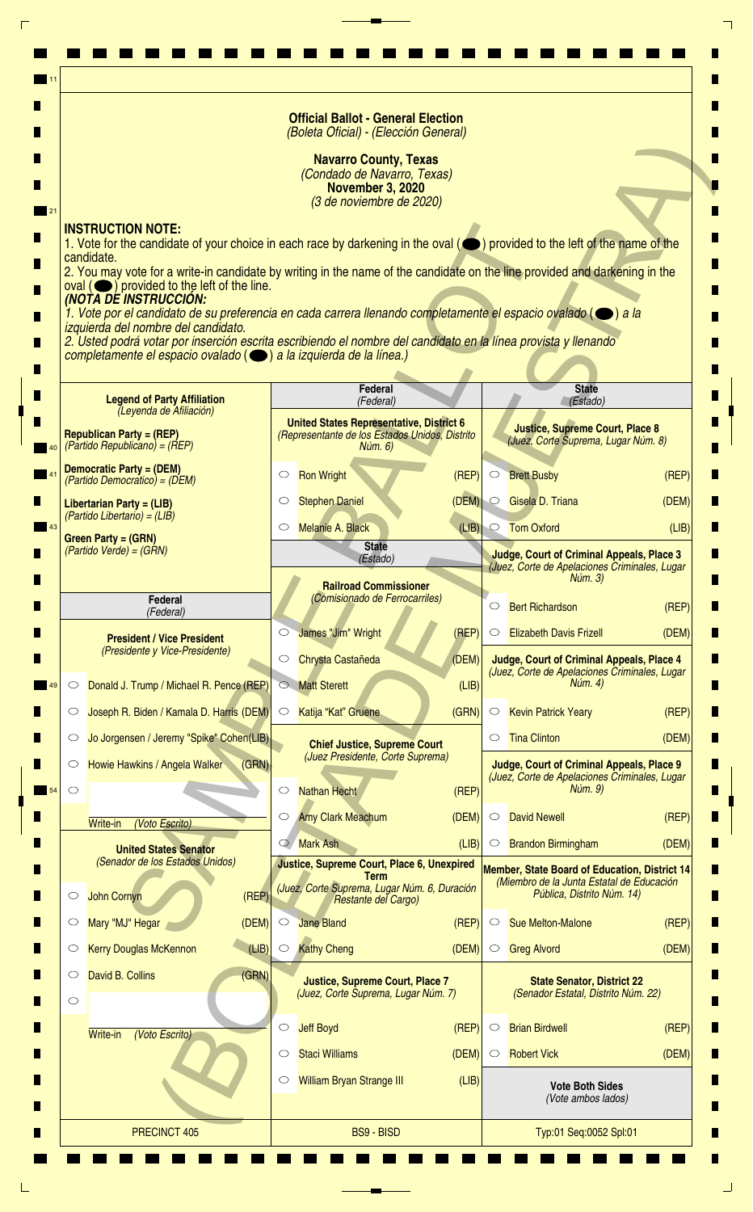**Official Ballot - General Election**
*(Boleta Oficial) - (Elección General)*

**Navarro County, Texas**
*(Condado de Navarro, Texas)*
**November 3, 2020**
*(3 de noviembre de 2020)*

SAMPLE BALLOT (BOLETA DE MUESTRA)

**INSTRUCTION NOTE:**
1. Vote for the candidate of your choice in each race by darkening in the oval (⬬) provided to the left of the name of the candidate.
2. You may vote for a write-in candidate by writing in the name of the candidate on the line provided and darkening in the oval (⬬) provided to the left of the line.

***(NOTA DE INSTRUCCIÓN:***
*1. Vote por el candidato de su preferencia en cada carrera llenando completamente el espacio ovalado (⬬) a la izquierda del nombre del candidato.*
*2. Usted podrá votar por inserción escrita escribiendo el nombre del candidato en la línea provista y llenando completamente el espacio ovalado (⬬) a la izquierda de la línea.)*

**Legend of Party Affiliation**
*(Leyenda de Afiliación)*

**Republican Party = (REP)**
*(Partido Republicano) = (REP)*

**Democratic Party = (DEM)**
*(Partido Democrático) = (DEM)*

**Libertarian Party = (LIB)**
*(Partido Libertario) = (LIB)*

**Green Party = (GRN)**
*(Partido Verde) = (GRN)*

**Federal**
*(Federal)*

**President / Vice President**
*(Presidente y Vice-Presidente)*

- ○ Donald J. Trump / Michael R. Pence (REP)
- ○ Joseph R. Biden / Kamala D. Harris (DEM)
- ○ Jo Jorgensen / Jeremy "Spike" Cohen (LIB)
- ○ Howie Hawkins / Angela Walker (GRN)
- ○ ______ Write-in *(Voto Escrito)*

**United States Senator**
*(Senador de los Estados Unidos)*

- ○ John Cornyn (REP)
- ○ Mary "MJ" Hegar (DEM)
- ○ Kerry Douglas McKennon (LIB)
- ○ David B. Collins (GRN)
- ○ ______ Write-in *(Voto Escrito)*

**Federal**
*(Federal)*

**United States Representative, District 6**
*(Representante de los Estados Unidos, Distrito Núm. 6)*

- ○ Ron Wright (REP)
- ○ Stephen Daniel (DEM)
- ○ Melanie A. Black (LIB)

**State**
*(Estado)*

**Railroad Commissioner**
*(Comisionado de Ferrocarriles)*

- ○ James "Jim" Wright (REP)
- ○ Chrysta Castañeda (DEM)
- ○ Matt Sterett (LIB)
- ○ Katija "Kat" Gruene (GRN)

**Chief Justice, Supreme Court**
*(Juez Presidente, Corte Suprema)*

- ○ Nathan Hecht (REP)
- ○ Amy Clark Meachum (DEM)
- ○ Mark Ash (LIB)

**Justice, Supreme Court, Place 6, Unexpired Term**
*(Juez, Corte Suprema, Lugar Núm. 6, Duración Restante del Cargo)*

- ○ Jane Bland (REP)
- ○ Kathy Cheng (DEM)

**Justice, Supreme Court, Place 7**
*(Juez, Corte Suprema, Lugar Núm. 7)*

- ○ Jeff Boyd (REP)
- ○ Staci Williams (DEM)
- ○ William Bryan Strange III (LIB)

**State**
*(Estado)*

**Justice, Supreme Court, Place 8**
*(Juez, Corte Suprema, Lugar Núm. 8)*

- ○ Brett Busby (REP)
- ○ Gisela D. Triana (DEM)
- ○ Tom Oxford (LIB)

**Judge, Court of Criminal Appeals, Place 3**
*(Juez, Corte de Apelaciones Criminales, Lugar Núm. 3)*

- ○ Bert Richardson (REP)
- ○ Elizabeth Davis Frizell (DEM)

**Judge, Court of Criminal Appeals, Place 4**
*(Juez, Corte de Apelaciones Criminales, Lugar Núm. 4)*

- ○ Kevin Patrick Yeary (REP)
- ○ Tina Clinton (DEM)

**Judge, Court of Criminal Appeals, Place 9**
*(Juez, Corte de Apelaciones Criminales, Lugar Núm. 9)*

- ○ David Newell (REP)
- ○ Brandon Birmingham (DEM)

**Member, State Board of Education, District 14**
*(Miembro de la Junta Estatal de Educación Pública, Distrito Núm. 14)*

- ○ Sue Melton-Malone (REP)
- ○ Greg Alvord (DEM)

**State Senator, District 22**
*(Senador Estatal, Distrito Núm. 22)*

- ○ Brian Birdwell (REP)
- ○ Robert Vick (DEM)

**Vote Both Sides**
*(Vote ambos lados)*

| PRECINCT 405 | BS9 - BISD | Typ:01 Seq:0052 Spl:01 |
|---|---|---|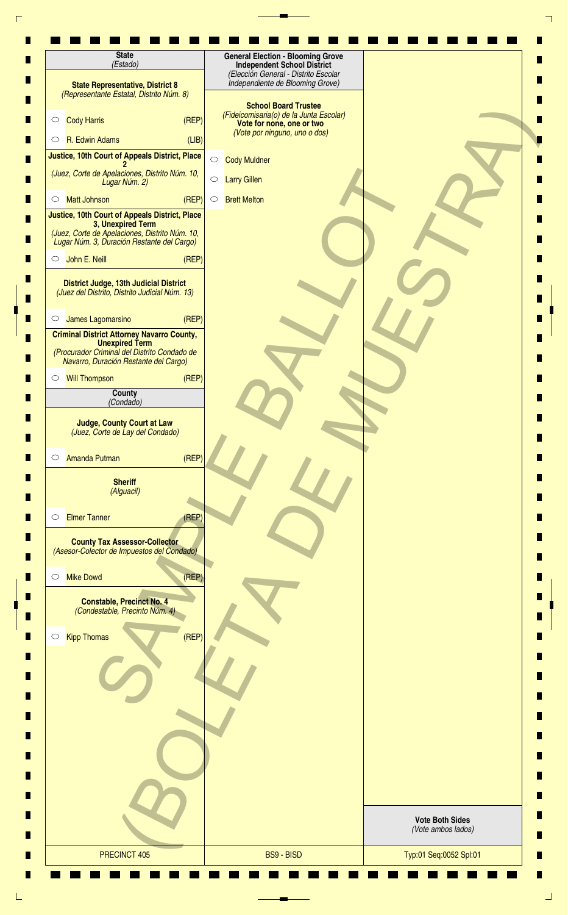## State
*(Estado)*

### State Representative, District 8
*(Representante Estatal, Distrito Núm. 8)*

- ○ Cody Harris (REP)
- ○ R. Edwin Adams (LIB)

### Justice, 10th Court of Appeals District, Place 2
*(Juez, Corte de Apelaciones, Distrito Núm. 10, Lugar Núm. 2)*

- ○ Matt Johnson (REP)

### Justice, 10th Court of Appeals District, Place 3, Unexpired Term
*(Juez, Corte de Apelaciones, Distrito Núm. 10, Lugar Núm. 3, Duración Restante del Cargo)*

- ○ John E. Neill (REP)

### District Judge, 13th Judicial District
*(Juez del Distrito, Distrito Judicial Núm. 13)*

- ○ James Lagomarsino (REP)

### Criminal District Attorney Navarro County, Unexpired Term
*(Procurador Criminal del Distrito Condado de Navarro, Duración Restante del Cargo)*

- ○ Will Thompson (REP)

## County
*(Condado)*

### Judge, County Court at Law
*(Juez, Corte de Lay del Condado)*

- ○ Amanda Putman (REP)

### Sheriff
*(Alguacil)*

- ○ Elmer Tanner (REP)

### County Tax Assessor-Collector
*(Asesor-Colector de Impuestos del Condado)*

- ○ Mike Dowd (REP)

### Constable, Precinct No. 4
*(Condestable, Precinto Núm. 4)*

- ○ Kipp Thomas (REP)

## General Election - Blooming Grove Independent School District
*(Elección General - Distrito Escolar Independiente de Blooming Grove)*

### School Board Trustee
*(Fideicomisaria(o) de la Junta Escolar)*

**Vote for none, one or two**
*(Vote por ninguno, uno o dos)*

- ○ Cody Muldner
- ○ Larry Gillen
- ○ Brett Melton

SAMPLE BALLOT (BOLETA DE MUESTRA)

**Vote Both Sides**
*(Vote ambos lados)*

PRECINCT 405 | BS9 - BISD | Typ:01 Seq:0052 Spl:01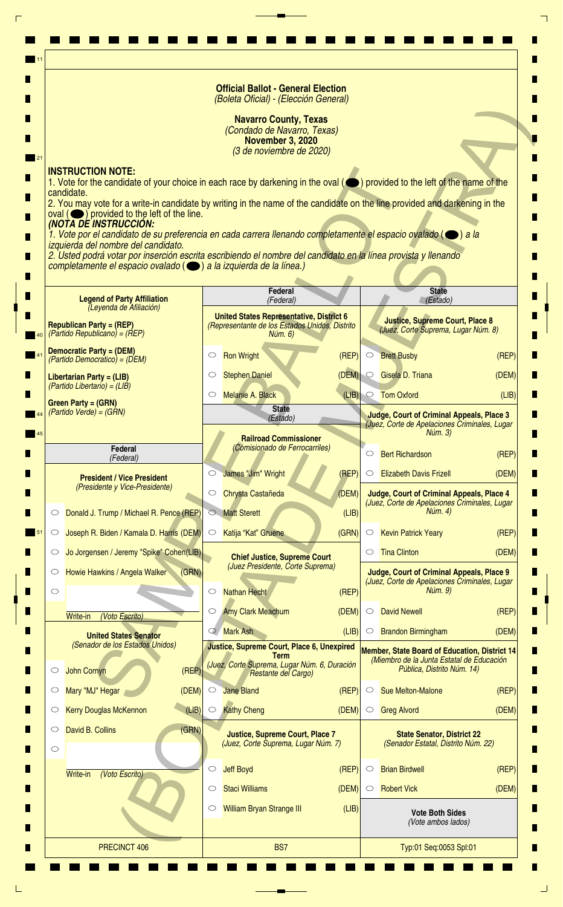# Official Ballot - General Election
*(Boleta Oficial) - (Elección General)*

**Navarro County, Texas**
*(Condado de Navarro, Texas)*
**November 3, 2020**
*(3 de noviembre de 2020)*

**INSTRUCTION NOTE:**
1. Vote for the candidate of your choice in each race by darkening in the oval (⬬) provided to the left of the name of the candidate.
2. You may vote for a write-in candidate by writing in the name of the candidate on the line provided and darkening in the oval (⬬) provided to the left of the line.

***(NOTA DE INSTRUCCIÓN:***
*1. Vote por el candidato de su preferencia en cada carrera llenando completamente el espacio ovalado (⬬) a la izquierda del nombre del candidato.*
*2. Usted podrá votar por inserción escrita escribiendo el nombre del candidato en la línea provista y llenando completamente el espacio ovalado (⬬) a la izquierda de la línea.)*

**Legend of Party Affiliation**
*(Leyenda de Afiliación)*

**Republican Party = (REP)**
*(Partido Republicano) = (REP)*

**Democratic Party = (DEM)**
*(Partido Democrático) = (DEM)*

**Libertarian Party = (LIB)**
*(Partido Libertario) = (LIB)*

**Green Party = (GRN)**
*(Partido Verde) = (GRN)*

## Federal
*(Federal)*

**President / Vice President**
*(Presidente y Vice-Presidente)*

- ○ Donald J. Trump / Michael R. Pence (REP)
- ○ Joseph R. Biden / Kamala D. Harris (DEM)
- ○ Jo Jorgensen / Jeremy "Spike" Cohen (LIB)
- ○ Howie Hawkins / Angela Walker (GRN)
- ○ ________ Write-in *(Voto Escrito)*

**United States Senator**
*(Senador de los Estados Unidos)*

- ○ John Cornyn (REP)
- ○ Mary "MJ" Hegar (DEM)
- ○ Kerry Douglas McKennon (LIB)
- ○ David B. Collins (GRN)
- ○ ________ Write-in *(Voto Escrito)*

**United States Representative, District 6**
*(Representante de los Estados Unidos, Distrito Núm. 6)*

- ○ Ron Wright (REP)
- ○ Stephen Daniel (DEM)
- ○ Melanie A. Black (LIB)

## State
*(Estado)*

**Railroad Commissioner**
*(Comisionado de Ferrocarriles)*

- ○ James "Jim" Wright (REP)
- ○ Chrysta Castañeda (DEM)
- ○ Matt Sterett (LIB)
- ○ Katija "Kat" Gruene (GRN)

**Chief Justice, Supreme Court**
*(Juez Presidente, Corte Suprema)*

- ○ Nathan Hecht (REP)
- ○ Amy Clark Meachum (DEM)
- ○ Mark Ash (LIB)

**Justice, Supreme Court, Place 6, Unexpired Term**
*(Juez, Corte Suprema, Lugar Núm. 6, Duración Restante del Cargo)*

- ○ Jane Bland (REP)
- ○ Kathy Cheng (DEM)

**Justice, Supreme Court, Place 7**
*(Juez, Corte Suprema, Lugar Núm. 7)*

- ○ Jeff Boyd (REP)
- ○ Staci Williams (DEM)
- ○ William Bryan Strange III (LIB)

**Justice, Supreme Court, Place 8**
*(Juez, Corte Suprema, Lugar Núm. 8)*

- ○ Brett Busby (REP)
- ○ Gisela D. Triana (DEM)
- ○ Tom Oxford (LIB)

**Judge, Court of Criminal Appeals, Place 3**
*(Juez, Corte de Apelaciones Criminales, Lugar Núm. 3)*

- ○ Bert Richardson (REP)
- ○ Elizabeth Davis Frizell (DEM)

**Judge, Court of Criminal Appeals, Place 4**
*(Juez, Corte de Apelaciones Criminales, Lugar Núm. 4)*

- ○ Kevin Patrick Yeary (REP)
- ○ Tina Clinton (DEM)

**Judge, Court of Criminal Appeals, Place 9**
*(Juez, Corte de Apelaciones Criminales, Lugar Núm. 9)*

- ○ David Newell (REP)
- ○ Brandon Birmingham (DEM)

**Member, State Board of Education, District 14**
*(Miembro de la Junta Estatal de Educación Pública, Distrito Núm. 14)*

- ○ Sue Melton-Malone (REP)
- ○ Greg Alvord (DEM)

**State Senator, District 22**
*(Senador Estatal, Distrito Núm. 22)*

- ○ Brian Birdwell (REP)
- ○ Robert Vick (DEM)

**Vote Both Sides**
*(Vote ambos lados)*

SAMPLE BALLOT (BOLETA DE MUESTRA)

PRECINCT 406 | BS7 | Typ:01 Seq:0053 Spl:01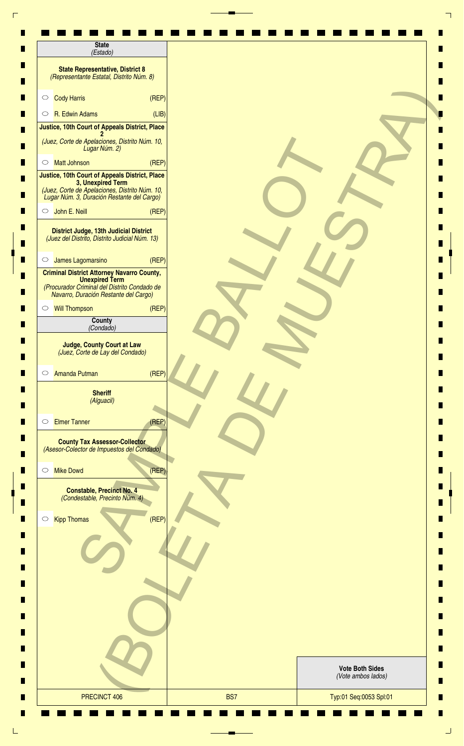## State
*(Estado)*

### State Representative, District 8
*(Representante Estatal, Distrito Núm. 8)*

- ○ Cody Harris (REP)
- ○ R. Edwin Adams (LIB)

### Justice, 10th Court of Appeals District, Place 2
*(Juez, Corte de Apelaciones, Distrito Núm. 10, Lugar Núm. 2)*

- ○ Matt Johnson (REP)

### Justice, 10th Court of Appeals District, Place 3, Unexpired Term
*(Juez, Corte de Apelaciones, Distrito Núm. 10, Lugar Núm. 3, Duración Restante del Cargo)*

- ○ John E. Neill (REP)

### District Judge, 13th Judicial District
*(Juez del Distrito, Distrito Judicial Núm. 13)*

- ○ James Lagomarsino (REP)

### Criminal District Attorney Navarro County, Unexpired Term
*(Procurador Criminal del Distrito Condado de Navarro, Duración Restante del Cargo)*

- ○ Will Thompson (REP)

## County
*(Condado)*

### Judge, County Court at Law
*(Juez, Corte de Lay del Condado)*

- ○ Amanda Putman (REP)

### Sheriff
*(Alguacil)*

- ○ Elmer Tanner (REP)

### County Tax Assessor-Collector
*(Asesor-Colector de Impuestos del Condado)*

- ○ Mike Dowd (REP)

### Constable, Precinct No. 4
*(Condestable, Precinto Núm. 4)*

- ○ Kipp Thomas (REP)

SAMPLE BALLOT (BOLETA DE MUESTRA)

**Vote Both Sides**
*(Vote ambos lados)*

| PRECINCT 406 | BS7 | Typ:01 Seq:0053 Spl:01 |
|---|---|---|